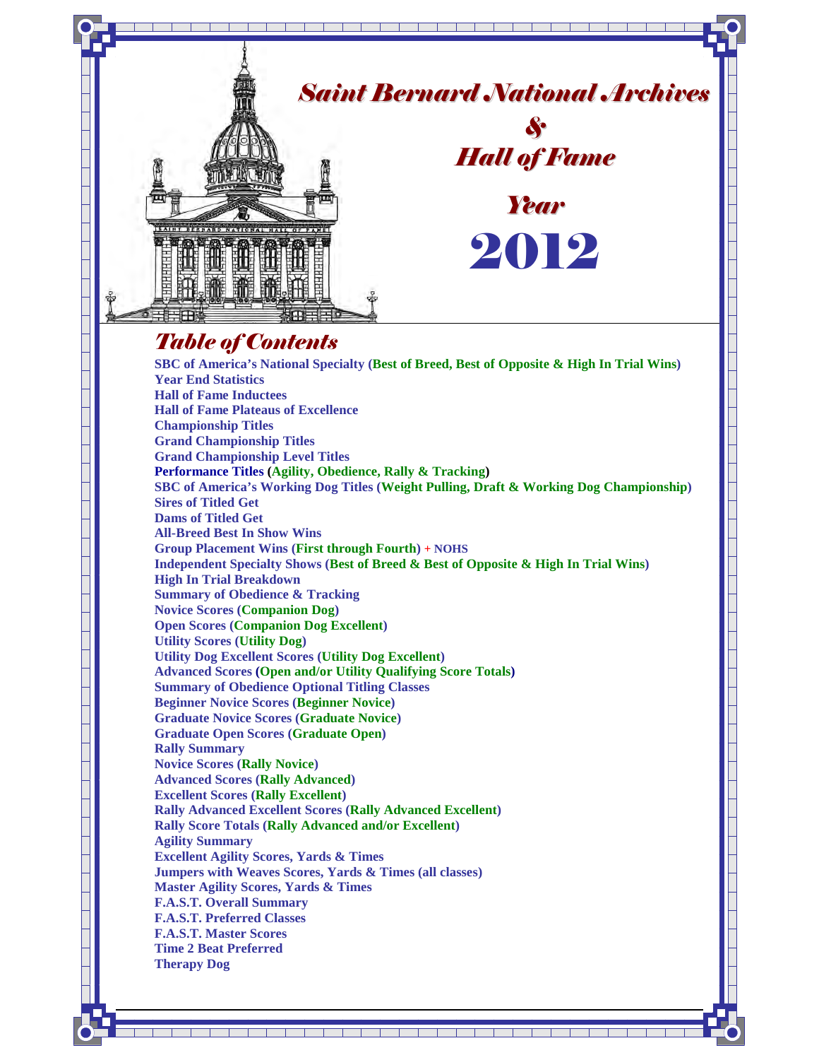# Saint Bernard National Archives

# &

# Hall of Fame

## Year

# 2012

## Table of Contents

**SBC of America's National Specialty (Best of Breed, Best of Opposite & High In Trial Wins)**
**Year End Statistics**
**Hall of Fame Inductees**
**Hall of Fame Plateaus of Excellence**
**Championship Titles**
**Grand Championship Titles**
**Grand Championship Level Titles**
**Performance Titles (Agility, Obedience, Rally & Tracking)**
**SBC of America's Working Dog Titles (Weight Pulling, Draft & Working Dog Championship)**
**Sires of Titled Get**
**Dams of Titled Get**
**All-Breed Best In Show Wins**
**Group Placement Wins (First through Fourth) + NOHS**
**Independent Specialty Shows (Best of Breed & Best of Opposite & High In Trial Wins)**
**High In Trial Breakdown**
**Summary of Obedience & Tracking**
**Novice Scores (Companion Dog)**
**Open Scores (Companion Dog Excellent)**
**Utility Scores (Utility Dog)**
**Utility Dog Excellent Scores (Utility Dog Excellent)**
**Advanced Scores (Open and/or Utility Qualifying Score Totals)**
**Summary of Obedience Optional Titling Classes**
**Beginner Novice Scores (Beginner Novice)**
**Graduate Novice Scores (Graduate Novice)**
**Graduate Open Scores (Graduate Open)**
**Rally Summary**
**Novice Scores (Rally Novice)**
**Advanced Scores (Rally Advanced)**
**Excellent Scores (Rally Excellent)**
**Rally Advanced Excellent Scores (Rally Advanced Excellent)**
**Rally Score Totals (Rally Advanced and/or Excellent)**
**Agility Summary**
**Excellent Agility Scores, Yards & Times**
**Jumpers with Weaves Scores, Yards & Times (all classes)**
**Master Agility Scores, Yards & Times**
**F.A.S.T. Overall Summary**
**F.A.S.T. Preferred Classes**
**F.A.S.T. Master Scores**
**Time 2 Beat Preferred**
**Therapy Dog**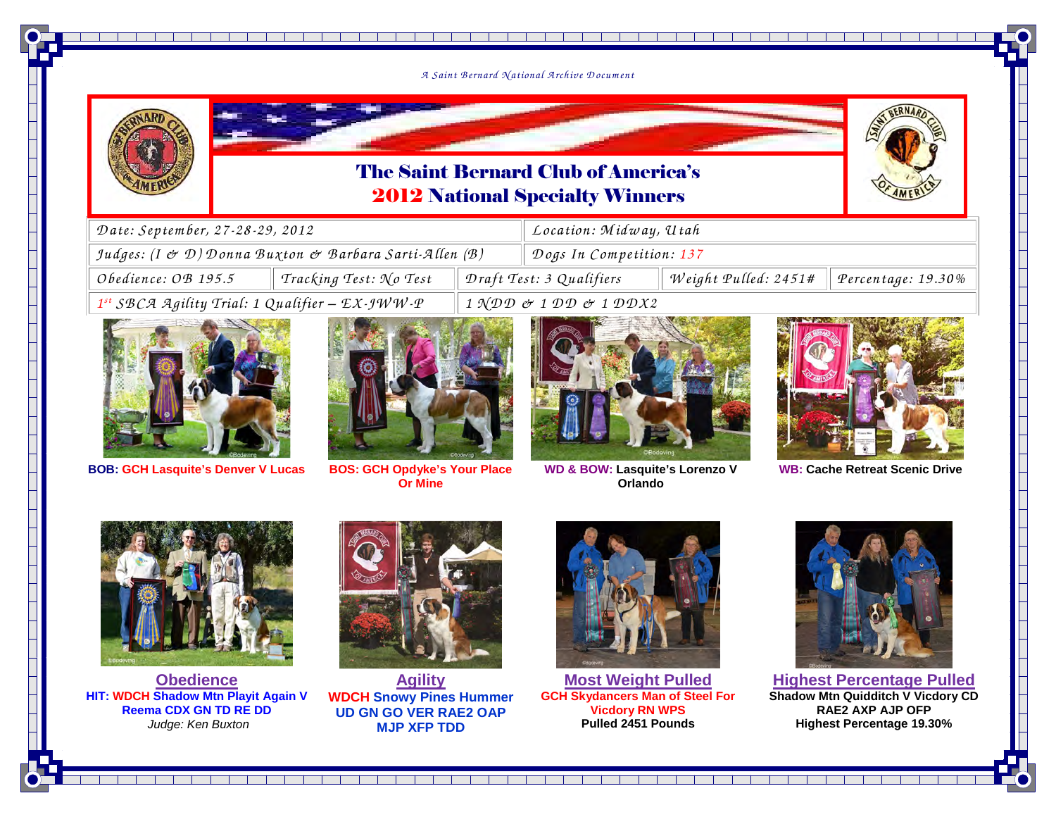*A Saint Bernard National Archive Document*

# The Saint Bernard Club of America's 2012 National Specialty Winners

| | | | | |
|---|---|---|---|---|
| *Date: September, 27-28-29, 2012* | | | *Location: Midway, Utah* | |
| *Judges: (I & D) Donna Buxton & Barbara Sarti-Allen (B)* | | | *Dogs In Competition: 137* | |
| *Obedience: OB 195.5* | *Tracking Test: No Test* | *Draft Test: 3 Qualifiers* | *Weight Pulled: 2451#* | *Percentage: 19.30%* |
| *1st SBCA Agility Trial: 1 Qualifier – EX-JWW-P* | | *1 NDD & 1 DD & 1 DDX2* | | |

**BOB: GCH Lasquite's Denver V Lucas**

**BOS: GCH Opdyke's Your Place Or Mine**

**WD & BOW: Lasquite's Lorenzo V Orlando**

**WB: Cache Retreat Scenic Drive**

**Obedience**
**HIT: WDCH Shadow Mtn Playit Again V Reema CDX GN TD RE DD**
*Judge: Ken Buxton*

**Agility**
**WDCH Snowy Pines Hummer UD GN GO VER RAE2 OAP MJP XFP TDD**

**Most Weight Pulled**
**GCH Skydancers Man of Steel For Vicdory RN WPS**
**Pulled 2451 Pounds**

**Highest Percentage Pulled**
**Shadow Mtn Quidditch V Vicdory CD RAE2 AXP AJP OFP**
**Highest Percentage 19.30%**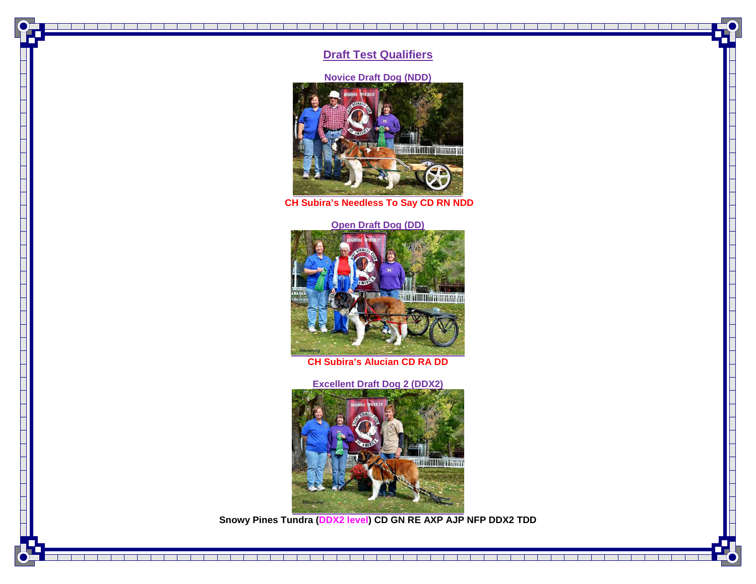# Draft Test Qualifiers

### Novice Draft Dog (NDD)

**CH Subira's Needless To Say CD RN NDD**

### Open Draft Dog (DD)

**CH Subira's Alucian CD RA DD**

### Excellent Draft Dog 2 (DDX2)

**Snowy Pines Tundra (DDX2 level) CD GN RE AXP AJP NFP DDX2 TDD**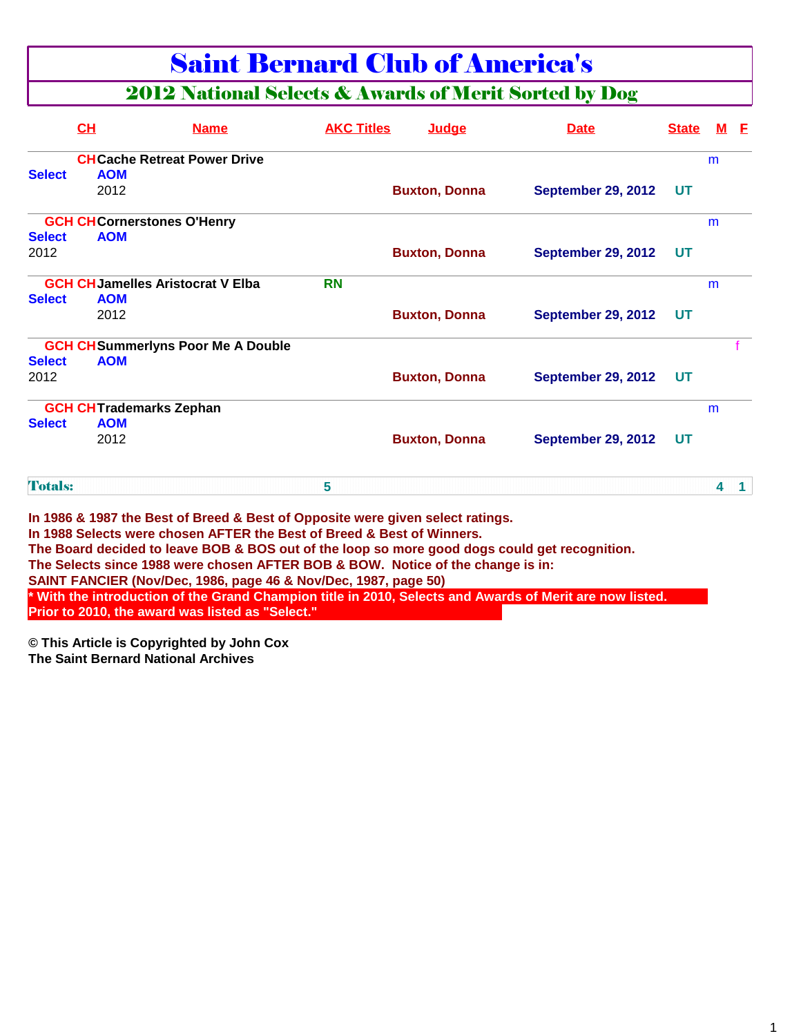# Saint Bernard Club of America's

## 2012 National Selects & Awards of Merit Sorted by Dog

| | CH | Name | AKC Titles | Judge | Date | State | M | F |
|---|---|---|---|---|---|---|---|---|
| | CH | Cache Retreat Power Drive | | | | | m | |
| Select | AOM 2012 | | | Buxton, Donna | September 29, 2012 | UT | | |
| | GCH CH | Cornerstones O'Henry | | | | | m | |
| Select 2012 | AOM | | | Buxton, Donna | September 29, 2012 | UT | | |
| | GCH CH | Jamelles Aristocrat V Elba | RN | | | | m | |
| Select | AOM 2012 | | | Buxton, Donna | September 29, 2012 | UT | | |
| | GCH CH | Summerlyns Poor Me A Double | | | | | | f |
| Select 2012 | AOM | | | Buxton, Donna | September 29, 2012 | UT | | |
| | GCH CH | Trademarks Zephan | | | | | m | |
| Select | AOM 2012 | | | Buxton, Donna | September 29, 2012 | UT | | |
| **Totals:** | | | 5 | | | | 4 | 1 |

**In 1986 & 1987 the Best of Breed & Best of Opposite were given select ratings.**
**In 1988 Selects were chosen AFTER the Best of Breed & Best of Winners.**
**The Board decided to leave BOB & BOS out of the loop so more good dogs could get recognition.**
**The Selects since 1988 were chosen AFTER BOB & BOW. Notice of the change is in:**
**SAINT FANCIER (Nov/Dec, 1986, page 46 & Nov/Dec, 1987, page 50)**
**\* With the introduction of the Grand Champion title in 2010, Selects and Awards of Merit are now listed.**
**Prior to 2010, the award was listed as "Select."**

**© This Article is Copyrighted by John Cox**
**The Saint Bernard National Archives**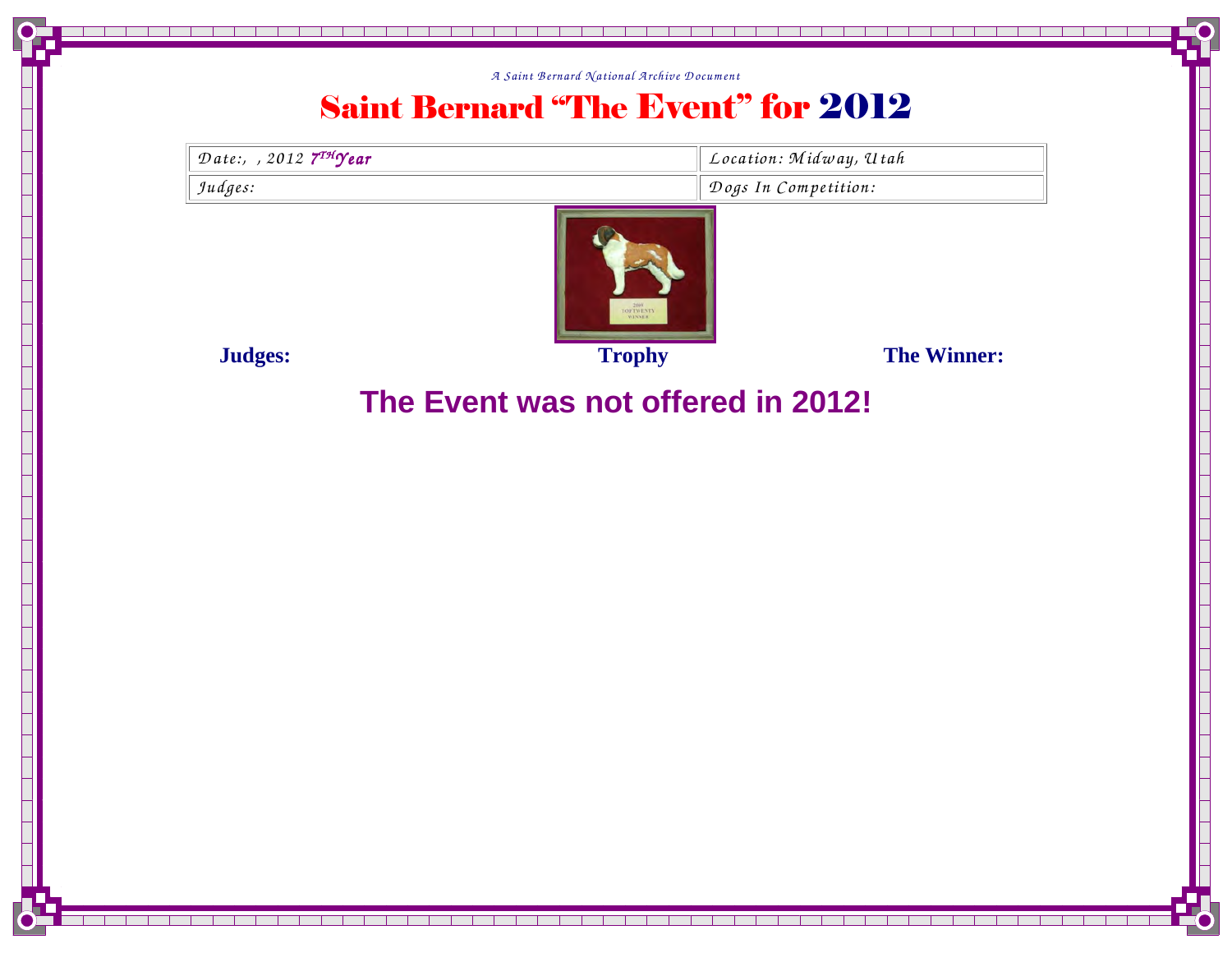*A Saint Bernard National Archive Document*

# Saint Bernard "The Event" for 2012

| Date:, , 2012 *7TH Year* | Location: Midway, Utah |
|---|---|
| Judges: | Dogs In Competition: |

**Judges:** **Trophy** **The Winner:**

## The Event was not offered in 2012!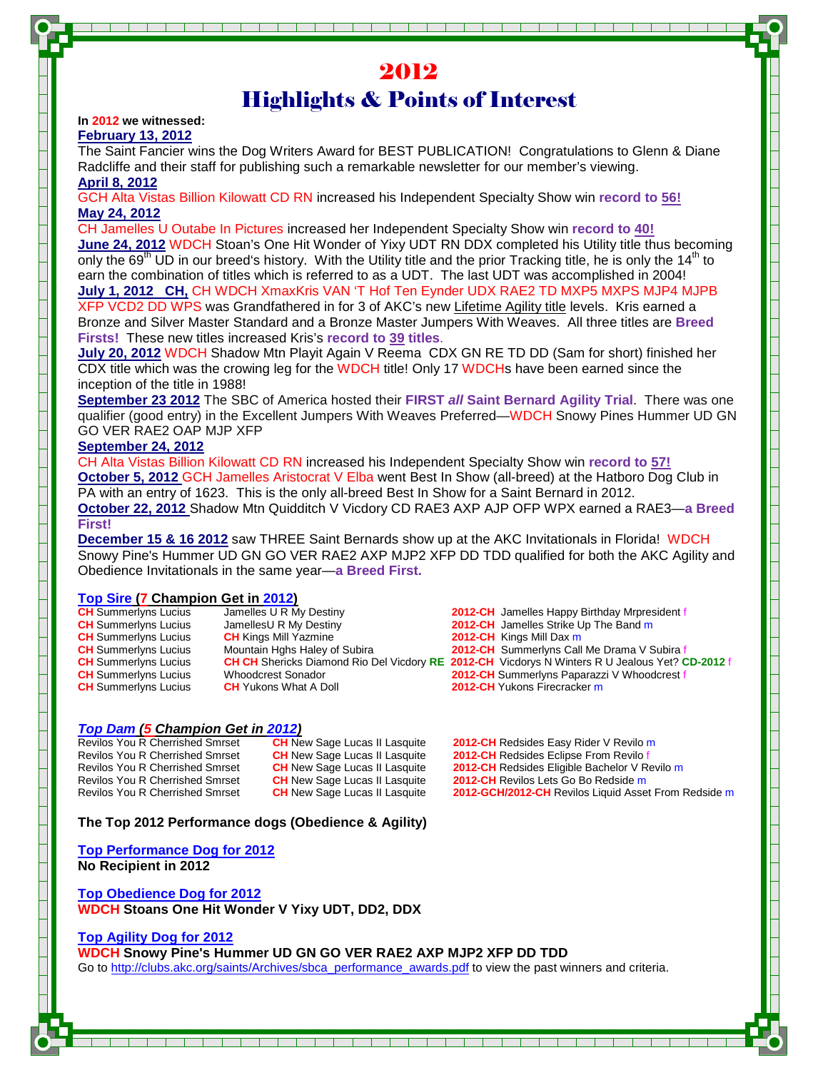# 2012

## Highlights & Points of Interest

**In 2012 we witnessed:**

**February 13, 2012**
The Saint Fancier wins the Dog Writers Award for BEST PUBLICATION! Congratulations to Glenn & Diane Radcliffe and their staff for publishing such a remarkable newsletter for our member's viewing.

**April 8, 2012**
GCH Alta Vistas Billion Kilowatt CD RN increased his Independent Specialty Show win **record to 56!**

**May 24, 2012**
CH Jamelles U Outabe In Pictures increased her Independent Specialty Show win **record to 40!**

**June 24, 2012** WDCH Stoan's One Hit Wonder of Yixy UDT RN DDX completed his Utility title thus becoming only the 69th UD in our breed's history. With the Utility title and the prior Tracking title, he is only the 14th to earn the combination of titles which is referred to as a UDT. The last UDT was accomplished in 2004!

**July 1, 2012 CH,** CH WDCH XmaxKris VAN 'T Hof Ten Eynder UDX RAE2 TD MXP5 MXPS MJP4 MJPB XFP VCD2 DD WPS was Grandfathered in for 3 of AKC's new Lifetime Agility title levels. Kris earned a Bronze and Silver Master Standard and a Bronze Master Jumpers With Weaves. All three titles are **Breed Firsts!** These new titles increased Kris's **record to 39 titles**.

**July 20, 2012** WDCH Shadow Mtn Playit Again V Reema CDX GN RE TD DD (Sam for short) finished her CDX title which was the crowing leg for the WDCH title! Only 17 WDCHs have been earned since the inception of the title in 1988!

**September 23 2012** The SBC of America hosted their **FIRST *all* Saint Bernard Agility Trial**. There was one qualifier (good entry) in the Excellent Jumpers With Weaves Preferred—WDCH Snowy Pines Hummer UD GN GO VER RAE2 OAP MJP XFP

**September 24, 2012**
CH Alta Vistas Billion Kilowatt CD RN increased his Independent Specialty Show win **record to 57!**

**October 5, 2012** GCH Jamelles Aristocrat V Elba went Best In Show (all-breed) at the Hatboro Dog Club in PA with an entry of 1623. This is the only all-breed Best In Show for a Saint Bernard in 2012.

**October 22, 2012** Shadow Mtn Quidditch V Vicdory CD RAE3 AXP AJP OFP WPX earned a RAE3—**a Breed First!**

**December 15 & 16 2012** saw THREE Saint Bernards show up at the AKC Invitationals in Florida! WDCH Snowy Pine's Hummer UD GN GO VER RAE2 AXP MJP2 XFP DD TDD qualified for both the AKC Agility and Obedience Invitationals in the same year—**a Breed First.**

**Top Sire (7 Champion Get in 2012)**

| Sire | Dam | Get |
|---|---|---|
| **CH** Summerlyns Lucius | Jamelles U R My Destiny | **2012-CH** Jamelles Happy Birthday Mrpresident f |
| **CH** Summerlyns Lucius | JamellesU R My Destiny | **2012-CH** Jamelles Strike Up The Band m |
| **CH** Summerlyns Lucius | **CH** Kings Mill Yazmine | **2012-CH** Kings Mill Dax m |
| **CH** Summerlyns Lucius | Mountain Hghs Haley of Subira | **2012-CH** Summerlyns Call Me Drama V Subira f |
| **CH** Summerlyns Lucius | **CH CH** Shericks Diamond Rio Del Vicdory **RE** | **2012-CH** Vicdorys N Winters R U Jealous Yet? **CD-2012** f |
| **CH** Summerlyns Lucius | Whoodcrest Sonador | **2012-CH** Summerlyns Paparazzi V Whoodcrest f |
| **CH** Summerlyns Lucius | **CH** Yukons What A Doll | **2012-CH** Yukons Firecracker m |

***Top Dam (5 Champion Get in 2012)***

| Dam | Sire | Get |
|---|---|---|
| Revilos You R Cherrished Smrset | **CH** New Sage Lucas II Lasquite | **2012-CH** Redsides Easy Rider V Revilo m |
| Revilos You R Cherrished Smrset | **CH** New Sage Lucas II Lasquite | **2012-CH** Redsides Eclipse From Revilo f |
| Revilos You R Cherrished Smrset | **CH** New Sage Lucas II Lasquite | **2012-CH** Redsides Eligible Bachelor V Revilo m |
| Revilos You R Cherrished Smrset | **CH** New Sage Lucas II Lasquite | **2012-CH** Revilos Lets Go Bo Redside m |
| Revilos You R Cherrished Smrset | **CH** New Sage Lucas II Lasquite | **2012-GCH/2012-CH** Revilos Liquid Asset From Redside m |

**The Top 2012 Performance dogs (Obedience & Agility)**

**Top Performance Dog for 2012**
**No Recipient in 2012**

**Top Obedience Dog for 2012**
**WDCH Stoans One Hit Wonder V Yixy UDT, DD2, DDX**

**Top Agility Dog for 2012**
**WDCH Snowy Pine's Hummer UD GN GO VER RAE2 AXP MJP2 XFP DD TDD**
Go to http://clubs.akc.org/saints/Archives/sbca_performance_awards.pdf to view the past winners and criteria.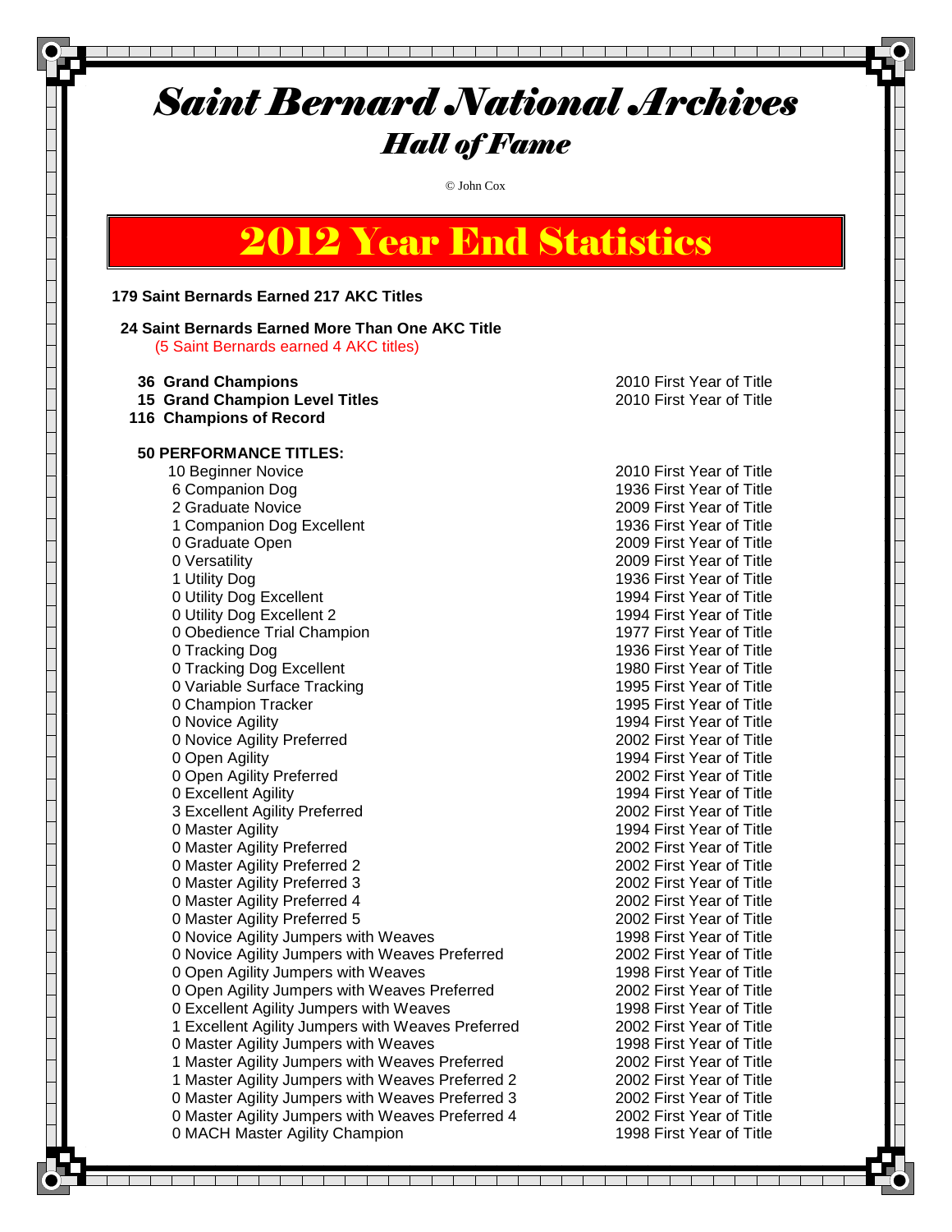# *Saint Bernard National Archives*

## *Hall of Fame*

© John Cox

# 2012 Year End Statistics

**179 Saint Bernards Earned 217 AKC Titles**

**24 Saint Bernards Earned More Than One AKC Title**
(5 Saint Bernards earned 4 AKC titles)

| | |
|---|---|
| **36 Grand Champions** | 2010 First Year of Title |
| **15 Grand Champion Level Titles** | 2010 First Year of Title |
| **116 Champions of Record** | |

**50 PERFORMANCE TITLES:**

| | |
|---|---|
| 10 Beginner Novice | 2010 First Year of Title |
| 6 Companion Dog | 1936 First Year of Title |
| 2 Graduate Novice | 2009 First Year of Title |
| 1 Companion Dog Excellent | 1936 First Year of Title |
| 0 Graduate Open | 2009 First Year of Title |
| 0 Versatility | 2009 First Year of Title |
| 1 Utility Dog | 1936 First Year of Title |
| 0 Utility Dog Excellent | 1994 First Year of Title |
| 0 Utility Dog Excellent 2 | 1994 First Year of Title |
| 0 Obedience Trial Champion | 1977 First Year of Title |
| 0 Tracking Dog | 1936 First Year of Title |
| 0 Tracking Dog Excellent | 1980 First Year of Title |
| 0 Variable Surface Tracking | 1995 First Year of Title |
| 0 Champion Tracker | 1995 First Year of Title |
| 0 Novice Agility | 1994 First Year of Title |
| 0 Novice Agility Preferred | 2002 First Year of Title |
| 0 Open Agility | 1994 First Year of Title |
| 0 Open Agility Preferred | 2002 First Year of Title |
| 0 Excellent Agility | 1994 First Year of Title |
| 3 Excellent Agility Preferred | 2002 First Year of Title |
| 0 Master Agility | 1994 First Year of Title |
| 0 Master Agility Preferred | 2002 First Year of Title |
| 0 Master Agility Preferred 2 | 2002 First Year of Title |
| 0 Master Agility Preferred 3 | 2002 First Year of Title |
| 0 Master Agility Preferred 4 | 2002 First Year of Title |
| 0 Master Agility Preferred 5 | 2002 First Year of Title |
| 0 Novice Agility Jumpers with Weaves | 1998 First Year of Title |
| 0 Novice Agility Jumpers with Weaves Preferred | 2002 First Year of Title |
| 0 Open Agility Jumpers with Weaves | 1998 First Year of Title |
| 0 Open Agility Jumpers with Weaves Preferred | 2002 First Year of Title |
| 0 Excellent Agility Jumpers with Weaves | 1998 First Year of Title |
| 1 Excellent Agility Jumpers with Weaves Preferred | 2002 First Year of Title |
| 0 Master Agility Jumpers with Weaves | 1998 First Year of Title |
| 1 Master Agility Jumpers with Weaves Preferred | 2002 First Year of Title |
| 1 Master Agility Jumpers with Weaves Preferred 2 | 2002 First Year of Title |
| 0 Master Agility Jumpers with Weaves Preferred 3 | 2002 First Year of Title |
| 0 Master Agility Jumpers with Weaves Preferred 4 | 2002 First Year of Title |
| 0 MACH Master Agility Champion | 1998 First Year of Title |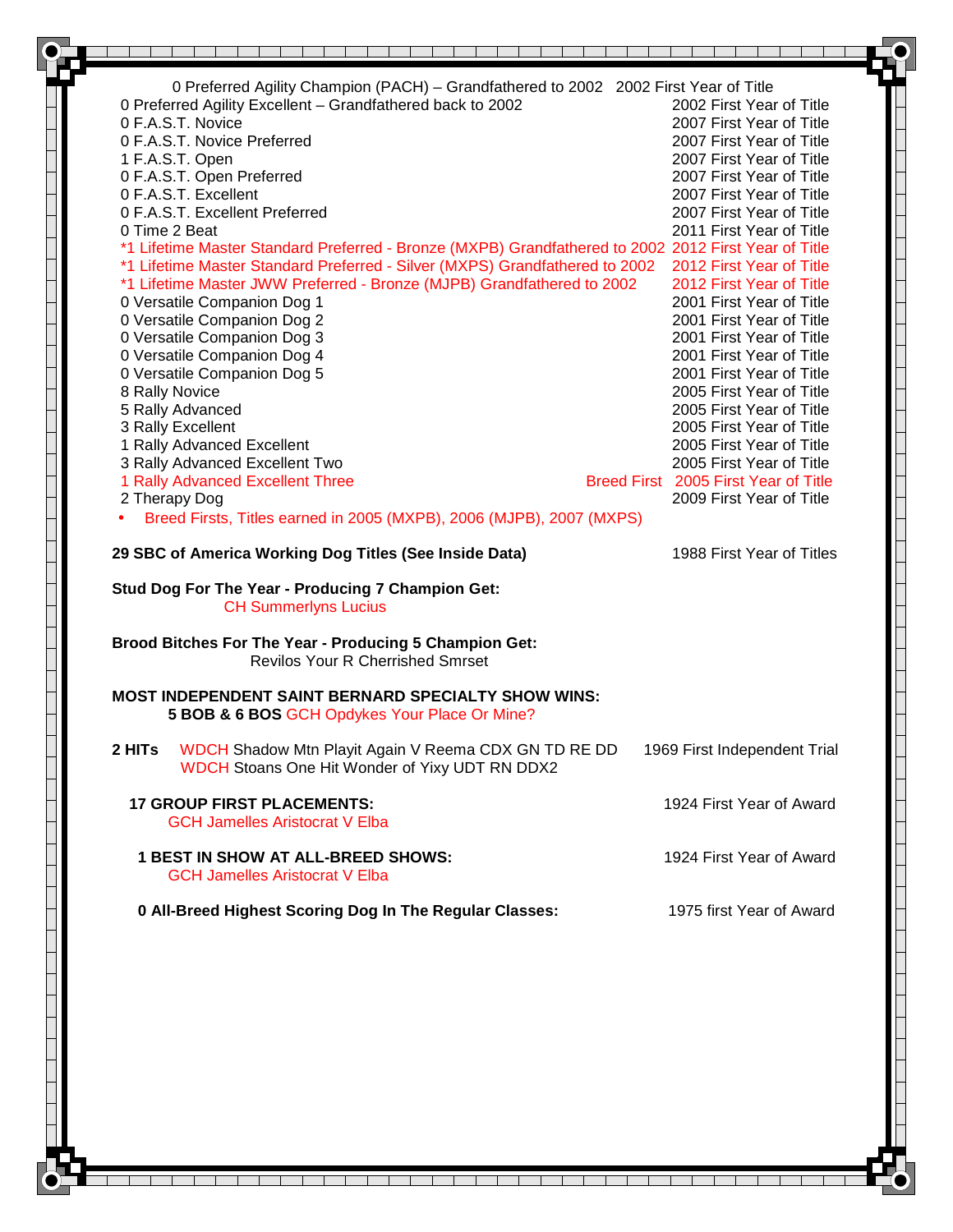| Title | First Year |
|---|---|
| 0 Preferred Agility Champion (PACH) – Grandfathered to 2002 | 2002 First Year of Title |
| 0 Preferred Agility Excellent – Grandfathered back to 2002 | 2002 First Year of Title |
| 0 F.A.S.T. Novice | 2007 First Year of Title |
| 0 F.A.S.T. Novice Preferred | 2007 First Year of Title |
| 1 F.A.S.T. Open | 2007 First Year of Title |
| 0 F.A.S.T. Open Preferred | 2007 First Year of Title |
| 0 F.A.S.T. Excellent | 2007 First Year of Title |
| 0 F.A.S.T. Excellent Preferred | 2007 First Year of Title |
| 0 Time 2 Beat | 2011 First Year of Title |
| *1 Lifetime Master Standard Preferred - Bronze (MXPB) Grandfathered to 2002 | 2012 First Year of Title |
| *1 Lifetime Master Standard Preferred - Silver (MXPS) Grandfathered to 2002 | 2012 First Year of Title |
| *1 Lifetime Master JWW Preferred - Bronze (MJPB) Grandfathered to 2002 | 2012 First Year of Title |
| 0 Versatile Companion Dog 1 | 2001 First Year of Title |
| 0 Versatile Companion Dog 2 | 2001 First Year of Title |
| 0 Versatile Companion Dog 3 | 2001 First Year of Title |
| 0 Versatile Companion Dog 4 | 2001 First Year of Title |
| 0 Versatile Companion Dog 5 | 2001 First Year of Title |
| 8 Rally Novice | 2005 First Year of Title |
| 5 Rally Advanced | 2005 First Year of Title |
| 3 Rally Excellent | 2005 First Year of Title |
| 1 Rally Advanced Excellent | 2005 First Year of Title |
| 3 Rally Advanced Excellent Two | 2005 First Year of Title |
| 1 Rally Advanced Excellent Three — Breed First | 2005 First Year of Title |
| 2 Therapy Dog | 2009 First Year of Title |

- Breed Firsts, Titles earned in 2005 (MXPB), 2006 (MJPB), 2007 (MXPS)

**29 SBC of America Working Dog Titles (See Inside Data)** — 1988 First Year of Titles

**Stud Dog For The Year - Producing 7 Champion Get:**
CH Summerlyns Lucius

**Brood Bitches For The Year - Producing 5 Champion Get:**
Revilos Your R Cherrished Smrset

**MOST INDEPENDENT SAINT BERNARD SPECIALTY SHOW WINS:**
**5 BOB & 6 BOS** GCH Opdykes Your Place Or Mine?

**2 HITs** — 1969 First Independent Trial
WDCH Shadow Mtn Playit Again V Reema CDX GN TD RE DD
WDCH Stoans One Hit Wonder of Yixy UDT RN DDX2

**17 GROUP FIRST PLACEMENTS:** — 1924 First Year of Award
GCH Jamelles Aristocrat V Elba

**1 BEST IN SHOW AT ALL-BREED SHOWS:** — 1924 First Year of Award
GCH Jamelles Aristocrat V Elba

**0 All-Breed Highest Scoring Dog In The Regular Classes:** — 1975 first Year of Award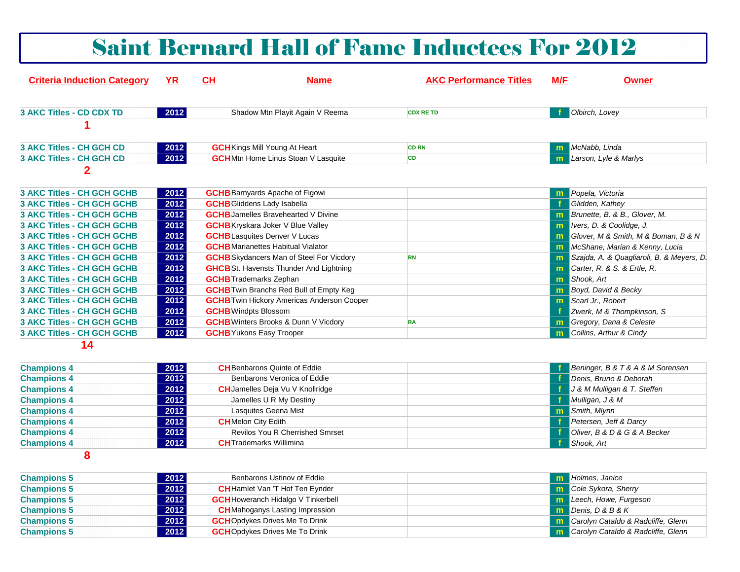# Saint Bernard Hall of Fame Inductees For 2012

| Criteria Induction Category | YR | CH | Name | AKC Performance Titles | M/F | Owner |
|---|---|---|---|---|---|---|
| 3 AKC Titles - CD CDX TD | 2012 | | Shadow Mtn Playit Again V Reema | CDX RE TD | f | Olbrich, Lovey |
| 1 | | | | | | |
| 3 AKC Titles - CH GCH CD | 2012 | GCH | Kings Mill Young At Heart | CD RN | m | McNabb, Linda |
| 3 AKC Titles - CH GCH CD | 2012 | GCH | Mtn Home Linus Stoan V Lasquite | CD | m | Larson, Lyle & Marlys |
| 2 | | | | | | |
| 3 AKC Titles - CH GCH GCHB | 2012 | GCHB | Barnyards Apache of Figowi | | m | Popela, Victoria |
| 3 AKC Titles - CH GCH GCHB | 2012 | GCHB | Gliddens Lady Isabella | | f | Glidden, Kathey |
| 3 AKC Titles - CH GCH GCHB | 2012 | GCHB | Jamelles Bravehearted V Divine | | m | Brunette, B. & B., Glover, M. |
| 3 AKC Titles - CH GCH GCHB | 2012 | GCHB | Kryskara Joker V Blue Valley | | m | Ivers, D. & Coolidge, J. |
| 3 AKC Titles - CH GCH GCHB | 2012 | GCHB | Lasquites Denver V Lucas | | m | Glover, M & Smith, M & Boman, B & N |
| 3 AKC Titles - CH GCH GCHB | 2012 | GCHB | Marianettes Habitual Vialator | | m | McShane, Marian & Kenny, Lucia |
| 3 AKC Titles - CH GCH GCHB | 2012 | GCHB | Skydancers Man of Steel For Vicdory | RN | m | Szajda, A. & Quagliaroli, B. & Meyers, D. |
| 3 AKC Titles - CH GCH GCHB | 2012 | GHCB | St. Havensts Thunder And Lightning | | m | Carter, R. & S. & Ertle, R. |
| 3 AKC Titles - CH GCH GCHB | 2012 | GCHB | Trademarks Zephan | | m | Shook, Art |
| 3 AKC Titles - CH GCH GCHB | 2012 | GCHB | Twin Branchs Red Bull of Empty Keg | | m | Boyd, David & Becky |
| 3 AKC Titles - CH GCH GCHB | 2012 | GCHB | Twin Hickory Americas Anderson Cooper | | m | Scarl Jr., Robert |
| 3 AKC Titles - CH GCH GCHB | 2012 | GCHB | Windpts Blossom | | f | Zwerk, M & Thompkinson, S |
| 3 AKC Titles - CH GCH GCHB | 2012 | GCHB | Winters Brooks & Dunn V Vicdory | RA | m | Gregory, Dana & Celeste |
| 3 AKC Titles - CH GCH GCHB | 2012 | GCHB | Yukons Easy Trooper | | m | Collins, Arthur & Cindy |
| 14 | | | | | | |
| Champions 4 | 2012 | CH | Benbarons Quinte of Eddie | | f | Beninger, B & T & A & M Sorensen |
| Champions 4 | 2012 | | Benbarons Veronica of Eddie | | f | Denis, Bruno & Deborah |
| Champions 4 | 2012 | CH | Jamelles Deja Vu V Knollridge | | f | J & M Mulligan & T. Steffen |
| Champions 4 | 2012 | | Jamelles U R My Destiny | | f | Mulligan, J & M |
| Champions 4 | 2012 | | Lasquites Geena Mist | | m | Smith, Mlynn |
| Champions 4 | 2012 | CH | Melon City Edith | | f | Petersen, Jeff & Darcy |
| Champions 4 | 2012 | | Revilos You R Cherrished Smrset | | f | Oliver, B & D & G & A Becker |
| Champions 4 | 2012 | CH | Trademarks Willimina | | f | Shook, Art |
| 8 | | | | | | |
| Champions 5 | 2012 | | Benbarons Ustinov of Eddie | | m | Holmes, Janice |
| Champions 5 | 2012 | CH | Hamlet Van 'T Hof Ten Eynder | | m | Cole Sykora, Sherry |
| Champions 5 | 2012 | GCH | Howeranch Hidalgo V Tinkerbell | | m | Leech, Howe, Furgeson |
| Champions 5 | 2012 | CH | Mahoganys Lasting Impression | | m | Denis, D & B & K |
| Champions 5 | 2012 | GCH | Opdykes Drives Me To Drink | | m | Carolyn Cataldo & Radcliffe, Glenn |
| Champions 5 | 2012 | GCH | Opdykes Drives Me To Drink | | m | Carolyn Cataldo & Radcliffe, Glenn |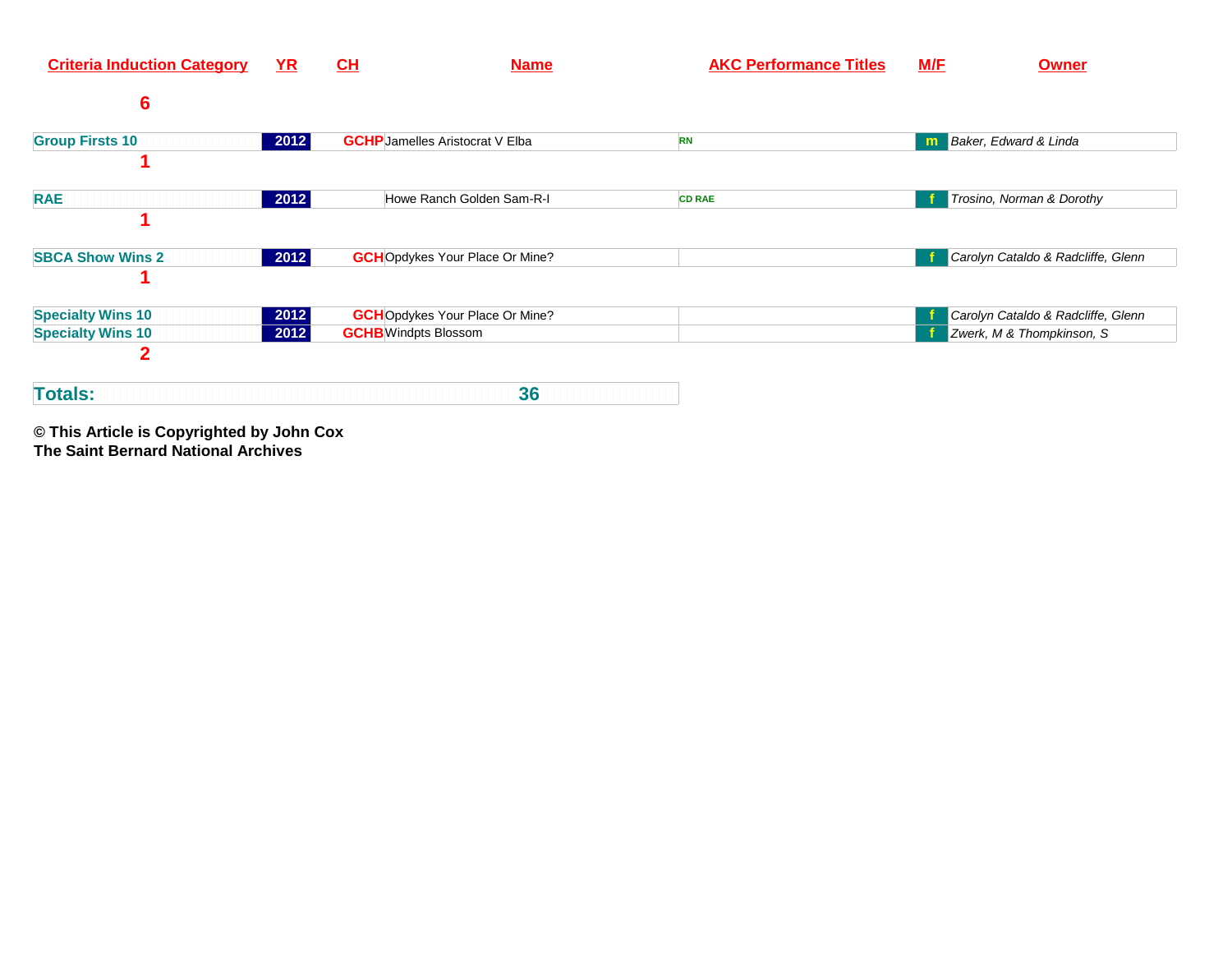| Criteria Induction Category | YR | CH | Name | AKC Performance Titles | M/F | Owner |
|---|---|---|---|---|---|---|
| 6 | | | | | | |
| Group Firsts 10 | 2012 | GCHP | Jamelles Aristocrat V Elba | RN | m | *Baker, Edward & Linda* |
| 1 | | | | | | |
| RAE | 2012 | | Howe Ranch Golden Sam-R-I | CD RAE | f | *Trosino, Norman & Dorothy* |
| 1 | | | | | | |
| SBCA Show Wins 2 | 2012 | GCH | Opdykes Your Place Or Mine? | | f | *Carolyn Cataldo & Radcliffe, Glenn* |
| 1 | | | | | | |
| Specialty Wins 10 | 2012 | GCH | Opdykes Your Place Or Mine? | | f | *Carolyn Cataldo & Radcliffe, Glenn* |
| Specialty Wins 10 | 2012 | GCHB | Windpts Blossom | | f | *Zwerk, M & Thompkinson, S* |
| 2 | | | | | | |
| **Totals:** | | | 36 | | | |

**© This Article is Copyrighted by John Cox**
**The Saint Bernard National Archives**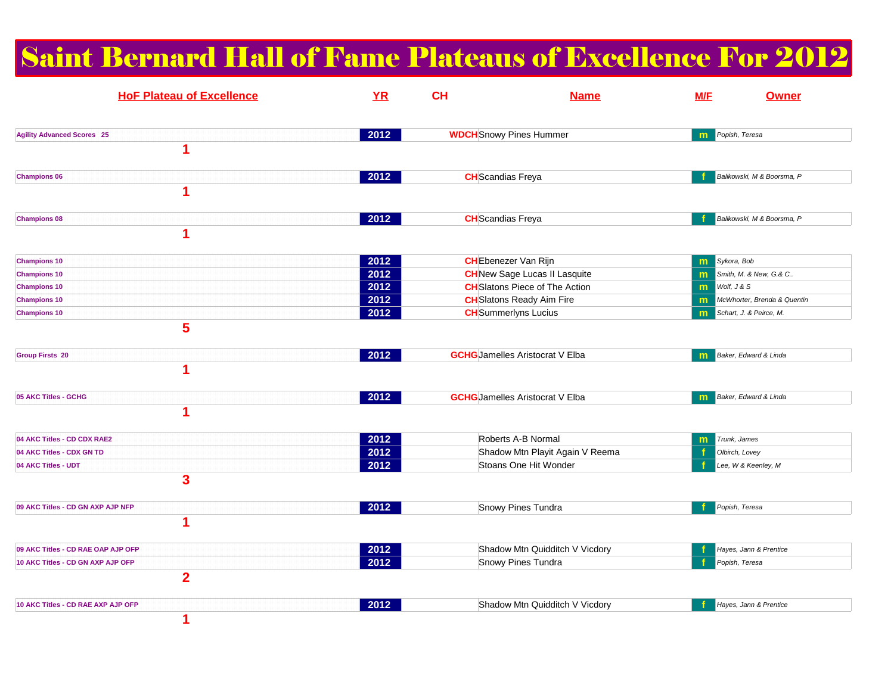# Saint Bernard Hall of Fame Plateaus of Excellence For 2012

| HoF Plateau of Excellence | YR | CH | Name | M/F | Owner |
|---|---|---|---|---|---|
| Agility Advanced Scores 25 | 2012 | WDCH | Snowy Pines Hummer | m | Popish, Teresa |
| 1 | | | | | |
| Champions 06 | 2012 | CH | Scandias Freya | f | Balikowski, M & Boorsma, P |
| 1 | | | | | |
| Champions 08 | 2012 | CH | Scandias Freya | f | Balikowski, M & Boorsma, P |
| 1 | | | | | |
| Champions 10 | 2012 | CH | Ebenezer Van Rijn | m | Sykora, Bob |
| Champions 10 | 2012 | CH | New Sage Lucas II Lasquite | m | Smith, M. & New, G.& C.. |
| Champions 10 | 2012 | CH | Slatons Piece of The Action | m | Wolf, J & S |
| Champions 10 | 2012 | CH | Slatons Ready Aim Fire | m | McWhorter, Brenda & Quentin |
| Champions 10 | 2012 | CH | Summerlyns Lucius | m | Schart, J. & Peirce, M. |
| 5 | | | | | |
| Group Firsts 20 | 2012 | GCHG | Jamelles Aristocrat V Elba | m | Baker, Edward & Linda |
| 1 | | | | | |
| 05 AKC Titles - GCHG | 2012 | GCHG | Jamelles Aristocrat V Elba | m | Baker, Edward & Linda |
| 1 | | | | | |
| 04 AKC Titles - CD CDX RAE2 | 2012 | | Roberts A-B Normal | m | Trunk, James |
| 04 AKC Titles - CDX GN TD | 2012 | | Shadow Mtn Playit Again V Reema | f | Olbirch, Lovey |
| 04 AKC Titles - UDT | 2012 | | Stoans One Hit Wonder | f | Lee, W & Keenley, M |
| 3 | | | | | |
| 09 AKC Titles - CD GN AXP AJP NFP | 2012 | | Snowy Pines Tundra | f | Popish, Teresa |
| 1 | | | | | |
| 09 AKC Titles - CD RAE OAP AJP OFP | 2012 | | Shadow Mtn Quidditch V Vicdory | f | Hayes, Jann & Prentice |
| 10 AKC Titles - CD GN AXP AJP OFP | 2012 | | Snowy Pines Tundra | f | Popish, Teresa |
| 2 | | | | | |
| 10 AKC Titles - CD RAE AXP AJP OFP | 2012 | | Shadow Mtn Quidditch V Vicdory | f | Hayes, Jann & Prentice |
| 1 | | | | | |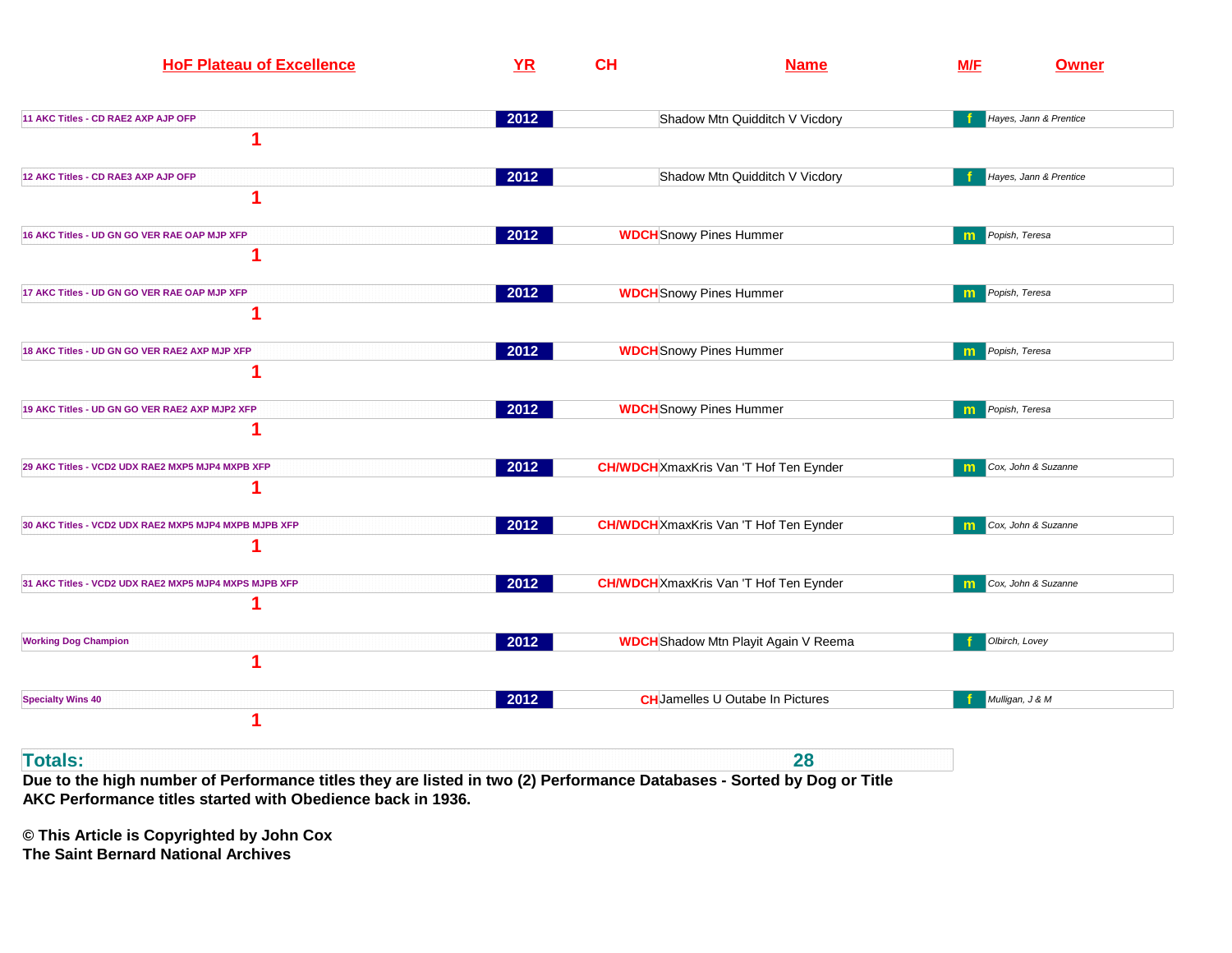| HoF Plateau of Excellence | YR | CH | Name | M/F | Owner |
|---|---|---|---|---|---|
| 11 AKC Titles - CD RAE2 AXP AJP OFP | 2012 | | Shadow Mtn Quidditch V Vicdory | f | Hayes, Jann & Prentice |
| 1 | | | | | |
| 12 AKC Titles - CD RAE3 AXP AJP OFP | 2012 | | Shadow Mtn Quidditch V Vicdory | f | Hayes, Jann & Prentice |
| 1 | | | | | |
| 16 AKC Titles - UD GN GO VER RAE OAP MJP XFP | 2012 | WDCH | Snowy Pines Hummer | m | Popish, Teresa |
| 1 | | | | | |
| 17 AKC Titles - UD GN GO VER RAE OAP MJP XFP | 2012 | WDCH | Snowy Pines Hummer | m | Popish, Teresa |
| 1 | | | | | |
| 18 AKC Titles - UD GN GO VER RAE2 AXP MJP XFP | 2012 | WDCH | Snowy Pines Hummer | m | Popish, Teresa |
| 1 | | | | | |
| 19 AKC Titles - UD GN GO VER RAE2 AXP MJP2 XFP | 2012 | WDCH | Snowy Pines Hummer | m | Popish, Teresa |
| 1 | | | | | |
| 29 AKC Titles - VCD2 UDX RAE2 MXP5 MJP4 MXPB XFP | 2012 | CH/WDCH | XmaxKris Van 'T Hof Ten Eynder | m | Cox, John & Suzanne |
| 1 | | | | | |
| 30 AKC Titles - VCD2 UDX RAE2 MXP5 MJP4 MXPB MJPB XFP | 2012 | CH/WDCH | XmaxKris Van 'T Hof Ten Eynder | m | Cox, John & Suzanne |
| 1 | | | | | |
| 31 AKC Titles - VCD2 UDX RAE2 MXP5 MJP4 MXPS MJPB XFP | 2012 | CH/WDCH | XmaxKris Van 'T Hof Ten Eynder | m | Cox, John & Suzanne |
| 1 | | | | | |
| Working Dog Champion | 2012 | WDCH | Shadow Mtn Playit Again V Reema | f | Olbirch, Lovey |
| 1 | | | | | |
| Specialty Wins 40 | 2012 | CH | Jamelles U Outabe In Pictures | f | Mulligan, J & M |
| 1 | | | | | |
| **Totals:** | | | 28 | | |

**Due to the high number of Performance titles they are listed in two (2) Performance Databases - Sorted by Dog or Title**
**AKC Performance titles started with Obedience back in 1936.**

**© This Article is Copyrighted by John Cox**
**The Saint Bernard National Archives**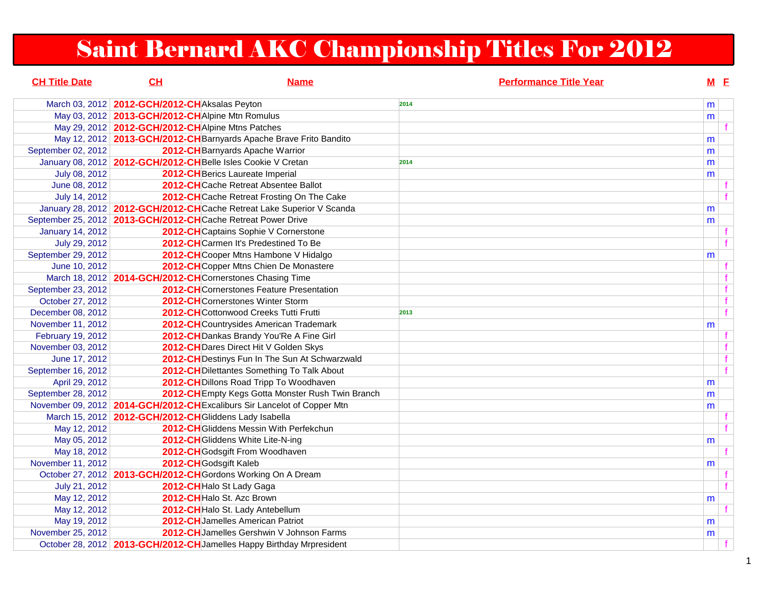# Saint Bernard AKC Championship Titles For 2012

| CH Title Date | CH | Name | Performance Title Year | M | F |
|---|---|---|---|---|---|
| March 03, 2012 | 2012-GCH/2012-CH | Aksalas Peyton | 2014 | m | |
| May 03, 2012 | 2013-GCH/2012-CH | Alpine Mtn Romulus | | m | |
| May 29, 2012 | 2012-GCH/2012-CH | Alpine Mtns Patches | | | f |
| May 12, 2012 | 2013-GCH/2012-CH | Barnyards Apache Brave Frito Bandito | | m | |
| September 02, 2012 | 2012-CH | Barnyards Apache Warrior | | m | |
| January 08, 2012 | 2012-GCH/2012-CH | Belle Isles Cookie V Cretan | 2014 | m | |
| July 08, 2012 | 2012-CH | Berics Laureate Imperial | | m | |
| June 08, 2012 | 2012-CH | Cache Retreat Absentee Ballot | | | f |
| July 14, 2012 | 2012-CH | Cache Retreat Frosting On The Cake | | | f |
| January 28, 2012 | 2012-GCH/2012-CH | Cache Retreat Lake Superior V Scanda | | m | |
| September 25, 2012 | 2013-GCH/2012-CH | Cache Retreat Power Drive | | m | |
| January 14, 2012 | 2012-CH | Captains Sophie V Cornerstone | | | f |
| July 29, 2012 | 2012-CH | Carmen It's Predestined To Be | | | f |
| September 29, 2012 | 2012-CH | Cooper Mtns Hambone V Hidalgo | | m | |
| June 10, 2012 | 2012-CH | Copper Mtns Chien De Monastere | | | f |
| March 18, 2012 | 2014-GCH/2012-CH | Cornerstones Chasing Time | | | f |
| September 23, 2012 | 2012-CH | Cornerstones Feature Presentation | | | f |
| October 27, 2012 | 2012-CH | Cornerstones Winter Storm | | | f |
| December 08, 2012 | 2012-CH | Cottonwood Creeks Tutti Frutti | 2013 | | f |
| November 11, 2012 | 2012-CH | Countrysides American Trademark | | m | |
| February 19, 2012 | 2012-CH | Dankas Brandy You'Re A Fine Girl | | | f |
| November 03, 2012 | 2012-CH | Dares Direct Hit V Golden Skys | | | f |
| June 17, 2012 | 2012-CH | Destinys Fun In The Sun At Schwarzwald | | | f |
| September 16, 2012 | 2012-CH | Dilettantes Something To Talk About | | | f |
| April 29, 2012 | 2012-CH | Dillons Road Tripp To Woodhaven | | m | |
| September 28, 2012 | 2012-CH | Empty Kegs Gotta Monster Rush Twin Branch | | m | |
| November 09, 2012 | 2014-GCH/2012-CH | Excaliburs Sir Lancelot of Copper Mtn | | m | |
| March 15, 2012 | 2012-GCH/2012-CH | Gliddens Lady Isabella | | | f |
| May 12, 2012 | 2012-CH | Gliddens Messin With Perfekchun | | | f |
| May 05, 2012 | 2012-CH | Gliddens White Lite-N-ing | | m | |
| May 18, 2012 | 2012-CH | Godsgift From Woodhaven | | | f |
| November 11, 2012 | 2012-CH | Godsgift Kaleb | | m | |
| October 27, 2012 | 2013-GCH/2012-CH | Gordons Working On A Dream | | | f |
| July 21, 2012 | 2012-CH | Halo St Lady Gaga | | | f |
| May 12, 2012 | 2012-CH | Halo St. Azc Brown | | m | |
| May 12, 2012 | 2012-CH | Halo St. Lady Antebellum | | | f |
| May 19, 2012 | 2012-CH | Jamelles American Patriot | | m | |
| November 25, 2012 | 2012-CH | Jamelles Gershwin V Johnson Farms | | m | |
| October 28, 2012 | 2013-GCH/2012-CH | Jamelles Happy Birthday Mrpresident | | | f |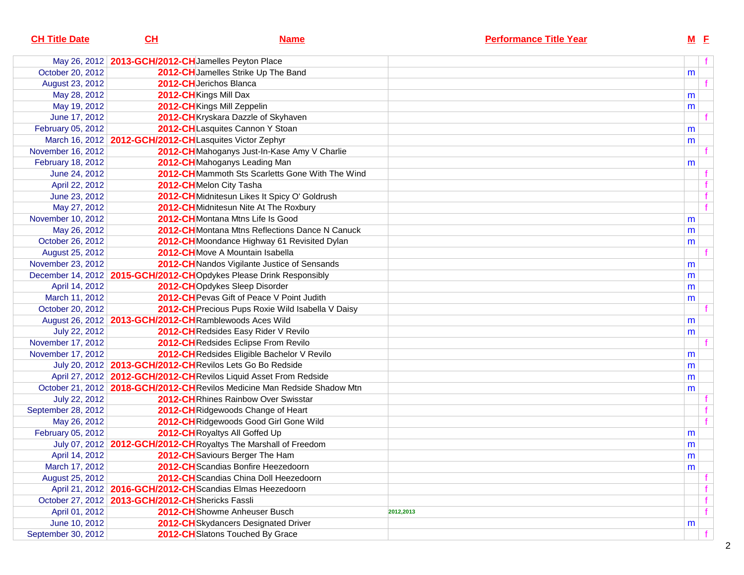| CH Title Date | CH | Name | Performance Title Year | M | F |
|---|---|---|---|---|---|
| May 26, 2012 | 2013-GCH/2012-CH | Jamelles Peyton Place | | | f |
| October 20, 2012 | 2012-CH | Jamelles Strike Up The Band | | m | |
| August 23, 2012 | 2012-CH | Jerichos Blanca | | | f |
| May 28, 2012 | 2012-CH | Kings Mill Dax | | m | |
| May 19, 2012 | 2012-CH | Kings Mill Zeppelin | | m | |
| June 17, 2012 | 2012-CH | Kryskara Dazzle of Skyhaven | | | f |
| February 05, 2012 | 2012-CH | Lasquites Cannon Y Stoan | | m | |
| March 16, 2012 | 2012-GCH/2012-CH | Lasquites Victor Zephyr | | m | |
| November 16, 2012 | 2012-CH | Mahoganys Just-In-Kase Amy V Charlie | | | f |
| February 18, 2012 | 2012-CH | Mahoganys Leading Man | | m | |
| June 24, 2012 | 2012-CH | Mammoth Sts Scarletts Gone With The Wind | | | f |
| April 22, 2012 | 2012-CH | Melon City Tasha | | | f |
| June 23, 2012 | 2012-CH | Midnitesun Likes It Spicy O' Goldrush | | | f |
| May 27, 2012 | 2012-CH | Midnitesun Nite At The Roxbury | | | f |
| November 10, 2012 | 2012-CH | Montana Mtns Life Is Good | | m | |
| May 26, 2012 | 2012-CH | Montana Mtns Reflections Dance N Canuck | | m | |
| October 26, 2012 | 2012-CH | Moondance Highway 61 Revisited Dylan | | m | |
| August 25, 2012 | 2012-CH | Move A Mountain Isabella | | | f |
| November 23, 2012 | 2012-CH | Nandos Vigilante Justice of Sensands | | m | |
| December 14, 2012 | 2015-GCH/2012-CH | Opdykes Please Drink Responsibly | | m | |
| April 14, 2012 | 2012-CH | Opdykes Sleep Disorder | | m | |
| March 11, 2012 | 2012-CH | Pevas Gift of Peace V Point Judith | | m | |
| October 20, 2012 | 2012-CH | Precious Pups Roxie Wild Isabella V Daisy | | | f |
| August 26, 2012 | 2013-GCH/2012-CH | Ramblewoods Aces Wild | | m | |
| July 22, 2012 | 2012-CH | Redsides Easy Rider V Revilo | | m | |
| November 17, 2012 | 2012-CH | Redsides Eclipse From Revilo | | | f |
| November 17, 2012 | 2012-CH | Redsides Eligible Bachelor V Revilo | | m | |
| July 20, 2012 | 2013-GCH/2012-CH | Revilos Lets Go Bo Redside | | m | |
| April 27, 2012 | 2012-GCH/2012-CH | Revilos Liquid Asset From Redside | | m | |
| October 21, 2012 | 2018-GCH/2012-CH | Revilos Medicine Man Redside Shadow Mtn | | m | |
| July 22, 2012 | 2012-CH | Rhines Rainbow Over Swisstar | | | f |
| September 28, 2012 | 2012-CH | Ridgewoods Change of Heart | | | f |
| May 26, 2012 | 2012-CH | Ridgewoods Good Girl Gone Wild | | | f |
| February 05, 2012 | 2012-CH | Royaltys All Goffed Up | | m | |
| July 07, 2012 | 2012-GCH/2012-CH | Royaltys The Marshall of Freedom | | m | |
| April 14, 2012 | 2012-CH | Saviours Berger The Ham | | m | |
| March 17, 2012 | 2012-CH | Scandias Bonfire Heezedoorn | | m | |
| August 25, 2012 | 2012-CH | Scandias China Doll Heezedoorn | | | f |
| April 21, 2012 | 2016-GCH/2012-CH | Scandias Elmas Heezedoorn | | | f |
| October 27, 2012 | 2013-GCH/2012-CH | Shericks Fassli | | | f |
| April 01, 2012 | 2012-CH | Showme Anheuser Busch | 2012,2013 | | f |
| June 10, 2012 | 2012-CH | Skydancers Designated Driver | | m | |
| September 30, 2012 | 2012-CH | Slatons Touched By Grace | | | f |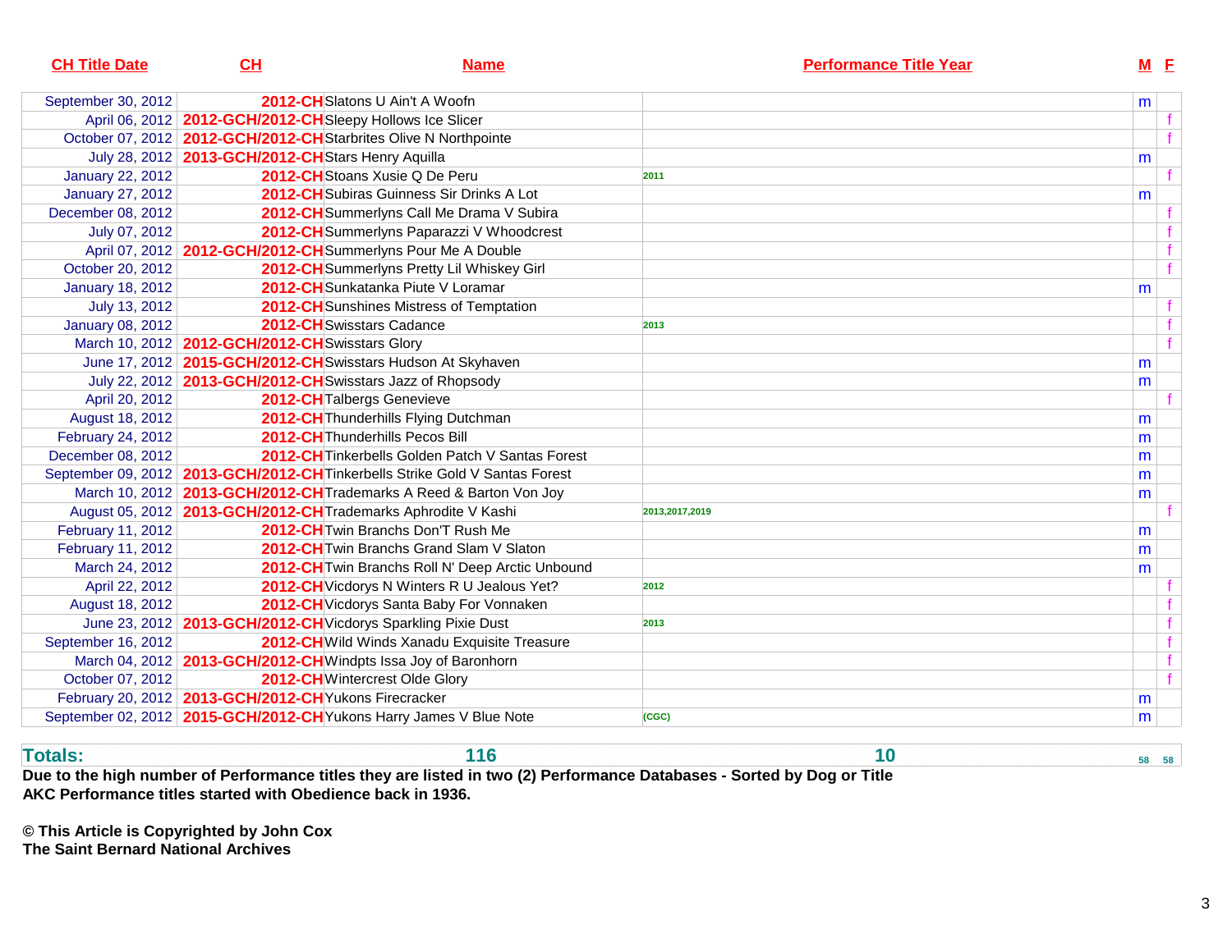| CH Title Date | CH | Name | Performance Title Year | M | F |
|---|---|---|---|---|---|
| September 30, 2012 | 2012-CH | Slatons U Ain't A Woofn | | m | |
| April 06, 2012 | 2012-GCH/2012-CH | Sleepy Hollows Ice Slicer | | | f |
| October 07, 2012 | 2012-GCH/2012-CH | Starbrites Olive N Northpointe | | | f |
| July 28, 2012 | 2013-GCH/2012-CH | Stars Henry Aquilla | | m | |
| January 22, 2012 | 2012-CH | Stoans Xusie Q De Peru | 2011 | | f |
| January 27, 2012 | 2012-CH | Subiras Guinness Sir Drinks A Lot | | m | |
| December 08, 2012 | 2012-CH | Summerlyns Call Me Drama V Subira | | | f |
| July 07, 2012 | 2012-CH | Summerlyns Paparazzi V Whoodcrest | | | f |
| April 07, 2012 | 2012-GCH/2012-CH | Summerlyns Pour Me A Double | | | f |
| October 20, 2012 | 2012-CH | Summerlyns Pretty Lil Whiskey Girl | | | f |
| January 18, 2012 | 2012-CH | Sunkatanka Piute V Loramar | | m | |
| July 13, 2012 | 2012-CH | Sunshines Mistress of Temptation | | | f |
| January 08, 2012 | 2012-CH | Swisstars Cadance | 2013 | | f |
| March 10, 2012 | 2012-GCH/2012-CH | Swisstars Glory | | | f |
| June 17, 2012 | 2015-GCH/2012-CH | Swisstars Hudson At Skyhaven | | m | |
| July 22, 2012 | 2013-GCH/2012-CH | Swisstars Jazz of Rhopsody | | m | |
| April 20, 2012 | 2012-CH | Talbergs Genevieve | | | f |
| August 18, 2012 | 2012-CH | Thunderhills Flying Dutchman | | m | |
| February 24, 2012 | 2012-CH | Thunderhills Pecos Bill | | m | |
| December 08, 2012 | 2012-CH | Tinkerbells Golden Patch V Santas Forest | | m | |
| September 09, 2012 | 2013-GCH/2012-CH | Tinkerbells Strike Gold V Santas Forest | | m | |
| March 10, 2012 | 2013-GCH/2012-CH | Trademarks A Reed & Barton Von Joy | | m | |
| August 05, 2012 | 2013-GCH/2012-CH | Trademarks Aphrodite V Kashi | 2013,2017,2019 | | f |
| February 11, 2012 | 2012-CH | Twin Branchs Don'T Rush Me | | m | |
| February 11, 2012 | 2012-CH | Twin Branchs Grand Slam V Slaton | | m | |
| March 24, 2012 | 2012-CH | Twin Branchs Roll N' Deep Arctic Unbound | | m | |
| April 22, 2012 | 2012-CH | Vicdorys N Winters R U Jealous Yet? | 2012 | | f |
| August 18, 2012 | 2012-CH | Vicdorys Santa Baby For Vonnaken | | | f |
| June 23, 2012 | 2013-GCH/2012-CH | Vicdorys Sparkling Pixie Dust | 2013 | | f |
| September 16, 2012 | 2012-CH | Wild Winds Xanadu Exquisite Treasure | | | f |
| March 04, 2012 | 2013-GCH/2012-CH | Windpts Issa Joy of Baronhorn | | | f |
| October 07, 2012 | 2012-CH | Wintercrest Olde Glory | | | f |
| February 20, 2012 | 2013-GCH/2012-CH | Yukons Firecracker | | m | |
| September 02, 2012 | 2015-GCH/2012-CH | Yukons Harry James V Blue Note | (CGC) | m | |
| **Totals:** | **116** | | **10** | 58 | 58 |

**Due to the high number of Performance titles they are listed in two (2) Performance Databases - Sorted by Dog or Title**
**AKC Performance titles started with Obedience back in 1936.**

**© This Article is Copyrighted by John Cox**
**The Saint Bernard National Archives**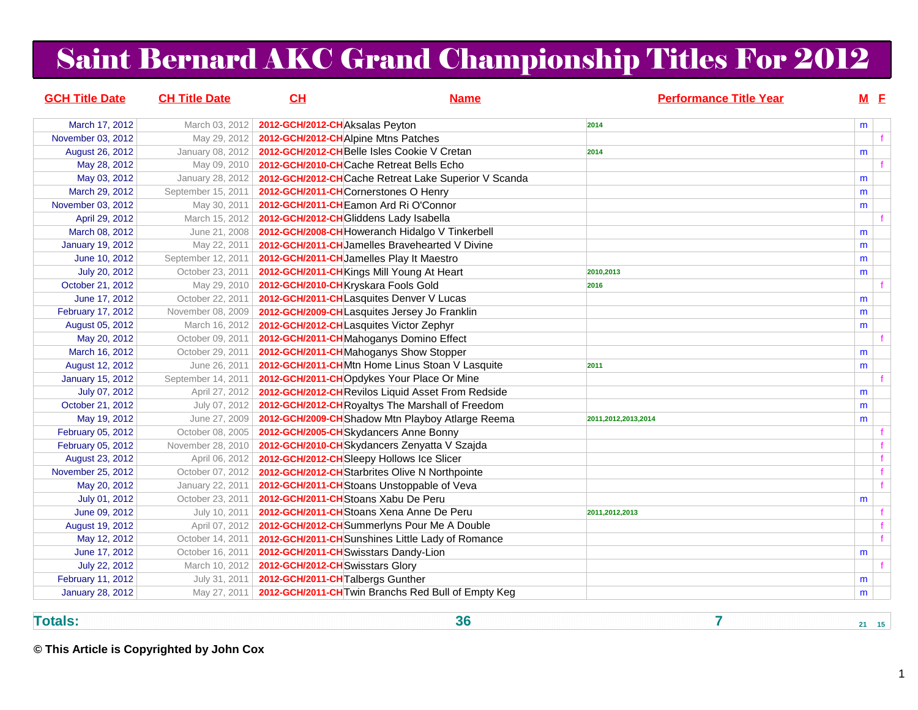# Saint Bernard AKC Grand Championship Titles For 2012

| GCH Title Date | CH Title Date | CH | Name | Performance Title Year | M | F |
|---|---|---|---|---|---|---|
| March 17, 2012 | March 03, 2012 | 2012-GCH/2012-CH | Aksalas Peyton | 2014 | m | |
| November 03, 2012 | May 29, 2012 | 2012-GCH/2012-CH | Alpine Mtns Patches | | | f |
| August 26, 2012 | January 08, 2012 | 2012-GCH/2012-CH | Belle Isles Cookie V Cretan | 2014 | m | |
| May 28, 2012 | May 09, 2010 | 2012-GCH/2010-CH | Cache Retreat Bells Echo | | | f |
| May 03, 2012 | January 28, 2012 | 2012-GCH/2012-CH | Cache Retreat Lake Superior V Scanda | | m | |
| March 29, 2012 | September 15, 2011 | 2012-GCH/2011-CH | Cornerstones O Henry | | m | |
| November 03, 2012 | May 30, 2011 | 2012-GCH/2011-CH | Eamon Ard Ri O'Connor | | m | |
| April 29, 2012 | March 15, 2012 | 2012-GCH/2012-CH | Gliddens Lady Isabella | | | f |
| March 08, 2012 | June 21, 2008 | 2012-GCH/2008-CH | Howeranch Hidalgo V Tinkerbell | | m | |
| January 19, 2012 | May 22, 2011 | 2012-GCH/2011-CH | Jamelles Bravehearted V Divine | | m | |
| June 10, 2012 | September 12, 2011 | 2012-GCH/2011-CH | Jamelles Play It Maestro | | m | |
| July 20, 2012 | October 23, 2011 | 2012-GCH/2011-CH | Kings Mill Young At Heart | 2010,2013 | m | |
| October 21, 2012 | May 29, 2010 | 2012-GCH/2010-CH | Kryskara Fools Gold | 2016 | | f |
| June 17, 2012 | October 22, 2011 | 2012-GCH/2011-CH | Lasquites Denver V Lucas | | m | |
| February 17, 2012 | November 08, 2009 | 2012-GCH/2009-CH | Lasquites Jersey Jo Franklin | | m | |
| August 05, 2012 | March 16, 2012 | 2012-GCH/2012-CH | Lasquites Victor Zephyr | | m | |
| May 20, 2012 | October 09, 2011 | 2012-GCH/2011-CH | Mahoganys Domino Effect | | | f |
| March 16, 2012 | October 29, 2011 | 2012-GCH/2011-CH | Mahoganys Show Stopper | | m | |
| August 12, 2012 | June 26, 2011 | 2012-GCH/2011-CH | Mtn Home Linus Stoan V Lasquite | 2011 | m | |
| January 15, 2012 | September 14, 2011 | 2012-GCH/2011-CH | Opdykes Your Place Or Mine | | | f |
| July 07, 2012 | April 27, 2012 | 2012-GCH/2012-CH | Revilos Liquid Asset From Redside | | m | |
| October 21, 2012 | July 07, 2012 | 2012-GCH/2012-CH | Royaltys The Marshall of Freedom | | m | |
| May 19, 2012 | June 27, 2009 | 2012-GCH/2009-CH | Shadow Mtn Playboy Atlarge Reema | 2011,2012,2013,2014 | m | |
| February 05, 2012 | October 08, 2005 | 2012-GCH/2005-CH | Skydancers Anne Bonny | | | f |
| February 05, 2012 | November 28, 2010 | 2012-GCH/2010-CH | Skydancers Zenyatta V Szajda | | | f |
| August 23, 2012 | April 06, 2012 | 2012-GCH/2012-CH | Sleepy Hollows Ice Slicer | | | f |
| November 25, 2012 | October 07, 2012 | 2012-GCH/2012-CH | Starbrites Olive N Northpointe | | | f |
| May 20, 2012 | January 22, 2011 | 2012-GCH/2011-CH | Stoans Unstoppable of Veva | | | f |
| July 01, 2012 | October 23, 2011 | 2012-GCH/2011-CH | Stoans Xabu De Peru | | m | |
| June 09, 2012 | July 10, 2011 | 2012-GCH/2011-CH | Stoans Xena Anne De Peru | 2011,2012,2013 | | f |
| August 19, 2012 | April 07, 2012 | 2012-GCH/2012-CH | Summerlyns Pour Me A Double | | | f |
| May 12, 2012 | October 14, 2011 | 2012-GCH/2011-CH | Sunshines Little Lady of Romance | | | f |
| June 17, 2012 | October 16, 2011 | 2012-GCH/2011-CH | Swisstars Dandy-Lion | | m | |
| July 22, 2012 | March 10, 2012 | 2012-GCH/2012-CH | Swisstars Glory | | | f |
| February 11, 2012 | July 31, 2011 | 2012-GCH/2011-CH | Talbergs Gunther | | m | |
| January 28, 2012 | May 27, 2011 | 2012-GCH/2011-CH | Twin Branchs Red Bull of Empty Keg | | m | |
| **Totals:** | | | **36** | **7** | 21 | 15 |

**© This Article is Copyrighted by John Cox**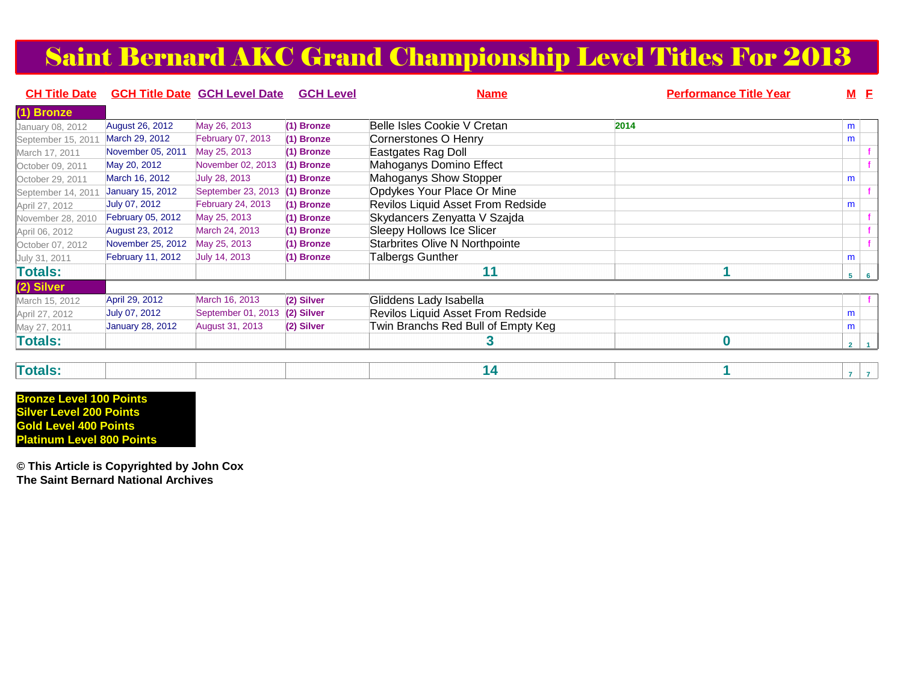# Saint Bernard AKC Grand Championship Level Titles For 2013

| CH Title Date | GCH Title Date | GCH Level Date | GCH Level | Name | Performance Title Year | M | F |
|---|---|---|---|---|---|---|---|
| **(1) Bronze** | | | | | | | |
| January 08, 2012 | August 26, 2012 | May 26, 2013 | (1) Bronze | Belle Isles Cookie V Cretan | 2014 | m | |
| September 15, 2011 | March 29, 2012 | February 07, 2013 | (1) Bronze | Cornerstones O Henry | | m | |
| March 17, 2011 | November 05, 2011 | May 25, 2013 | (1) Bronze | Eastgates Rag Doll | | | f |
| October 09, 2011 | May 20, 2012 | November 02, 2013 | (1) Bronze | Mahoganys Domino Effect | | | f |
| October 29, 2011 | March 16, 2012 | July 28, 2013 | (1) Bronze | Mahoganys Show Stopper | | m | |
| September 14, 2011 | January 15, 2012 | September 23, 2013 | (1) Bronze | Opdykes Your Place Or Mine | | | f |
| April 27, 2012 | July 07, 2012 | February 24, 2013 | (1) Bronze | Revilos Liquid Asset From Redside | | m | |
| November 28, 2010 | February 05, 2012 | May 25, 2013 | (1) Bronze | Skydancers Zenyatta V Szajda | | | f |
| April 06, 2012 | August 23, 2012 | March 24, 2013 | (1) Bronze | Sleepy Hollows Ice Slicer | | | f |
| October 07, 2012 | November 25, 2012 | May 25, 2013 | (1) Bronze | Starbrites Olive N Northpointe | | | f |
| July 31, 2011 | February 11, 2012 | July 14, 2013 | (1) Bronze | Talbergs Gunther | | m | |
| **Totals:** | | | | **11** | **1** | 5 | 6 |
| **(2) Silver** | | | | | | | |
| March 15, 2012 | April 29, 2012 | March 16, 2013 | (2) Silver | Gliddens Lady Isabella | | | f |
| April 27, 2012 | July 07, 2012 | September 01, 2013 | (2) Silver | Revilos Liquid Asset From Redside | | m | |
| May 27, 2011 | January 28, 2012 | August 31, 2013 | (2) Silver | Twin Branchs Red Bull of Empty Keg | | m | |
| **Totals:** | | | | **3** | **0** | 2 | 1 |
| **Totals:** | | | | **14** | **1** | 7 | 7 |

**Bronze Level 100 Points**
**Silver Level 200 Points**
**Gold Level 400 Points**
**Platinum Level 800 Points**

**© This Article is Copyrighted by John Cox**
**The Saint Bernard National Archives**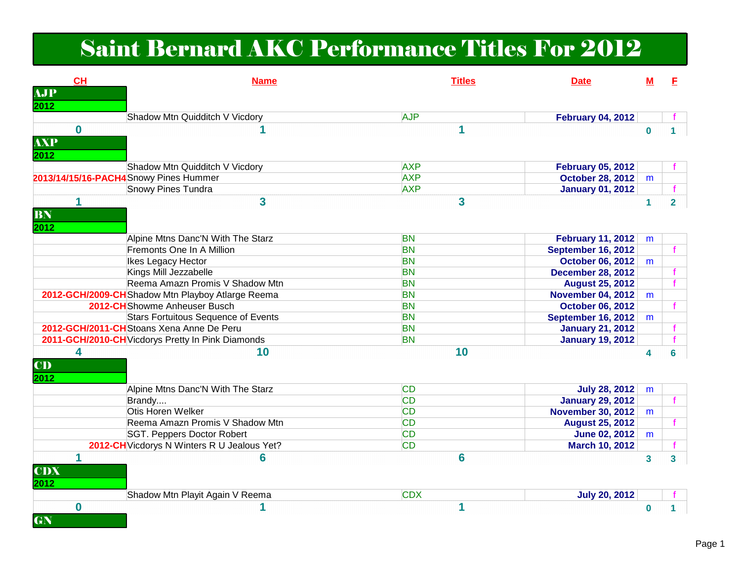# Saint Bernard AKC Performance Titles For 2012

| CH | Name | Titles | Date | M | F |
|---|---|---|---|---|---|
| **AJP** | | | | | |
| **2012** | | | | | |
| | Shadow Mtn Quidditch V Vicdory | AJP | February 04, 2012 | | f |
| 0 | 1 | 1 | | 0 | 1 |
| **AXP** | | | | | |
| **2012** | | | | | |
| | Shadow Mtn Quidditch V Vicdory | AXP | February 05, 2012 | | f |
| 2013/14/15/16-PACH4 | Snowy Pines Hummer | AXP | October 28, 2012 | m | |
| | Snowy Pines Tundra | AXP | January 01, 2012 | | f |
| 1 | 3 | 3 | | 1 | 2 |
| **BN** | | | | | |
| **2012** | | | | | |
| | Alpine Mtns Danc'N With The Starz | BN | February 11, 2012 | m | |
| | Fremonts One In A Million | BN | September 16, 2012 | | f |
| | Ikes Legacy Hector | BN | October 06, 2012 | m | |
| | Kings Mill Jezzabelle | BN | December 28, 2012 | | f |
| | Reema Amazn Promis V Shadow Mtn | BN | August 25, 2012 | | f |
| 2012-GCH/2009-CH | Shadow Mtn Playboy Atlarge Reema | BN | November 04, 2012 | m | |
| 2012-CH | Showme Anheuser Busch | BN | October 06, 2012 | | f |
| | Stars Fortuitous Sequence of Events | BN | September 16, 2012 | m | |
| 2012-GCH/2011-CH | Stoans Xena Anne De Peru | BN | January 21, 2012 | | f |
| 2011-GCH/2010-CH | Vicdorys Pretty In Pink Diamonds | BN | January 19, 2012 | | f |
| 4 | 10 | 10 | | 4 | 6 |
| **CD** | | | | | |
| **2012** | | | | | |
| | Alpine Mtns Danc'N With The Starz | CD | July 28, 2012 | m | |
| | Brandy.... | CD | January 29, 2012 | | f |
| | Otis Horen Welker | CD | November 30, 2012 | m | |
| | Reema Amazn Promis V Shadow Mtn | CD | August 25, 2012 | | f |
| | SGT. Peppers Doctor Robert | CD | June 02, 2012 | m | |
| 2012-CH | Vicdorys N Winters R U Jealous Yet? | CD | March 10, 2012 | | f |
| 1 | 6 | 6 | | 3 | 3 |
| **CDX** | | | | | |
| **2012** | | | | | |
| | Shadow Mtn Playit Again V Reema | CDX | July 20, 2012 | | f |
| 0 | 1 | 1 | | 0 | 1 |
| **GN** | | | | | |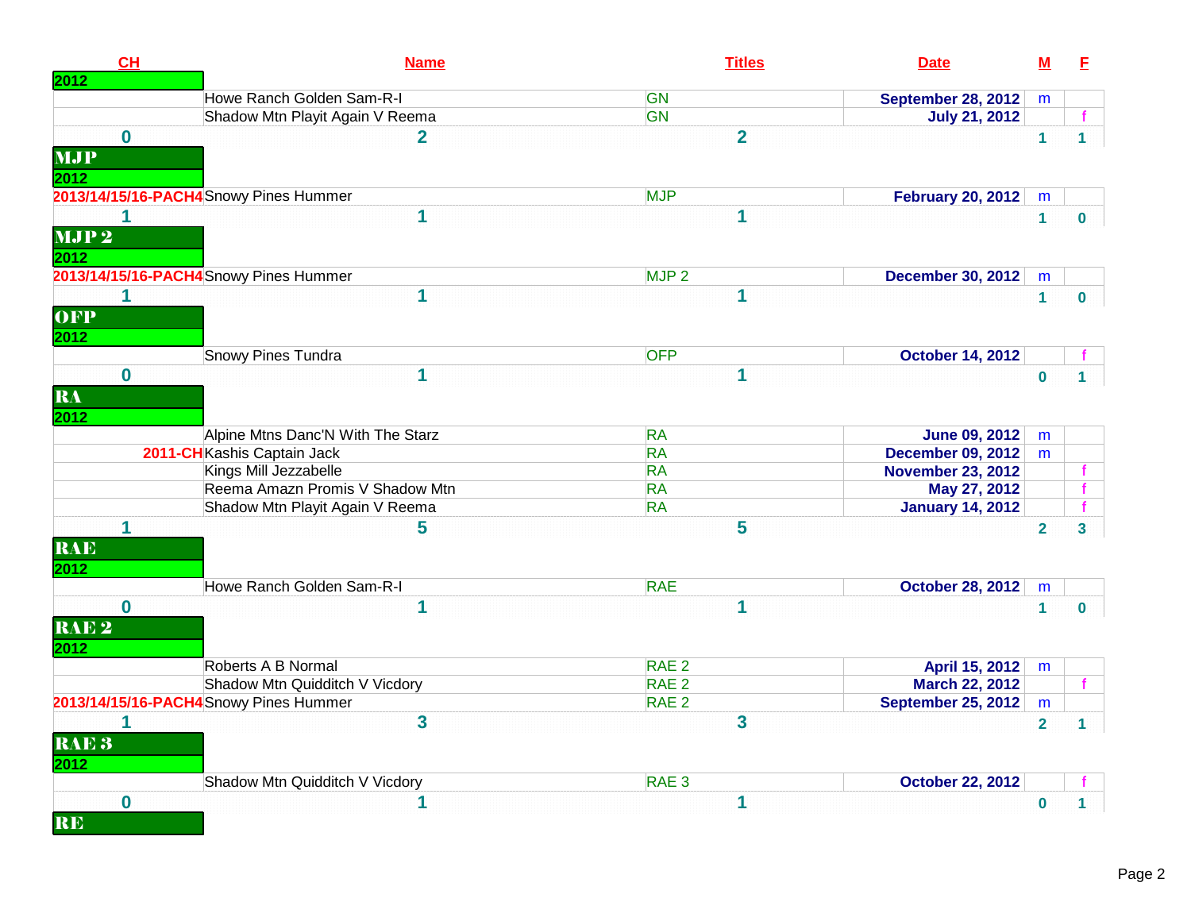| CH | Name | Titles | Date | M | F |
|---|---|---|---|---|---|
| **2012** | | | | | |
| | Howe Ranch Golden Sam-R-I | GN | September 28, 2012 | m | |
| | Shadow Mtn Playit Again V Reema | GN | July 21, 2012 | | f |
| 0 | 2 | 2 | | 1 | 1 |
| **MJP** | | | | | |
| **2012** | | | | | |
| 2013/14/15/16-PACH4 | Snowy Pines Hummer | MJP | February 20, 2012 | m | |
| 1 | 1 | 1 | | 1 | 0 |
| **MJP 2** | | | | | |
| **2012** | | | | | |
| 2013/14/15/16-PACH4 | Snowy Pines Hummer | MJP 2 | December 30, 2012 | m | |
| 1 | 1 | 1 | | 1 | 0 |
| **OFP** | | | | | |
| **2012** | | | | | |
| | Snowy Pines Tundra | OFP | October 14, 2012 | | f |
| 0 | 1 | 1 | | 0 | 1 |
| **RA** | | | | | |
| **2012** | | | | | |
| | Alpine Mtns Danc'N With The Starz | RA | June 09, 2012 | m | |
| 2011-CH | Kashis Captain Jack | RA | December 09, 2012 | m | |
| | Kings Mill Jezzabelle | RA | November 23, 2012 | | f |
| | Reema Amazn Promis V Shadow Mtn | RA | May 27, 2012 | | f |
| | Shadow Mtn Playit Again V Reema | RA | January 14, 2012 | | f |
| 1 | 5 | 5 | | 2 | 3 |
| **RAE** | | | | | |
| **2012** | | | | | |
| | Howe Ranch Golden Sam-R-I | RAE | October 28, 2012 | m | |
| 0 | 1 | 1 | | 1 | 0 |
| **RAE 2** | | | | | |
| **2012** | | | | | |
| | Roberts A B Normal | RAE 2 | April 15, 2012 | m | |
| | Shadow Mtn Quidditch V Vicdory | RAE 2 | March 22, 2012 | | f |
| 2013/14/15/16-PACH4 | Snowy Pines Hummer | RAE 2 | September 25, 2012 | m | |
| 1 | 3 | 3 | | 2 | 1 |
| **RAE 3** | | | | | |
| **2012** | | | | | |
| | Shadow Mtn Quidditch V Vicdory | RAE 3 | October 22, 2012 | | f |
| 0 | 1 | 1 | | 0 | 1 |
| **RE** | | | | | |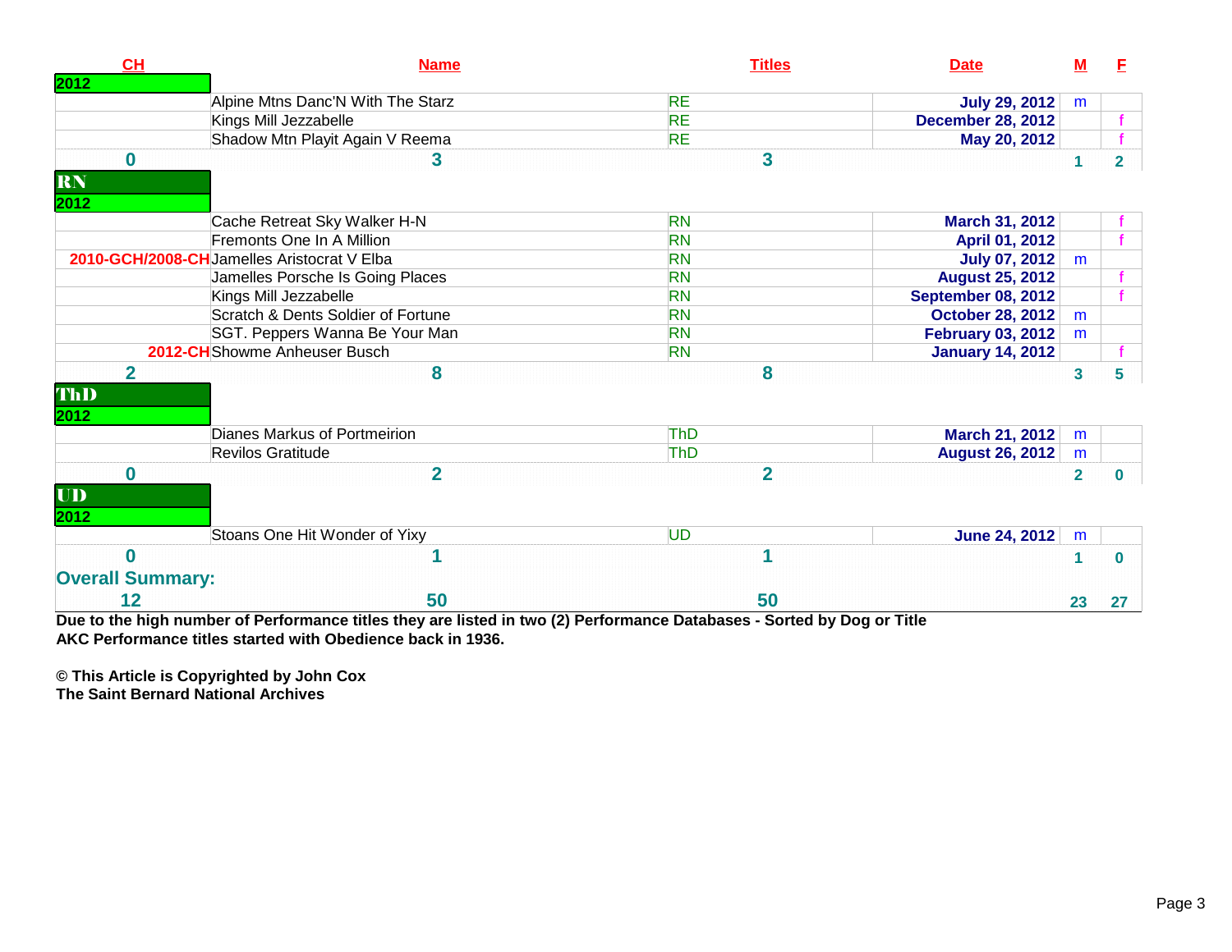| CH | Name | Titles | Date | M | F |
|---|---|---|---|---|---|
| **2012** | | | | | |
| | Alpine Mtns Danc'N With The Starz | RE | July 29, 2012 | m | |
| | Kings Mill Jezzabelle | RE | December 28, 2012 | | f |
| | Shadow Mtn Playit Again V Reema | RE | May 20, 2012 | | f |
| **0** | **3** | **3** | | **1** | **2** |
| **RN** | | | | | |
| **2012** | | | | | |
| | Cache Retreat Sky Walker H-N | RN | March 31, 2012 | | f |
| | Fremonts One In A Million | RN | April 01, 2012 | | f |
| 2010-GCH/2008-CH | Jamelles Aristocrat V Elba | RN | July 07, 2012 | m | |
| | Jamelles Porsche Is Going Places | RN | August 25, 2012 | | f |
| | Kings Mill Jezzabelle | RN | September 08, 2012 | | f |
| | Scratch & Dents Soldier of Fortune | RN | October 28, 2012 | m | |
| | SGT. Peppers Wanna Be Your Man | RN | February 03, 2012 | m | |
| 2012-CH | Showme Anheuser Busch | RN | January 14, 2012 | | f |
| **2** | **8** | **8** | | **3** | **5** |
| **ThD** | | | | | |
| **2012** | | | | | |
| | Dianes Markus of Portmeirion | ThD | March 21, 2012 | m | |
| | Revilos Gratitude | ThD | August 26, 2012 | m | |
| **0** | **2** | **2** | | **2** | **0** |
| **UD** | | | | | |
| **2012** | | | | | |
| | Stoans One Hit Wonder of Yixy | UD | June 24, 2012 | m | |
| **0** | **1** | **1** | | **1** | **0** |
| **Overall Summary:** | | | | | |
| **12** | **50** | **50** | | **23** | **27** |

**Due to the high number of Performance titles they are listed in two (2) Performance Databases - Sorted by Dog or Title**
**AKC Performance titles started with Obedience back in 1936.**

**© This Article is Copyrighted by John Cox**
**The Saint Bernard National Archives**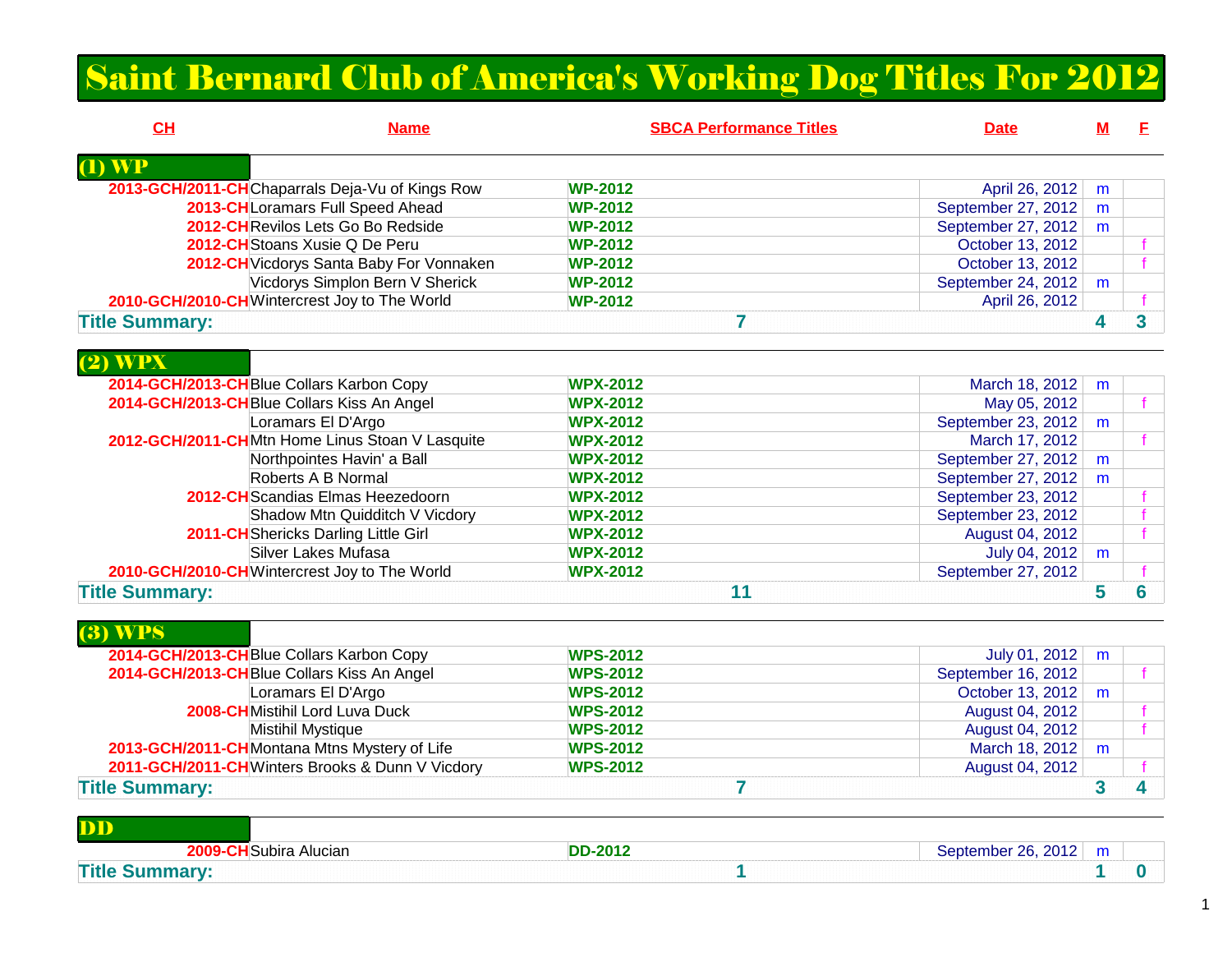# Saint Bernard Club of America's Working Dog Titles For 2012

| CH | Name | SBCA Performance Titles | Date | M | F |
|---|---|---|---|---|---|
| **(1) WP** | | | | | |
| 2013-GCH/2011-CH | Chaparrals Deja-Vu of Kings Row | WP-2012 | April 26, 2012 | m | |
| 2013-CH | Loramars Full Speed Ahead | WP-2012 | September 27, 2012 | m | |
| 2012-CH | Revilos Lets Go Bo Redside | WP-2012 | September 27, 2012 | m | |
| 2012-CH | Stoans Xusie Q De Peru | WP-2012 | October 13, 2012 | | f |
| 2012-CH | Vicdorys Santa Baby For Vonnaken | WP-2012 | October 13, 2012 | | f |
| | Vicdorys Simplon Bern V Sherick | WP-2012 | September 24, 2012 | m | |
| 2010-GCH/2010-CH | Wintercrest Joy to The World | WP-2012 | April 26, 2012 | | f |
| **Title Summary:** | | 7 | | 4 | 3 |
| **(2) WPX** | | | | | |
| 2014-GCH/2013-CH | Blue Collars Karbon Copy | WPX-2012 | March 18, 2012 | m | |
| 2014-GCH/2013-CH | Blue Collars Kiss An Angel | WPX-2012 | May 05, 2012 | | f |
| | Loramars El D'Argo | WPX-2012 | September 23, 2012 | m | |
| 2012-GCH/2011-CH | Mtn Home Linus Stoan V Lasquite | WPX-2012 | March 17, 2012 | | f |
| | Northpointes Havin' a Ball | WPX-2012 | September 27, 2012 | m | |
| | Roberts A B Normal | WPX-2012 | September 27, 2012 | m | |
| 2012-CH | Scandias Elmas Heezedoorn | WPX-2012 | September 23, 2012 | | f |
| | Shadow Mtn Quidditch V Vicdory | WPX-2012 | September 23, 2012 | | f |
| 2011-CH | Shericks Darling Little Girl | WPX-2012 | August 04, 2012 | | f |
| | Silver Lakes Mufasa | WPX-2012 | July 04, 2012 | m | |
| 2010-GCH/2010-CH | Wintercrest Joy to The World | WPX-2012 | September 27, 2012 | | f |
| **Title Summary:** | | 11 | | 5 | 6 |
| **(3) WPS** | | | | | |
| 2014-GCH/2013-CH | Blue Collars Karbon Copy | WPS-2012 | July 01, 2012 | m | |
| 2014-GCH/2013-CH | Blue Collars Kiss An Angel | WPS-2012 | September 16, 2012 | | f |
| | Loramars El D'Argo | WPS-2012 | October 13, 2012 | m | |
| 2008-CH | Mistihil Lord Luva Duck | WPS-2012 | August 04, 2012 | | f |
| | Mistihil Mystique | WPS-2012 | August 04, 2012 | | f |
| 2013-GCH/2011-CH | Montana Mtns Mystery of Life | WPS-2012 | March 18, 2012 | m | |
| 2011-GCH/2011-CH | Winters Brooks & Dunn V Vicdory | WPS-2012 | August 04, 2012 | | f |
| **Title Summary:** | | 7 | | 3 | 4 |
| **DD** | | | | | |
| 2009-CH | Subira Alucian | DD-2012 | September 26, 2012 | m | |
| **Title Summary:** | | 1 | | 1 | 0 |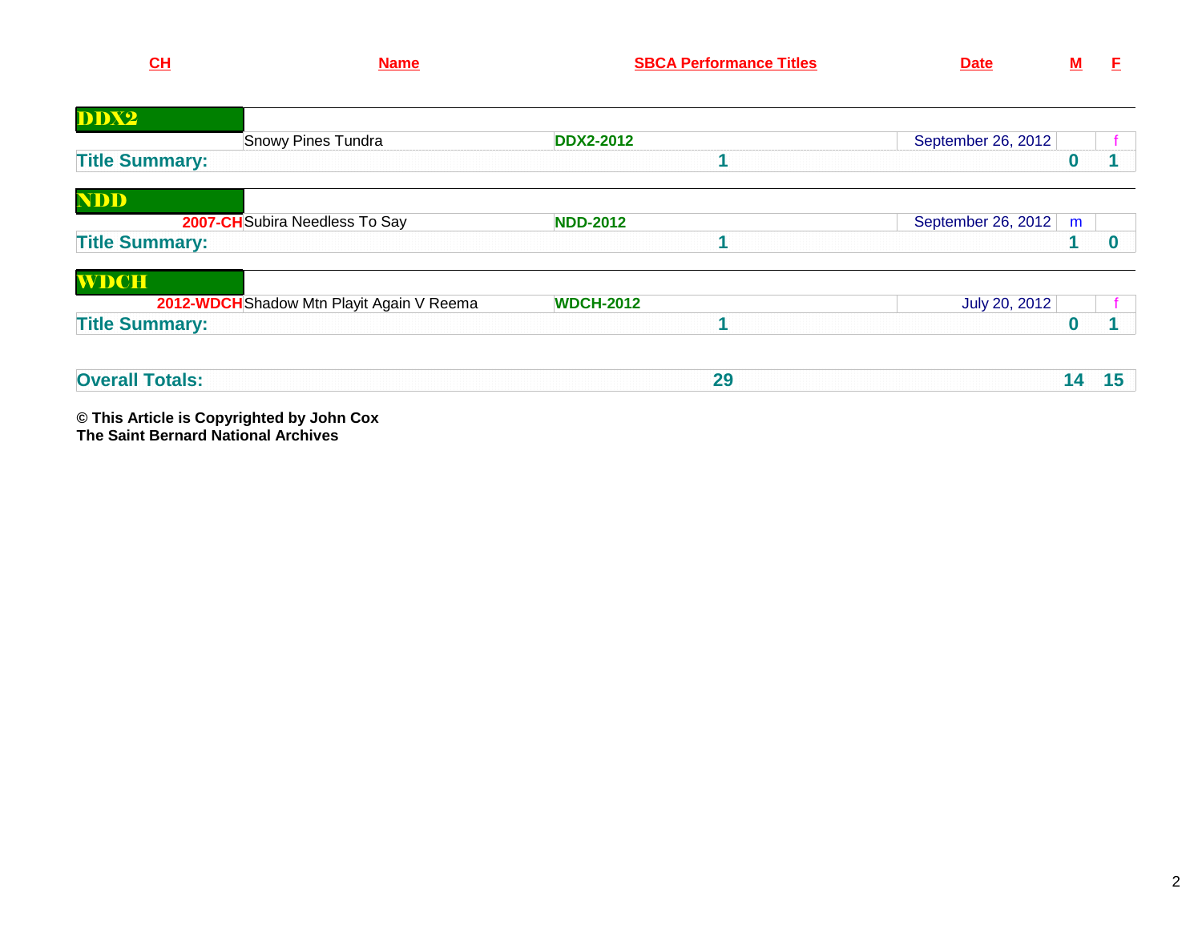| CH | Name | SBCA Performance Titles | Date | M | F |
|---|---|---|---|---|---|
| **DDX2** | | | | | |
| | Snowy Pines Tundra | **DDX2-2012** | September 26, 2012 | | f |
| **Title Summary:** | | **1** | | **0** | **1** |
| **NDD** | | | | | |
| **2007-CH** | Subira Needless To Say | **NDD-2012** | September 26, 2012 | m | |
| **Title Summary:** | | **1** | | **1** | **0** |
| **WDCH** | | | | | |
| **2012-WDCH** | Shadow Mtn Playit Again V Reema | **WDCH-2012** | July 20, 2012 | | f |
| **Title Summary:** | | **1** | | **0** | **1** |
| **Overall Totals:** | | **29** | | **14** | **15** |

**© This Article is Copyrighted by John Cox**
**The Saint Bernard National Archives**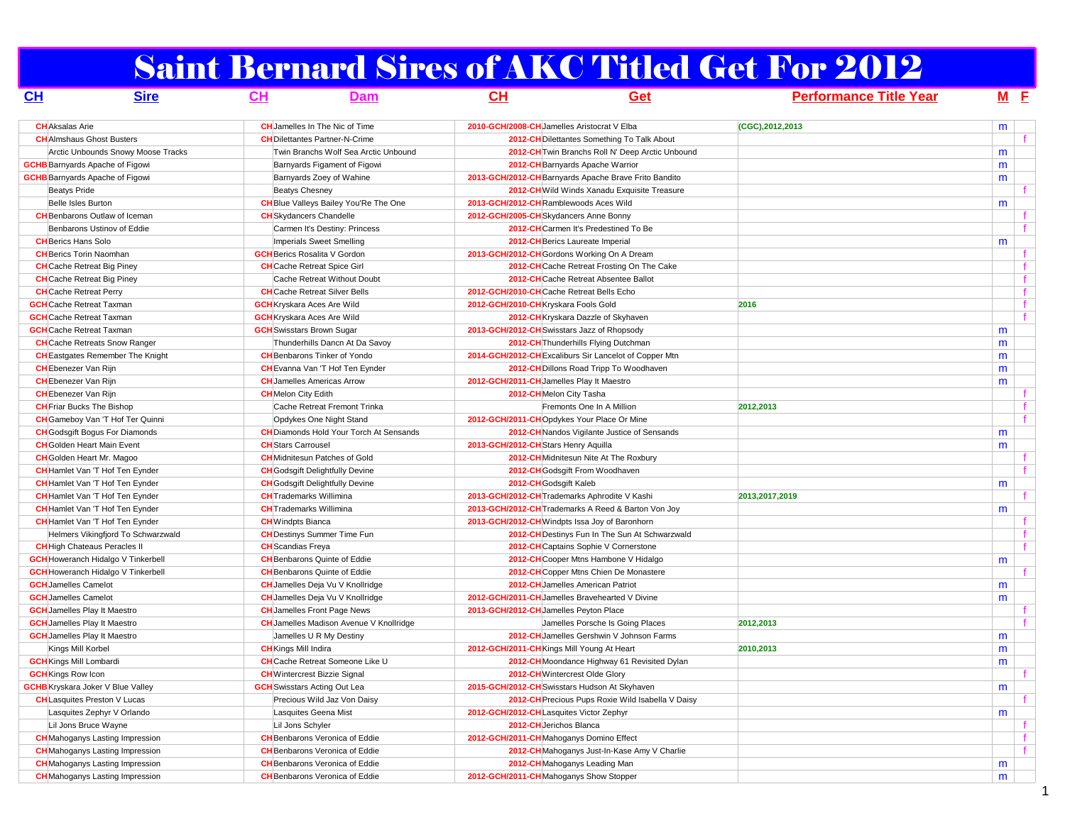# Saint Bernard Sires of AKC Titled Get For 2012

| CH | Sire | CH | Dam | CH | Get | Performance Title Year | M | F |
|---|---|---|---|---|---|---|---|---|
| CH | Aksalas Arie | CH | Jamelles In The Nic of Time | 2010-GCH/2008-CH | Jamelles Aristocrat V Elba | (CGC),2012,2013 | m | |
| CH | Almshaus Ghost Busters | CH | Dilettantes Partner-N-Crime | 2012-CH | Dilettantes Something To Talk About | | | f |
| | Arctic Unbounds Snowy Moose Tracks | | Twin Branchs Wolf Sea Arctic Unbound | 2012-CH | Twin Branchs Roll N' Deep Arctic Unbound | | m | |
| GCHB | Barnyards Apache of Figowi | | Barnyards Figament of Figowi | 2012-CH | Barnyards Apache Warrior | | m | |
| GCHB | Barnyards Apache of Figowi | | Barnyards Zoey of Wahine | 2013-GCH/2012-CH | Barnyards Apache Brave Frito Bandito | | m | |
| | Beatys Pride | | Beatys Chesney | 2012-CH | Wild Winds Xanadu Exquisite Treasure | | | f |
| | Belle Isles Burton | CH | Blue Valleys Bailey You'Re The One | 2013-GCH/2012-CH | Ramblewoods Aces Wild | | m | |
| CH | Benbarons Outlaw of Iceman | CH | Skydancers Chandelle | 2012-GCH/2005-CH | Skydancers Anne Bonny | | | f |
| | Benbarons Ustinov of Eddie | | Carmen It's Destiny: Princess | 2012-CH | Carmen It's Predestined To Be | | | f |
| CH | Berics Hans Solo | | Imperials Sweet Smelling | 2012-CH | Berics Laureate Imperial | | m | |
| CH | Berics Torin Naomhan | GCH | Berics Rosalita V Gordon | 2013-GCH/2012-CH | Gordons Working On A Dream | | | f |
| CH | Cache Retreat Big Piney | CH | Cache Retreat Spice Girl | 2012-CH | Cache Retreat Frosting On The Cake | | | f |
| CH | Cache Retreat Big Piney | | Cache Retreat Without Doubt | 2012-CH | Cache Retreat Absentee Ballot | | | f |
| CH | Cache Retreat Perry | CH | Cache Retreat Silver Bells | 2012-GCH/2010-CH | Cache Retreat Bells Echo | | | f |
| GCH | Cache Retreat Taxman | GCH | Kryskara Aces Are Wild | 2012-GCH/2010-CH | Kryskara Fools Gold | 2016 | | f |
| GCH | Cache Retreat Taxman | GCH | Kryskara Aces Are Wild | 2012-CH | Kryskara Dazzle of Skyhaven | | | f |
| GCH | Cache Retreat Taxman | GCH | Swisstars Brown Sugar | 2013-GCH/2012-CH | Swisstars Jazz of Rhopsody | | m | |
| CH | Cache Retreats Snow Ranger | | Thunderhills Dancn At Da Savoy | 2012-CH | Thunderhills Flying Dutchman | | m | |
| CH | Eastgates Remember The Knight | CH | Benbarons Tinker of Yondo | 2014-GCH/2012-CH | Excaliburs Sir Lancelot of Copper Mtn | | m | |
| CH | Ebenezer Van Rijn | CH | Evanna Van 'T Hof Ten Eynder | 2012-CH | Dillons Road Tripp To Woodhaven | | m | |
| CH | Ebenezer Van Rijn | CH | Jamelles Americas Arrow | 2012-GCH/2011-CH | Jamelles Play It Maestro | | m | |
| CH | Ebenezer Van Rijn | CH | Melon City Edith | 2012-CH | Melon City Tasha | | | f |
| CH | Friar Bucks The Bishop | | Cache Retreat Fremont Trinka | | Fremonts One In A Million | 2012,2013 | | f |
| CH | Gameboy Van 'T Hof Ter Quinni | | Opdykes One Night Stand | 2012-GCH/2011-CH | Opdykes Your Place Or Mine | | | f |
| CH | Godsgift Bogus For Diamonds | CH | Diamonds Hold Your Torch At Sensands | 2012-CH | Nandos Vigilante Justice of Sensands | | m | |
| CH | Golden Heart Main Event | CH | Stars Carrousel | 2013-GCH/2012-CH | Stars Henry Aquilla | | m | |
| CH | Golden Heart Mr. Magoo | CH | Midnitesun Patches of Gold | 2012-CH | Midnitesun Nite At The Roxbury | | | f |
| CH | Hamlet Van 'T Hof Ten Eynder | CH | Godsgift Delightfully Devine | 2012-CH | Godsgift From Woodhaven | | | f |
| CH | Hamlet Van 'T Hof Ten Eynder | CH | Godsgift Delightfully Devine | 2012-CH | Godsgift Kaleb | | m | |
| CH | Hamlet Van 'T Hof Ten Eynder | CH | Trademarks Willimina | 2013-GCH/2012-CH | Trademarks Aphrodite V Kashi | 2013,2017,2019 | | f |
| CH | Hamlet Van 'T Hof Ten Eynder | CH | Trademarks Willimina | 2013-GCH/2012-CH | Trademarks A Reed & Barton Von Joy | | m | |
| CH | Hamlet Van 'T Hof Ten Eynder | CH | Windpts Bianca | 2013-GCH/2012-CH | Windpts Issa Joy of Baronhorn | | | f |
| | Helmers Vikingfjord To Schwarzwald | CH | Destinys Summer Time Fun | 2012-CH | Destinys Fun In The Sun At Schwarzwald | | | f |
| CH | High Chateaus Peracles II | CH | Scandias Freya | 2012-CH | Captains Sophie V Cornerstone | | | f |
| GCH | Howeranch Hidalgo V Tinkerbell | CH | Benbarons Quinte of Eddie | 2012-CH | Cooper Mtns Hambone V Hidalgo | | m | |
| GCH | Howeranch Hidalgo V Tinkerbell | CH | Benbarons Quinte of Eddie | 2012-CH | Copper Mtns Chien De Monastere | | | f |
| GCH | Jamelles Camelot | CH | Jamelles Deja Vu V Knollridge | 2012-CH | Jamelles American Patriot | | m | |
| GCH | Jamelles Camelot | CH | Jamelles Deja Vu V Knollridge | 2012-GCH/2011-CH | Jamelles Bravehearted V Divine | | m | |
| GCH | Jamelles Play It Maestro | CH | Jamelles Front Page News | 2013-GCH/2012-CH | Jamelles Peyton Place | | | f |
| GCH | Jamelles Play It Maestro | CH | Jamelles Madison Avenue V Knollridge | | Jamelles Porsche Is Going Places | 2012,2013 | | f |
| GCH | Jamelles Play It Maestro | | Jamelles U R My Destiny | 2012-CH | Jamelles Gershwin V Johnson Farms | | m | |
| | Kings Mill Korbel | CH | Kings Mill Indira | 2012-GCH/2011-CH | Kings Mill Young At Heart | 2010,2013 | m | |
| GCH | Kings Mill Lombardi | CH | Cache Retreat Someone Like U | 2012-CH | Moondance Highway 61 Revisited Dylan | | m | |
| GCH | Kings Row Icon | CH | Wintercrest Bizzie Signal | 2012-CH | Wintercrest Olde Glory | | | f |
| GCHB | Kryskara Joker V Blue Valley | GCH | Swisstars Acting Out Lea | 2015-GCH/2012-CH | Swisstars Hudson At Skyhaven | | m | |
| CH | Lasquites Preston V Lucas | | Precious Wild Jaz Von Daisy | 2012-CH | Precious Pups Roxie Wild Isabella V Daisy | | | f |
| | Lasquites Zephyr V Orlando | | Lasquites Geena Mist | 2012-GCH/2012-CH | Lasquites Victor Zephyr | | m | |
| | Lil Jons Bruce Wayne | | Lil Jons Schyler | 2012-CH | Jerichos Blanca | | | f |
| CH | Mahoganys Lasting Impression | CH | Benbarons Veronica of Eddie | 2012-GCH/2011-CH | Mahoganys Domino Effect | | | f |
| CH | Mahoganys Lasting Impression | CH | Benbarons Veronica of Eddie | 2012-CH | Mahoganys Just-In-Kase Amy V Charlie | | | f |
| CH | Mahoganys Lasting Impression | CH | Benbarons Veronica of Eddie | 2012-CH | Mahoganys Leading Man | | m | |
| CH | Mahoganys Lasting Impression | CH | Benbarons Veronica of Eddie | 2012-GCH/2011-CH | Mahoganys Show Stopper | | m | |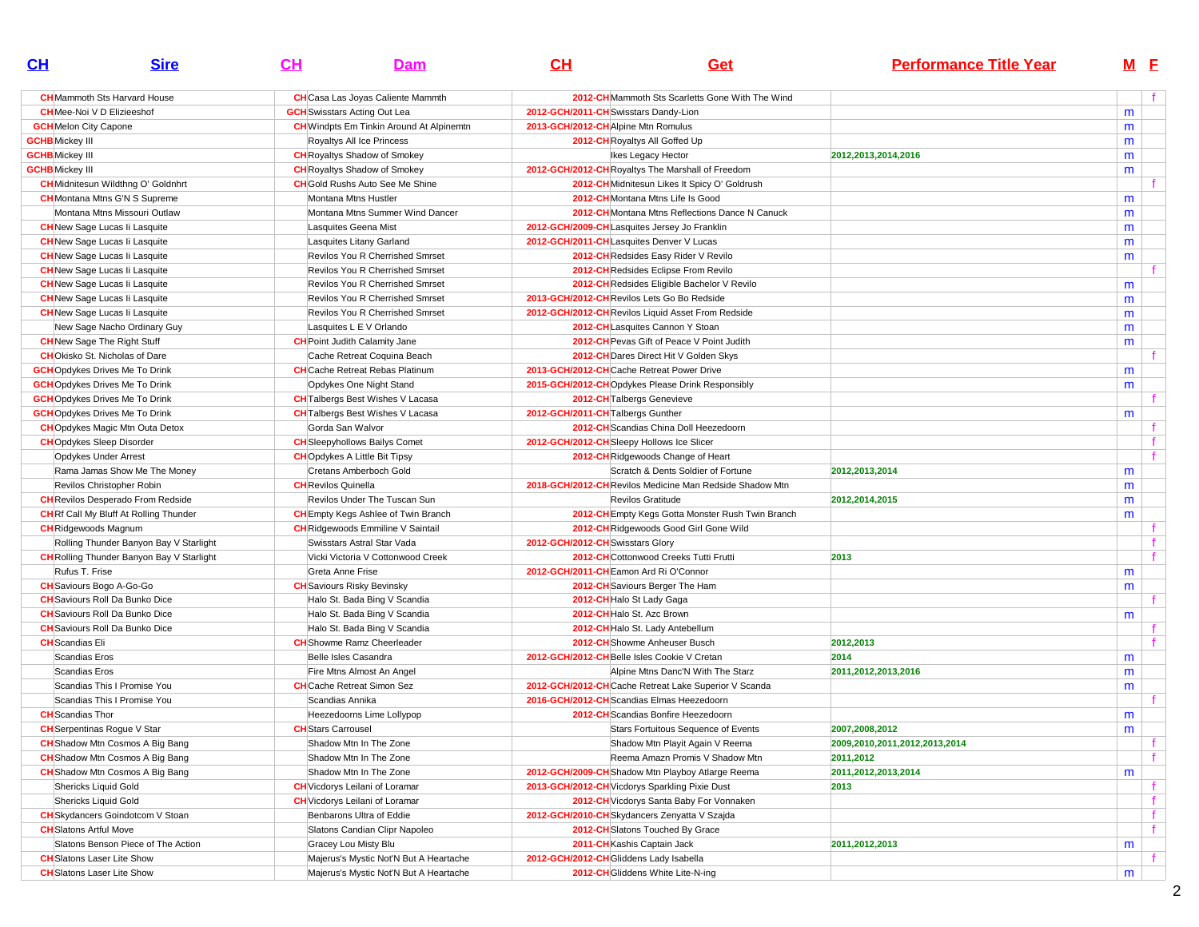| CH | Sire | CH | Dam | CH | Get | Performance Title Year | M | F |
|---|---|---|---|---|---|---|---|---|
| CH | Mammoth Sts Harvard House | CH | Casa Las Joyas Caliente Mammth | 2012-CH | Mammoth Sts Scarletts Gone With The Wind | | | f |
| CH | Mee-Noi V D Elizieeshof | GCH | Swisstars Acting Out Lea | 2012-GCH/2011-CH | Swisstars Dandy-Lion | | m | |
| GCH | Melon City Capone | CH | Windpts Em Tinkin Around At Alpinemtn | 2013-GCH/2012-CH | Alpine Mtn Romulus | | m | |
| GCHB | Mickey III | | Royaltys All Ice Princess | 2012-CH | Royaltys All Goffed Up | | m | |
| GCHB | Mickey III | CH | Royaltys Shadow of Smokey | | Ikes Legacy Hector | 2012,2013,2014,2016 | m | |
| GCHB | Mickey III | CH | Royaltys Shadow of Smokey | 2012-GCH/2012-CH | Royaltys The Marshall of Freedom | | m | |
| CH | Midnitesun Wildthng O' Goldnhrt | CH | Gold Rushs Auto See Me Shine | 2012-CH | Midnitesun Likes It Spicy O' Goldrush | | | f |
| CH | Montana Mtns G'N S Supreme | | Montana Mtns Hustler | 2012-CH | Montana Mtns Life Is Good | | m | |
| | Montana Mtns Missouri Outlaw | | Montana Mtns Summer Wind Dancer | 2012-CH | Montana Mtns Reflections Dance N Canuck | | m | |
| CH | New Sage Lucas Ii Lasquite | | Lasquites Geena Mist | 2012-GCH/2009-CH | Lasquites Jersey Jo Franklin | | m | |
| CH | New Sage Lucas Ii Lasquite | | Lasquites Litany Garland | 2012-GCH/2011-CH | Lasquites Denver V Lucas | | m | |
| CH | New Sage Lucas Ii Lasquite | | Revilos You R Cherrished Smrset | 2012-CH | Redsides Easy Rider V Revilo | | m | |
| CH | New Sage Lucas Ii Lasquite | | Revilos You R Cherrished Smrset | 2012-CH | Redsides Eclipse From Revilo | | | f |
| CH | New Sage Lucas Ii Lasquite | | Revilos You R Cherrished Smrset | 2012-CH | Redsides Eligible Bachelor V Revilo | | m | |
| CH | New Sage Lucas Ii Lasquite | | Revilos You R Cherrished Smrset | 2013-GCH/2012-CH | Revilos Lets Go Bo Redside | | m | |
| CH | New Sage Lucas Ii Lasquite | | Revilos You R Cherrished Smrset | 2012-GCH/2012-CH | Revilos Liquid Asset From Redside | | m | |
| | New Sage Nacho Ordinary Guy | | Lasquites L E V Orlando | 2012-CH | Lasquites Cannon Y Stoan | | m | |
| CH | New Sage The Right Stuff | CH | Point Judith Calamity Jane | 2012-CH | Pevas Gift of Peace V Point Judith | | m | |
| CH | Okisko St. Nicholas of Dare | | Cache Retreat Coquina Beach | 2012-CH | Dares Direct Hit V Golden Skys | | | f |
| GCH | Opdykes Drives Me To Drink | CH | Cache Retreat Rebas Platinum | 2013-GCH/2012-CH | Cache Retreat Power Drive | | m | |
| GCH | Opdykes Drives Me To Drink | | Opdykes One Night Stand | 2015-GCH/2012-CH | Opdykes Please Drink Responsibly | | m | |
| GCH | Opdykes Drives Me To Drink | CH | Talbergs Best Wishes V Lacasa | 2012-CH | Talbergs Genevieve | | | f |
| GCH | Opdykes Drives Me To Drink | CH | Talbergs Best Wishes V Lacasa | 2012-GCH/2011-CH | Talbergs Gunther | | m | |
| CH | Opdykes Magic Mtn Outa Detox | | Gorda San Walvor | 2012-CH | Scandias China Doll Heezedoorn | | | f |
| CH | Opdykes Sleep Disorder | CH | Sleepyhollows Bailys Comet | 2012-GCH/2012-CH | Sleepy Hollows Ice Slicer | | | f |
| | Opdykes Under Arrest | CH | Opdykes A Little Bit Tipsy | 2012-CH | Ridgewoods Change of Heart | | | f |
| | Rama Jamas Show Me The Money | | Cretans Amberboch Gold | | Scratch & Dents Soldier of Fortune | 2012,2013,2014 | m | |
| | Revilos Christopher Robin | CH | Revilos Quinella | 2018-GCH/2012-CH | Revilos Medicine Man Redside Shadow Mtn | | m | |
| CH | Revilos Desperado From Redside | | Revilos Under The Tuscan Sun | | Revilos Gratitude | 2012,2014,2015 | m | |
| CH | Rf Call My Bluff At Rolling Thunder | CH | Empty Kegs Ashlee of Twin Branch | 2012-CH | Empty Kegs Gotta Monster Rush Twin Branch | | m | |
| CH | Ridgewoods Magnum | CH | Ridgewoods Emmiline V Saintail | 2012-CH | Ridgewoods Good Girl Gone Wild | | | f |
| | Rolling Thunder Banyon Bay V Starlight | | Swisstars Astral Star Vada | 2012-GCH/2012-CH | Swisstars Glory | | | f |
| CH | Rolling Thunder Banyon Bay V Starlight | | Vicki Victoria V Cottonwood Creek | 2012-CH | Cottonwood Creeks Tutti Frutti | 2013 | | f |
| | Rufus T. Frise | | Greta Anne Frise | 2012-GCH/2011-CH | Eamon Ard Ri O'Connor | | m | |
| CH | Saviours Bogo A-Go-Go | CH | Saviours Risky Bevinsky | 2012-CH | Saviours Berger The Ham | | m | |
| CH | Saviours Roll Da Bunko Dice | | Halo St. Bada Bing V Scandia | 2012-CH | Halo St Lady Gaga | | | f |
| CH | Saviours Roll Da Bunko Dice | | Halo St. Bada Bing V Scandia | 2012-CH | Halo St. Azc Brown | | m | |
| CH | Saviours Roll Da Bunko Dice | | Halo St. Bada Bing V Scandia | 2012-CH | Halo St. Lady Antebellum | | | f |
| CH | Scandias Eli | CH | Showme Ramz Cheerleader | 2012-CH | Showme Anheuser Busch | 2012,2013 | | f |
| | Scandias Eros | | Belle Isles Casandra | 2012-GCH/2012-CH | Belle Isles Cookie V Cretan | 2014 | m | |
| | Scandias Eros | | Fire Mtns Almost An Angel | | Alpine Mtns Danc'N With The Starz | 2011,2012,2013,2016 | m | |
| | Scandias This I Promise You | CH | Cache Retreat Simon Sez | 2012-GCH/2012-CH | Cache Retreat Lake Superior V Scanda | | m | |
| | Scandias This I Promise You | | Scandias Annika | 2016-GCH/2012-CH | Scandias Elmas Heezedoorn | | | f |
| CH | Scandias Thor | | Heezedoorns Lime Lollypop | 2012-CH | Scandias Bonfire Heezedoorn | | m | |
| CH | Serpentinas Rogue V Star | CH | Stars Carrousel | | Stars Fortuitous Sequence of Events | 2007,2008,2012 | m | |
| CH | Shadow Mtn Cosmos A Big Bang | | Shadow Mtn In The Zone | | Shadow Mtn Playit Again V Reema | 2009,2010,2011,2012,2013,2014 | | f |
| CH | Shadow Mtn Cosmos A Big Bang | | Shadow Mtn In The Zone | | Reema Amazn Promis V Shadow Mtn | 2011,2012 | | f |
| CH | Shadow Mtn Cosmos A Big Bang | | Shadow Mtn In The Zone | 2012-GCH/2009-CH | Shadow Mtn Playboy Atlarge Reema | 2011,2012,2013,2014 | m | |
| | Shericks Liquid Gold | CH | Vicdorys Leilani of Loramar | 2013-GCH/2012-CH | Vicdorys Sparkling Pixie Dust | 2013 | | f |
| | Shericks Liquid Gold | CH | Vicdorys Leilani of Loramar | 2012-CH | Vicdorys Santa Baby For Vonnaken | | | f |
| CH | Skydancers Goindotcom V Stoan | | Benbarons Ultra of Eddie | 2012-GCH/2010-CH | Skydancers Zenyatta V Szajda | | | f |
| CH | Slatons Artful Move | | Slatons Candian Clipr Napoleo | 2012-CH | Slatons Touched By Grace | | | f |
| | Slatons Benson Piece of The Action | | Gracey Lou Misty Blu | 2011-CH | Kashis Captain Jack | 2011,2012,2013 | m | |
| CH | Slatons Laser Lite Show | | Majerus's Mystic Not'N But A Heartache | 2012-GCH/2012-CH | Gliddens Lady Isabella | | | f |
| CH | Slatons Laser Lite Show | | Majerus's Mystic Not'N But A Heartache | 2012-CH | Gliddens White Lite-N-ing | | m | |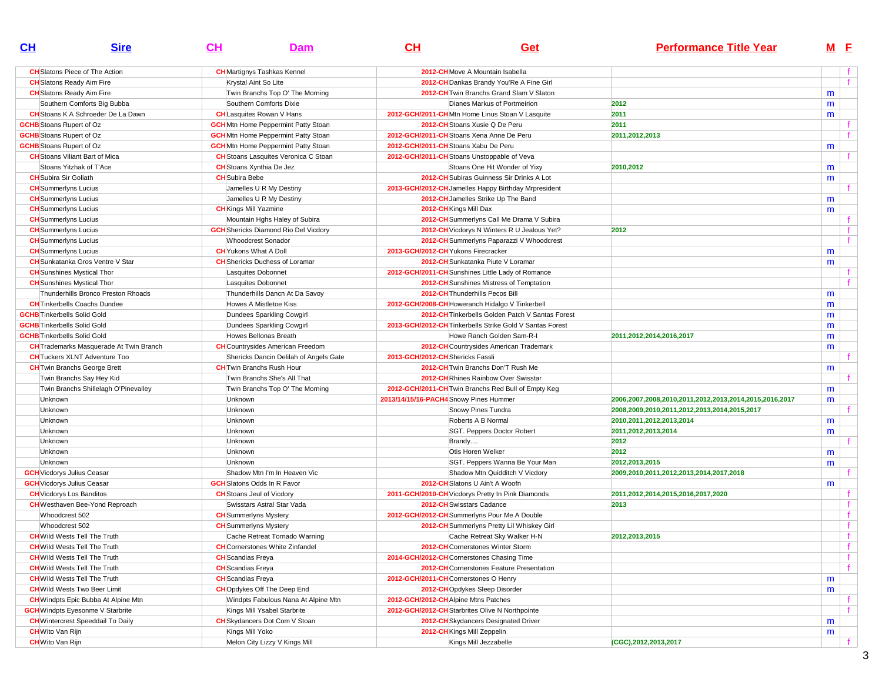| CH | Sire | CH | Dam | CH | Get | Performance Title Year | M | F |
|---|---|---|---|---|---|---|---|---|
| CH | Slatons Piece of The Action | CH | Martignys Tashkas Kennel | 2012-CH | Move A Mountain Isabella | | | f |
| CH | Slatons Ready Aim Fire | | Krystal Aint So Lite | 2012-CH | Dankas Brandy You'Re A Fine Girl | | | f |
| CH | Slatons Ready Aim Fire | | Twin Branchs Top O' The Morning | 2012-CH | Twin Branchs Grand Slam V Slaton | | m | |
| | Southern Comforts Big Bubba | | Southern Comforts Dixie | | Dianes Markus of Portmeirion | 2012 | m | |
| CH | Stoans K A Schroeder De La Dawn | CH | Lasquites Rowan V Hans | 2012-GCH/2011-CH | Mtn Home Linus Stoan V Lasquite | 2011 | m | |
| GCHB | Stoans Rupert of Oz | GCH | Mtn Home Peppermint Patty Stoan | 2012-CH | Stoans Xusie Q De Peru | 2011 | | f |
| GCHB | Stoans Rupert of Oz | GCH | Mtn Home Peppermint Patty Stoan | 2012-GCH/2011-CH | Stoans Xena Anne De Peru | 2011,2012,2013 | | f |
| GCHB | Stoans Rupert of Oz | GCH | Mtn Home Peppermint Patty Stoan | 2012-GCH/2011-CH | Stoans Xabu De Peru | | m | |
| CH | Stoans Viliant Bart of Mica | CH | Stoans Lasquites Veronica C Stoan | 2012-GCH/2011-CH | Stoans Unstoppable of Veva | | | f |
| | Stoans Yitzhak of T'Ace | CH | Stoans Xynthia De Jez | | Stoans One Hit Wonder of Yixy | 2010,2012 | m | |
| CH | Subira Sir Goliath | CH | Subira Bebe | 2012-CH | Subiras Guinness Sir Drinks A Lot | | m | |
| CH | Summerlyns Lucius | | Jamelles U R My Destiny | 2013-GCH/2012-CH | Jamelles Happy Birthday Mrpresident | | | f |
| CH | Summerlyns Lucius | | Jamelles U R My Destiny | 2012-CH | Jamelles Strike Up The Band | | m | |
| CH | Summerlyns Lucius | CH | Kings Mill Yazmine | 2012-CH | Kings Mill Dax | | m | |
| CH | Summerlyns Lucius | | Mountain Hghs Haley of Subira | 2012-CH | Summerlyns Call Me Drama V Subira | | | f |
| CH | Summerlyns Lucius | GCH | Shericks Diamond Rio Del Vicdory | 2012-CH | Vicdorys N Winters R U Jealous Yet? | 2012 | | f |
| CH | Summerlyns Lucius | | Whoodcrest Sonador | 2012-CH | Summerlyns Paparazzi V Whoodcrest | | | f |
| CH | Summerlyns Lucius | CH | Yukons What A Doll | 2013-GCH/2012-CH | Yukons Firecracker | | m | |
| CH | Sunkatanka Gros Ventre V Star | CH | Shericks Duchess of Loramar | 2012-CH | Sunkatanka Piute V Loramar | | m | |
| CH | Sunshines Mystical Thor | | Lasquites Dobonnet | 2012-GCH/2011-CH | Sunshines Little Lady of Romance | | | f |
| CH | Sunshines Mystical Thor | | Lasquites Dobonnet | 2012-CH | Sunshines Mistress of Temptation | | | f |
| | Thunderhills Bronco Preston Rhoads | | Thunderhills Dancn At Da Savoy | 2012-CH | Thunderhills Pecos Bill | | m | |
| CH | Tinkerbells Coachs Dundee | | Howes A Mistletoe Kiss | 2012-GCH/2008-CH | Howeranch Hidalgo V Tinkerbell | | m | |
| GCHB | Tinkerbells Solid Gold | | Dundees Sparkling Cowgirl | 2012-CH | Tinkerbells Golden Patch V Santas Forest | | m | |
| GCHB | Tinkerbells Solid Gold | | Dundees Sparkling Cowgirl | 2013-GCH/2012-CH | Tinkerbells Strike Gold V Santas Forest | | m | |
| GCHB | Tinkerbells Solid Gold | | Howes Bellonas Breath | | Howe Ranch Golden Sam-R-I | 2011,2012,2014,2016,2017 | m | |
| CH | Trademarks Masquerade At Twin Branch | CH | Countrysides American Freedom | 2012-CH | Countrysides American Trademark | | m | |
| CH | Tuckers XLNT Adventure Too | | Shericks Dancin Delilah of Angels Gate | 2013-GCH/2012-CH | Shericks Fassli | | | f |
| CH | Twin Branchs George Brett | CH | Twin Branchs Rush Hour | 2012-CH | Twin Branchs Don'T Rush Me | | m | |
| | Twin Branchs Say Hey Kid | | Twin Branchs She's All That | 2012-CH | Rhines Rainbow Over Swisstar | | | f |
| | Twin Branchs Shillelagh O'Pinevalley | | Twin Branchs Top O' The Morning | 2012-GCH/2011-CH | Twin Branchs Red Bull of Empty Keg | | m | |
| | Unknown | | Unknown | 2013/14/15/16-PACH4 | Snowy Pines Hummer | 2006,2007,2008,2010,2011,2012,2013,2014,2015,2016,2017 | m | |
| | Unknown | | Unknown | | Snowy Pines Tundra | 2008,2009,2010,2011,2012,2013,2014,2015,2017 | | f |
| | Unknown | | Unknown | | Roberts A B Normal | 2010,2011,2012,2013,2014 | m | |
| | Unknown | | Unknown | | SGT. Peppers Doctor Robert | 2011,2012,2013,2014 | m | |
| | Unknown | | Unknown | | Brandy.... | 2012 | | f |
| | Unknown | | Unknown | | Otis Horen Welker | 2012 | m | |
| | Unknown | | Unknown | | SGT. Peppers Wanna Be Your Man | 2012,2013,2015 | m | |
| GCH | Vicdorys Julius Ceasar | | Shadow Mtn I'm In Heaven Vic | | Shadow Mtn Quidditch V Vicdory | 2009,2010,2011,2012,2013,2014,2017,2018 | | f |
| GCH | Vicdorys Julius Ceasar | GCH | Slatons Odds In R Favor | 2012-CH | Slatons U Ain't A Woofn | | m | |
| CH | Vicdorys Los Banditos | CH | Stoans Jeul of Vicdory | 2011-GCH/2010-CH | Vicdorys Pretty In Pink Diamonds | 2011,2012,2014,2015,2016,2017,2020 | | f |
| CH | Westhaven Bee-Yond Reproach | | Swisstars Astral Star Vada | 2012-CH | Swisstars Cadance | 2013 | | f |
| | Whoodcrest 502 | CH | Summerlyns Mystery | 2012-GCH/2012-CH | Summerlyns Pour Me A Double | | | f |
| | Whoodcrest 502 | CH | Summerlyns Mystery | 2012-CH | Summerlyns Pretty Lil Whiskey Girl | | | f |
| CH | Wild Wests Tell The Truth | | Cache Retreat Tornado Warning | | Cache Retreat Sky Walker H-N | 2012,2013,2015 | | f |
| CH | Wild Wests Tell The Truth | CH | Cornerstones White Zinfandel | 2012-CH | Cornerstones Winter Storm | | | f |
| CH | Wild Wests Tell The Truth | CH | Scandias Freya | 2014-GCH/2012-CH | Cornerstones Chasing Time | | | f |
| CH | Wild Wests Tell The Truth | CH | Scandias Freya | 2012-CH | Cornerstones Feature Presentation | | | f |
| CH | Wild Wests Tell The Truth | CH | Scandias Freya | 2012-GCH/2011-CH | Cornerstones O Henry | | m | |
| CH | Wild Wests Two Beer Limit | CH | Opdykes Off The Deep End | 2012-CH | Opdykes Sleep Disorder | | m | |
| CH | Windpts Epic Bubba At Alpine Mtn | | Windpts Fabulous Nana At Alpine Mtn | 2012-GCH/2012-CH | Alpine Mtns Patches | | | f |
| GCH | Windpts Eyesonme V Starbrite | | Kings Mill Ysabel Starbrite | 2012-GCH/2012-CH | Starbrites Olive N Northpointe | | | f |
| CH | Wintercrest Speeddail To Daily | CH | Skydancers Dot Com V Stoan | 2012-CH | Skydancers Designated Driver | | m | |
| CH | Wito Van Rijn | | Kings Mill Yoko | 2012-CH | Kings Mill Zeppelin | | m | |
| CH | Wito Van Rijn | | Melon City Lizzy V Kings Mill | | Kings Mill Jezzabelle | (CGC),2012,2013,2017 | | f |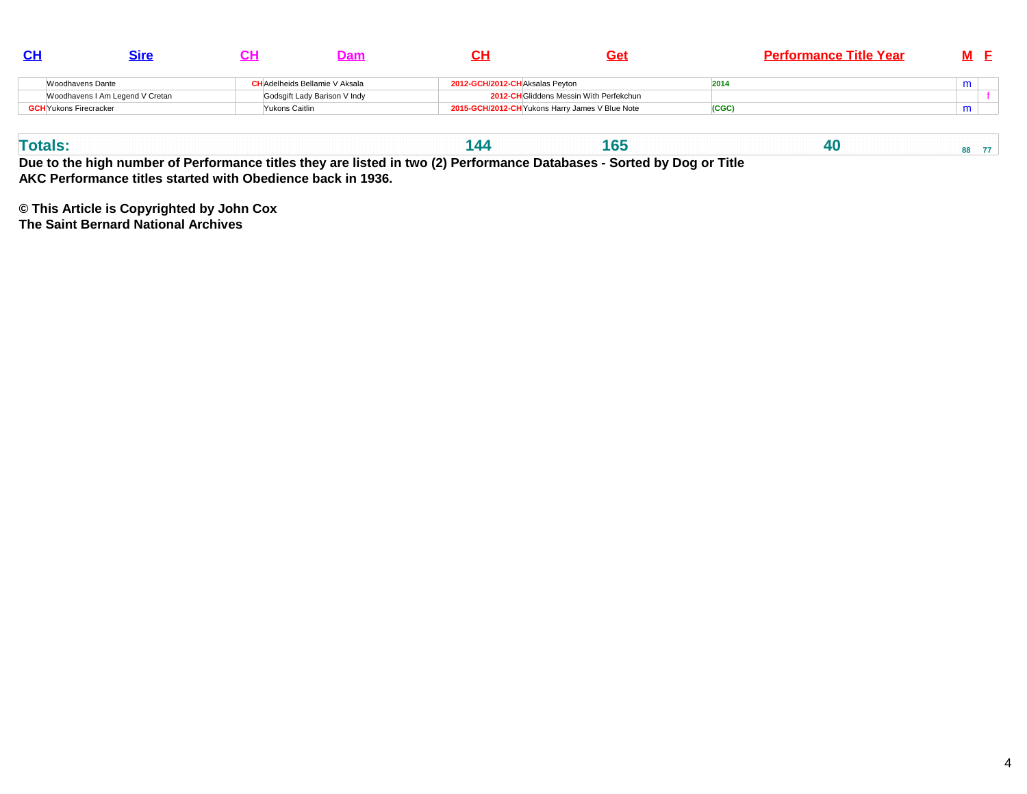| CH | Sire | CH | Dam | CH | Get | Performance Title Year | M | F |
|---|---|---|---|---|---|---|---|---|
| | Woodhavens Dante | CH | Adelheids Bellamie V Aksala | 2012-GCH/2012-CH | Aksalas Peyton | 2014 | m | |
| | Woodhavens I Am Legend V Cretan | | Godsgift Lady Barison V Indy | 2012-CH | Gliddens Messin With Perfekchun | | | f |
| GCH | Yukons Firecracker | | Yukons Caitlin | 2015-GCH/2012-CH | Yukons Harry James V Blue Note | (CGC) | m | |
| **Totals:** | | | | **144** | **165** | **40** | **88** | **77** |

**Due to the high number of Performance titles they are listed in two (2) Performance Databases - Sorted by Dog or Title**
**AKC Performance titles started with Obedience back in 1936.**

**© This Article is Copyrighted by John Cox**
**The Saint Bernard National Archives**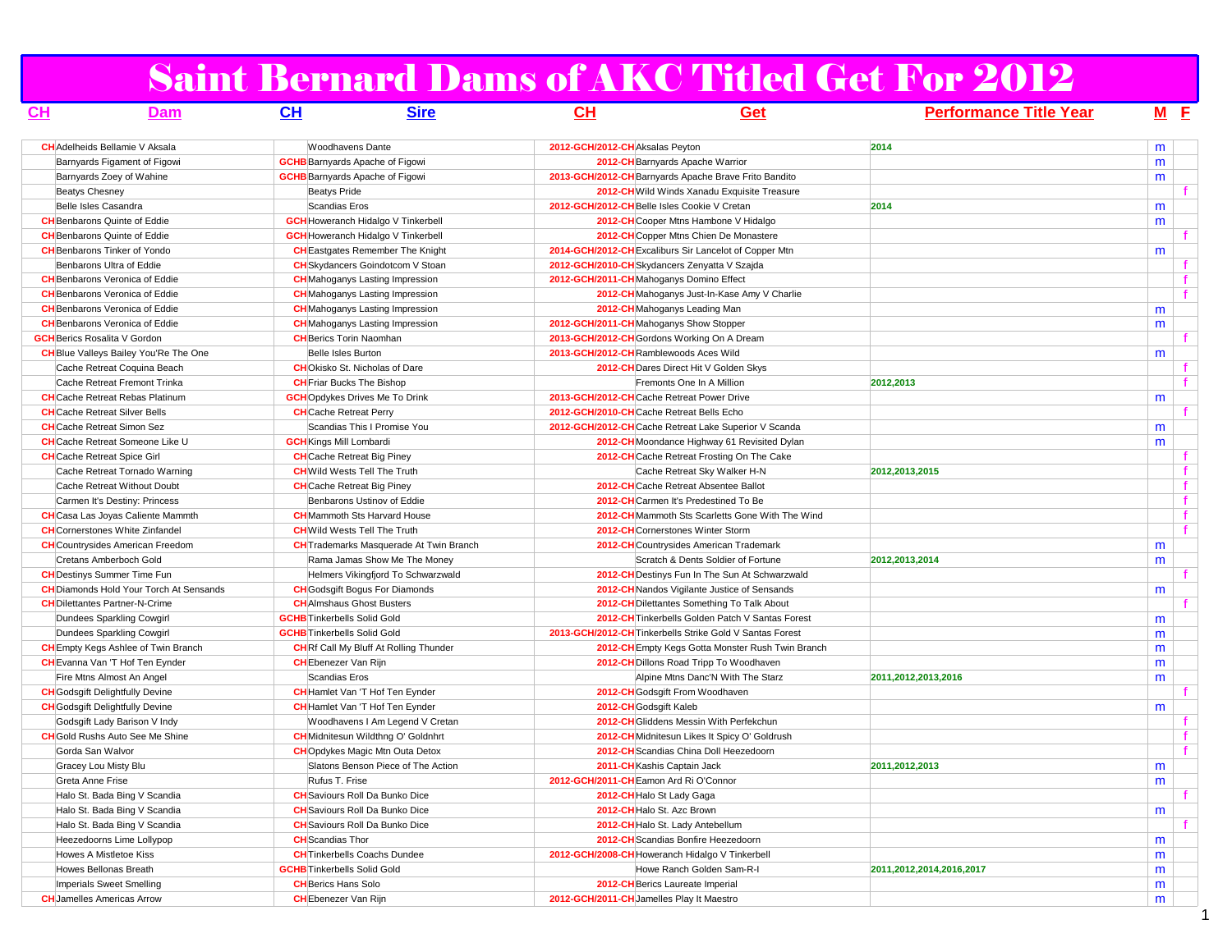# Saint Bernard Dams of AKC Titled Get For 2012

| CH | Dam | CH | Sire | CH | Get | Performance Title Year | M | F |
|---|---|---|---|---|---|---|---|---|
| CH | Adelheids Bellamie V Aksala | | Woodhavens Dante | 2012-GCH/2012-CH | Aksalas Peyton | 2014 | m | |
| | Barnyards Figament of Figowi | GCHB | Barnyards Apache of Figowi | 2012-CH | Barnyards Apache Warrior | | m | |
| | Barnyards Zoey of Wahine | GCHB | Barnyards Apache of Figowi | 2013-GCH/2012-CH | Barnyards Apache Brave Frito Bandito | | m | |
| | Beatys Chesney | | Beatys Pride | 2012-CH | Wild Winds Xanadu Exquisite Treasure | | | f |
| | Belle Isles Casandra | | Scandias Eros | 2012-GCH/2012-CH | Belle Isles Cookie V Cretan | 2014 | m | |
| CH | Benbarons Quinte of Eddie | GCH | Howeranch Hidalgo V Tinkerbell | 2012-CH | Cooper Mtns Hambone V Hidalgo | | m | |
| CH | Benbarons Quinte of Eddie | GCH | Howeranch Hidalgo V Tinkerbell | 2012-CH | Copper Mtns Chien De Monastere | | | f |
| CH | Benbarons Tinker of Yondo | CH | Eastgates Remember The Knight | 2014-GCH/2012-CH | Excaliburs Sir Lancelot of Copper Mtn | | m | |
| | Benbarons Ultra of Eddie | CH | Skydancers Goindotcom V Stoan | 2012-GCH/2010-CH | Skydancers Zenyatta V Szajda | | | f |
| CH | Benbarons Veronica of Eddie | CH | Mahoganys Lasting Impression | 2012-GCH/2011-CH | Mahoganys Domino Effect | | | f |
| CH | Benbarons Veronica of Eddie | CH | Mahoganys Lasting Impression | 2012-CH | Mahoganys Just-In-Kase Amy V Charlie | | | f |
| CH | Benbarons Veronica of Eddie | CH | Mahoganys Lasting Impression | 2012-CH | Mahoganys Leading Man | | m | |
| CH | Benbarons Veronica of Eddie | CH | Mahoganys Lasting Impression | 2012-GCH/2011-CH | Mahoganys Show Stopper | | m | |
| GCH | Berics Rosalita V Gordon | CH | Berics Torin Naomhan | 2013-GCH/2012-CH | Gordons Working On A Dream | | | f |
| CH | Blue Valleys Bailey You'Re The One | | Belle Isles Burton | 2013-GCH/2012-CH | Ramblewoods Aces Wild | | m | |
| | Cache Retreat Coquina Beach | CH | Okisko St. Nicholas of Dare | 2012-CH | Dares Direct Hit V Golden Skys | | | f |
| | Cache Retreat Fremont Trinka | CH | Friar Bucks The Bishop | | Fremonts One In A Million | 2012,2013 | | f |
| CH | Cache Retreat Rebas Platinum | GCH | Opdykes Drives Me To Drink | 2013-GCH/2012-CH | Cache Retreat Power Drive | | m | |
| CH | Cache Retreat Silver Bells | CH | Cache Retreat Perry | 2012-GCH/2010-CH | Cache Retreat Bells Echo | | | f |
| CH | Cache Retreat Simon Sez | | Scandias This I Promise You | 2012-GCH/2012-CH | Cache Retreat Lake Superior V Scanda | | m | |
| CH | Cache Retreat Someone Like U | GCH | Kings Mill Lombardi | 2012-CH | Moondance Highway 61 Revisited Dylan | | m | |
| CH | Cache Retreat Spice Girl | CH | Cache Retreat Big Piney | 2012-CH | Cache Retreat Frosting On The Cake | | | f |
| | Cache Retreat Tornado Warning | CH | Wild Wests Tell The Truth | | Cache Retreat Sky Walker H-N | 2012,2013,2015 | | f |
| | Cache Retreat Without Doubt | CH | Cache Retreat Big Piney | 2012-CH | Cache Retreat Absentee Ballot | | | f |
| | Carmen It's Destiny: Princess | | Benbarons Ustinov of Eddie | 2012-CH | Carmen It's Predestined To Be | | | f |
| CH | Casa Las Joyas Caliente Mammth | CH | Mammoth Sts Harvard House | 2012-CH | Mammoth Sts Scarletts Gone With The Wind | | | f |
| CH | Cornerstones White Zinfandel | CH | Wild Wests Tell The Truth | 2012-CH | Cornerstones Winter Storm | | | f |
| CH | Countrysides American Freedom | CH | Trademarks Masquerade At Twin Branch | 2012-CH | Countrysides American Trademark | | m | |
| | Cretans Amberboch Gold | | Rama Jamas Show Me The Money | | Scratch & Dents Soldier of Fortune | 2012,2013,2014 | m | |
| CH | Destinys Summer Time Fun | | Helmers Vikingfjord To Schwarzwald | 2012-CH | Destinys Fun In The Sun At Schwarzwald | | | f |
| CH | Diamonds Hold Your Torch At Sensands | CH | Godsgift Bogus For Diamonds | 2012-CH | Nandos Vigilante Justice of Sensands | | m | |
| CH | Dilettantes Partner-N-Crime | CH | Almshaus Ghost Busters | 2012-CH | Dilettantes Something To Talk About | | | f |
| | Dundees Sparkling Cowgirl | GCHB | Tinkerbells Solid Gold | 2012-CH | Tinkerbells Golden Patch V Santas Forest | | m | |
| | Dundees Sparkling Cowgirl | GCHB | Tinkerbells Solid Gold | 2013-GCH/2012-CH | Tinkerbells Strike Gold V Santas Forest | | m | |
| CH | Empty Kegs Ashlee of Twin Branch | CH | Rf Call My Bluff At Rolling Thunder | 2012-CH | Empty Kegs Gotta Monster Rush Twin Branch | | m | |
| CH | Evanna Van 'T Hof Ten Eynder | CH | Ebenezer Van Rijn | 2012-CH | Dillons Road Tripp To Woodhaven | | m | |
| | Fire Mtns Almost An Angel | | Scandias Eros | | Alpine Mtns Danc'N With The Starz | 2011,2012,2013,2016 | m | |
| CH | Godsgift Delightfully Devine | CH | Hamlet Van 'T Hof Ten Eynder | 2012-CH | Godsgift From Woodhaven | | | f |
| CH | Godsgift Delightfully Devine | CH | Hamlet Van 'T Hof Ten Eynder | 2012-CH | Godsgift Kaleb | | m | |
| | Godsgift Lady Barison V Indy | | Woodhavens I Am Legend V Cretan | 2012-CH | Gliddens Messin With Perfekchun | | | f |
| CH | Gold Rushs Auto See Me Shine | CH | Midnitesun Wildthng O' Goldnhrt | 2012-CH | Midnitesun Likes It Spicy O' Goldrush | | | f |
| | Gorda San Walvor | CH | Opdykes Magic Mtn Outa Detox | 2012-CH | Scandias China Doll Heezedoorn | | | f |
| | Gracey Lou Misty Blu | | Slatons Benson Piece of The Action | 2011-CH | Kashis Captain Jack | 2011,2012,2013 | m | |
| | Greta Anne Frise | | Rufus T. Frise | 2012-GCH/2011-CH | Eamon Ard Ri O'Connor | | m | |
| | Halo St. Bada Bing V Scandia | CH | Saviours Roll Da Bunko Dice | 2012-CH | Halo St Lady Gaga | | | f |
| | Halo St. Bada Bing V Scandia | CH | Saviours Roll Da Bunko Dice | 2012-CH | Halo St. Azc Brown | | m | |
| | Halo St. Bada Bing V Scandia | CH | Saviours Roll Da Bunko Dice | 2012-CH | Halo St. Lady Antebellum | | | f |
| | Heezedoorns Lime Lollypop | CH | Scandias Thor | 2012-CH | Scandias Bonfire Heezedoorn | | m | |
| | Howes A Mistletoe Kiss | CH | Tinkerbells Coachs Dundee | 2012-GCH/2008-CH | Howeranch Hidalgo V Tinkerbell | | m | |
| | Howes Bellonas Breath | GCHB | Tinkerbells Solid Gold | | Howe Ranch Golden Sam-R-I | 2011,2012,2014,2016,2017 | m | |
| | Imperials Sweet Smelling | CH | Berics Hans Solo | 2012-CH | Berics Laureate Imperial | | m | |
| CH | Jamelles Americas Arrow | CH | Ebenezer Van Rijn | 2012-GCH/2011-CH | Jamelles Play It Maestro | | m | |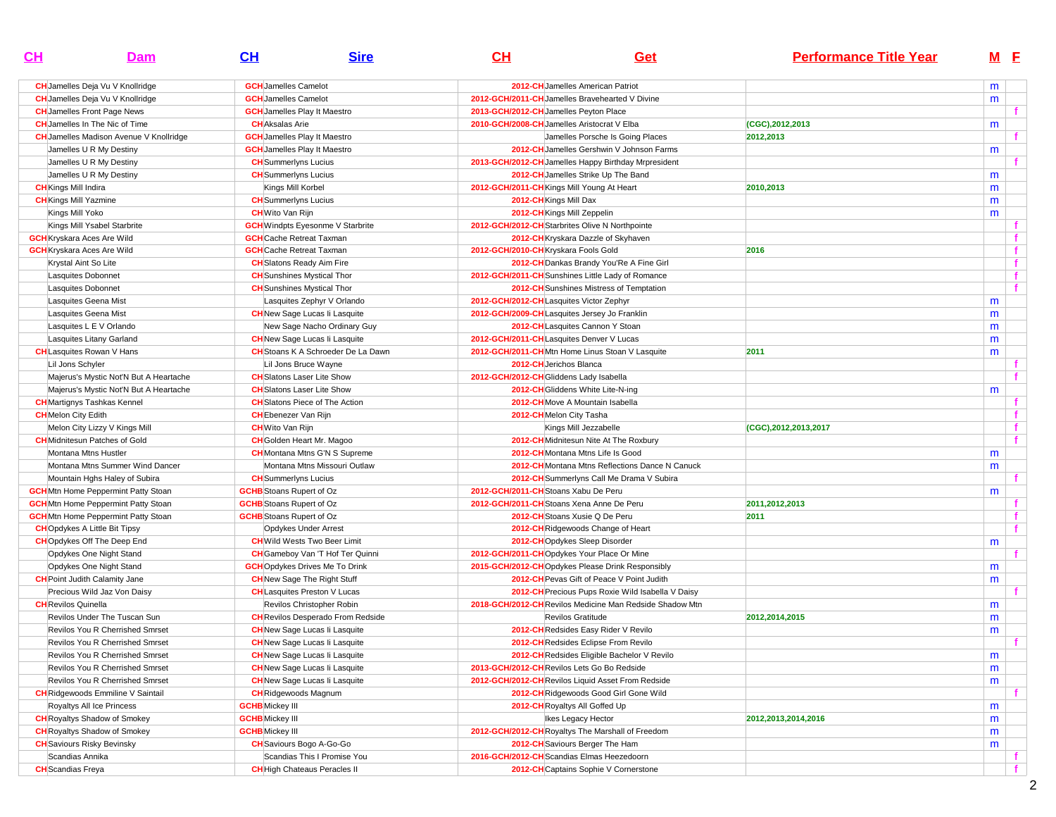| CH | Dam | CH | Sire | CH | Get | Performance Title Year | M | F |
|---|---|---|---|---|---|---|---|---|
| CH | Jamelles Deja Vu V Knollridge | GCH | Jamelles Camelot | 2012-CH | Jamelles American Patriot | | m | |
| CH | Jamelles Deja Vu V Knollridge | GCH | Jamelles Camelot | 2012-GCH/2011-CH | Jamelles Bravehearted V Divine | | m | |
| CH | Jamelles Front Page News | GCH | Jamelles Play It Maestro | 2013-GCH/2012-CH | Jamelles Peyton Place | | | f |
| CH | Jamelles In The Nic of Time | CH | Aksalas Arie | 2010-GCH/2008-CH | Jamelles Aristocrat V Elba | (CGC),2012,2013 | m | |
| CH | Jamelles Madison Avenue V Knollridge | GCH | Jamelles Play It Maestro | | Jamelles Porsche Is Going Places | 2012,2013 | | f |
| | Jamelles U R My Destiny | GCH | Jamelles Play It Maestro | 2012-CH | Jamelles Gershwin V Johnson Farms | | m | |
| | Jamelles U R My Destiny | CH | Summerlyns Lucius | 2013-GCH/2012-CH | Jamelles Happy Birthday Mrpresident | | | f |
| | Jamelles U R My Destiny | CH | Summerlyns Lucius | 2012-CH | Jamelles Strike Up The Band | | m | |
| CH | Kings Mill Indira | | Kings Mill Korbel | 2012-GCH/2011-CH | Kings Mill Young At Heart | 2010,2013 | m | |
| CH | Kings Mill Yazmine | CH | Summerlyns Lucius | 2012-CH | Kings Mill Dax | | m | |
| | Kings Mill Yoko | CH | Wito Van Rijn | 2012-CH | Kings Mill Zeppelin | | m | |
| | Kings Mill Ysabel Starbrite | GCH | Windpts Eyesonme V Starbrite | 2012-GCH/2012-CH | Starbrites Olive N Northpointe | | | f |
| GCH | Kryskara Aces Are Wild | GCH | Cache Retreat Taxman | 2012-CH | Kryskara Dazzle of Skyhaven | | | f |
| GCH | Kryskara Aces Are Wild | GCH | Cache Retreat Taxman | 2012-GCH/2010-CH | Kryskara Fools Gold | 2016 | | f |
| | Krystal Aint So Lite | CH | Slatons Ready Aim Fire | 2012-CH | Dankas Brandy You'Re A Fine Girl | | | f |
| | Lasquites Dobonnet | CH | Sunshines Mystical Thor | 2012-GCH/2011-CH | Sunshines Little Lady of Romance | | | f |
| | Lasquites Dobonnet | CH | Sunshines Mystical Thor | 2012-CH | Sunshines Mistress of Temptation | | | f |
| | Lasquites Geena Mist | | Lasquites Zephyr V Orlando | 2012-GCH/2012-CH | Lasquites Victor Zephyr | | m | |
| | Lasquites Geena Mist | CH | New Sage Lucas Ii Lasquite | 2012-GCH/2009-CH | Lasquites Jersey Jo Franklin | | m | |
| | Lasquites L E V Orlando | | New Sage Nacho Ordinary Guy | 2012-CH | Lasquites Cannon Y Stoan | | m | |
| | Lasquites Litany Garland | CH | New Sage Lucas Ii Lasquite | 2012-GCH/2011-CH | Lasquites Denver V Lucas | | m | |
| CH | Lasquites Rowan V Hans | CH | Stoans K A Schroeder De La Dawn | 2012-GCH/2011-CH | Mtn Home Linus Stoan V Lasquite | 2011 | m | |
| | Lil Jons Schyler | | Lil Jons Bruce Wayne | 2012-CH | Jerichos Blanca | | | f |
| | Majerus's Mystic Not'N But A Heartache | CH | Slatons Laser Lite Show | 2012-GCH/2012-CH | Gliddens Lady Isabella | | | f |
| | Majerus's Mystic Not'N But A Heartache | CH | Slatons Laser Lite Show | 2012-CH | Gliddens White Lite-N-ing | | m | |
| CH | Martignys Tashkas Kennel | CH | Slatons Piece of The Action | 2012-CH | Move A Mountain Isabella | | | f |
| CH | Melon City Edith | CH | Ebenezer Van Rijn | 2012-CH | Melon City Tasha | | | f |
| | Melon City Lizzy V Kings Mill | CH | Wito Van Rijn | | Kings Mill Jezzabelle | (CGC),2012,2013,2017 | | f |
| CH | Midnitesun Patches of Gold | CH | Golden Heart Mr. Magoo | 2012-CH | Midnitesun Nite At The Roxbury | | | f |
| | Montana Mtns Hustler | CH | Montana Mtns G'N S Supreme | 2012-CH | Montana Mtns Life Is Good | | m | |
| | Montana Mtns Summer Wind Dancer | | Montana Mtns Missouri Outlaw | 2012-CH | Montana Mtns Reflections Dance N Canuck | | m | |
| | Mountain Hghs Haley of Subira | CH | Summerlyns Lucius | 2012-CH | Summerlyns Call Me Drama V Subira | | | f |
| GCH | Mtn Home Peppermint Patty Stoan | GCHB | Stoans Rupert of Oz | 2012-GCH/2011-CH | Stoans Xabu De Peru | | m | |
| GCH | Mtn Home Peppermint Patty Stoan | GCHB | Stoans Rupert of Oz | 2012-GCH/2011-CH | Stoans Xena Anne De Peru | 2011,2012,2013 | | f |
| GCH | Mtn Home Peppermint Patty Stoan | GCHB | Stoans Rupert of Oz | 2012-CH | Stoans Xusie Q De Peru | 2011 | | f |
| CH | Opdykes A Little Bit Tipsy | | Opdykes Under Arrest | 2012-CH | Ridgewoods Change of Heart | | | f |
| CH | Opdykes Off The Deep End | CH | Wild Wests Two Beer Limit | 2012-CH | Opdykes Sleep Disorder | | m | |
| | Opdykes One Night Stand | CH | Gameboy Van 'T Hof Ter Quinni | 2012-GCH/2011-CH | Opdykes Your Place Or Mine | | | f |
| | Opdykes One Night Stand | GCH | Opdykes Drives Me To Drink | 2015-GCH/2012-CH | Opdykes Please Drink Responsibly | | m | |
| CH | Point Judith Calamity Jane | CH | New Sage The Right Stuff | 2012-CH | Pevas Gift of Peace V Point Judith | | m | |
| | Precious Wild Jaz Von Daisy | CH | Lasquites Preston V Lucas | 2012-CH | Precious Pups Roxie Wild Isabella V Daisy | | | f |
| CH | Revilos Quinella | | Revilos Christopher Robin | 2018-GCH/2012-CH | Revilos Medicine Man Redside Shadow Mtn | | m | |
| | Revilos Under The Tuscan Sun | CH | Revilos Desperado From Redside | | Revilos Gratitude | 2012,2014,2015 | m | |
| | Revilos You R Cherrished Smrset | CH | New Sage Lucas Ii Lasquite | 2012-CH | Redsides Easy Rider V Revilo | | m | |
| | Revilos You R Cherrished Smrset | CH | New Sage Lucas Ii Lasquite | 2012-CH | Redsides Eclipse From Revilo | | | f |
| | Revilos You R Cherrished Smrset | CH | New Sage Lucas Ii Lasquite | 2012-CH | Redsides Eligible Bachelor V Revilo | | m | |
| | Revilos You R Cherrished Smrset | CH | New Sage Lucas Ii Lasquite | 2013-GCH/2012-CH | Revilos Lets Go Bo Redside | | m | |
| | Revilos You R Cherrished Smrset | CH | New Sage Lucas Ii Lasquite | 2012-GCH/2012-CH | Revilos Liquid Asset From Redside | | m | |
| CH | Ridgewoods Emmiline V Saintail | CH | Ridgewoods Magnum | 2012-CH | Ridgewoods Good Girl Gone Wild | | | f |
| | Royaltys All Ice Princess | GCHB | Mickey III | 2012-CH | Royaltys All Goffed Up | | m | |
| CH | Royaltys Shadow of Smokey | GCHB | Mickey III | | Ikes Legacy Hector | 2012,2013,2014,2016 | m | |
| CH | Royaltys Shadow of Smokey | GCHB | Mickey III | 2012-GCH/2012-CH | Royaltys The Marshall of Freedom | | m | |
| CH | Saviours Risky Bevinsky | CH | Saviours Bogo A-Go-Go | 2012-CH | Saviours Berger The Ham | | m | |
| | Scandias Annika | | Scandias This I Promise You | 2016-GCH/2012-CH | Scandias Elmas Heezedoorn | | | f |
| CH | Scandias Freya | CH | High Chateaus Peracles II | 2012-CH | Captains Sophie V Cornerstone | | | f |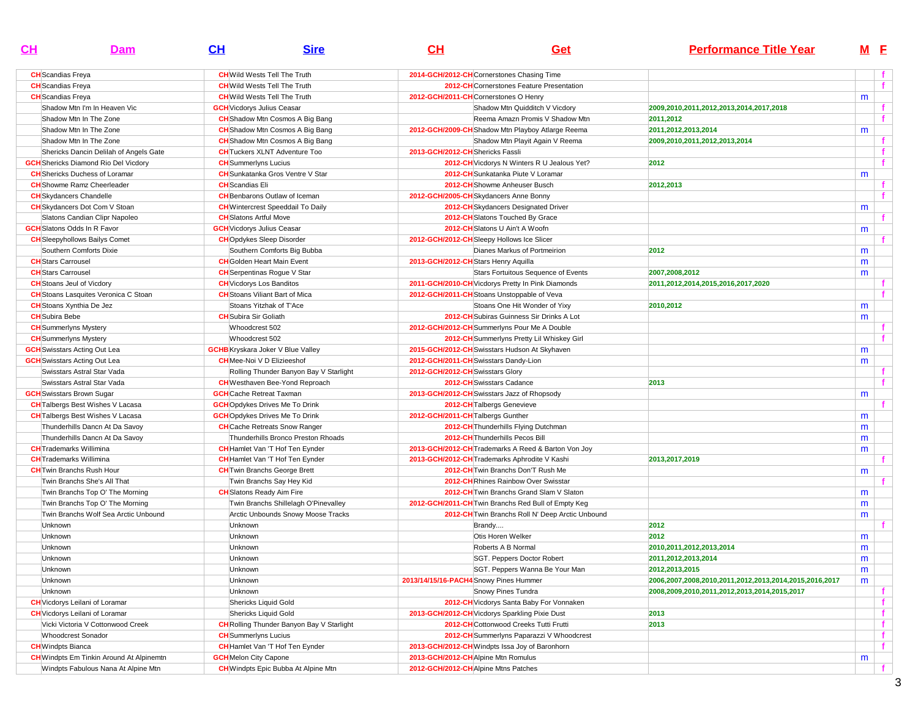| CH | Dam | CH | Sire | CH | Get | Performance Title Year | M | F |
|---|---|---|---|---|---|---|---|---|
| CH | Scandias Freya | CH | Wild Wests Tell The Truth | 2014-GCH/2012-CH | Cornerstones Chasing Time | | | f |
| CH | Scandias Freya | CH | Wild Wests Tell The Truth | 2012-CH | Cornerstones Feature Presentation | | | f |
| CH | Scandias Freya | CH | Wild Wests Tell The Truth | 2012-GCH/2011-CH | Cornerstones O Henry | | m | |
| | Shadow Mtn I'm In Heaven Vic | GCH | Vicdorys Julius Ceasar | | Shadow Mtn Quidditch V Vicdory | 2009,2010,2011,2012,2013,2014,2017,2018 | | f |
| | Shadow Mtn In The Zone | CH | Shadow Mtn Cosmos A Big Bang | | Reema Amazn Promis V Shadow Mtn | 2011,2012 | | f |
| | Shadow Mtn In The Zone | CH | Shadow Mtn Cosmos A Big Bang | 2012-GCH/2009-CH | Shadow Mtn Playboy Atlarge Reema | 2011,2012,2013,2014 | m | |
| | Shadow Mtn In The Zone | CH | Shadow Mtn Cosmos A Big Bang | | Shadow Mtn Playit Again V Reema | 2009,2010,2011,2012,2013,2014 | | f |
| | Shericks Dancin Delilah of Angels Gate | CH | Tuckers XLNT Adventure Too | 2013-GCH/2012-CH | Shericks Fassli | | | f |
| GCH | Shericks Diamond Rio Del Vicdory | CH | Summerlyns Lucius | 2012-CH | Vicdorys N Winters R U Jealous Yet? | 2012 | | f |
| CH | Shericks Duchess of Loramar | CH | Sunkatanka Gros Ventre V Star | 2012-CH | Sunkatanka Piute V Loramar | | m | |
| CH | Showme Ramz Cheerleader | CH | Scandias Eli | 2012-CH | Showme Anheuser Busch | 2012,2013 | | f |
| CH | Skydancers Chandelle | CH | Benbarons Outlaw of Iceman | 2012-GCH/2005-CH | Skydancers Anne Bonny | | | f |
| CH | Skydancers Dot Com V Stoan | CH | Wintercrest Speeddail To Daily | 2012-CH | Skydancers Designated Driver | | m | |
| | Slatons Candian Clipr Napoleo | CH | Slatons Artful Move | 2012-CH | Slatons Touched By Grace | | | f |
| GCH | Slatons Odds In R Favor | GCH | Vicdorys Julius Ceasar | 2012-CH | Slatons U Ain't A Woofn | | m | |
| CH | Sleepyhollows Bailys Comet | CH | Opdykes Sleep Disorder | 2012-GCH/2012-CH | Sleepy Hollows Ice Slicer | | | f |
| | Southern Comforts Dixie | | Southern Comforts Big Bubba | | Dianes Markus of Portmeirion | 2012 | m | |
| CH | Stars Carrousel | CH | Golden Heart Main Event | 2013-GCH/2012-CH | Stars Henry Aquilla | | m | |
| CH | Stars Carrousel | CH | Serpentinas Rogue V Star | | Stars Fortuitous Sequence of Events | 2007,2008,2012 | m | |
| CH | Stoans Jeul of Vicdory | CH | Vicdorys Los Banditos | 2011-GCH/2010-CH | Vicdorys Pretty In Pink Diamonds | 2011,2012,2014,2015,2016,2017,2020 | | f |
| CH | Stoans Lasquites Veronica C Stoan | CH | Stoans Viliant Bart of Mica | 2012-GCH/2011-CH | Stoans Unstoppable of Veva | | | f |
| CH | Stoans Xynthia De Jez | | Stoans Yitzhak of T'Ace | | Stoans One Hit Wonder of Yixy | 2010,2012 | m | |
| CH | Subira Bebe | CH | Subira Sir Goliath | 2012-CH | Subiras Guinness Sir Drinks A Lot | | m | |
| CH | Summerlyns Mystery | | Whoodcrest 502 | 2012-GCH/2012-CH | Summerlyns Pour Me A Double | | | f |
| CH | Summerlyns Mystery | | Whoodcrest 502 | 2012-CH | Summerlyns Pretty Lil Whiskey Girl | | | f |
| GCH | Swisstars Acting Out Lea | GCHB | Kryskara Joker V Blue Valley | 2015-GCH/2012-CH | Swisstars Hudson At Skyhaven | | m | |
| GCH | Swisstars Acting Out Lea | CH | Mee-Noi V D Elizieeshof | 2012-GCH/2011-CH | Swisstars Dandy-Lion | | m | |
| | Swisstars Astral Star Vada | | Rolling Thunder Banyon Bay V Starlight | 2012-GCH/2012-CH | Swisstars Glory | | | f |
| | Swisstars Astral Star Vada | CH | Westhaven Bee-Yond Reproach | 2012-CH | Swisstars Cadance | 2013 | | f |
| GCH | Swisstars Brown Sugar | GCH | Cache Retreat Taxman | 2013-GCH/2012-CH | Swisstars Jazz of Rhopsody | | m | |
| CH | Talbergs Best Wishes V Lacasa | GCH | Opdykes Drives Me To Drink | 2012-CH | Talbergs Genevieve | | | f |
| CH | Talbergs Best Wishes V Lacasa | GCH | Opdykes Drives Me To Drink | 2012-GCH/2011-CH | Talbergs Gunther | | m | |
| | Thunderhills Dancn At Da Savoy | CH | Cache Retreats Snow Ranger | 2012-CH | Thunderhills Flying Dutchman | | m | |
| | Thunderhills Dancn At Da Savoy | | Thunderhills Bronco Preston Rhoads | 2012-CH | Thunderhills Pecos Bill | | m | |
| CH | Trademarks Willimina | CH | Hamlet Van 'T Hof Ten Eynder | 2013-GCH/2012-CH | Trademarks A Reed & Barton Von Joy | | m | |
| CH | Trademarks Willimina | CH | Hamlet Van 'T Hof Ten Eynder | 2013-GCH/2012-CH | Trademarks Aphrodite V Kashi | 2013,2017,2019 | | f |
| CH | Twin Branchs Rush Hour | CH | Twin Branchs George Brett | 2012-CH | Twin Branchs Don'T Rush Me | | m | |
| | Twin Branchs She's All That | | Twin Branchs Say Hey Kid | 2012-CH | Rhines Rainbow Over Swisstar | | | f |
| | Twin Branchs Top O' The Morning | CH | Slatons Ready Aim Fire | 2012-CH | Twin Branchs Grand Slam V Slaton | | m | |
| | Twin Branchs Top O' The Morning | | Twin Branchs Shillelagh O'Pinevalley | 2012-GCH/2011-CH | Twin Branchs Red Bull of Empty Keg | | m | |
| | Twin Branchs Wolf Sea Arctic Unbound | | Arctic Unbounds Snowy Moose Tracks | 2012-CH | Twin Branchs Roll N' Deep Arctic Unbound | | m | |
| | Unknown | | Unknown | | Brandy.... | 2012 | | f |
| | Unknown | | Unknown | | Otis Horen Welker | 2012 | m | |
| | Unknown | | Unknown | | Roberts A B Normal | 2010,2011,2012,2013,2014 | m | |
| | Unknown | | Unknown | | SGT. Peppers Doctor Robert | 2011,2012,2013,2014 | m | |
| | Unknown | | Unknown | | SGT. Peppers Wanna Be Your Man | 2012,2013,2015 | m | |
| | Unknown | | Unknown | 2013/14/15/16-PACH4 | Snowy Pines Hummer | 2006,2007,2008,2010,2011,2012,2013,2014,2015,2016,2017 | m | |
| | Unknown | | Unknown | | Snowy Pines Tundra | 2008,2009,2010,2011,2012,2013,2014,2015,2017 | | f |
| CH | Vicdorys Leilani of Loramar | | Shericks Liquid Gold | 2012-CH | Vicdorys Santa Baby For Vonnaken | | | f |
| CH | Vicdorys Leilani of Loramar | | Shericks Liquid Gold | 2013-GCH/2012-CH | Vicdorys Sparkling Pixie Dust | 2013 | | f |
| | Vicki Victoria V Cottonwood Creek | CH | Rolling Thunder Banyon Bay V Starlight | 2012-CH | Cottonwood Creeks Tutti Frutti | 2013 | | f |
| | Whoodcrest Sonador | CH | Summerlyns Lucius | 2012-CH | Summerlyns Paparazzi V Whoodcrest | | | f |
| CH | Windpts Bianca | CH | Hamlet Van 'T Hof Ten Eynder | 2013-GCH/2012-CH | Windpts Issa Joy of Baronhorn | | | f |
| CH | Windpts Em Tinkin Around At Alpinemtn | GCH | Melon City Capone | 2013-GCH/2012-CH | Alpine Mtn Romulus | | m | |
| | Windpts Fabulous Nana At Alpine Mtn | CH | Windpts Epic Bubba At Alpine Mtn | 2012-GCH/2012-CH | Alpine Mtns Patches | | | f |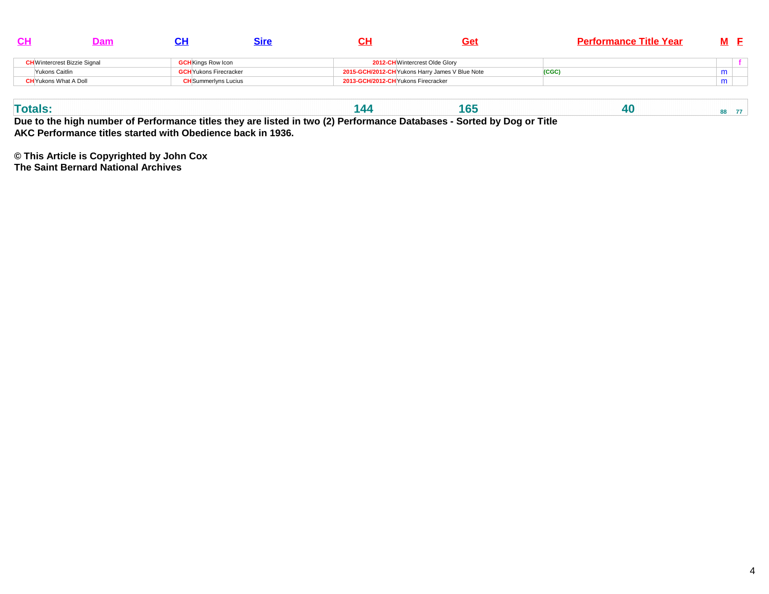| CH | Dam | CH | Sire | CH | Get | Performance Title Year | M | F |
|---|---|---|---|---|---|---|---|---|
| CH | Wintercrest Bizzie Signal | GCH | Kings Row Icon | 2012-CH | Wintercrest Olde Glory | | | f |
| | Yukons Caitlin | GCH | Yukons Firecracker | 2015-GCH/2012-CH | Yukons Harry James V Blue Note | (CGC) | m | |
| CH | Yukons What A Doll | CH | Summerlyns Lucius | 2013-GCH/2012-CH | Yukons Firecracker | | m | |

| Totals: | | | | 144 | 165 | 40 | 88 | 77 |
|---|---|---|---|---|---|---|---|---|

**Due to the high number of Performance titles they are listed in two (2) Performance Databases - Sorted by Dog or Title**
**AKC Performance titles started with Obedience back in 1936.**

**© This Article is Copyrighted by John Cox**
**The Saint Bernard National Archives**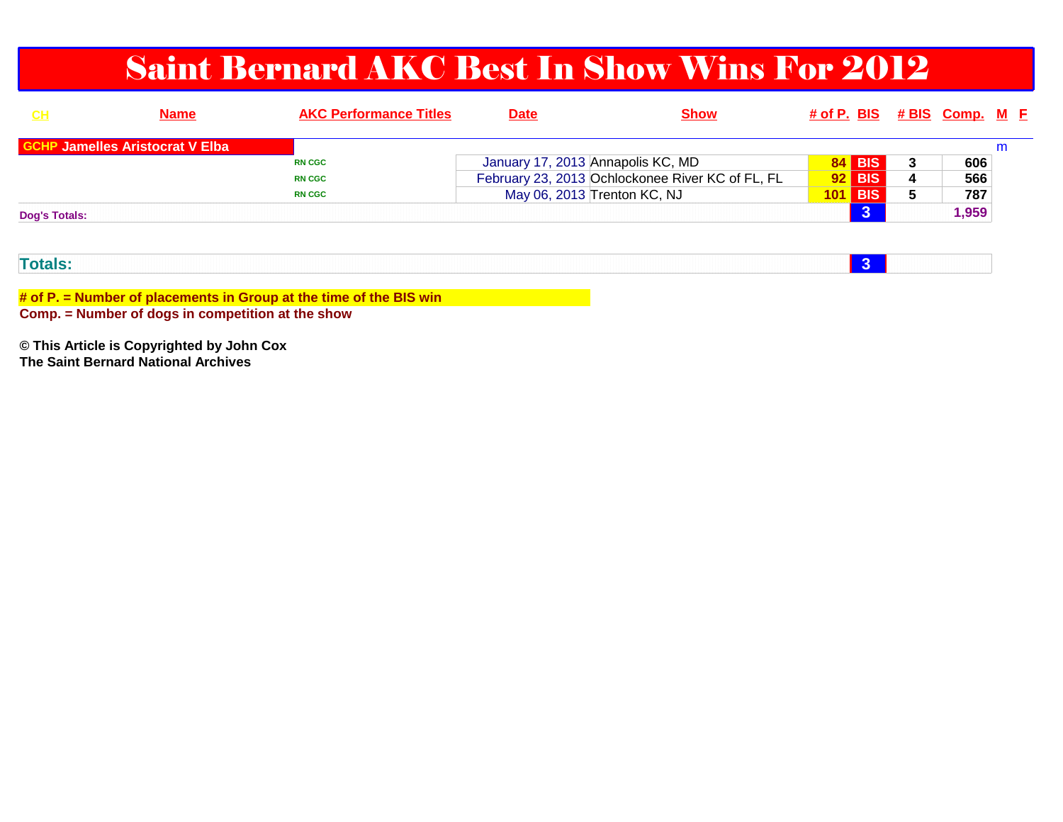# Saint Bernard AKC Best In Show Wins For 2012

| CH | Name | AKC Performance Titles | Date | Show | # of P. | BIS | # BIS | Comp. | M | F |
|---|---|---|---|---|---|---|---|---|---|---|
| GCHP | Jamelles Aristocrat V Elba | | | | | | | | m | |
| | | RN CGC | January 17, 2013 | Annapolis KC, MD | 84 | BIS | 3 | 606 | | |
| | | RN CGC | February 23, 2013 | Ochlockonee River KC of FL, FL | 92 | BIS | 4 | 566 | | |
| | | RN CGC | May 06, 2013 | Trenton KC, NJ | 101 | BIS | 5 | 787 | | |
| Dog's Totals: | | | | | | 3 | | 1,959 | | |
| | | | | | | | | | | |
| Totals: | | | | | | 3 | | | | |

**# of P. = Number of placements in Group at the time of the BIS win**

**Comp. = Number of dogs in competition at the show**

**© This Article is Copyrighted by John Cox**
**The Saint Bernard National Archives**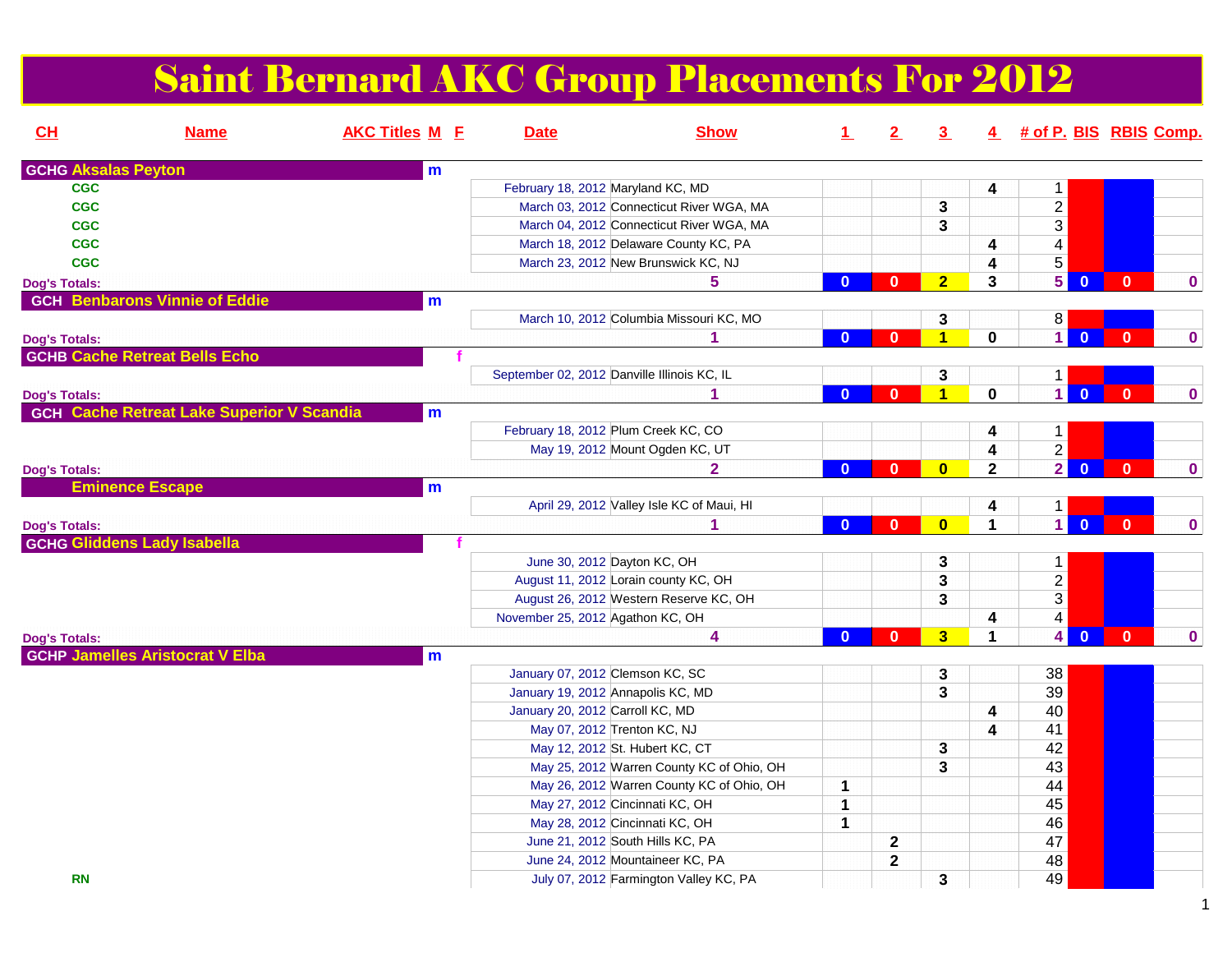# Saint Bernard AKC Group Placements For 2012

| CH | Name | AKC Titles | M | F | Date | Show | 1 | 2 | 3 | 4 | # of P. | BIS | RBIS | Comp. |
|---|---|---|---|---|---|---|---|---|---|---|---|---|---|---|
| GCHG | Aksalas Peyton | | m | | | | | | | | | | | |
| | | CGC | | | February 18, 2012 | Maryland KC, MD | | | | 4 | 1 | | | |
| | | CGC | | | March 03, 2012 | Connecticut River WGA, MA | | | 3 | | 2 | | | |
| | | CGC | | | March 04, 2012 | Connecticut River WGA, MA | | | 3 | | 3 | | | |
| | | CGC | | | March 18, 2012 | Delaware County KC, PA | | | | 4 | 4 | | | |
| | | CGC | | | March 23, 2012 | New Brunswick KC, NJ | | | | 4 | 5 | | | |
| Dog's Totals: | | | | | | 5 | 0 | 0 | 2 | 3 | 5 | 0 | 0 | 0 |
| GCH | Benbarons Vinnie of Eddie | | m | | | | | | | | | | | |
| | | | | | March 10, 2012 | Columbia Missouri KC, MO | | | 3 | | 8 | | | |
| Dog's Totals: | | | | | | 1 | 0 | 0 | 1 | 0 | 1 | 0 | 0 | 0 |
| GCHB | Cache Retreat Bells Echo | | | f | | | | | | | | | | |
| | | | | | September 02, 2012 | Danville Illinois KC, IL | | | 3 | | 1 | | | |
| Dog's Totals: | | | | | | 1 | 0 | 0 | 1 | 0 | 1 | 0 | 0 | 0 |
| GCH | Cache Retreat Lake Superior V Scandia | | m | | | | | | | | | | | |
| | | | | | February 18, 2012 | Plum Creek KC, CO | | | | 4 | 1 | | | |
| | | | | | May 19, 2012 | Mount Ogden KC, UT | | | | 4 | 2 | | | |
| Dog's Totals: | | | | | | 2 | 0 | 0 | 0 | 2 | 2 | 0 | 0 | 0 |
| | Eminence Escape | | m | | | | | | | | | | | |
| | | | | | April 29, 2012 | Valley Isle KC of Maui, HI | | | | 4 | 1 | | | |
| Dog's Totals: | | | | | | 1 | 0 | 0 | 0 | 1 | 1 | 0 | 0 | 0 |
| GCHG | Gliddens Lady Isabella | | | f | | | | | | | | | | |
| | | | | | June 30, 2012 | Dayton KC, OH | | | 3 | | 1 | | | |
| | | | | | August 11, 2012 | Lorain county KC, OH | | | 3 | | 2 | | | |
| | | | | | August 26, 2012 | Western Reserve KC, OH | | | 3 | | 3 | | | |
| | | | | | November 25, 2012 | Agathon KC, OH | | | | 4 | 4 | | | |
| Dog's Totals: | | | | | | 4 | 0 | 0 | 3 | 1 | 4 | 0 | 0 | 0 |
| GCHP | Jamelles Aristocrat V Elba | | m | | | | | | | | | | | |
| | | | | | January 07, 2012 | Clemson KC, SC | | | 3 | | 38 | | | |
| | | | | | January 19, 2012 | Annapolis KC, MD | | | 3 | | 39 | | | |
| | | | | | January 20, 2012 | Carroll KC, MD | | | | 4 | 40 | | | |
| | | | | | May 07, 2012 | Trenton KC, NJ | | | | 4 | 41 | | | |
| | | | | | May 12, 2012 | St. Hubert KC, CT | | | 3 | | 42 | | | |
| | | | | | May 25, 2012 | Warren County KC of Ohio, OH | | | 3 | | 43 | | | |
| | | | | | May 26, 2012 | Warren County KC of Ohio, OH | 1 | | | | 44 | | | |
| | | | | | May 27, 2012 | Cincinnati KC, OH | 1 | | | | 45 | | | |
| | | | | | May 28, 2012 | Cincinnati KC, OH | 1 | | | | 46 | | | |
| | | | | | June 21, 2012 | South Hills KC, PA | | 2 | | | 47 | | | |
| | | | | | June 24, 2012 | Mountaineer KC, PA | | 2 | | | 48 | | | |
| | | RN | | | July 07, 2012 | Farmington Valley KC, PA | | | 3 | | 49 | | | |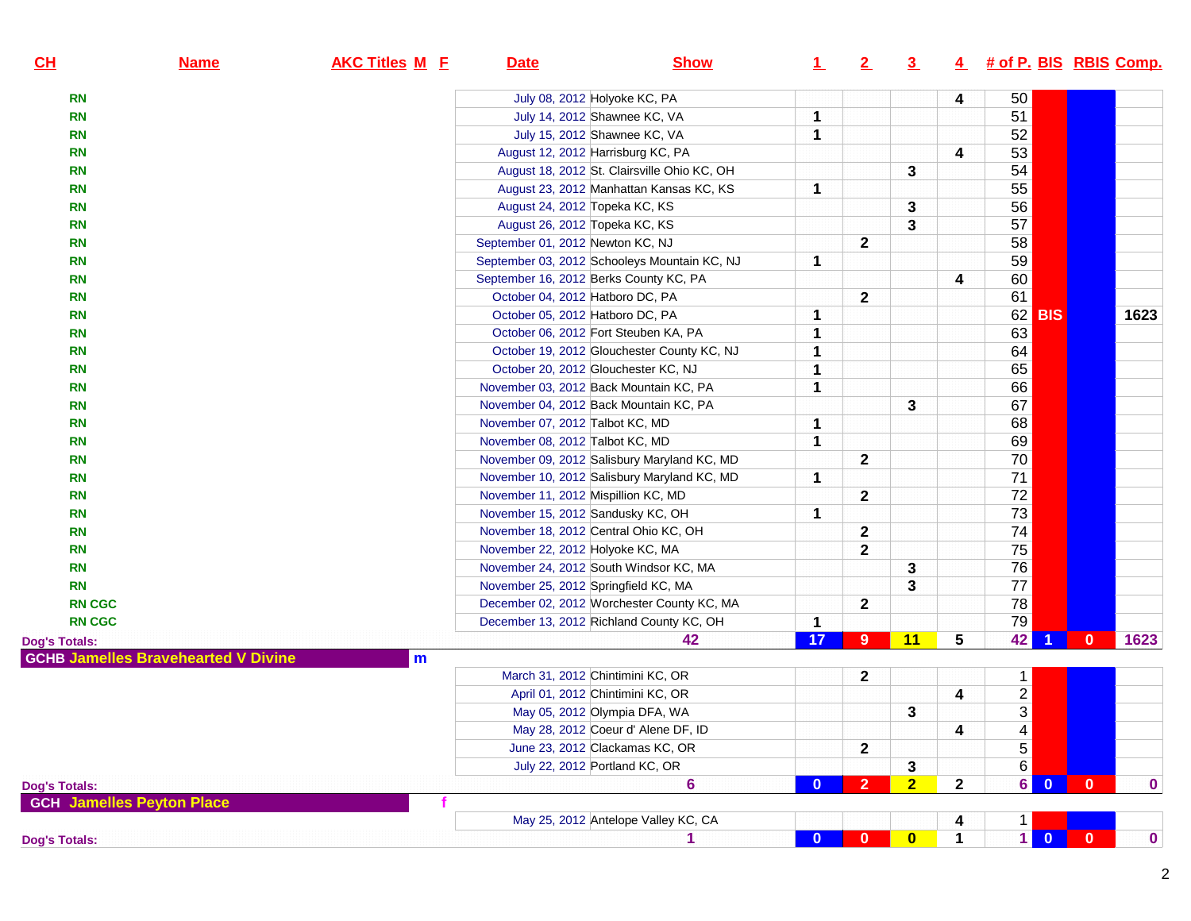| CH | Name | AKC Titles | M | F | Date | Show | 1 | 2 | 3 | 4 | # of P. | BIS | RBIS | Comp. |
|---|---|---|---|---|---|---|---|---|---|---|---|---|---|---|
| RN | | | | | July 08, 2012 | Holyoke KC, PA | | | | 4 | 50 | | | |
| RN | | | | | July 14, 2012 | Shawnee KC, VA | 1 | | | | 51 | | | |
| RN | | | | | July 15, 2012 | Shawnee KC, VA | 1 | | | | 52 | | | |
| RN | | | | | August 12, 2012 | Harrisburg KC, PA | | | | 4 | 53 | | | |
| RN | | | | | August 18, 2012 | St. Clairsville Ohio KC, OH | | | 3 | | 54 | | | |
| RN | | | | | August 23, 2012 | Manhattan Kansas KC, KS | 1 | | | | 55 | | | |
| RN | | | | | August 24, 2012 | Topeka KC, KS | | | 3 | | 56 | | | |
| RN | | | | | August 26, 2012 | Topeka KC, KS | | | 3 | | 57 | | | |
| RN | | | | | September 01, 2012 | Newton KC, NJ | | 2 | | | 58 | | | |
| RN | | | | | September 03, 2012 | Schooleys Mountain KC, NJ | 1 | | | | 59 | | | |
| RN | | | | | September 16, 2012 | Berks County KC, PA | | | | 4 | 60 | | | |
| RN | | | | | October 04, 2012 | Hatboro DC, PA | | 2 | | | 61 | | | |
| RN | | | | | October 05, 2012 | Hatboro DC, PA | 1 | | | | 62 | BIS | | 1623 |
| RN | | | | | October 06, 2012 | Fort Steuben KA, PA | 1 | | | | 63 | | | |
| RN | | | | | October 19, 2012 | Glouchester County KC, NJ | 1 | | | | 64 | | | |
| RN | | | | | October 20, 2012 | Glouchester KC, NJ | 1 | | | | 65 | | | |
| RN | | | | | November 03, 2012 | Back Mountain KC, PA | 1 | | | | 66 | | | |
| RN | | | | | November 04, 2012 | Back Mountain KC, PA | | | 3 | | 67 | | | |
| RN | | | | | November 07, 2012 | Talbot KC, MD | 1 | | | | 68 | | | |
| RN | | | | | November 08, 2012 | Talbot KC, MD | 1 | | | | 69 | | | |
| RN | | | | | November 09, 2012 | Salisbury Maryland KC, MD | | 2 | | | 70 | | | |
| RN | | | | | November 10, 2012 | Salisbury Maryland KC, MD | 1 | | | | 71 | | | |
| RN | | | | | November 11, 2012 | Mispillion KC, MD | | 2 | | | 72 | | | |
| RN | | | | | November 15, 2012 | Sandusky KC, OH | 1 | | | | 73 | | | |
| RN | | | | | November 18, 2012 | Central Ohio KC, OH | | 2 | | | 74 | | | |
| RN | | | | | November 22, 2012 | Holyoke KC, MA | | 2 | | | 75 | | | |
| RN | | | | | November 24, 2012 | South Windsor KC, MA | | | 3 | | 76 | | | |
| RN | | | | | November 25, 2012 | Springfield KC, MA | | | 3 | | 77 | | | |
| RN CGC | | | | | December 02, 2012 | Worchester County KC, MA | | 2 | | | 78 | | | |
| RN CGC | | | | | December 13, 2012 | Richland County KC, OH | 1 | | | | 79 | | | |
| Dog's Totals: | | | | | | 42 | 17 | 9 | 11 | 5 | 42 | 1 | 0 | 1623 |
| GCHB | Jamelles Bravehearted V Divine | | m | | | | | | | | | | | |
| | | | | | March 31, 2012 | Chintimini KC, OR | | 2 | | | 1 | | | |
| | | | | | April 01, 2012 | Chintimini KC, OR | | | | 4 | 2 | | | |
| | | | | | May 05, 2012 | Olympia DFA, WA | | | 3 | | 3 | | | |
| | | | | | May 28, 2012 | Coeur d' Alene DF, ID | | | | 4 | 4 | | | |
| | | | | | June 23, 2012 | Clackamas KC, OR | | 2 | | | 5 | | | |
| | | | | | July 22, 2012 | Portland KC, OR | | | 3 | | 6 | | | |
| Dog's Totals: | | | | | | 6 | 0 | 2 | 2 | 2 | 6 | 0 | 0 | 0 |
| GCH | Jamelles Peyton Place | | | f | | | | | | | | | | |
| | | | | | May 25, 2012 | Antelope Valley KC, CA | | | | 4 | 1 | | | |
| Dog's Totals: | | | | | | 1 | 0 | 0 | 0 | 1 | 1 | 0 | 0 | 0 |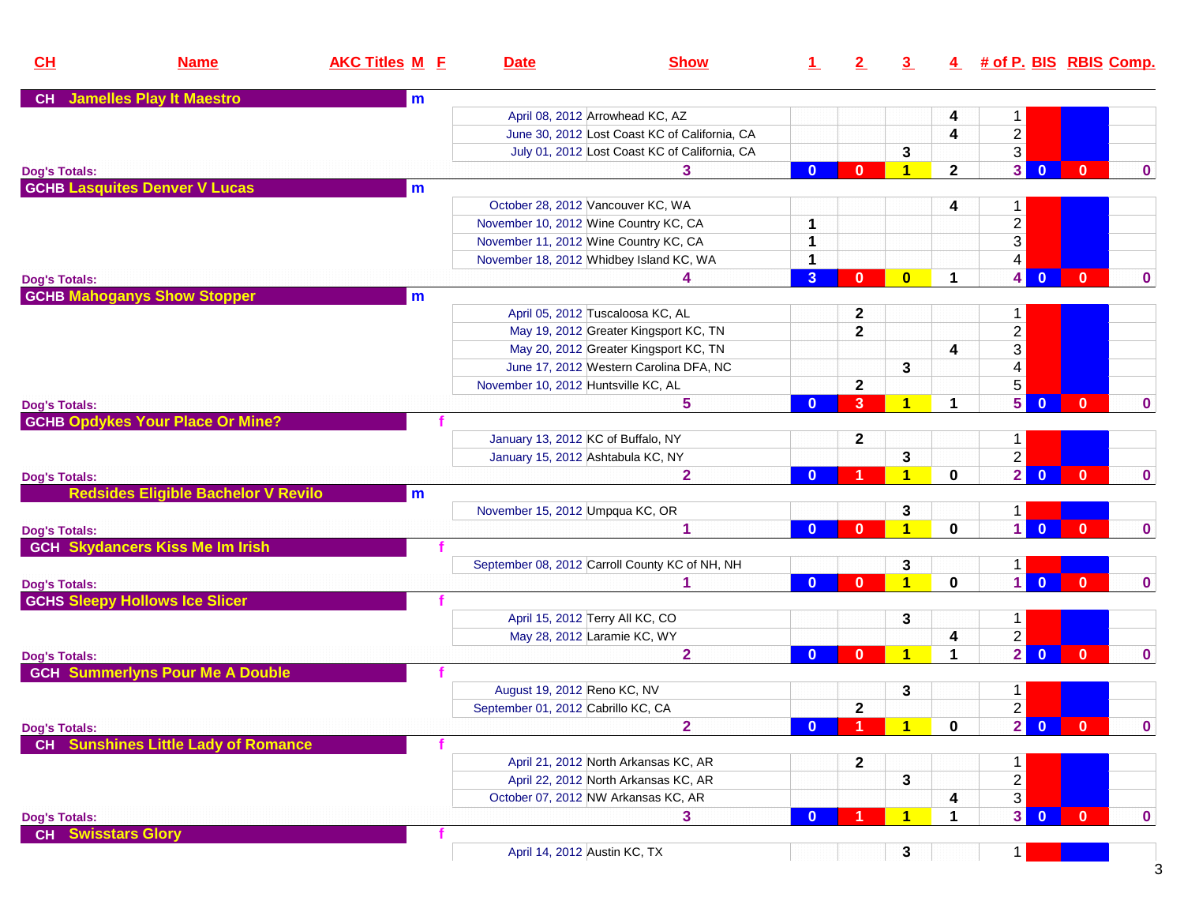| CH | Name | AKC Titles | M | F | Date | Show | 1 | 2 | 3 | 4 | # of P. | BIS | RBIS | Comp. |
|---|---|---|---|---|---|---|---|---|---|---|---|---|---|---|
| CH | Jamelles Play It Maestro | | m | | | | | | | | | | | |
| | | | | | April 08, 2012 | Arrowhead KC, AZ | | | | 4 | 1 | | | |
| | | | | | June 30, 2012 | Lost Coast KC of California, CA | | | | 4 | 2 | | | |
| | | | | | July 01, 2012 | Lost Coast KC of California, CA | | | 3 | | 3 | | | |
| Dog's Totals: | | | | | | 3 | 0 | 0 | 1 | 2 | 3 | 0 | 0 | 0 |
| GCHB | Lasquites Denver V Lucas | | m | | | | | | | | | | | |
| | | | | | October 28, 2012 | Vancouver KC, WA | | | | 4 | 1 | | | |
| | | | | | November 10, 2012 | Wine Country KC, CA | 1 | | | | 2 | | | |
| | | | | | November 11, 2012 | Wine Country KC, CA | 1 | | | | 3 | | | |
| | | | | | November 18, 2012 | Whidbey Island KC, WA | 1 | | | | 4 | | | |
| Dog's Totals: | | | | | | 4 | 3 | 0 | 0 | 1 | 4 | 0 | 0 | 0 |
| GCHB | Mahoganys Show Stopper | | m | | | | | | | | | | | |
| | | | | | April 05, 2012 | Tuscaloosa KC, AL | | 2 | | | 1 | | | |
| | | | | | May 19, 2012 | Greater Kingsport KC, TN | | 2 | | | 2 | | | |
| | | | | | May 20, 2012 | Greater Kingsport KC, TN | | | | 4 | 3 | | | |
| | | | | | June 17, 2012 | Western Carolina DFA, NC | | | 3 | | 4 | | | |
| | | | | | November 10, 2012 | Huntsville KC, AL | | 2 | | | 5 | | | |
| Dog's Totals: | | | | | | 5 | 0 | 3 | 1 | 1 | 5 | 0 | 0 | 0 |
| GCHB | Opdykes Your Place Or Mine? | | | f | | | | | | | | | | |
| | | | | | January 13, 2012 | KC of Buffalo, NY | | 2 | | | 1 | | | |
| | | | | | January 15, 2012 | Ashtabula KC, NY | | | 3 | | 2 | | | |
| Dog's Totals: | | | | | | 2 | 0 | 1 | 1 | 0 | 2 | 0 | 0 | 0 |
| | Redsides Eligible Bachelor V Revilo | | m | | | | | | | | | | | |
| | | | | | November 15, 2012 | Umpqua KC, OR | | | 3 | | 1 | | | |
| Dog's Totals: | | | | | | 1 | 0 | 0 | 1 | 0 | 1 | 0 | 0 | 0 |
| GCH | Skydancers Kiss Me Im Irish | | | f | | | | | | | | | | |
| | | | | | September 08, 2012 | Carroll County KC of NH, NH | | | 3 | | 1 | | | |
| Dog's Totals: | | | | | | 1 | 0 | 0 | 1 | 0 | 1 | 0 | 0 | 0 |
| GCHS | Sleepy Hollows Ice Slicer | | | f | | | | | | | | | | |
| | | | | | April 15, 2012 | Terry All KC, CO | | | 3 | | 1 | | | |
| | | | | | May 28, 2012 | Laramie KC, WY | | | | 4 | 2 | | | |
| Dog's Totals: | | | | | | 2 | 0 | 0 | 1 | 1 | 2 | 0 | 0 | 0 |
| GCH | Summerlyns Pour Me A Double | | | f | | | | | | | | | | |
| | | | | | August 19, 2012 | Reno KC, NV | | | 3 | | 1 | | | |
| | | | | | September 01, 2012 | Cabrillo KC, CA | | 2 | | | 2 | | | |
| Dog's Totals: | | | | | | 2 | 0 | 1 | 1 | 0 | 2 | 0 | 0 | 0 |
| CH | Sunshines Little Lady of Romance | | | f | | | | | | | | | | |
| | | | | | April 21, 2012 | North Arkansas KC, AR | | 2 | | | 1 | | | |
| | | | | | April 22, 2012 | North Arkansas KC, AR | | | 3 | | 2 | | | |
| | | | | | October 07, 2012 | NW Arkansas KC, AR | | | | 4 | 3 | | | |
| Dog's Totals: | | | | | | 3 | 0 | 1 | 1 | 1 | 3 | 0 | 0 | 0 |
| CH | Swisstars Glory | | | f | | | | | | | | | | |
| | | | | | April 14, 2012 | Austin KC, TX | | | 3 | | 1 | | | |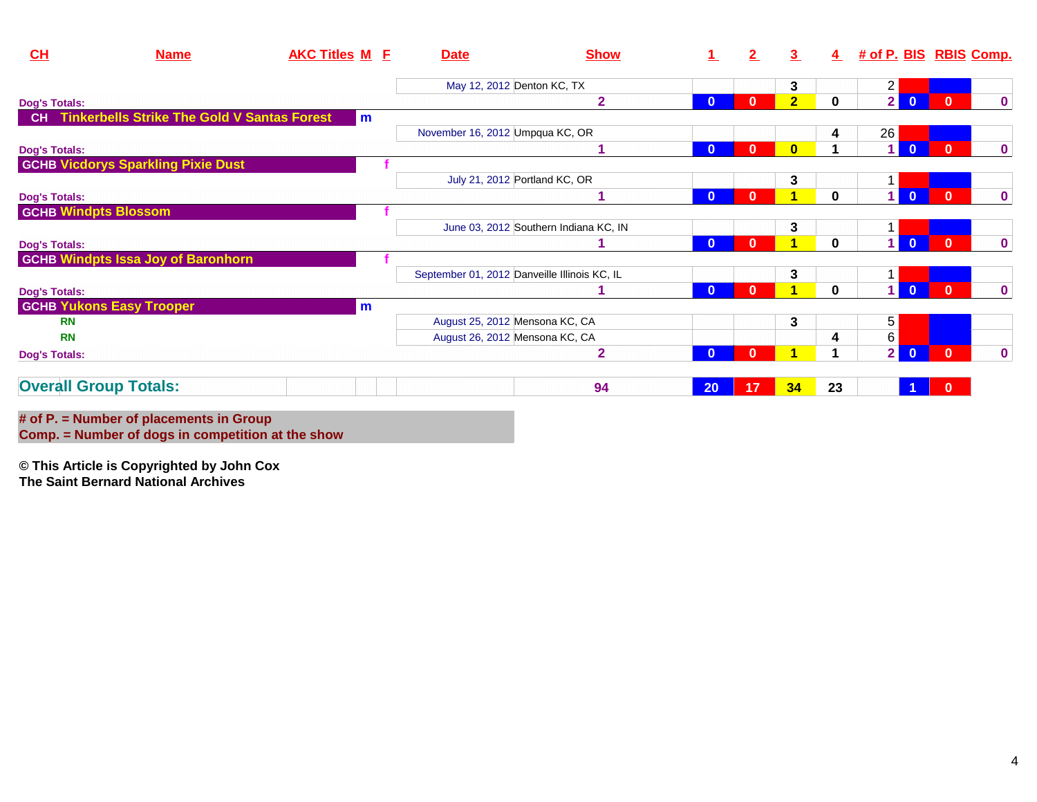| CH | Name | AKC Titles | M | F | Date | Show | 1 | 2 | 3 | 4 | # of P. | BIS | RBIS | Comp. |
|---|---|---|---|---|---|---|---|---|---|---|---|---|---|---|
| | | | | | May 12, 2012 | Denton KC, TX | | | 3 | | 2 | | | |
| Dog's Totals: | | | | | | 2 | 0 | 0 | 2 | 0 | 2 | 0 | 0 | 0 |
| CH | Tinkerbells Strike The Gold V Santas Forest | | m | | | | | | | | | | | |
| | | | | | November 16, 2012 | Umpqua KC, OR | | | | 4 | 26 | | | |
| Dog's Totals: | | | | | | 1 | 0 | 0 | 0 | 1 | 1 | 0 | 0 | 0 |
| GCHB | Vicdorys Sparkling Pixie Dust | | | f | | | | | | | | | | |
| | | | | | July 21, 2012 | Portland KC, OR | | | 3 | | 1 | | | |
| Dog's Totals: | | | | | | 1 | 0 | 0 | 1 | 0 | 1 | 0 | 0 | 0 |
| GCHB | Windpts Blossom | | | f | | | | | | | | | | |
| | | | | | June 03, 2012 | Southern Indiana KC, IN | | | 3 | | 1 | | | |
| Dog's Totals: | | | | | | 1 | 0 | 0 | 1 | 0 | 1 | 0 | 0 | 0 |
| GCHB | Windpts Issa Joy of Baronhorn | | | f | | | | | | | | | | |
| | | | | | September 01, 2012 | Danveille Illinois KC, IL | | | 3 | | 1 | | | |
| Dog's Totals: | | | | | | 1 | 0 | 0 | 1 | 0 | 1 | 0 | 0 | 0 |
| GCHB | Yukons Easy Trooper | | m | | | | | | | | | | | |
| | RN | | | | August 25, 2012 | Mensona KC, CA | | | 3 | | 5 | | | |
| | RN | | | | August 26, 2012 | Mensona KC, CA | | | | 4 | 6 | | | |
| Dog's Totals: | | | | | | 2 | 0 | 0 | 1 | 1 | 2 | 0 | 0 | 0 |
| **Overall Group Totals:** | | | | | | 94 | 20 | 17 | 34 | 23 | | 1 | 0 | |

**# of P. = Number of placements in Group**
**Comp. = Number of dogs in competition at the show**

**© This Article is Copyrighted by John Cox**
**The Saint Bernard National Archives**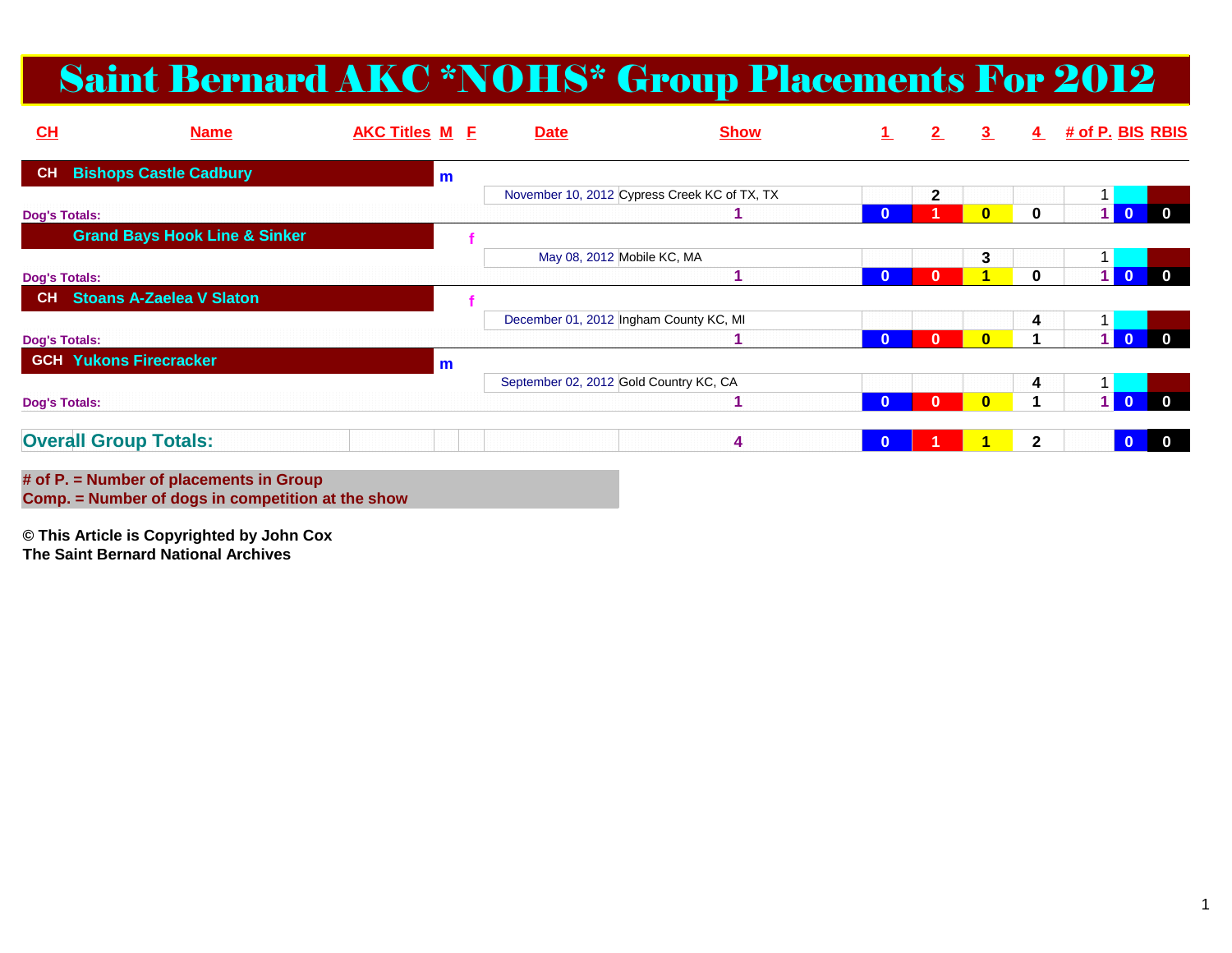# Saint Bernard AKC *NOHS* Group Placements For 2012

| CH | Name | AKC Titles | M | F | Date | Show | 1 | 2 | 3 | 4 | # of P. | BIS | RBIS |
|---|---|---|---|---|---|---|---|---|---|---|---|---|---|
| CH | Bishops Castle Cadbury | | m | | | | | | | | | | |
| | | | | | November 10, 2012 | Cypress Creek KC of TX, TX | | 2 | | | 1 | | |
| Dog's Totals: | | | | | | 1 | 0 | 1 | 0 | 0 | 1 | 0 | 0 |
| | Grand Bays Hook Line & Sinker | | | f | | | | | | | | | |
| | | | | | May 08, 2012 | Mobile KC, MA | | | 3 | | 1 | | |
| Dog's Totals: | | | | | | 1 | 0 | 0 | 1 | 0 | 1 | 0 | 0 |
| CH | Stoans A-Zaelea V Slaton | | | f | | | | | | | | | |
| | | | | | December 01, 2012 | Ingham County KC, MI | | | | 4 | 1 | | |
| Dog's Totals: | | | | | | 1 | 0 | 0 | 0 | 1 | 1 | 0 | 0 |
| GCH | Yukons Firecracker | | m | | | | | | | | | | |
| | | | | | September 02, 2012 | Gold Country KC, CA | | | | 4 | 1 | | |
| Dog's Totals: | | | | | | 1 | 0 | 0 | 0 | 1 | 1 | 0 | 0 |
| **Overall Group Totals:** | | | | | | 4 | 0 | 1 | 1 | 2 | | 0 | 0 |

**# of P. = Number of placements in Group**
**Comp. = Number of dogs in competition at the show**

**© This Article is Copyrighted by John Cox**
**The Saint Bernard National Archives**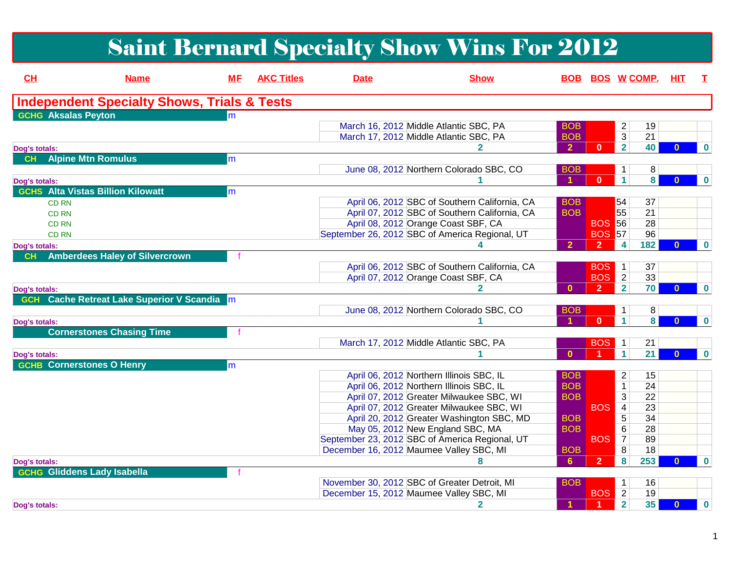# Saint Bernard Specialty Show Wins For 2012

## Independent Specialty Shows, Trials & Tests

| CH | Name | MF | AKC Titles | Date | Show | BOB | BOS | W | COMP. | HIT | T |
|---|---|---|---|---|---|---|---|---|---|---|---|
| GCHG | Aksalas Peyton | m | | | | | | | | | |
| | | | | March 16, 2012 | Middle Atlantic SBC, PA | BOB | | 2 | 19 | | |
| | | | | March 17, 2012 | Middle Atlantic SBC, PA | BOB | | 3 | 21 | | |
| Dog's totals: | | | | | 2 | 2 | 0 | 2 | 40 | 0 | 0 |
| CH | Alpine Mtn Romulus | m | | | | | | | | | |
| | | | | June 08, 2012 | Northern Colorado SBC, CO | BOB | | 1 | 8 | | |
| Dog's totals: | | | | | 1 | 1 | 0 | 1 | 8 | 0 | 0 |
| GCHS | Alta Vistas Billion Kilowatt | m | | | | | | | | | |
| | | | CD RN | April 06, 2012 | SBC of Southern California, CA | BOB | | 54 | 37 | | |
| | | | CD RN | April 07, 2012 | SBC of Southern California, CA | BOB | | 55 | 21 | | |
| | | | CD RN | April 08, 2012 | Orange Coast SBF, CA | | BOS | 56 | 28 | | |
| | | | CD RN | September 26, 2012 | SBC of America Regional, UT | | BOS | 57 | 96 | | |
| Dog's totals: | | | | | 4 | 2 | 2 | 4 | 182 | 0 | 0 |
| CH | Amberdees Haley of Silvercrown | f | | | | | | | | | |
| | | | | April 06, 2012 | SBC of Southern California, CA | | BOS | 1 | 37 | | |
| | | | | April 07, 2012 | Orange Coast SBF, CA | | BOS | 2 | 33 | | |
| Dog's totals: | | | | | 2 | 0 | 2 | 2 | 70 | 0 | 0 |
| GCH | Cache Retreat Lake Superior V Scandia | m | | | | | | | | | |
| | | | | June 08, 2012 | Northern Colorado SBC, CO | BOB | | 1 | 8 | | |
| Dog's totals: | | | | | 1 | 1 | 0 | 1 | 8 | 0 | 0 |
| | Cornerstones Chasing Time | f | | | | | | | | | |
| | | | | March 17, 2012 | Middle Atlantic SBC, PA | | BOS | 1 | 21 | | |
| Dog's totals: | | | | | 1 | 0 | 1 | 1 | 21 | 0 | 0 |
| GCHB | Cornerstones O Henry | m | | | | | | | | | |
| | | | | April 06, 2012 | Northern Illinois SBC, IL | BOB | | 2 | 15 | | |
| | | | | April 06, 2012 | Northern Illinois SBC, IL | BOB | | 1 | 24 | | |
| | | | | April 07, 2012 | Greater Milwaukee SBC, WI | BOB | | 3 | 22 | | |
| | | | | April 07, 2012 | Greater Milwaukee SBC, WI | | BOS | 4 | 23 | | |
| | | | | April 20, 2012 | Greater Washington SBC, MD | BOB | | 5 | 34 | | |
| | | | | May 05, 2012 | New England SBC, MA | BOB | | 6 | 28 | | |
| | | | | September 23, 2012 | SBC of America Regional, UT | | BOS | 7 | 89 | | |
| | | | | December 16, 2012 | Maumee Valley SBC, MI | BOB | | 8 | 18 | | |
| Dog's totals: | | | | | 8 | 6 | 2 | 8 | 253 | 0 | 0 |
| GCHG | Gliddens Lady Isabella | f | | | | | | | | | |
| | | | | November 30, 2012 | SBC of Greater Detroit, MI | BOB | | 1 | 16 | | |
| | | | | December 15, 2012 | Maumee Valley SBC, MI | | BOS | 2 | 19 | | |
| Dog's totals: | | | | | 2 | 1 | 1 | 2 | 35 | 0 | 0 |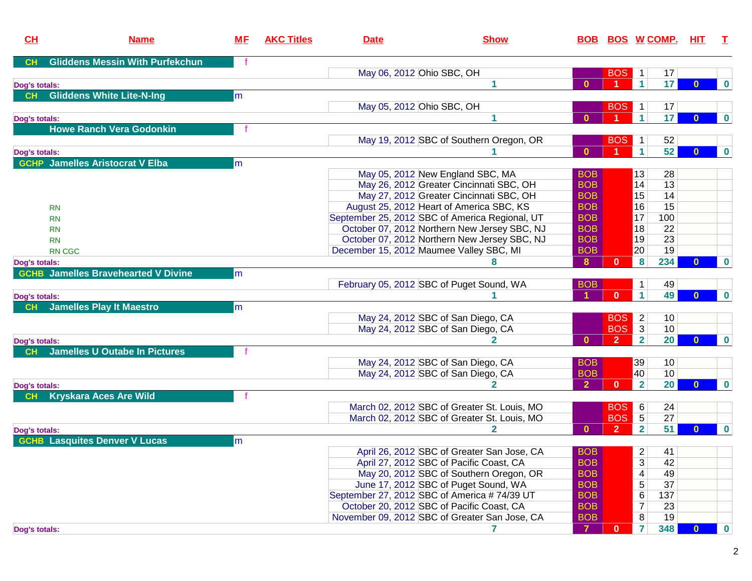| CH | Name | MF | AKC Titles | Date | Show | BOB | BOS | W | COMP. | HIT | T |
|---|---|---|---|---|---|---|---|---|---|---|---|
| CH | Gliddens Messin With Purfekchun | f | | | | | | | | | |
| | | | | May 06, 2012 | Ohio SBC, OH | | BOS | 1 | 17 | | |
| Dog's totals: | | | | | 1 | 0 | 1 | 1 | 17 | 0 | 0 |
| CH | Gliddens White Lite-N-Ing | m | | | | | | | | | |
| | | | | May 05, 2012 | Ohio SBC, OH | | BOS | 1 | 17 | | |
| Dog's totals: | | | | | 1 | 0 | 1 | 1 | 17 | 0 | 0 |
| | Howe Ranch Vera Godonkin | f | | | | | | | | | |
| | | | | May 19, 2012 | SBC of Southern Oregon, OR | | BOS | 1 | 52 | | |
| Dog's totals: | | | | | 1 | 0 | 1 | 1 | 52 | 0 | 0 |
| GCHP | Jamelles Aristocrat V Elba | m | | | | | | | | | |
| | | | | May 05, 2012 | New England SBC, MA | BOB | | 13 | 28 | | |
| | | | | May 26, 2012 | Greater Cincinnati SBC, OH | BOB | | 14 | 13 | | |
| | | | | May 27, 2012 | Greater Cincinnati SBC, OH | BOB | | 15 | 14 | | |
| | RN | | | August 25, 2012 | Heart of America SBC, KS | BOB | | 16 | 15 | | |
| | RN | | | September 25, 2012 | SBC of America Regional, UT | BOB | | 17 | 100 | | |
| | RN | | | October 07, 2012 | Northern New Jersey SBC, NJ | BOB | | 18 | 22 | | |
| | RN | | | October 07, 2012 | Northern New Jersey SBC, NJ | BOB | | 19 | 23 | | |
| | RN CGC | | | December 15, 2012 | Maumee Valley SBC, MI | BOB | | 20 | 19 | | |
| Dog's totals: | | | | | 8 | 8 | 0 | 8 | 234 | 0 | 0 |
| GCHB | Jamelles Bravehearted V Divine | m | | | | | | | | | |
| | | | | February 05, 2012 | SBC of Puget Sound, WA | BOB | | 1 | 49 | | |
| Dog's totals: | | | | | 1 | 1 | 0 | 1 | 49 | 0 | 0 |
| CH | Jamelles Play It Maestro | m | | | | | | | | | |
| | | | | May 24, 2012 | SBC of San Diego, CA | | BOS | 2 | 10 | | |
| | | | | May 24, 2012 | SBC of San Diego, CA | | BOS | 3 | 10 | | |
| Dog's totals: | | | | | 2 | 0 | 2 | 2 | 20 | 0 | 0 |
| CH | Jamelles U Outabe In Pictures | f | | | | | | | | | |
| | | | | May 24, 2012 | SBC of San Diego, CA | BOB | | 39 | 10 | | |
| | | | | May 24, 2012 | SBC of San Diego, CA | BOB | | 40 | 10 | | |
| Dog's totals: | | | | | 2 | 2 | 0 | 2 | 20 | 0 | 0 |
| CH | Kryskara Aces Are Wild | f | | | | | | | | | |
| | | | | March 02, 2012 | SBC of Greater St. Louis, MO | | BOS | 6 | 24 | | |
| | | | | March 02, 2012 | SBC of Greater St. Louis, MO | | BOS | 5 | 27 | | |
| Dog's totals: | | | | | 2 | 0 | 2 | 2 | 51 | 0 | 0 |
| GCHB | Lasquites Denver V Lucas | m | | | | | | | | | |
| | | | | April 26, 2012 | SBC of Greater San Jose, CA | BOB | | 2 | 41 | | |
| | | | | April 27, 2012 | SBC of Pacific Coast, CA | BOB | | 3 | 42 | | |
| | | | | May 20, 2012 | SBC of Southern Oregon, OR | BOB | | 4 | 49 | | |
| | | | | June 17, 2012 | SBC of Puget Sound, WA | BOB | | 5 | 37 | | |
| | | | | September 27, 2012 | SBC of America # 74/39 UT | BOB | | 6 | 137 | | |
| | | | | October 20, 2012 | SBC of Pacific Coast, CA | BOB | | 7 | 23 | | |
| | | | | November 09, 2012 | SBC of Greater San Jose, CA | BOB | | 8 | 19 | | |
| Dog's totals: | | | | | 7 | 7 | 0 | 7 | 348 | 0 | 0 |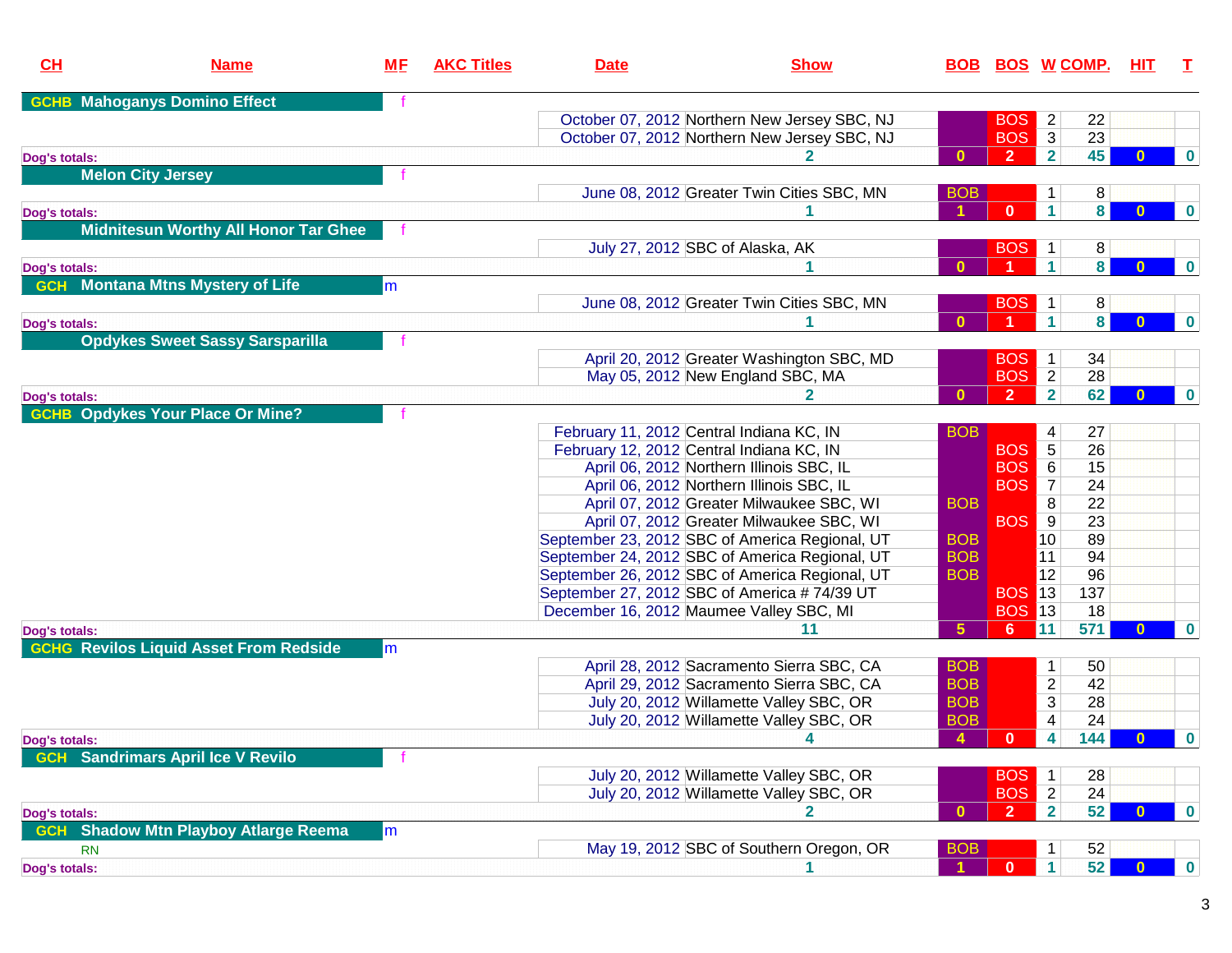| CH | Name | M | F | AKC Titles | Date | Show | BOB | BOS | W | COMP. | HIT | T |
|---|---|---|---|---|---|---|---|---|---|---|---|---|
| GCHB | Mahoganys Domino Effect | | f | | | | | | | | | |
| | | | | | October 07, 2012 | Northern New Jersey SBC, NJ | | BOS | 2 | 22 | | |
| | | | | | October 07, 2012 | Northern New Jersey SBC, NJ | | BOS | 3 | 23 | | |
| Dog's totals: | | | | | 2 | | 0 | 2 | 2 | 45 | 0 | 0 |
| | Melon City Jersey | | f | | | | | | | | | |
| | | | | | June 08, 2012 | Greater Twin Cities SBC, MN | BOB | | 1 | 8 | | |
| Dog's totals: | | | | | 1 | | 1 | 0 | 1 | 8 | 0 | 0 |
| | Midnitesun Worthy All Honor Tar Ghee | | f | | | | | | | | | |
| | | | | | July 27, 2012 | SBC of Alaska, AK | | BOS | 1 | 8 | | |
| Dog's totals: | | | | | 1 | | 0 | 1 | 1 | 8 | 0 | 0 |
| GCH | Montana Mtns Mystery of Life | m | | | | | | | | | | |
| | | | | | June 08, 2012 | Greater Twin Cities SBC, MN | | BOS | 1 | 8 | | |
| Dog's totals: | | | | | 1 | | 0 | 1 | 1 | 8 | 0 | 0 |
| | Opdykes Sweet Sassy Sarsparilla | | f | | | | | | | | | |
| | | | | | April 20, 2012 | Greater Washington SBC, MD | | BOS | 1 | 34 | | |
| | | | | | May 05, 2012 | New England SBC, MA | | BOS | 2 | 28 | | |
| Dog's totals: | | | | | 2 | | 0 | 2 | 2 | 62 | 0 | 0 |
| GCHB | Opdykes Your Place Or Mine? | | f | | | | | | | | | |
| | | | | | February 11, 2012 | Central Indiana KC, IN | BOB | | 4 | 27 | | |
| | | | | | February 12, 2012 | Central Indiana KC, IN | | BOS | 5 | 26 | | |
| | | | | | April 06, 2012 | Northern Illinois SBC, IL | | BOS | 6 | 15 | | |
| | | | | | April 06, 2012 | Northern Illinois SBC, IL | | BOS | 7 | 24 | | |
| | | | | | April 07, 2012 | Greater Milwaukee SBC, WI | BOB | | 8 | 22 | | |
| | | | | | April 07, 2012 | Greater Milwaukee SBC, WI | | BOS | 9 | 23 | | |
| | | | | | September 23, 2012 | SBC of America Regional, UT | BOB | | 10 | 89 | | |
| | | | | | September 24, 2012 | SBC of America Regional, UT | BOB | | 11 | 94 | | |
| | | | | | September 26, 2012 | SBC of America Regional, UT | BOB | | 12 | 96 | | |
| | | | | | September 27, 2012 | SBC of America # 74/39 UT | | BOS | 13 | 137 | | |
| | | | | | December 16, 2012 | Maumee Valley SBC, MI | | BOS | 13 | 18 | | |
| Dog's totals: | | | | | 11 | | 5 | 6 | 11 | 571 | 0 | 0 |
| GCHG | Revilos Liquid Asset From Redside | m | | | | | | | | | | |
| | | | | | April 28, 2012 | Sacramento Sierra SBC, CA | BOB | | 1 | 50 | | |
| | | | | | April 29, 2012 | Sacramento Sierra SBC, CA | BOB | | 2 | 42 | | |
| | | | | | July 20, 2012 | Willamette Valley SBC, OR | BOB | | 3 | 28 | | |
| | | | | | July 20, 2012 | Willamette Valley SBC, OR | BOB | | 4 | 24 | | |
| Dog's totals: | | | | | 4 | | 4 | 0 | 4 | 144 | 0 | 0 |
| GCH | Sandrimars April Ice V Revilo | | f | | | | | | | | | |
| | | | | | July 20, 2012 | Willamette Valley SBC, OR | | BOS | 1 | 28 | | |
| | | | | | July 20, 2012 | Willamette Valley SBC, OR | | BOS | 2 | 24 | | |
| Dog's totals: | | | | | 2 | | 0 | 2 | 2 | 52 | 0 | 0 |
| GCH | Shadow Mtn Playboy Atlarge Reema | m | | | | | | | | | | |
| | RN | | | | May 19, 2012 | SBC of Southern Oregon, OR | BOB | | 1 | 52 | | |
| Dog's totals: | | | | | 1 | | 1 | 0 | 1 | 52 | 0 | 0 |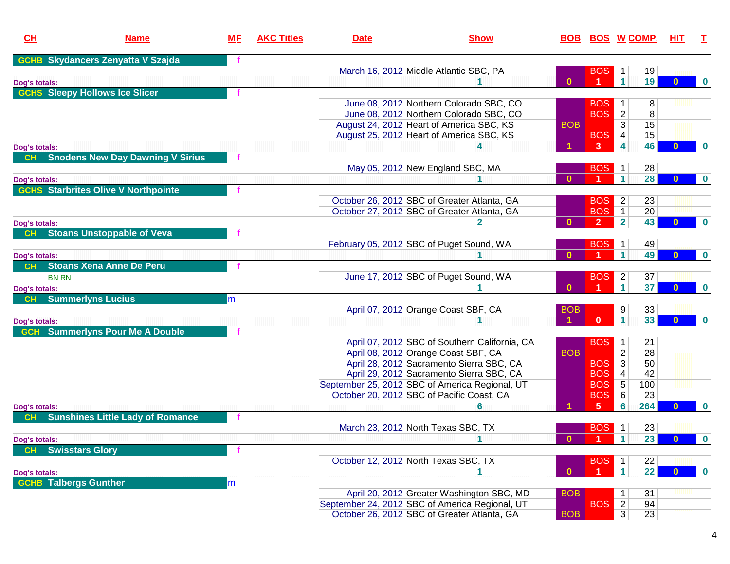| CH | Name | M | F | AKC Titles | Date | Show | BOB | BOS | W | COMP. | HIT | T |
|---|---|---|---|---|---|---|---|---|---|---|---|---|
| GCHB | Skydancers Zenyatta V Szajda | | f | | | | | | | | | |
| | | | | | March 16, 2012 | Middle Atlantic SBC, PA | | BOS | 1 | 19 | | |
| Dog's totals: | | | | | | 1 | 0 | 1 | 1 | 19 | 0 | 0 |
| GCHS | Sleepy Hollows Ice Slicer | | f | | | | | | | | | |
| | | | | | June 08, 2012 | Northern Colorado SBC, CO | | BOS | 1 | 8 | | |
| | | | | | June 08, 2012 | Northern Colorado SBC, CO | | BOS | 2 | 8 | | |
| | | | | | August 24, 2012 | Heart of America SBC, KS | BOB | | 3 | 15 | | |
| | | | | | August 25, 2012 | Heart of America SBC, KS | | BOS | 4 | 15 | | |
| Dog's totals: | | | | | | 4 | 1 | 3 | 4 | 46 | 0 | 0 |
| CH | Snodens New Day Dawning V Sirius | | f | | | | | | | | | |
| | | | | | May 05, 2012 | New England SBC, MA | | BOS | 1 | 28 | | |
| Dog's totals: | | | | | | 1 | 0 | 1 | 1 | 28 | 0 | 0 |
| GCHS | Starbrites Olive V Northpointe | | f | | | | | | | | | |
| | | | | | October 26, 2012 | SBC of Greater Atlanta, GA | | BOS | 2 | 23 | | |
| | | | | | October 27, 2012 | SBC of Greater Atlanta, GA | | BOS | 1 | 20 | | |
| Dog's totals: | | | | | | 2 | 0 | 2 | 2 | 43 | 0 | 0 |
| CH | Stoans Unstoppable of Veva | | f | | | | | | | | | |
| | | | | | February 05, 2012 | SBC of Puget Sound, WA | | BOS | 1 | 49 | | |
| Dog's totals: | | | | | | 1 | 0 | 1 | 1 | 49 | 0 | 0 |
| CH | Stoans Xena Anne De Peru | | f | | | | | | | | | |
| | | | | BN RN | June 17, 2012 | SBC of Puget Sound, WA | | BOS | 2 | 37 | | |
| Dog's totals: | | | | | | 1 | 0 | 1 | 1 | 37 | 0 | 0 |
| CH | Summerlyns Lucius | m | | | | | | | | | | |
| | | | | | April 07, 2012 | Orange Coast SBF, CA | BOB | | 9 | 33 | | |
| Dog's totals: | | | | | | 1 | 1 | 0 | 1 | 33 | 0 | 0 |
| GCH | Summerlyns Pour Me A Double | | f | | | | | | | | | |
| | | | | | April 07, 2012 | SBC of Southern California, CA | | BOS | 1 | 21 | | |
| | | | | | April 08, 2012 | Orange Coast SBF, CA | BOB | | 2 | 28 | | |
| | | | | | April 28, 2012 | Sacramento Sierra SBC, CA | | BOS | 3 | 50 | | |
| | | | | | April 29, 2012 | Sacramento Sierra SBC, CA | | BOS | 4 | 42 | | |
| | | | | | September 25, 2012 | SBC of America Regional, UT | | BOS | 5 | 100 | | |
| | | | | | October 20, 2012 | SBC of Pacific Coast, CA | | BOS | 6 | 23 | | |
| Dog's totals: | | | | | | 6 | 1 | 5 | 6 | 264 | 0 | 0 |
| CH | Sunshines Little Lady of Romance | | f | | | | | | | | | |
| | | | | | March 23, 2012 | North Texas SBC, TX | | BOS | 1 | 23 | | |
| Dog's totals: | | | | | | 1 | 0 | 1 | 1 | 23 | 0 | 0 |
| CH | Swisstars Glory | | f | | | | | | | | | |
| | | | | | October 12, 2012 | North Texas SBC, TX | | BOS | 1 | 22 | | |
| Dog's totals: | | | | | | 1 | 0 | 1 | 1 | 22 | 0 | 0 |
| GCHB | Talbergs Gunther | m | | | | | | | | | | |
| | | | | | April 20, 2012 | Greater Washington SBC, MD | BOB | | 1 | 31 | | |
| | | | | | September 24, 2012 | SBC of America Regional, UT | | BOS | 2 | 94 | | |
| | | | | | October 26, 2012 | SBC of Greater Atlanta, GA | BOB | | 3 | 23 | | |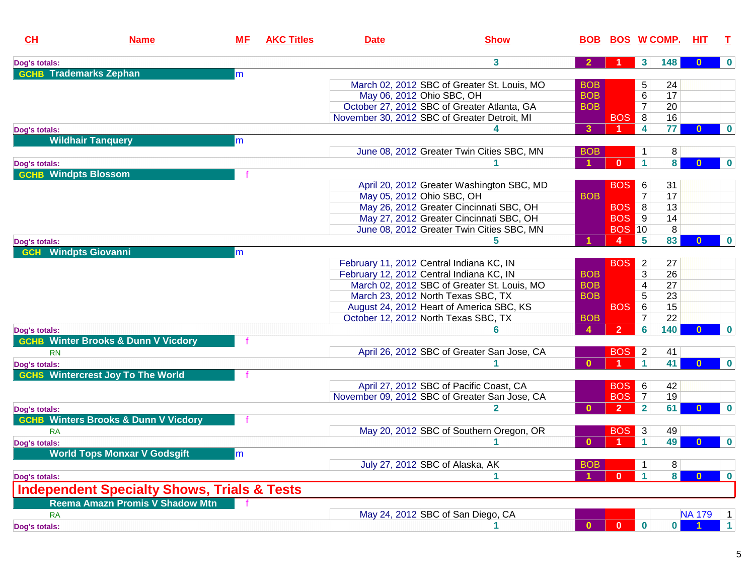| CH | Name | MF | AKC Titles | Date | Show | BOB | BOS | W | COMP. | HIT | T |
|---|---|---|---|---|---|---|---|---|---|---|---|
| Dog's totals: | | | | | 3 | 2 | 1 | 3 | 148 | 0 | 0 |
| GCHB | Trademarks Zephan | m | | | | | | | | | |
| | | | | March 02, 2012 | SBC of Greater St. Louis, MO | BOB | | 5 | 24 | | |
| | | | | May 06, 2012 | Ohio SBC, OH | BOB | | 6 | 17 | | |
| | | | | October 27, 2012 | SBC of Greater Atlanta, GA | BOB | | 7 | 20 | | |
| | | | | November 30, 2012 | SBC of Greater Detroit, MI | | BOS | 8 | 16 | | |
| Dog's totals: | | | | | 4 | 3 | 1 | 4 | 77 | 0 | 0 |
| | Wildhair Tanquery | m | | | | | | | | | |
| | | | | June 08, 2012 | Greater Twin Cities SBC, MN | BOB | | 1 | 8 | | |
| Dog's totals: | | | | | 1 | 1 | 0 | 1 | 8 | 0 | 0 |
| GCHB | Windpts Blossom | f | | | | | | | | | |
| | | | | April 20, 2012 | Greater Washington SBC, MD | | BOS | 6 | 31 | | |
| | | | | May 05, 2012 | Ohio SBC, OH | BOB | | 7 | 17 | | |
| | | | | May 26, 2012 | Greater Cincinnati SBC, OH | | BOS | 8 | 13 | | |
| | | | | May 27, 2012 | Greater Cincinnati SBC, OH | | BOS | 9 | 14 | | |
| | | | | June 08, 2012 | Greater Twin Cities SBC, MN | | BOS | 10 | 8 | | |
| Dog's totals: | | | | | 5 | 1 | 4 | 5 | 83 | 0 | 0 |
| GCH | Windpts Giovanni | m | | | | | | | | | |
| | | | | February 11, 2012 | Central Indiana KC, IN | | BOS | 2 | 27 | | |
| | | | | February 12, 2012 | Central Indiana KC, IN | BOB | | 3 | 26 | | |
| | | | | March 02, 2012 | SBC of Greater St. Louis, MO | BOB | | 4 | 27 | | |
| | | | | March 23, 2012 | North Texas SBC, TX | BOB | | 5 | 23 | | |
| | | | | August 24, 2012 | Heart of America SBC, KS | | BOS | 6 | 15 | | |
| | | | | October 12, 2012 | North Texas SBC, TX | BOB | | 7 | 22 | | |
| Dog's totals: | | | | | 6 | 4 | 2 | 6 | 140 | 0 | 0 |
| GCHB | Winter Brooks & Dunn V Vicdory | f | | | | | | | | | |
| | RN | | | April 26, 2012 | SBC of Greater San Jose, CA | | BOS | 2 | 41 | | |
| Dog's totals: | | | | | 1 | 0 | 1 | 1 | 41 | 0 | 0 |
| GCHS | Wintercrest Joy To The World | f | | | | | | | | | |
| | | | | April 27, 2012 | SBC of Pacific Coast, CA | | BOS | 6 | 42 | | |
| | | | | November 09, 2012 | SBC of Greater San Jose, CA | | BOS | 7 | 19 | | |
| Dog's totals: | | | | | 2 | 0 | 2 | 2 | 61 | 0 | 0 |
| GCHB | Winters Brooks & Dunn V Vicdory | f | | | | | | | | | |
| | RA | | | May 20, 2012 | SBC of Southern Oregon, OR | | BOS | 3 | 49 | | |
| Dog's totals: | | | | | 1 | 0 | 1 | 1 | 49 | 0 | 0 |
| | World Tops Monxar V Godsgift | m | | | | | | | | | |
| | | | | July 27, 2012 | SBC of Alaska, AK | BOB | | 1 | 8 | | |
| Dog's totals: | | | | | 1 | 1 | 0 | 1 | 8 | 0 | 0 |

## Independent Specialty Shows, Trials & Tests

| CH | Name | MF | AKC Titles | Date | Show | BOB | BOS | W | COMP. | HIT | T |
|---|---|---|---|---|---|---|---|---|---|---|---|
| | Reema Amazn Promis V Shadow Mtn | f | | | | | | | | | |
| | RA | | | May 24, 2012 | SBC of San Diego, CA | | | | | NA 179 | 1 |
| Dog's totals: | | | | | 1 | 0 | 0 | 0 | 0 | 1 | 1 |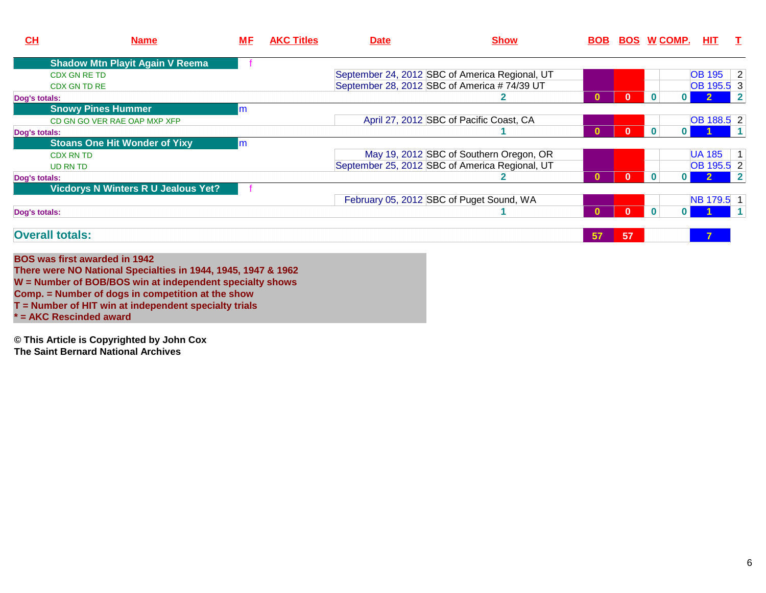| CH | Name | MF | AKC Titles | Date | Show | BOB | BOS | W | COMP. | HIT | T |
|---|---|---|---|---|---|---|---|---|---|---|---|
| | Shadow Mtn Playit Again V Reema | f | | | | | | | | | |
| | CDX GN RE TD | | | September 24, 2012 | SBC of America Regional, UT | | | | | OB 195 | 2 |
| | CDX GN TD RE | | | September 28, 2012 | SBC of America # 74/39 UT | | | | | OB 195.5 | 3 |
| Dog's totals: | | | | | 2 | 0 | 0 | 0 | 0 | 2 | 2 |
| | Snowy Pines Hummer | m | | | | | | | | | |
| | CD GN GO VER RAE OAP MXP XFP | | | April 27, 2012 | SBC of Pacific Coast, CA | | | | | OB 188.5 | 2 |
| Dog's totals: | | | | | 1 | 0 | 0 | 0 | 0 | 1 | 1 |
| | Stoans One Hit Wonder of Yixy | m | | | | | | | | | |
| | CDX RN TD | | | May 19, 2012 | SBC of Southern Oregon, OR | | | | | UA 185 | 1 |
| | UD RN TD | | | September 25, 2012 | SBC of America Regional, UT | | | | | OB 195.5 | 2 |
| Dog's totals: | | | | | 2 | 0 | 0 | 0 | 0 | 2 | 2 |
| | Vicdorys N Winters R U Jealous Yet? | f | | | | | | | | | |
| | | | | February 05, 2012 | SBC of Puget Sound, WA | | | | | NB 179.5 | 1 |
| Dog's totals: | | | | | 1 | 0 | 0 | 0 | 0 | 1 | 1 |
| Overall totals: | | | | | | 57 | 57 | | | 7 | |

**BOS was first awarded in 1942**
**There were NO National Specialties in 1944, 1945, 1947 & 1962**
**W = Number of BOB/BOS win at independent specialty shows**
**Comp. = Number of dogs in competition at the show**
**T = Number of HIT win at independent specialty trials**
*** = AKC Rescinded award**

**© This Article is Copyrighted by John Cox**
**The Saint Bernard National Archives**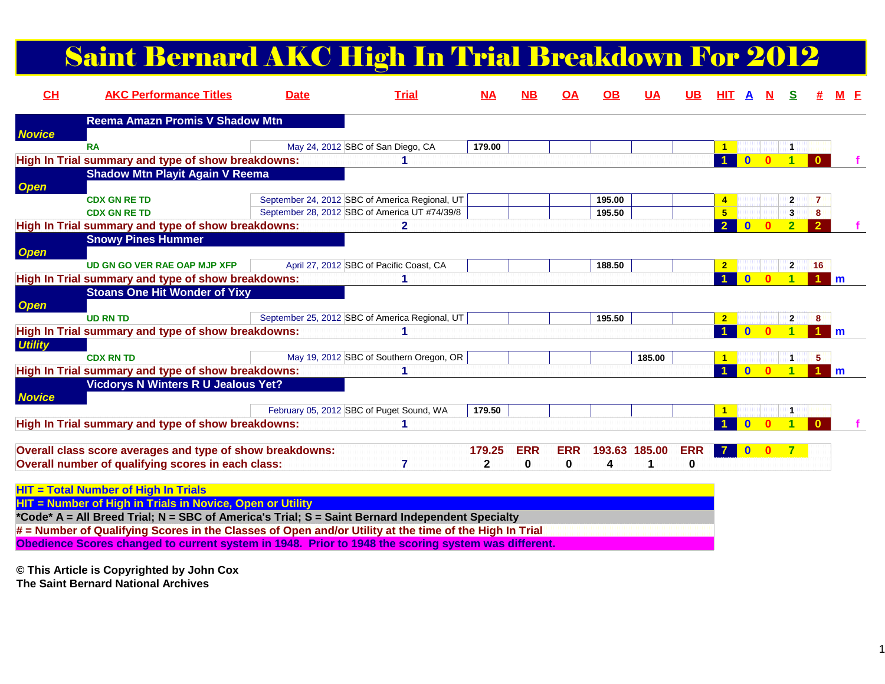# Saint Bernard AKC High In Trial Breakdown For 2012

| CH | AKC Performance Titles | Date | Trial | NA | NB | OA | OB | UA | UB | HIT | A | N | S | # | M | F |
|---|---|---|---|---|---|---|---|---|---|---|---|---|---|---|---|---|
| | **Reema Amazn Promis V Shadow Mtn** | | | | | | | | | | | | | | | |
| *Novice* | | | | | | | | | | | | | | | | |
| | RA | May 24, 2012 | SBC of San Diego, CA | 179.00 | | | | | | 1 | | | 1 | | | |
| High In Trial summary and type of show breakdowns: | | | 1 | | | | | | | 1 | 0 | 0 | 1 | 0 | | f |
| | **Shadow Mtn Playit Again V Reema** | | | | | | | | | | | | | | | |
| *Open* | | | | | | | | | | | | | | | | |
| | CDX GN RE TD | September 24, 2012 | SBC of America Regional, UT | | | | 195.00 | | | 4 | | | 2 | 7 | | |
| | CDX GN RE TD | September 28, 2012 | SBC of America UT #74/39/8 | | | | 195.50 | | | 5 | | | 3 | 8 | | |
| High In Trial summary and type of show breakdowns: | | | 2 | | | | | | | 2 | 0 | 0 | 2 | 2 | | f |
| | **Snowy Pines Hummer** | | | | | | | | | | | | | | | |
| *Open* | | | | | | | | | | | | | | | | |
| | UD GN GO VER RAE OAP MJP XFP | April 27, 2012 | SBC of Pacific Coast, CA | | | | 188.50 | | | 2 | | | 2 | 16 | | |
| High In Trial summary and type of show breakdowns: | | | 1 | | | | | | | 1 | 0 | 0 | 1 | 1 | m | |
| | **Stoans One Hit Wonder of Yixy** | | | | | | | | | | | | | | | |
| *Open* | | | | | | | | | | | | | | | | |
| | UD RN TD | September 25, 2012 | SBC of America Regional, UT | | | | 195.50 | | | 2 | | | 2 | 8 | | |
| High In Trial summary and type of show breakdowns: | | | 1 | | | | | | | 1 | 0 | 0 | 1 | 1 | m | |
| *Utility* | | | | | | | | | | | | | | | | |
| | CDX RN TD | May 19, 2012 | SBC of Southern Oregon, OR | | | | | 185.00 | | 1 | | | 1 | 5 | | |
| High In Trial summary and type of show breakdowns: | | | 1 | | | | | | | 1 | 0 | 0 | 1 | 1 | m | |
| | **Vicdorys N Winters R U Jealous Yet?** | | | | | | | | | | | | | | | |
| *Novice* | | | | | | | | | | | | | | | | |
| | | February 05, 2012 | SBC of Puget Sound, WA | 179.50 | | | | | | 1 | | | 1 | | | |
| High In Trial summary and type of show breakdowns: | | | 1 | | | | | | | 1 | 0 | 0 | 1 | 0 | | f |
| Overall class score averages and type of show breakdowns: | | | | 179.25 | ERR | ERR | 193.63 | 185.00 | ERR | 7 | 0 | 0 | 7 | | | |
| Overall number of qualifying scores in each class: | | | 7 | 2 | 0 | 0 | 4 | 1 | 0 | | | | | | | |

**HIT = Total Number of High In Trials**
**HIT = Number of High in Trials in Novice, Open or Utility**
**\*Code\* A = All Breed Trial; N = SBC of America's Trial; S = Saint Bernard Independent Specialty**
**# = Number of Qualifying Scores in the Classes of Open and/or Utility at the time of the High In Trial**
**Obedience Scores changed to current system in 1948. Prior to 1948 the scoring system was different.**

**© This Article is Copyrighted by John Cox**
**The Saint Bernard National Archives**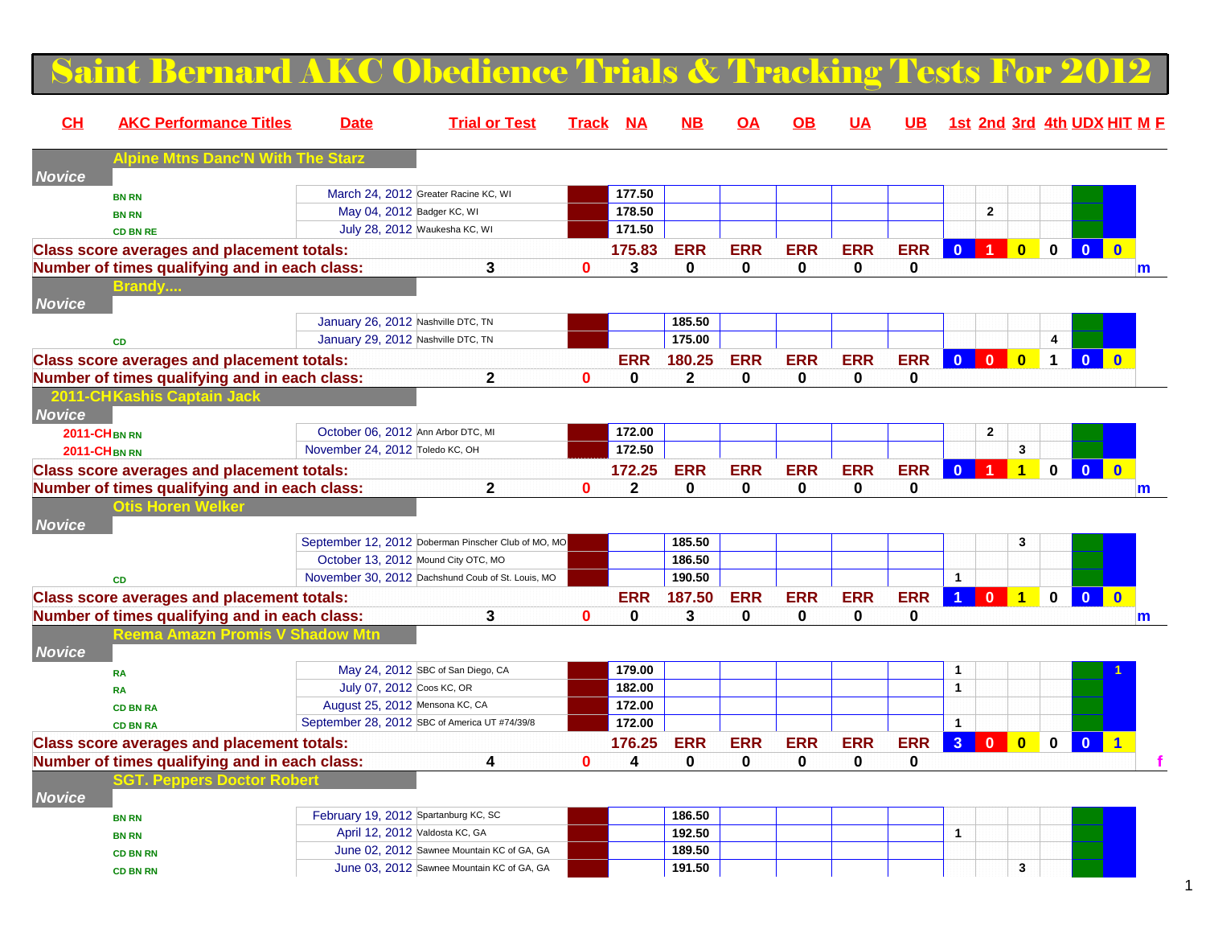# Saint Bernard AKC Obedience Trials & Tracking Tests For 2012

| CH | AKC Performance Titles | Date | Trial or Test | Track | NA | NB | OA | OB | UA | UB | 1st | 2nd | 3rd | 4th | UDX | HIT | M | F |
|---|---|---|---|---|---|---|---|---|---|---|---|---|---|---|---|---|---|---|
| | **Alpine Mtns Danc'N With The Starz** | | | | | | | | | | | | | | | | | |
| **Novice** | | | | | | | | | | | | | | | | | | |
| | BN RN | March 24, 2012 | Greater Racine KC, WI | | 177.50 | | | | | | | | | | | | | |
| | BN RN | May 04, 2012 | Badger KC, WI | | 178.50 | | | | | | | 2 | | | | | | |
| | CD BN RE | July 28, 2012 | Waukesha KC, WI | | 171.50 | | | | | | | | | | | | | |
| **Class score averages and placement totals:** | | | | | 175.83 | ERR | ERR | ERR | ERR | ERR | 0 | 1 | 0 | 0 | 0 | 0 | | |
| **Number of times qualifying and in each class:** | | | 3 | 0 | 3 | 0 | 0 | 0 | 0 | 0 | | | | | | | m | |
| | **Brandy....** | | | | | | | | | | | | | | | | | |
| **Novice** | | | | | | | | | | | | | | | | | | |
| | | January 26, 2012 | Nashville DTC, TN | | | 185.50 | | | | | | | | | | | | |
| | CD | January 29, 2012 | Nashville DTC, TN | | | 175.00 | | | | | | | | 4 | | | | |
| **Class score averages and placement totals:** | | | | | ERR | 180.25 | ERR | ERR | ERR | ERR | 0 | 0 | 0 | 1 | 0 | 0 | | |
| **Number of times qualifying and in each class:** | | | 2 | 0 | 0 | 2 | 0 | 0 | 0 | 0 | | | | | | | | |
| 2011-CH | **Kashis Captain Jack** | | | | | | | | | | | | | | | | | |
| **Novice** | | | | | | | | | | | | | | | | | | |
| 2011-CH | BN RN | October 06, 2012 | Ann Arbor DTC, MI | | 172.00 | | | | | | | 2 | | | | | | |
| 2011-CH | BN RN | November 24, 2012 | Toledo KC, OH | | 172.50 | | | | | | | | 3 | | | | | |
| **Class score averages and placement totals:** | | | | | 172.25 | ERR | ERR | ERR | ERR | ERR | 0 | 1 | 1 | 0 | 0 | 0 | | |
| **Number of times qualifying and in each class:** | | | 2 | 0 | 2 | 0 | 0 | 0 | 0 | 0 | | | | | | | m | |
| | **Otis Horen Welker** | | | | | | | | | | | | | | | | | |
| **Novice** | | | | | | | | | | | | | | | | | | |
| | | September 12, 2012 | Doberman Pinscher Club of MO, MO | | | 185.50 | | | | | | | 3 | | | | | |
| | | October 13, 2012 | Mound City OTC, MO | | | 186.50 | | | | | | | | | | | | |
| | CD | November 30, 2012 | Dachshund Coub of St. Louis, MO | | | 190.50 | | | | | 1 | | | | | | | |
| **Class score averages and placement totals:** | | | | | ERR | 187.50 | ERR | ERR | ERR | ERR | 1 | 0 | 1 | 0 | 0 | 0 | | |
| **Number of times qualifying and in each class:** | | | 3 | 0 | 0 | 3 | 0 | 0 | 0 | 0 | | | | | | | m | |
| | **Reema Amazn Promis V Shadow Mtn** | | | | | | | | | | | | | | | | | |
| **Novice** | | | | | | | | | | | | | | | | | | |
| | RA | May 24, 2012 | SBC of San Diego, CA | | 179.00 | | | | | | 1 | | | | | 1 | | |
| | RA | July 07, 2012 | Coos KC, OR | | 182.00 | | | | | | 1 | | | | | | | |
| | CD BN RA | August 25, 2012 | Mensona KC, CA | | 172.00 | | | | | | | | | | | | | |
| | CD BN RA | September 28, 2012 | SBC of America UT #74/39/8 | | 172.00 | | | | | | 1 | | | | | | | |
| **Class score averages and placement totals:** | | | | | 176.25 | ERR | ERR | ERR | ERR | ERR | 3 | 0 | 0 | 0 | 0 | 1 | | |
| **Number of times qualifying and in each class:** | | | 4 | 0 | 4 | 0 | 0 | 0 | 0 | 0 | | | | | | | | f |
| | **SGT. Peppers Doctor Robert** | | | | | | | | | | | | | | | | | |
| **Novice** | | | | | | | | | | | | | | | | | | |
| | BN RN | February 19, 2012 | Spartanburg KC, SC | | | 186.50 | | | | | | | | | | | | |
| | BN RN | April 12, 2012 | Valdosta KC, GA | | | 192.50 | | | | | 1 | | | | | | | |
| | CD BN RN | June 02, 2012 | Sawnee Mountain KC of GA, GA | | | 189.50 | | | | | | | | | | | | |
| | CD BN RN | June 03, 2012 | Sawnee Mountain KC of GA, GA | | | 191.50 | | | | | | | 3 | | | | | |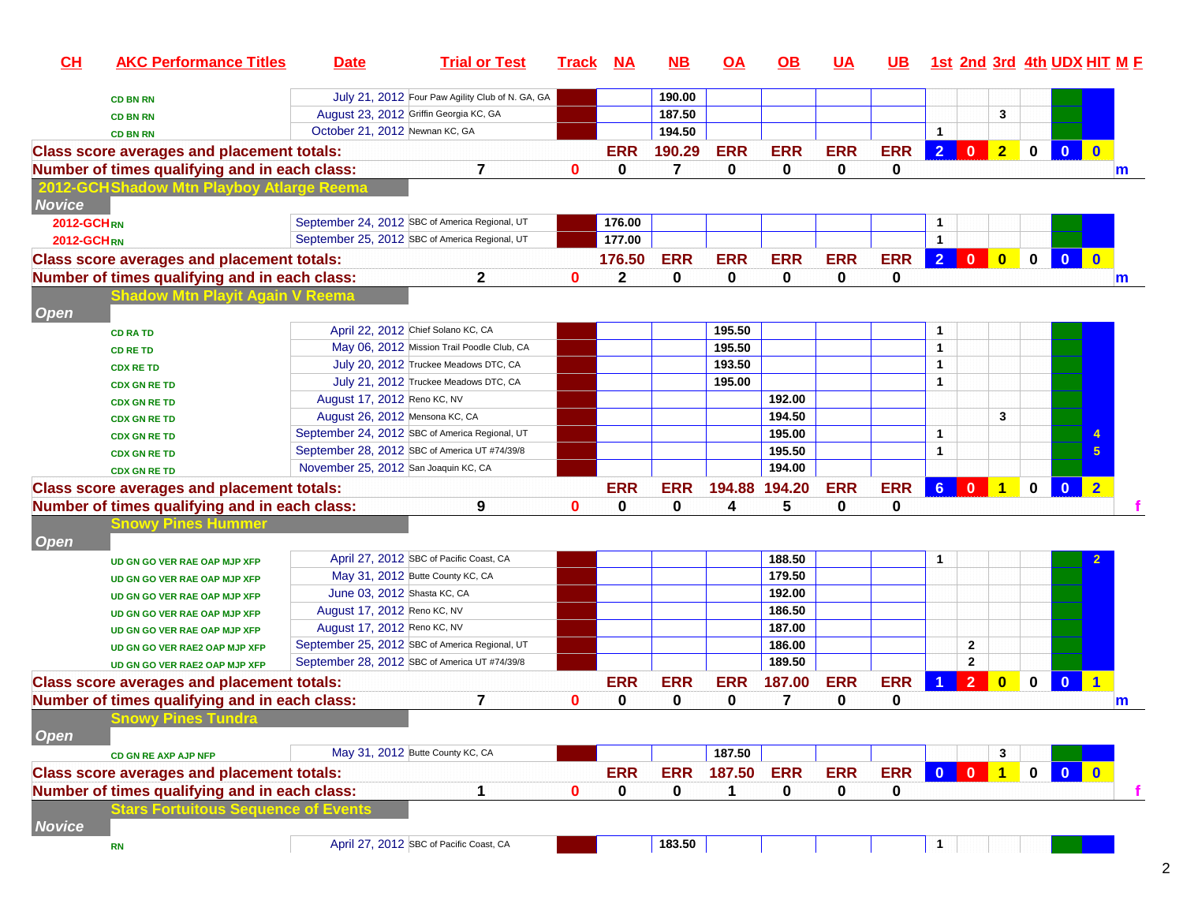| CH | AKC Performance Titles | Date | Trial or Test | Track | NA | NB | OA | OB | UA | UB | 1st | 2nd | 3rd | 4th | UDX | HIT | M | F |
|---|---|---|---|---|---|---|---|---|---|---|---|---|---|---|---|---|---|---|
| | CD BN RN | July 21, 2012 | Four Paw Agility Club of N. GA, GA | | | 190.00 | | | | | | | | | | | | |
| | CD BN RN | August 23, 2012 | Griffin Georgia KC, GA | | | 187.50 | | | | | | | 3 | | | | | |
| | CD BN RN | October 21, 2012 | Newnan KC, GA | | | 194.50 | | | | | 1 | | | | | | | |
| Class score averages and placement totals: | | | | | ERR | 190.29 | ERR | ERR | ERR | ERR | 2 | 0 | 2 | 0 | 0 | 0 | | |
| Number of times qualifying and in each class: | | 7 | | 0 | 0 | 7 | 0 | 0 | 0 | 0 | | | | | | | m | |
| 2012-GCH | Shadow Mtn Playboy Atlarge Reema | | | | | | | | | | | | | | | | | |
| Novice | | | | | | | | | | | | | | | | | | |
| 2012-GCH | RN | September 24, 2012 | SBC of America Regional, UT | | 176.00 | | | | | | 1 | | | | | | | |
| 2012-GCH | RN | September 25, 2012 | SBC of America Regional, UT | | 177.00 | | | | | | 1 | | | | | | | |
| Class score averages and placement totals: | | | | | 176.50 | ERR | ERR | ERR | ERR | ERR | 2 | 0 | 0 | 0 | 0 | 0 | | |
| Number of times qualifying and in each class: | | 2 | | 0 | 2 | 0 | 0 | 0 | 0 | 0 | | | | | | | m | |
| | Shadow Mtn Playit Again V Reema | | | | | | | | | | | | | | | | | |
| Open | | | | | | | | | | | | | | | | | | |
| | CD RA TD | April 22, 2012 | Chief Solano KC, CA | | | | 195.50 | | | | 1 | | | | | | | |
| | CD RE TD | May 06, 2012 | Mission Trail Poodle Club, CA | | | | 195.50 | | | | 1 | | | | | | | |
| | CDX RE TD | July 20, 2012 | Truckee Meadows DTC, CA | | | | 193.50 | | | | 1 | | | | | | | |
| | CDX GN RE TD | July 21, 2012 | Truckee Meadows DTC, CA | | | | 195.00 | | | | 1 | | | | | | | |
| | CDX GN RE TD | August 17, 2012 | Reno KC, NV | | | | | 192.00 | | | | | | | | | | |
| | CDX GN RE TD | August 26, 2012 | Mensona KC, CA | | | | | 194.50 | | | | | 3 | | | | | |
| | CDX GN RE TD | September 24, 2012 | SBC of America Regional, UT | | | | | 195.00 | | | 1 | | | | | 4 | | |
| | CDX GN RE TD | September 28, 2012 | SBC of America UT #74/39/8 | | | | | 195.50 | | | 1 | | | | | 5 | | |
| | CDX GN RE TD | November 25, 2012 | San Joaquin KC, CA | | | | | 194.00 | | | | | | | | | | |
| Class score averages and placement totals: | | | | | ERR | ERR | 194.88 | 194.20 | ERR | ERR | 6 | 0 | 1 | 0 | 0 | 2 | | |
| Number of times qualifying and in each class: | | 9 | | 0 | 0 | 0 | 4 | 5 | 0 | 0 | | | | | | | | f |
| | Snowy Pines Hummer | | | | | | | | | | | | | | | | | |
| Open | | | | | | | | | | | | | | | | | | |
| | UD GN GO VER RAE OAP MJP XFP | April 27, 2012 | SBC of Pacific Coast, CA | | | | | 188.50 | | | 1 | | | | | 2 | | |
| | UD GN GO VER RAE OAP MJP XFP | May 31, 2012 | Butte County KC, CA | | | | | 179.50 | | | | | | | | | | |
| | UD GN GO VER RAE OAP MJP XFP | June 03, 2012 | Shasta KC, CA | | | | | 192.00 | | | | | | | | | | |
| | UD GN GO VER RAE OAP MJP XFP | August 17, 2012 | Reno KC, NV | | | | | 186.50 | | | | | | | | | | |
| | UD GN GO VER RAE OAP MJP XFP | August 17, 2012 | Reno KC, NV | | | | | 187.00 | | | | | | | | | | |
| | UD GN GO VER RAE2 OAP MJP XFP | September 25, 2012 | SBC of America Regional, UT | | | | | 186.00 | | | | 2 | | | | | | |
| | UD GN GO VER RAE2 OAP MJP XFP | September 28, 2012 | SBC of America UT #74/39/8 | | | | | 189.50 | | | | 2 | | | | | | |
| Class score averages and placement totals: | | | | | ERR | ERR | ERR | 187.00 | ERR | ERR | 1 | 2 | 0 | 0 | 0 | 1 | | |
| Number of times qualifying and in each class: | | 7 | | 0 | 0 | 0 | 0 | 7 | 0 | 0 | | | | | | | m | |
| | Snowy Pines Tundra | | | | | | | | | | | | | | | | | |
| Open | | | | | | | | | | | | | | | | | | |
| | CD GN RE AXP AJP NFP | May 31, 2012 | Butte County KC, CA | | | | 187.50 | | | | | | 3 | | | | | |
| Class score averages and placement totals: | | | | | ERR | ERR | 187.50 | ERR | ERR | ERR | 0 | 0 | 1 | 0 | 0 | 0 | | |
| Number of times qualifying and in each class: | | 1 | | 0 | 0 | 0 | 1 | 0 | 0 | 0 | | | | | | | | f |
| | Stars Fortuitous Sequence of Events | | | | | | | | | | | | | | | | | |
| Novice | | | | | | | | | | | | | | | | | | |
| | RN | April 27, 2012 | SBC of Pacific Coast, CA | | | 183.50 | | | | | 1 | | | | | | | |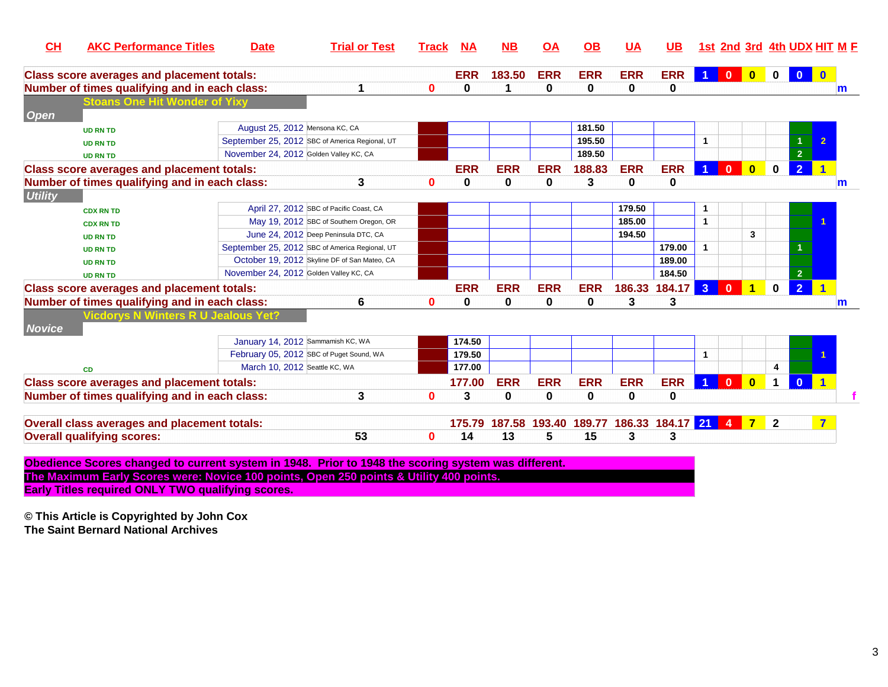| CH | AKC Performance Titles | Date | Trial or Test | Track | NA | NB | OA | OB | UA | UB | 1st | 2nd | 3rd | 4th | UDX | HIT | M F |
|---|---|---|---|---|---|---|---|---|---|---|---|---|---|---|---|---|---|
| Class score averages and placement totals: | | | | | ERR | 183.50 | ERR | ERR | ERR | ERR | 1 | 0 | 0 | 0 | 0 | 0 | |
| Number of times qualifying and in each class: | | | 1 | 0 | 0 | 1 | 0 | 0 | 0 | 0 | | | | | | | m |
| | Stoans One Hit Wonder of Yixy | | | | | | | | | | | | | | | | |
| Open | | | | | | | | | | | | | | | | | |
| | UD RN TD | August 25, 2012 | Mensona KC, CA | | | | | 181.50 | | | | | | | | | |
| | UD RN TD | September 25, 2012 | SBC of America Regional, UT | | | | | 195.50 | | | 1 | | | | 1 | 2 | |
| | UD RN TD | November 24, 2012 | Golden Valley KC, CA | | | | | 189.50 | | | | | | | 2 | | |
| Class score averages and placement totals: | | | | | ERR | ERR | ERR | 188.83 | ERR | ERR | 1 | 0 | 0 | 0 | 2 | 1 | |
| Number of times qualifying and in each class: | | | 3 | 0 | 0 | 0 | 0 | 3 | 0 | 0 | | | | | | | m |
| Utility | | | | | | | | | | | | | | | | | |
| | CDX RN TD | April 27, 2012 | SBC of Pacific Coast, CA | | | | | | 179.50 | | 1 | | | | | | |
| | CDX RN TD | May 19, 2012 | SBC of Southern Oregon, OR | | | | | | 185.00 | | 1 | | | | | 1 | |
| | UD RN TD | June 24, 2012 | Deep Peninsula DTC, CA | | | | | | 194.50 | | | | 3 | | | | |
| | UD RN TD | September 25, 2012 | SBC of America Regional, UT | | | | | | | 179.00 | 1 | | | | 1 | | |
| | UD RN TD | October 19, 2012 | Skyline DF of San Mateo, CA | | | | | | | 189.00 | | | | | | | |
| | UD RN TD | November 24, 2012 | Golden Valley KC, CA | | | | | | | 184.50 | | | | | 2 | | |
| Class score averages and placement totals: | | | | | ERR | ERR | ERR | ERR | 186.33 | 184.17 | 3 | 0 | 1 | 0 | 2 | 1 | |
| Number of times qualifying and in each class: | | | 6 | 0 | 0 | 0 | 0 | 0 | 3 | 3 | | | | | | | m |
| | Vicdorys N Winters R U Jealous Yet? | | | | | | | | | | | | | | | | |
| Novice | | | | | | | | | | | | | | | | | |
| | | January 14, 2012 | Sammamish KC, WA | | 174.50 | | | | | | | | | | | | |
| | | February 05, 2012 | SBC of Puget Sound, WA | | 179.50 | | | | | | 1 | | | | | 1 | |
| | CD | March 10, 2012 | Seattle KC, WA | | 177.00 | | | | | | | | | 4 | | | |
| Class score averages and placement totals: | | | | | 177.00 | ERR | ERR | ERR | ERR | ERR | 1 | 0 | 0 | 1 | 0 | 1 | |
| Number of times qualifying and in each class: | | | 3 | 0 | 3 | 0 | 0 | 0 | 0 | 0 | | | | | | | f |
| Overall class averages and placement totals: | | | | | 175.79 | 187.58 | 193.40 | 189.77 | 186.33 | 184.17 | 21 | 4 | 7 | 2 | | 7 | |
| Overall qualifying scores: | | | 53 | 0 | 14 | 13 | 5 | 15 | 3 | 3 | | | | | | | |

**Obedience Scores changed to current system in 1948. Prior to 1948 the scoring system was different.**
**The Maximum Early Scores were: Novice 100 points, Open 250 points & Utility 400 points.**
**Early Titles required ONLY TWO qualifying scores.**

**© This Article is Copyrighted by John Cox**
**The Saint Bernard National Archives**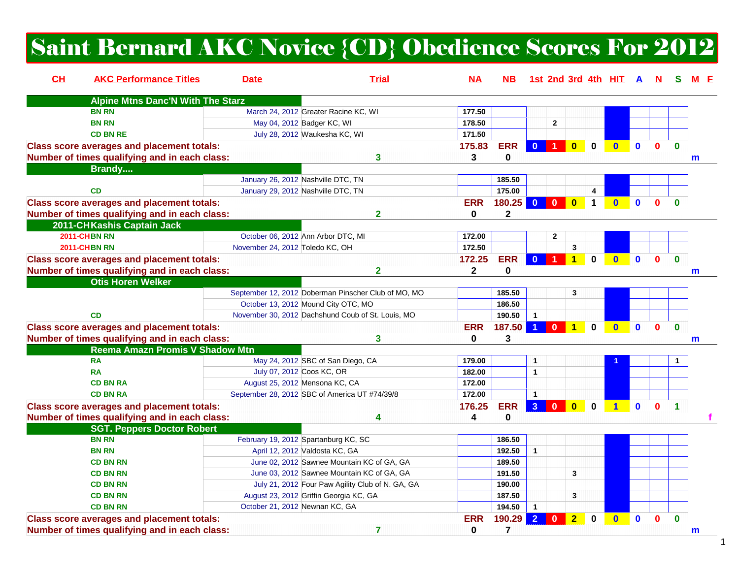# Saint Bernard AKC Novice {CD} Obedience Scores For 2012

| CH | AKC Performance Titles | Date | Trial | NA | NB | 1st | 2nd | 3rd | 4th | HIT | A | N | S | M | F |
|---|---|---|---|---|---|---|---|---|---|---|---|---|---|---|---|
| | **Alpine Mtns Danc'N With The Starz** | | | | | | | | | | | | | | |
| | BN RN | March 24, 2012 | Greater Racine KC, WI | 177.50 | | | | | | | | | | | |
| | BN RN | May 04, 2012 | Badger KC, WI | 178.50 | | | 2 | | | | | | | | |
| | CD BN RE | July 28, 2012 | Waukesha KC, WI | 171.50 | | | | | | | | | | | |
| **Class score averages and placement totals:** | | | | 175.83 | ERR | 0 | 1 | 0 | 0 | 0 | 0 | 0 | 0 | | |
| **Number of times qualifying and in each class:** | | 3 | | 3 | 0 | | | | | | | | | m | |
| | **Brandy....** | | | | | | | | | | | | | | |
| | | January 26, 2012 | Nashville DTC, TN | | 185.50 | | | | | | | | | | |
| | CD | January 29, 2012 | Nashville DTC, TN | | 175.00 | | | | 4 | | | | | | |
| **Class score averages and placement totals:** | | | | ERR | 180.25 | 0 | 0 | 0 | 1 | 0 | 0 | 0 | 0 | | |
| **Number of times qualifying and in each class:** | | 2 | | 0 | 2 | | | | | | | | | | |
| 2011-CH | **Kashis Captain Jack** | | | | | | | | | | | | | | |
| 2011-CH | BN RN | October 06, 2012 | Ann Arbor DTC, MI | 172.00 | | | 2 | | | | | | | | |
| 2011-CH | BN RN | November 24, 2012 | Toledo KC, OH | 172.50 | | | | 3 | | | | | | | |
| **Class score averages and placement totals:** | | | | 172.25 | ERR | 0 | 1 | 1 | 0 | 0 | 0 | 0 | 0 | | |
| **Number of times qualifying and in each class:** | | 2 | | 2 | 0 | | | | | | | | | m | |
| | **Otis Horen Welker** | | | | | | | | | | | | | | |
| | | September 12, 2012 | Doberman Pinscher Club of MO, MO | | 185.50 | | | 3 | | | | | | | |
| | | October 13, 2012 | Mound City OTC, MO | | 186.50 | | | | | | | | | | |
| | CD | November 30, 2012 | Dachshund Coub of St. Louis, MO | | 190.50 | 1 | | | | | | | | | |
| **Class score averages and placement totals:** | | | | ERR | 187.50 | 1 | 0 | 1 | 0 | 0 | 0 | 0 | 0 | | |
| **Number of times qualifying and in each class:** | | 3 | | 0 | 3 | | | | | | | | | m | |
| | **Reema Amazn Promis V Shadow Mtn** | | | | | | | | | | | | | | |
| | RA | May 24, 2012 | SBC of San Diego, CA | 179.00 | | 1 | | | | 1 | | | 1 | | |
| | RA | July 07, 2012 | Coos KC, OR | 182.00 | | 1 | | | | | | | | | |
| | CD BN RA | August 25, 2012 | Mensona KC, CA | 172.00 | | | | | | | | | | | |
| | CD BN RA | September 28, 2012 | SBC of America UT #74/39/8 | 172.00 | | 1 | | | | | | | | | |
| **Class score averages and placement totals:** | | | | 176.25 | ERR | 3 | 0 | 0 | 0 | 1 | 0 | 0 | 1 | | |
| **Number of times qualifying and in each class:** | | 4 | | 4 | 0 | | | | | | | | | | f |
| | **SGT. Peppers Doctor Robert** | | | | | | | | | | | | | | |
| | BN RN | February 19, 2012 | Spartanburg KC, SC | | 186.50 | | | | | | | | | | |
| | BN RN | April 12, 2012 | Valdosta KC, GA | | 192.50 | 1 | | | | | | | | | |
| | CD BN RN | June 02, 2012 | Sawnee Mountain KC of GA, GA | | 189.50 | | | | | | | | | | |
| | CD BN RN | June 03, 2012 | Sawnee Mountain KC of GA, GA | | 191.50 | | | 3 | | | | | | | |
| | CD BN RN | July 21, 2012 | Four Paw Agility Club of N. GA, GA | | 190.00 | | | | | | | | | | |
| | CD BN RN | August 23, 2012 | Griffin Georgia KC, GA | | 187.50 | | | 3 | | | | | | | |
| | CD BN RN | October 21, 2012 | Newnan KC, GA | | 194.50 | 1 | | | | | | | | | |
| **Class score averages and placement totals:** | | | | ERR | 190.29 | 2 | 0 | 2 | 0 | 0 | 0 | 0 | 0 | | |
| **Number of times qualifying and in each class:** | | 7 | | 0 | 7 | | | | | | | | | m | |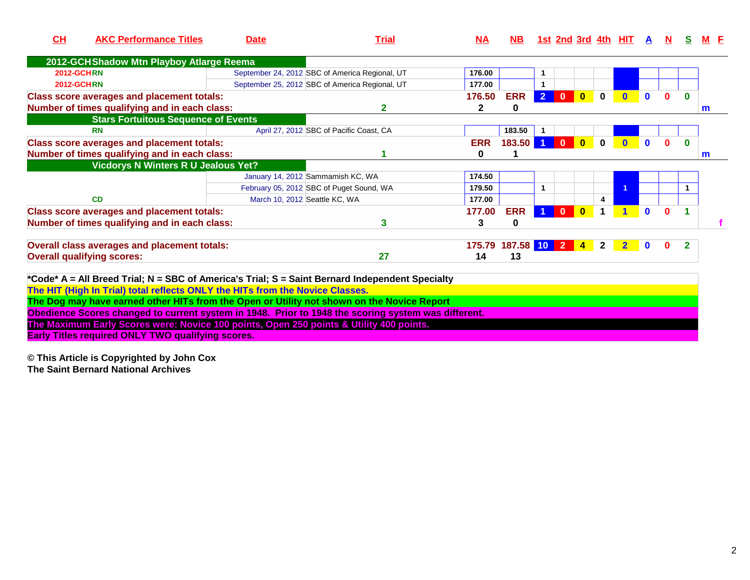| CH | AKC Performance Titles | Date | Trial | NA | NB | 1st | 2nd | 3rd | 4th | HIT | A | N | S | M | F |
|---|---|---|---|---|---|---|---|---|---|---|---|---|---|---|---|
| **2012-GCH Shadow Mtn Playboy Atlarge Reema** | | | | | | | | | | | | | | | |
| 2012-GCH | RN | September 24, 2012 | SBC of America Regional, UT | 176.00 | | 1 | | | | | | | | | |
| 2012-GCH | RN | September 25, 2012 | SBC of America Regional, UT | 177.00 | | 1 | | | | | | | | | |
| **Class score averages and placement totals:** | | | | **176.50** | **ERR** | **2** | **0** | **0** | **0** | **0** | **0** | **0** | **0** | | |
| **Number of times qualifying and in each class:** | | | **2** | **2** | **0** | | | | | | | | | **m** | |
| **Stars Fortuitous Sequence of Events** | | | | | | | | | | | | | | | |
| | RN | April 27, 2012 | SBC of Pacific Coast, CA | | 183.50 | 1 | | | | | | | | | |
| **Class score averages and placement totals:** | | | | **ERR** | **183.50** | **1** | **0** | **0** | **0** | **0** | **0** | **0** | **0** | | |
| **Number of times qualifying and in each class:** | | | **1** | **0** | **1** | | | | | | | | | **m** | |
| **Vicdorys N Winters R U Jealous Yet?** | | | | | | | | | | | | | | | |
| | | January 14, 2012 | Sammamish KC, WA | 174.50 | | | | | | | | | | | |
| | | February 05, 2012 | SBC of Puget Sound, WA | 179.50 | | 1 | | | | 1 | | | 1 | | |
| | CD | March 10, 2012 | Seattle KC, WA | 177.00 | | | | | 4 | | | | | | |
| **Class score averages and placement totals:** | | | | **177.00** | **ERR** | **1** | **0** | **0** | **1** | **1** | **0** | **0** | **1** | | |
| **Number of times qualifying and in each class:** | | | **3** | **3** | **0** | | | | | | | | | | **f** |
| **Overall class averages and placement totals:** | | | | **175.79** | **187.58** | **10** | **2** | **4** | **2** | **2** | **0** | **0** | **2** | | |
| **Overall qualifying scores:** | | | **27** | **14** | **13** | | | | | | | | | | |

**\*Code\* A = All Breed Trial; N = SBC of America's Trial; S = Saint Bernard Independent Specialty**

**The HIT (High In Trial) total reflects ONLY the HITs from the Novice Classes.**

**The Dog may have earned other HITs from the Open or Utility not shown on the Novice Report**

**Obedience Scores changed to current system in 1948. Prior to 1948 the scoring system was different.**

**The Maximum Early Scores were: Novice 100 points, Open 250 points & Utility 400 points.**

**Early Titles required ONLY TWO qualifying scores.**

**© This Article is Copyrighted by John Cox**
**The Saint Bernard National Archives**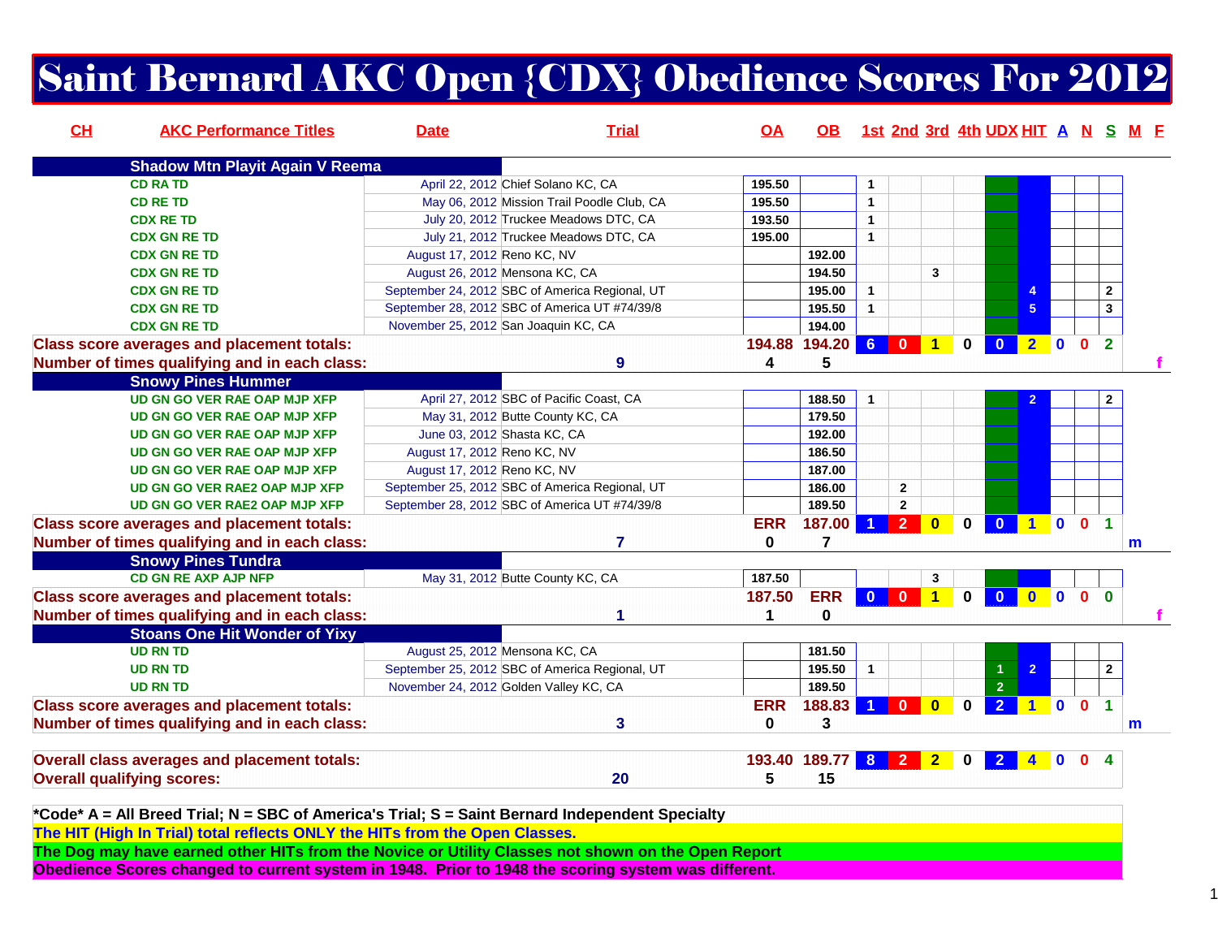# Saint Bernard AKC Open {CDX} Obedience Scores For 2012

| CH | AKC Performance Titles | Date | Trial | OA | OB | 1st | 2nd | 3rd | 4th | UDX | HIT | A | N | S | M | F |
|---|---|---|---|---|---|---|---|---|---|---|---|---|---|---|---|---|
| | **Shadow Mtn Playit Again V Reema** | | | | | | | | | | | | | | | |
| | CD RA TD | April 22, 2012 | Chief Solano KC, CA | 195.50 | | 1 | | | | | | | | | | |
| | CD RE TD | May 06, 2012 | Mission Trail Poodle Club, CA | 195.50 | | 1 | | | | | | | | | | |
| | CDX RE TD | July 20, 2012 | Truckee Meadows DTC, CA | 193.50 | | 1 | | | | | | | | | | |
| | CDX GN RE TD | July 21, 2012 | Truckee Meadows DTC, CA | 195.00 | | 1 | | | | | | | | | | |
| | CDX GN RE TD | August 17, 2012 | Reno KC, NV | | 192.00 | | | | | | | | | | | |
| | CDX GN RE TD | August 26, 2012 | Mensona KC, CA | | 194.50 | | | 3 | | | | | | | | |
| | CDX GN RE TD | September 24, 2012 | SBC of America Regional, UT | | 195.00 | 1 | | | | | 4 | | | 2 | | |
| | CDX GN RE TD | September 28, 2012 | SBC of America UT #74/39/8 | | 195.50 | 1 | | | | | 5 | | | 3 | | |
| | CDX GN RE TD | November 25, 2012 | San Joaquin KC, CA | | 194.00 | | | | | | | | | | | |
| **Class score averages and placement totals:** | | | | 194.88 | 194.20 | 6 | 0 | 1 | 0 | 0 | 2 | 0 | 0 | 2 | | |
| **Number of times qualifying and in each class:** | | | 9 | 4 | 5 | | | | | | | | | | | f |
| | **Snowy Pines Hummer** | | | | | | | | | | | | | | | |
| | UD GN GO VER RAE OAP MJP XFP | April 27, 2012 | SBC of Pacific Coast, CA | | 188.50 | 1 | | | | | 2 | | | 2 | | |
| | UD GN GO VER RAE OAP MJP XFP | May 31, 2012 | Butte County KC, CA | | 179.50 | | | | | | | | | | | |
| | UD GN GO VER RAE OAP MJP XFP | June 03, 2012 | Shasta KC, CA | | 192.00 | | | | | | | | | | | |
| | UD GN GO VER RAE OAP MJP XFP | August 17, 2012 | Reno KC, NV | | 186.50 | | | | | | | | | | | |
| | UD GN GO VER RAE OAP MJP XFP | August 17, 2012 | Reno KC, NV | | 187.00 | | | | | | | | | | | |
| | UD GN GO VER RAE2 OAP MJP XFP | September 25, 2012 | SBC of America Regional, UT | | 186.00 | | 2 | | | | | | | | | |
| | UD GN GO VER RAE2 OAP MJP XFP | September 28, 2012 | SBC of America UT #74/39/8 | | 189.50 | | 2 | | | | | | | | | |
| **Class score averages and placement totals:** | | | | ERR | 187.00 | 1 | 2 | 0 | 0 | 0 | 1 | 0 | 0 | 1 | | |
| **Number of times qualifying and in each class:** | | | 7 | 0 | 7 | | | | | | | | | | m | |
| | **Snowy Pines Tundra** | | | | | | | | | | | | | | | |
| | CD GN RE AXP AJP NFP | May 31, 2012 | Butte County KC, CA | 187.50 | | | | 3 | | | | | | | | |
| **Class score averages and placement totals:** | | | | 187.50 | ERR | 0 | 0 | 1 | 0 | 0 | 0 | 0 | 0 | 0 | | |
| **Number of times qualifying and in each class:** | | | 1 | 1 | 0 | | | | | | | | | | | f |
| | **Stoans One Hit Wonder of Yixy** | | | | | | | | | | | | | | | |
| | UD RN TD | August 25, 2012 | Mensona KC, CA | | 181.50 | | | | | | | | | | | |
| | UD RN TD | September 25, 2012 | SBC of America Regional, UT | | 195.50 | 1 | | | | 1 | 2 | | | 2 | | |
| | UD RN TD | November 24, 2012 | Golden Valley KC, CA | | 189.50 | | | | | 2 | | | | | | |
| **Class score averages and placement totals:** | | | | ERR | 188.83 | 1 | 0 | 0 | 0 | 2 | 1 | 0 | 0 | 1 | | |
| **Number of times qualifying and in each class:** | | | 3 | 0 | 3 | | | | | | | | | | m | |
| **Overall class averages and placement totals:** | | | | 193.40 | 189.77 | 8 | 2 | 2 | 0 | 2 | 4 | 0 | 0 | 4 | | |
| **Overall qualifying scores:** | | | 20 | 5 | 15 | | | | | | | | | | | |

**\*Code\* A = All Breed Trial; N = SBC of America's Trial; S = Saint Bernard Independent Specialty**

**The HIT (High In Trial) total reflects ONLY the HITs from the Open Classes.**

**The Dog may have earned other HITs from the Novice or Utility Classes not shown on the Open Report**

**Obedience Scores changed to current system in 1948. Prior to 1948 the scoring system was different.**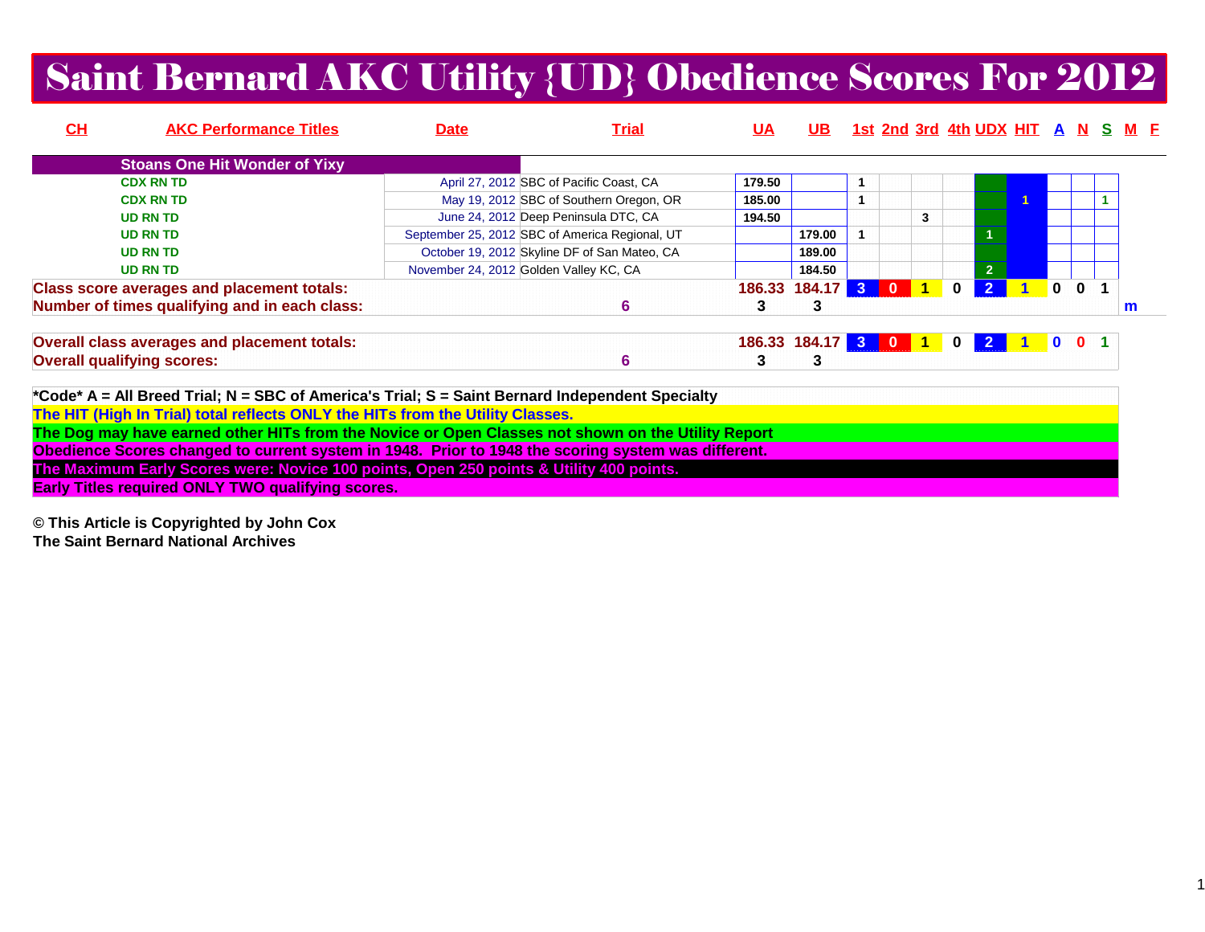# Saint Bernard AKC Utility {UD} Obedience Scores For 2012

| CH | AKC Performance Titles | Date | Trial | UA | UB | 1st | 2nd | 3rd | 4th | UDX | HIT | A | N | S | M | F |
|---|---|---|---|---|---|---|---|---|---|---|---|---|---|---|---|---|
| | **Stoans One Hit Wonder of Yixy** | | | | | | | | | | | | | | | |
| | CDX RN TD | April 27, 2012 | SBC of Pacific Coast, CA | 179.50 | | 1 | | | | | | | | | | |
| | CDX RN TD | May 19, 2012 | SBC of Southern Oregon, OR | 185.00 | | 1 | | | | | 1 | | | 1 | | |
| | UD RN TD | June 24, 2012 | Deep Peninsula DTC, CA | 194.50 | | | | 3 | | | | | | | | |
| | UD RN TD | September 25, 2012 | SBC of America Regional, UT | | 179.00 | 1 | | | | 1 | | | | | | |
| | UD RN TD | October 19, 2012 | Skyline DF of San Mateo, CA | | 189.00 | | | | | | | | | | | |
| | UD RN TD | November 24, 2012 | Golden Valley KC, CA | | 184.50 | | | | | 2 | | | | | | |
| **Class score averages and placement totals:** | | | | 186.33 | 184.17 | 3 | 0 | 1 | 0 | 2 | 1 | 0 | 0 | 1 | | |
| **Number of times qualifying and in each class:** | | | 6 | 3 | 3 | | | | | | | | | | m | |
| **Overall class averages and placement totals:** | | | | 186.33 | 184.17 | 3 | 0 | 1 | 0 | 2 | 1 | 0 | 0 | 1 | | |
| **Overall qualifying scores:** | | | 6 | 3 | 3 | | | | | | | | | | | |

**\*Code\* A = All Breed Trial; N = SBC of America's Trial; S = Saint Bernard Independent Specialty**

**The HIT (High In Trial) total reflects ONLY the HITs from the Utility Classes.**

**The Dog may have earned other HITs from the Novice or Open Classes not shown on the Utility Report**

**Obedience Scores changed to current system in 1948. Prior to 1948 the scoring system was different.**

**The Maximum Early Scores were: Novice 100 points, Open 250 points & Utility 400 points.**

**Early Titles required ONLY TWO qualifying scores.**

**© This Article is Copyrighted by John Cox**
**The Saint Bernard National Archives**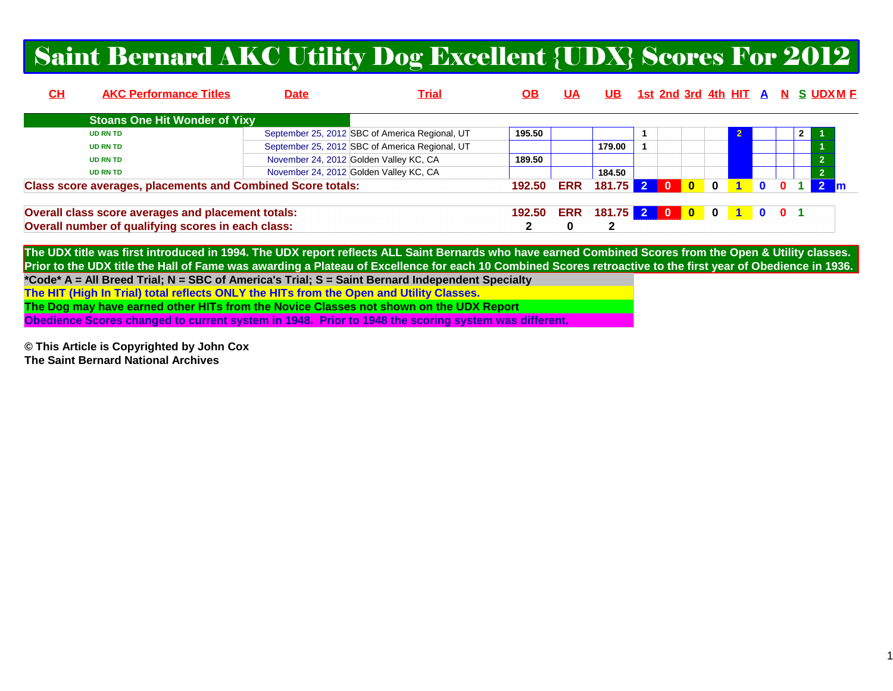# Saint Bernard AKC Utility Dog Excellent {UDX} Scores For 2012

| CH | AKC Performance Titles | Date | Trial | OB | UA | UB | 1st | 2nd | 3rd | 4th | HIT | A | N | S | UDX | M | F |
|---|---|---|---|---|---|---|---|---|---|---|---|---|---|---|---|---|---|
| | **Stoans One Hit Wonder of Yixy** | | | | | | | | | | | | | | | | |
| | UD RN TD | September 25, 2012 | SBC of America Regional, UT | 195.50 | | | 1 | | | | 2 | | | 2 | 1 | | |
| | UD RN TD | September 25, 2012 | SBC of America Regional, UT | | | 179.00 | 1 | | | | | | | | 1 | | |
| | UD RN TD | November 24, 2012 | Golden Valley KC, CA | 189.50 | | | | | | | | | | | 2 | | |
| | UD RN TD | November 24, 2012 | Golden Valley KC, CA | | | 184.50 | | | | | | | | | 2 | | |
| **Class score averages, placements and Combined Score totals:** | | | | 192.50 | ERR | 181.75 | 2 | 0 | 0 | 0 | 1 | 0 | 0 | 1 | 2 | m | |
| **Overall class score averages and placement totals:** | | | | 192.50 | ERR | 181.75 | 2 | 0 | 0 | 0 | 1 | 0 | 0 | 1 | | | |
| **Overall number of qualifying scores in each class:** | | | | 2 | 0 | 2 | | | | | | | | | | | |

**The UDX title was first introduced in 1994. The UDX report reflects ALL Saint Bernards who have earned Combined Scores from the Open & Utility classes. Prior to the UDX title the Hall of Fame was awarding a Plateau of Excellence for each 10 Combined Scores retroactive to the first year of Obedience in 1936.**

**\*Code\* A = All Breed Trial; N = SBC of America's Trial; S = Saint Bernard Independent Specialty**

**The HIT (High In Trial) total reflects ONLY the HITs from the Open and Utility Classes.**

**The Dog may have earned other HITs from the Novice Classes not shown on the UDX Report**

**Obedience Scores changed to current system in 1948. Prior to 1948 the scoring system was different.**

**© This Article is Copyrighted by John Cox**
**The Saint Bernard National Archives**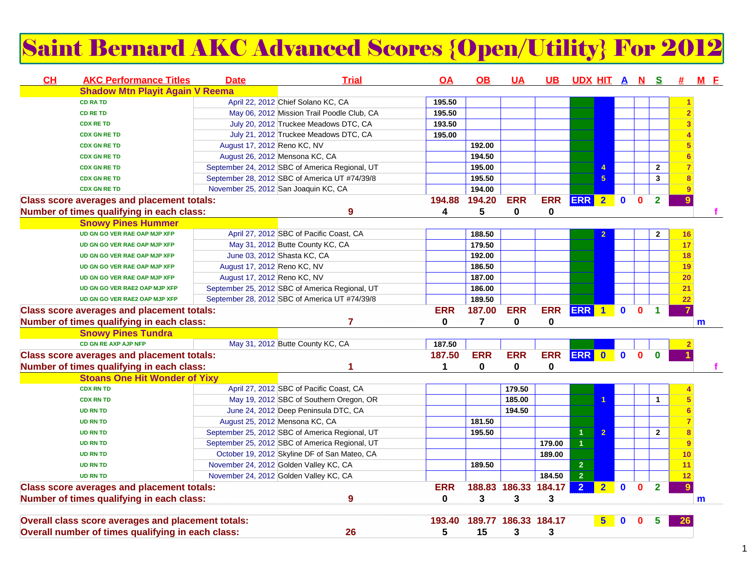# Saint Bernard AKC Advanced Scores {Open/Utility} For 2012

| CH | AKC Performance Titles | Date | Trial | OA | OB | UA | UB | UDX | HIT | A | N | S | # | M | F |
|---|---|---|---|---|---|---|---|---|---|---|---|---|---|---|---|
| | **Shadow Mtn Playit Again V Reema** | | | | | | | | | | | | | | |
| | CD RA TD | April 22, 2012 | Chief Solano KC, CA | 195.50 | | | | | | | | | 1 | | |
| | CD RE TD | May 06, 2012 | Mission Trail Poodle Club, CA | 195.50 | | | | | | | | | 2 | | |
| | CDX RE TD | July 20, 2012 | Truckee Meadows DTC, CA | 193.50 | | | | | | | | | 3 | | |
| | CDX GN RE TD | July 21, 2012 | Truckee Meadows DTC, CA | 195.00 | | | | | | | | | 4 | | |
| | CDX GN RE TD | August 17, 2012 | Reno KC, NV | | 192.00 | | | | | | | | 5 | | |
| | CDX GN RE TD | August 26, 2012 | Mensona KC, CA | | 194.50 | | | | | | | | 6 | | |
| | CDX GN RE TD | September 24, 2012 | SBC of America Regional, UT | | 195.00 | | | | 4 | | | 2 | 7 | | |
| | CDX GN RE TD | September 28, 2012 | SBC of America UT #74/39/8 | | 195.50 | | | | 5 | | | 3 | 8 | | |
| | CDX GN RE TD | November 25, 2012 | San Joaquin KC, CA | | 194.00 | | | | | | | | 9 | | |
| **Class score averages and placement totals:** | | | | 194.88 | 194.20 | ERR | ERR | ERR | 2 | 0 | 0 | 2 | 9 | | |
| **Number of times qualifying in each class:** | | | 9 | 4 | 5 | 0 | 0 | | | | | | | | f |
| | **Snowy Pines Hummer** | | | | | | | | | | | | | | |
| | UD GN GO VER RAE OAP MJP XFP | April 27, 2012 | SBC of Pacific Coast, CA | | 188.50 | | | | 2 | | | 2 | 16 | | |
| | UD GN GO VER RAE OAP MJP XFP | May 31, 2012 | Butte County KC, CA | | 179.50 | | | | | | | | 17 | | |
| | UD GN GO VER RAE OAP MJP XFP | June 03, 2012 | Shasta KC, CA | | 192.00 | | | | | | | | 18 | | |
| | UD GN GO VER RAE OAP MJP XFP | August 17, 2012 | Reno KC, NV | | 186.50 | | | | | | | | 19 | | |
| | UD GN GO VER RAE OAP MJP XFP | August 17, 2012 | Reno KC, NV | | 187.00 | | | | | | | | 20 | | |
| | UD GN GO VER RAE2 OAP MJP XFP | September 25, 2012 | SBC of America Regional, UT | | 186.00 | | | | | | | | 21 | | |
| | UD GN GO VER RAE2 OAP MJP XFP | September 28, 2012 | SBC of America UT #74/39/8 | | 189.50 | | | | | | | | 22 | | |
| **Class score averages and placement totals:** | | | | ERR | 187.00 | ERR | ERR | ERR | 1 | 0 | 0 | 1 | 7 | | |
| **Number of times qualifying in each class:** | | | 7 | 0 | 7 | 0 | 0 | | | | | | | m | |
| | **Snowy Pines Tundra** | | | | | | | | | | | | | | |
| | CD GN RE AXP AJP NFP | May 31, 2012 | Butte County KC, CA | 187.50 | | | | | | | | | 2 | | |
| **Class score averages and placement totals:** | | | | 187.50 | ERR | ERR | ERR | ERR | 0 | 0 | 0 | 0 | 1 | | |
| **Number of times qualifying in each class:** | | | 1 | 1 | 0 | 0 | 0 | | | | | | | | f |
| | **Stoans One Hit Wonder of Yixy** | | | | | | | | | | | | | | |
| | CDX RN TD | April 27, 2012 | SBC of Pacific Coast, CA | | | 179.50 | | | | | | | 4 | | |
| | CDX RN TD | May 19, 2012 | SBC of Southern Oregon, OR | | | 185.00 | | | 1 | | | 1 | 5 | | |
| | UD RN TD | June 24, 2012 | Deep Peninsula DTC, CA | | | 194.50 | | | | | | | 6 | | |
| | UD RN TD | August 25, 2012 | Mensona KC, CA | | 181.50 | | | | | | | | 7 | | |
| | UD RN TD | September 25, 2012 | SBC of America Regional, UT | | 195.50 | | | 1 | 2 | | | 2 | 8 | | |
| | UD RN TD | September 25, 2012 | SBC of America Regional, UT | | | | 179.00 | 1 | | | | | 9 | | |
| | UD RN TD | October 19, 2012 | Skyline DF of San Mateo, CA | | | | 189.00 | | | | | | 10 | | |
| | UD RN TD | November 24, 2012 | Golden Valley KC, CA | | 189.50 | | | 2 | | | | | 11 | | |
| | UD RN TD | November 24, 2012 | Golden Valley KC, CA | | | | 184.50 | 2 | | | | | 12 | | |
| **Class score averages and placement totals:** | | | | ERR | 188.83 | 186.33 | 184.17 | 2 | 2 | 0 | 0 | 2 | 9 | | |
| **Number of times qualifying in each class:** | | | 9 | 0 | 3 | 3 | 3 | | | | | | | m | |
| **Overall class score averages and placement totals:** | | | | 193.40 | 189.77 | 186.33 | 184.17 | | 5 | 0 | 0 | 5 | 26 | | |
| **Overall number of times qualifying in each class:** | | | 26 | 5 | 15 | 3 | 3 | | | | | | | | |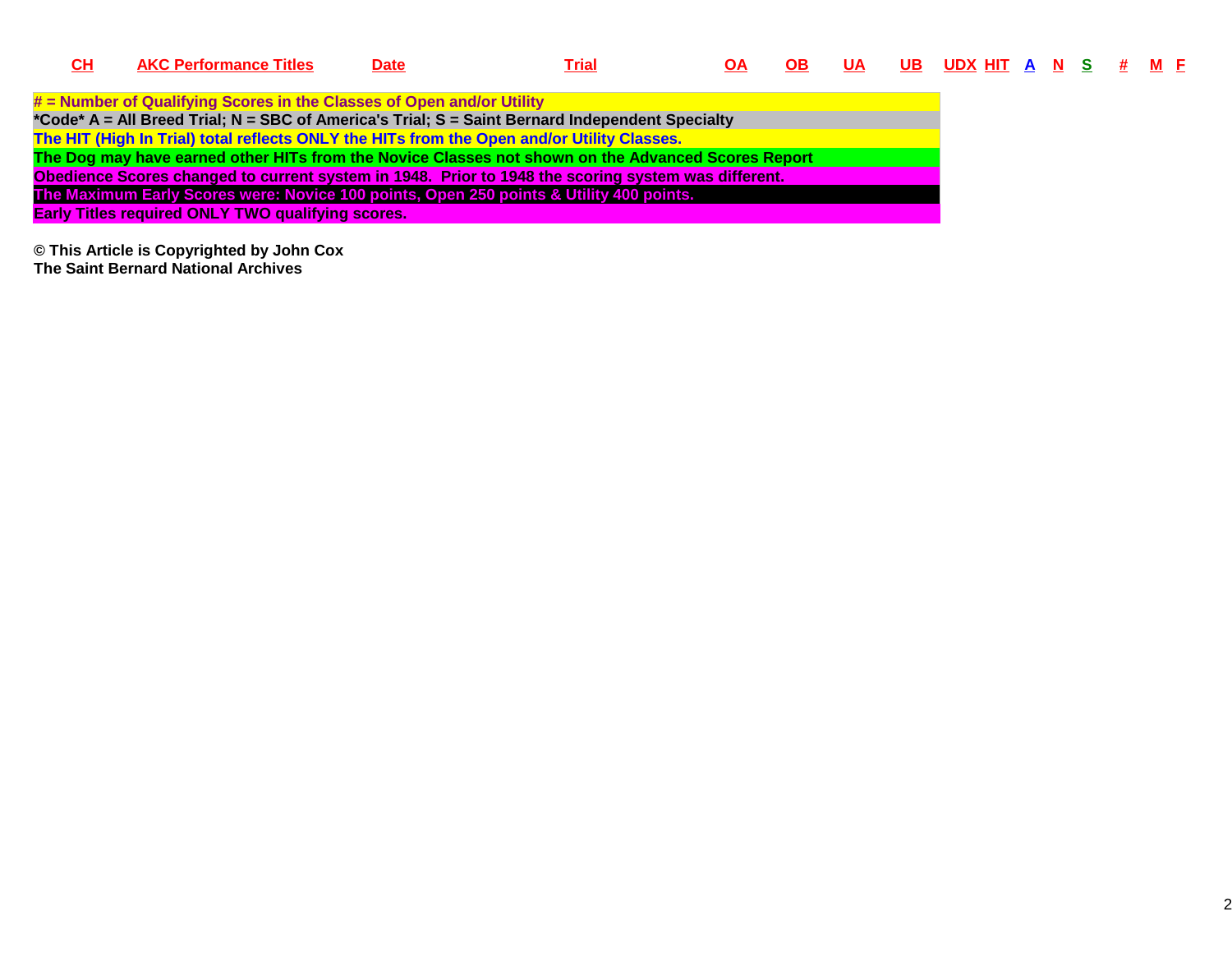| CH | AKC Performance Titles | Date | Trial | OA | OB | UA | UB | UDX | HIT | A | N | S | # | M | F |
|---|---|---|---|---|---|---|---|---|---|---|---|---|---|---|---|

**# = Number of Qualifying Scores in the Classes of Open and/or Utility**
***Code* A = All Breed Trial; N = SBC of America's Trial; S = Saint Bernard Independent Specialty**
**The HIT (High In Trial) total reflects ONLY the HITs from the Open and/or Utility Classes.**
**The Dog may have earned other HITs from the Novice Classes not shown on the Advanced Scores Report**
**Obedience Scores changed to current system in 1948. Prior to 1948 the scoring system was different.**
**The Maximum Early Scores were: Novice 100 points, Open 250 points & Utility 400 points.**
**Early Titles required ONLY TWO qualifying scores.**

**© This Article is Copyrighted by John Cox**
**The Saint Bernard National Archives**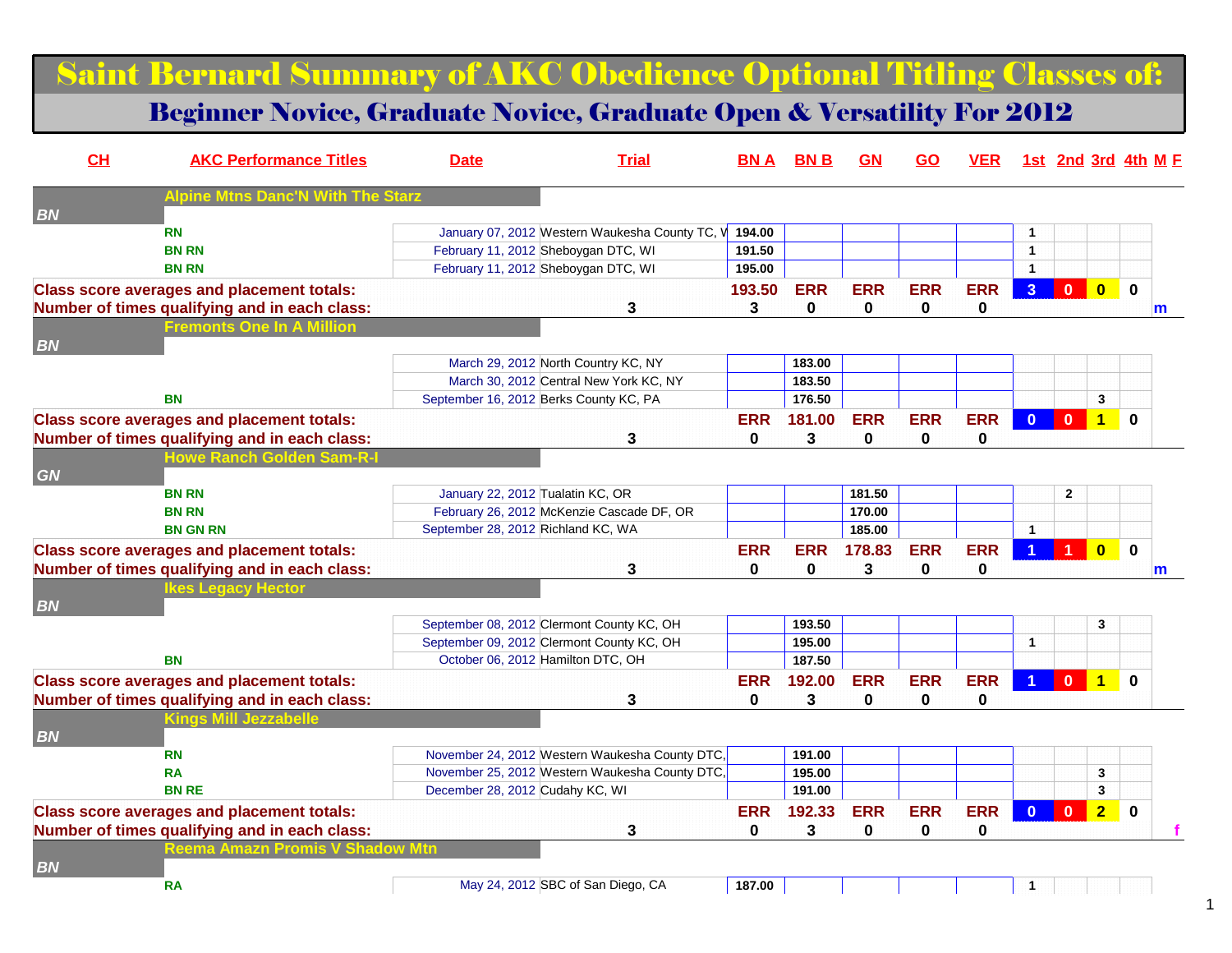# Saint Bernard Summary of AKC Obedience Optional Titling Classes of:

## Beginner Novice, Graduate Novice, Graduate Open & Versatility For 2012

| CH | AKC Performance Titles | Date | Trial | BN A | BN B | GN | GO | VER | 1st | 2nd | 3rd | 4th | M | F |
|---|---|---|---|---|---|---|---|---|---|---|---|---|---|---|
| | **Alpine Mtns Danc'N With The Starz** | | | | | | | | | | | | | |
| BN | | | | | | | | | | | | | | |
| | RN | January 07, 2012 | Western Waukesha County TC, W | 194.00 | | | | | 1 | | | | | |
| | BN RN | February 11, 2012 | Sheboygan DTC, WI | 191.50 | | | | | 1 | | | | | |
| | BN RN | February 11, 2012 | Sheboygan DTC, WI | 195.00 | | | | | 1 | | | | | |
| **Class score averages and placement totals:** | | | | 193.50 | ERR | ERR | ERR | ERR | 3 | 0 | 0 | 0 | | |
| **Number of times qualifying and in each class:** | | | 3 | 3 | 0 | 0 | 0 | 0 | | | | | m | |
| | **Fremonts One In A Million** | | | | | | | | | | | | | |
| BN | | | | | | | | | | | | | | |
| | | March 29, 2012 | North Country KC, NY | | 183.00 | | | | | | | | | |
| | | March 30, 2012 | Central New York KC, NY | | 183.50 | | | | | | | | | |
| | BN | September 16, 2012 | Berks County KC, PA | | 176.50 | | | | | | 3 | | | |
| **Class score averages and placement totals:** | | | | ERR | 181.00 | ERR | ERR | ERR | 0 | 0 | 1 | 0 | | |
| **Number of times qualifying and in each class:** | | | 3 | 0 | 3 | 0 | 0 | 0 | | | | | | |
| | **Howe Ranch Golden Sam-R-I** | | | | | | | | | | | | | |
| GN | | | | | | | | | | | | | | |
| | BN RN | January 22, 2012 | Tualatin KC, OR | | | 181.50 | | | | 2 | | | | |
| | BN RN | February 26, 2012 | McKenzie Cascade DF, OR | | | 170.00 | | | | | | | | |
| | BN GN RN | September 28, 2012 | Richland KC, WA | | | 185.00 | | | 1 | | | | | |
| **Class score averages and placement totals:** | | | | ERR | ERR | 178.83 | ERR | ERR | 1 | 1 | 0 | 0 | | |
| **Number of times qualifying and in each class:** | | | 3 | 0 | 0 | 3 | 0 | 0 | | | | | m | |
| | **Ikes Legacy Hector** | | | | | | | | | | | | | |
| BN | | | | | | | | | | | | | | |
| | | September 08, 2012 | Clermont County KC, OH | | 193.50 | | | | | | 3 | | | |
| | | September 09, 2012 | Clermont County KC, OH | | 195.00 | | | | 1 | | | | | |
| | BN | October 06, 2012 | Hamilton DTC, OH | | 187.50 | | | | | | | | | |
| **Class score averages and placement totals:** | | | | ERR | 192.00 | ERR | ERR | ERR | 1 | 0 | 1 | 0 | | |
| **Number of times qualifying and in each class:** | | | 3 | 0 | 3 | 0 | 0 | 0 | | | | | | |
| | **Kings Mill Jezzabelle** | | | | | | | | | | | | | |
| BN | | | | | | | | | | | | | | |
| | RN | November 24, 2012 | Western Waukesha County DTC, | | 191.00 | | | | | | | | | |
| | RA | November 25, 2012 | Western Waukesha County DTC, | | 195.00 | | | | | | 3 | | | |
| | BN RE | December 28, 2012 | Cudahy KC, WI | | 191.00 | | | | | | 3 | | | |
| **Class score averages and placement totals:** | | | | ERR | 192.33 | ERR | ERR | ERR | 0 | 0 | 2 | 0 | | |
| **Number of times qualifying and in each class:** | | | 3 | 0 | 3 | 0 | 0 | 0 | | | | | | f |
| | **Reema Amazn Promis V Shadow Mtn** | | | | | | | | | | | | | |
| BN | | | | | | | | | | | | | | |
| | RA | May 24, 2012 | SBC of San Diego, CA | 187.00 | | | | | 1 | | | | | |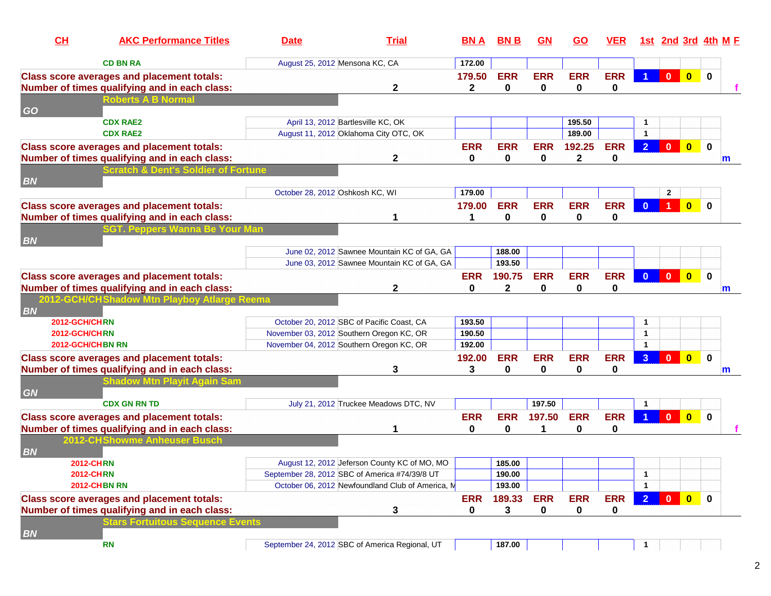| CH | AKC Performance Titles | Date | Trial | BN A | BN B | GN | GO | VER | 1st | 2nd | 3rd | 4th | M | F |
|---|---|---|---|---|---|---|---|---|---|---|---|---|---|---|
| | CD BN RA | August 25, 2012 | Mensona KC, CA | 172.00 | | | | | | | | | | |
| **Class score averages and placement totals:** | | | | 179.50 | ERR | ERR | ERR | ERR | 1 | 0 | 0 | 0 | | |
| **Number of times qualifying and in each class:** | | | 2 | 2 | 0 | 0 | 0 | 0 | | | | | | f |
| **GO** | **Roberts A B Normal** | | | | | | | | | | | | | |
| | CDX RAE2 | April 13, 2012 | Bartlesville KC, OK | | | | 195.50 | | 1 | | | | | |
| | CDX RAE2 | August 11, 2012 | Oklahoma City OTC, OK | | | | 189.00 | | 1 | | | | | |
| **Class score averages and placement totals:** | | | | ERR | ERR | ERR | 192.25 | ERR | 2 | 0 | 0 | 0 | | |
| **Number of times qualifying and in each class:** | | | 2 | 0 | 0 | 0 | 2 | 0 | | | | | m | |
| **BN** | **Scratch & Dent's Soldier of Fortune** | | | | | | | | | | | | | |
| | | October 28, 2012 | Oshkosh KC, WI | 179.00 | | | | | | 2 | | | | |
| **Class score averages and placement totals:** | | | | 179.00 | ERR | ERR | ERR | ERR | 0 | 1 | 0 | 0 | | |
| **Number of times qualifying and in each class:** | | | 1 | 1 | 0 | 0 | 0 | 0 | | | | | | |
| **BN** | **SGT. Peppers Wanna Be Your Man** | | | | | | | | | | | | | |
| | | June 02, 2012 | Sawnee Mountain KC of GA, GA | | 188.00 | | | | | | | | | |
| | | June 03, 2012 | Sawnee Mountain KC of GA, GA | | 193.50 | | | | | | | | | |
| **Class score averages and placement totals:** | | | | ERR | 190.75 | ERR | ERR | ERR | 0 | 0 | 0 | 0 | | |
| **Number of times qualifying and in each class:** | | | 2 | 0 | 2 | 0 | 0 | 0 | | | | | m | |
| **BN** | **2012-GCH/CH Shadow Mtn Playboy Atlarge Reema** | | | | | | | | | | | | | |
| 2012-GCH/CH | RN | October 20, 2012 | SBC of Pacific Coast, CA | 193.50 | | | | | 1 | | | | | |
| 2012-GCH/CH | RN | November 03, 2012 | Southern Oregon KC, OR | 190.50 | | | | | 1 | | | | | |
| 2012-GCH/CH | BN RN | November 04, 2012 | Southern Oregon KC, OR | 192.00 | | | | | 1 | | | | | |
| **Class score averages and placement totals:** | | | | 192.00 | ERR | ERR | ERR | ERR | 3 | 0 | 0 | 0 | | |
| **Number of times qualifying and in each class:** | | | 3 | 3 | 0 | 0 | 0 | 0 | | | | | m | |
| **GN** | **Shadow Mtn Playit Again Sam** | | | | | | | | | | | | | |
| | CDX GN RN TD | July 21, 2012 | Truckee Meadows DTC, NV | | | 197.50 | | | 1 | | | | | |
| **Class score averages and placement totals:** | | | | ERR | ERR | 197.50 | ERR | ERR | 1 | 0 | 0 | 0 | | |
| **Number of times qualifying and in each class:** | | | 1 | 0 | 0 | 1 | 0 | 0 | | | | | | f |
| **BN** | **2012-CH Showme Anheuser Busch** | | | | | | | | | | | | | |
| 2012-CH | RN | August 12, 2012 | Jeferson County KC of MO, MO | | 185.00 | | | | | | | | | |
| 2012-CH | RN | September 28, 2012 | SBC of America #74/39/8 UT | | 190.00 | | | | 1 | | | | | |
| 2012-CH | BN RN | October 06, 2012 | Newfoundland Club of America, M | | 193.00 | | | | 1 | | | | | |
| **Class score averages and placement totals:** | | | | ERR | 189.33 | ERR | ERR | ERR | 2 | 0 | 0 | 0 | | |
| **Number of times qualifying and in each class:** | | | 3 | 0 | 3 | 0 | 0 | 0 | | | | | | |
| **BN** | **Stars Fortuitous Sequence Events** | | | | | | | | | | | | | |
| | RN | September 24, 2012 | SBC of America Regional, UT | | 187.00 | | | | 1 | | | | | |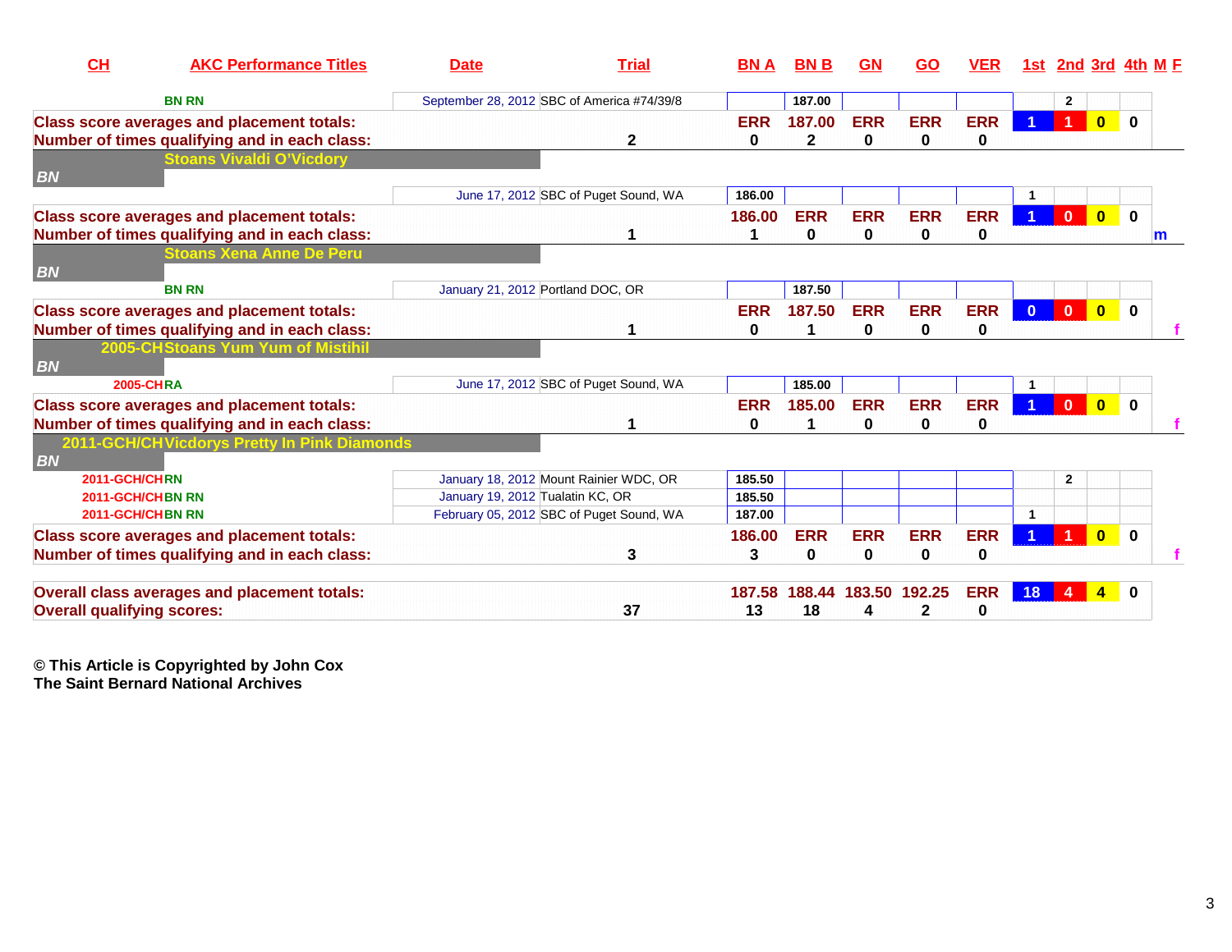| CH | AKC Performance Titles | Date | Trial | BN A | BN B | GN | GO | VER | 1st | 2nd | 3rd | 4th | M | F |
|---|---|---|---|---|---|---|---|---|---|---|---|---|---|---|
| | BN RN | September 28, 2012 | SBC of America #74/39/8 | | 187.00 | | | | | 2 | | | | |
| Class score averages and placement totals: | | | | ERR | 187.00 | ERR | ERR | ERR | 1 | 1 | 0 | 0 | | |
| Number of times qualifying and in each class: | | | 2 | 0 | 2 | 0 | 0 | 0 | | | | | | |
| | Stoans Vivaldi O'Vicdory | | | | | | | | | | | | | |
| BN | | | | | | | | | | | | | | |
| | | June 17, 2012 | SBC of Puget Sound, WA | 186.00 | | | | | 1 | | | | | |
| Class score averages and placement totals: | | | | 186.00 | ERR | ERR | ERR | ERR | 1 | 0 | 0 | 0 | | |
| Number of times qualifying and in each class: | | | 1 | 1 | 0 | 0 | 0 | 0 | | | | | m | |
| | Stoans Xena Anne De Peru | | | | | | | | | | | | | |
| BN | | | | | | | | | | | | | | |
| | BN RN | January 21, 2012 | Portland DOC, OR | | 187.50 | | | | | | | | | |
| Class score averages and placement totals: | | | | ERR | 187.50 | ERR | ERR | ERR | 0 | 0 | 0 | 0 | | |
| Number of times qualifying and in each class: | | | 1 | 0 | 1 | 0 | 0 | 0 | | | | | | f |
| 2005-CH | Stoans Yum Yum of Mistihil | | | | | | | | | | | | | |
| BN | | | | | | | | | | | | | | |
| 2005-CH | RA | June 17, 2012 | SBC of Puget Sound, WA | | 185.00 | | | | 1 | | | | | |
| Class score averages and placement totals: | | | | ERR | 185.00 | ERR | ERR | ERR | 1 | 0 | 0 | 0 | | |
| Number of times qualifying and in each class: | | | 1 | 0 | 1 | 0 | 0 | 0 | | | | | | f |
| 2011-GCH/CH | Vicdorys Pretty In Pink Diamonds | | | | | | | | | | | | | |
| BN | | | | | | | | | | | | | | |
| 2011-GCH/CH | RN | January 18, 2012 | Mount Rainier WDC, OR | 185.50 | | | | | | 2 | | | | |
| 2011-GCH/CH | BN RN | January 19, 2012 | Tualatin KC, OR | 185.50 | | | | | | | | | | |
| 2011-GCH/CH | BN RN | February 05, 2012 | SBC of Puget Sound, WA | 187.00 | | | | | 1 | | | | | |
| Class score averages and placement totals: | | | | 186.00 | ERR | ERR | ERR | ERR | 1 | 1 | 0 | 0 | | |
| Number of times qualifying and in each class: | | | 3 | 3 | 0 | 0 | 0 | 0 | | | | | | f |
| Overall class averages and placement totals: | | | | 187.58 | 188.44 | 183.50 | 192.25 | ERR | 18 | 4 | 4 | 0 | | |
| Overall qualifying scores: | | | 37 | 13 | 18 | 4 | 2 | 0 | | | | | | |

**© This Article is Copyrighted by John Cox**
**The Saint Bernard National Archives**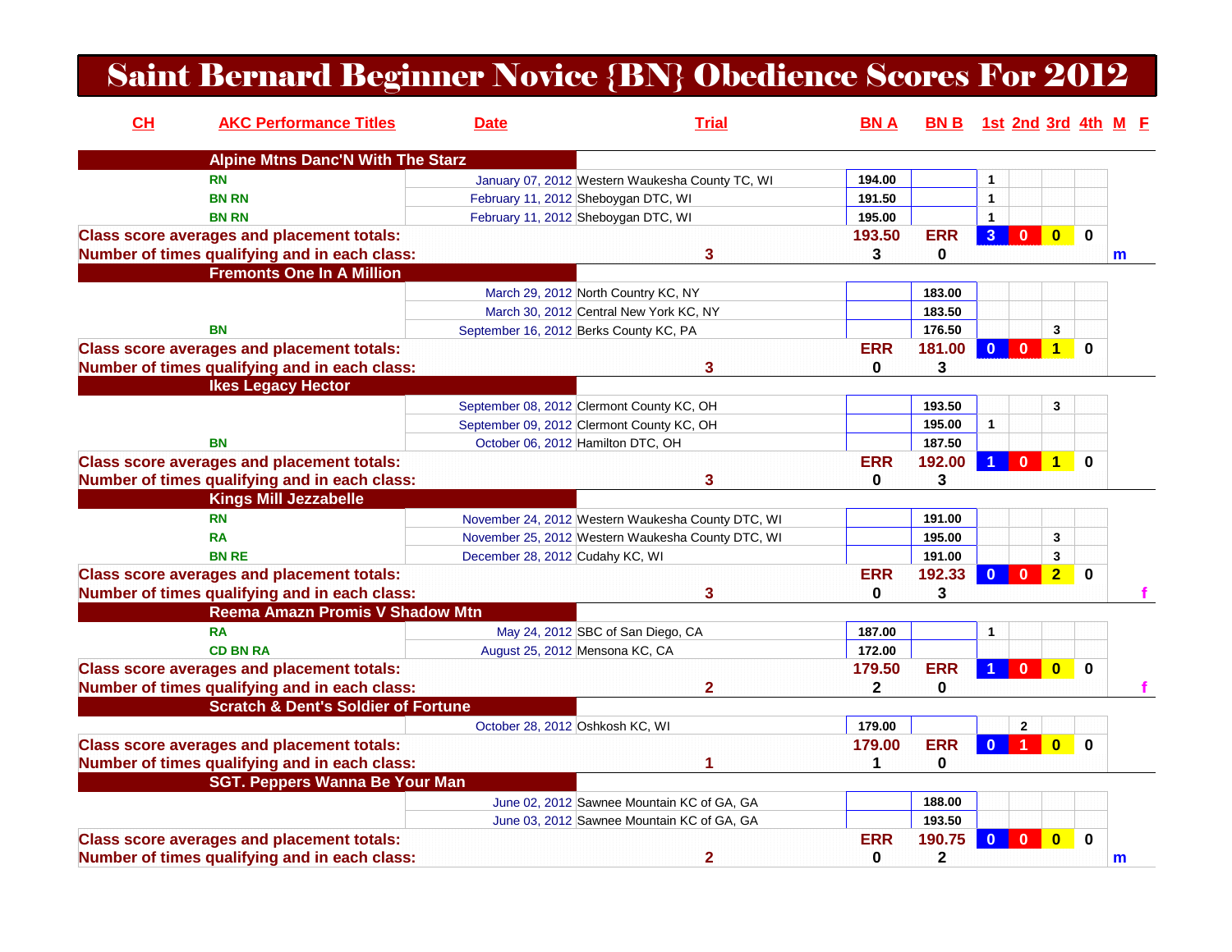# Saint Bernard Beginner Novice {BN} Obedience Scores For 2012

| CH | AKC Performance Titles | Date | Trial | BN A | BN B | 1st | 2nd | 3rd | 4th | M | F |
|---|---|---|---|---|---|---|---|---|---|---|---|
| **Alpine Mtns Danc'N With The Starz** | | | | | | | | | | | |
| | RN | January 07, 2012 | Western Waukesha County TC, WI | 194.00 | | 1 | | | | | |
| | BN RN | February 11, 2012 | Sheboygan DTC, WI | 191.50 | | 1 | | | | | |
| | BN RN | February 11, 2012 | Sheboygan DTC, WI | 195.00 | | 1 | | | | | |
| **Class score averages and placement totals:** | | | | 193.50 | ERR | 3 | 0 | 0 | 0 | | |
| **Number of times qualifying and in each class:** | | | 3 | 3 | 0 | | | | | m | |
| **Fremonts One In A Million** | | | | | | | | | | | |
| | | March 29, 2012 | North Country KC, NY | | 183.00 | | | | | | |
| | | March 30, 2012 | Central New York KC, NY | | 183.50 | | | | | | |
| | BN | September 16, 2012 | Berks County KC, PA | | 176.50 | | | 3 | | | |
| **Class score averages and placement totals:** | | | | ERR | 181.00 | 0 | 0 | 1 | 0 | | |
| **Number of times qualifying and in each class:** | | | 3 | 0 | 3 | | | | | | |
| **Ikes Legacy Hector** | | | | | | | | | | | |
| | | September 08, 2012 | Clermont County KC, OH | | 193.50 | | | 3 | | | |
| | | September 09, 2012 | Clermont County KC, OH | | 195.00 | 1 | | | | | |
| | BN | October 06, 2012 | Hamilton DTC, OH | | 187.50 | | | | | | |
| **Class score averages and placement totals:** | | | | ERR | 192.00 | 1 | 0 | 1 | 0 | | |
| **Number of times qualifying and in each class:** | | | 3 | 0 | 3 | | | | | | |
| **Kings Mill Jezzabelle** | | | | | | | | | | | |
| | RN | November 24, 2012 | Western Waukesha County DTC, WI | | 191.00 | | | | | | |
| | RA | November 25, 2012 | Western Waukesha County DTC, WI | | 195.00 | | | 3 | | | |
| | BN RE | December 28, 2012 | Cudahy KC, WI | | 191.00 | | | 3 | | | |
| **Class score averages and placement totals:** | | | | ERR | 192.33 | 0 | 0 | 2 | 0 | | |
| **Number of times qualifying and in each class:** | | | 3 | 0 | 3 | | | | | | f |
| **Reema Amazn Promis V Shadow Mtn** | | | | | | | | | | | |
| | RA | May 24, 2012 | SBC of San Diego, CA | 187.00 | | 1 | | | | | |
| | CD BN RA | August 25, 2012 | Mensona KC, CA | 172.00 | | | | | | | |
| **Class score averages and placement totals:** | | | | 179.50 | ERR | 1 | 0 | 0 | 0 | | |
| **Number of times qualifying and in each class:** | | | 2 | 2 | 0 | | | | | | f |
| **Scratch & Dent's Soldier of Fortune** | | | | | | | | | | | |
| | | October 28, 2012 | Oshkosh KC, WI | 179.00 | | | 2 | | | | |
| **Class score averages and placement totals:** | | | | 179.00 | ERR | 0 | 1 | 0 | 0 | | |
| **Number of times qualifying and in each class:** | | | 1 | 1 | 0 | | | | | | |
| **SGT. Peppers Wanna Be Your Man** | | | | | | | | | | | |
| | | June 02, 2012 | Sawnee Mountain KC of GA, GA | | 188.00 | | | | | | |
| | | June 03, 2012 | Sawnee Mountain KC of GA, GA | | 193.50 | | | | | | |
| **Class score averages and placement totals:** | | | | ERR | 190.75 | 0 | 0 | 0 | 0 | | |
| **Number of times qualifying and in each class:** | | | 2 | 0 | 2 | | | | | m | |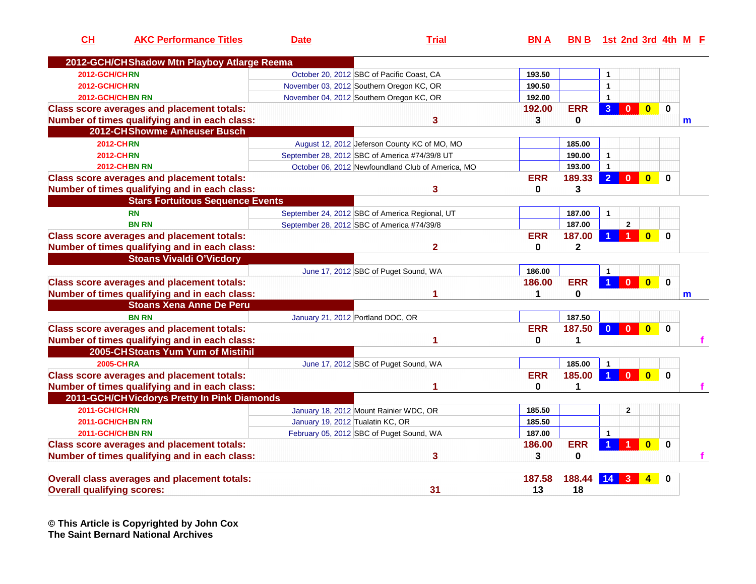| CH | AKC Performance Titles | Date | Trial | BN A | BN B | 1st | 2nd | 3rd | 4th | M | F |
|---|---|---|---|---|---|---|---|---|---|---|---|
| **2012-GCH/CH Shadow Mtn Playboy Atlarge Reema** | | | | | | | | | | | |
| 2012-GCH/CH | RN | October 20, 2012 | SBC of Pacific Coast, CA | 193.50 | | 1 | | | | | |
| 2012-GCH/CH | RN | November 03, 2012 | Southern Oregon KC, OR | 190.50 | | 1 | | | | | |
| 2012-GCH/CH | BN RN | November 04, 2012 | Southern Oregon KC, OR | 192.00 | | 1 | | | | | |
| **Class score averages and placement totals:** | | | | 192.00 | ERR | 3 | 0 | 0 | 0 | | |
| **Number of times qualifying and in each class:** | | | 3 | 3 | 0 | | | | | m | |
| **2012-CH Showme Anheuser Busch** | | | | | | | | | | | |
| 2012-CH | RN | August 12, 2012 | Jeferson County KC of MO, MO | | 185.00 | | | | | | |
| 2012-CH | RN | September 28, 2012 | SBC of America #74/39/8 UT | | 190.00 | 1 | | | | | |
| 2012-CH | BN RN | October 06, 2012 | Newfoundland Club of America, MO | | 193.00 | 1 | | | | | |
| **Class score averages and placement totals:** | | | | ERR | 189.33 | 2 | 0 | 0 | 0 | | |
| **Number of times qualifying and in each class:** | | | 3 | 0 | 3 | | | | | | |
| **Stars Fortuitous Sequence Events** | | | | | | | | | | | |
| | RN | September 24, 2012 | SBC of America Regional, UT | | 187.00 | 1 | | | | | |
| | BN RN | September 28, 2012 | SBC of America #74/39/8 | | 187.00 | | 2 | | | | |
| **Class score averages and placement totals:** | | | | ERR | 187.00 | 1 | 1 | 0 | 0 | | |
| **Number of times qualifying and in each class:** | | | 2 | 0 | 2 | | | | | | |
| **Stoans Vivaldi O'Vicdory** | | | | | | | | | | | |
| | | June 17, 2012 | SBC of Puget Sound, WA | 186.00 | | 1 | | | | | |
| **Class score averages and placement totals:** | | | | 186.00 | ERR | 1 | 0 | 0 | 0 | | |
| **Number of times qualifying and in each class:** | | | 1 | 1 | 0 | | | | | m | |
| **Stoans Xena Anne De Peru** | | | | | | | | | | | |
| | BN RN | January 21, 2012 | Portland DOC, OR | | 187.50 | | | | | | |
| **Class score averages and placement totals:** | | | | ERR | 187.50 | 0 | 0 | 0 | 0 | | |
| **Number of times qualifying and in each class:** | | | 1 | 0 | 1 | | | | | | f |
| **2005-CH Stoans Yum Yum of Mistihil** | | | | | | | | | | | |
| 2005-CH | RA | June 17, 2012 | SBC of Puget Sound, WA | | 185.00 | 1 | | | | | |
| **Class score averages and placement totals:** | | | | ERR | 185.00 | 1 | 0 | 0 | 0 | | |
| **Number of times qualifying and in each class:** | | | 1 | 0 | 1 | | | | | | f |
| **2011-GCH/CH Vicdorys Pretty In Pink Diamonds** | | | | | | | | | | | |
| 2011-GCH/CH | RN | January 18, 2012 | Mount Rainier WDC, OR | 185.50 | | | 2 | | | | |
| 2011-GCH/CH | BN RN | January 19, 2012 | Tualatin KC, OR | 185.50 | | | | | | | |
| 2011-GCH/CH | BN RN | February 05, 2012 | SBC of Puget Sound, WA | 187.00 | | 1 | | | | | |
| **Class score averages and placement totals:** | | | | 186.00 | ERR | 1 | 1 | 0 | 0 | | |
| **Number of times qualifying and in each class:** | | | 3 | 3 | 0 | | | | | | f |
| **Overall class averages and placement totals:** | | | | 187.58 | 188.44 | 14 | 3 | 4 | 0 | | |
| **Overall qualifying scores:** | | | 31 | 13 | 18 | | | | | | |

**© This Article is Copyrighted by John Cox**
**The Saint Bernard National Archives**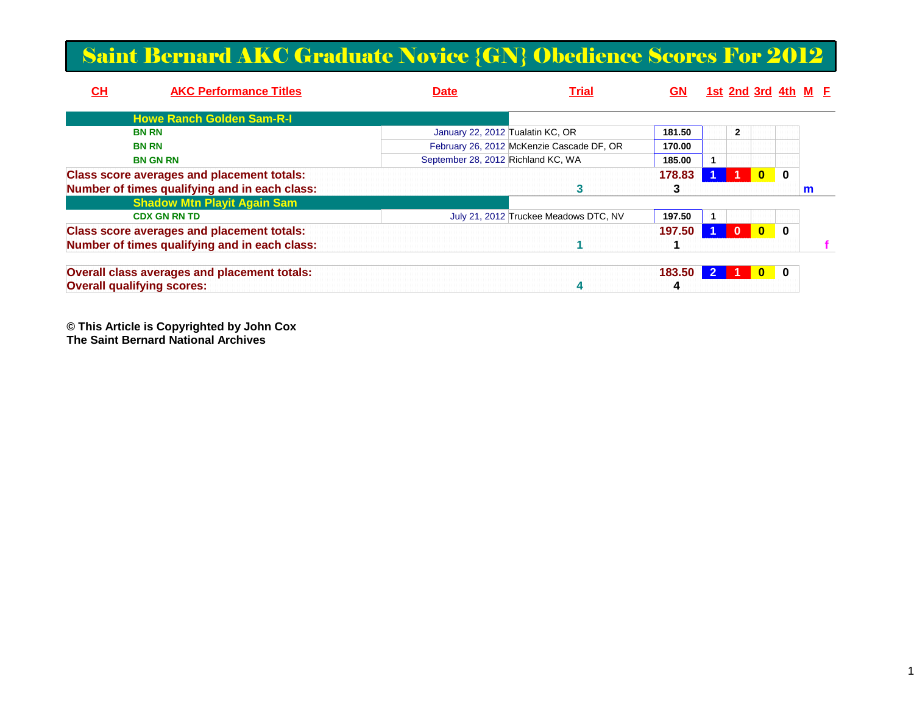# Saint Bernard AKC Graduate Novice {GN} Obedience Scores For 2012

| CH | AKC Performance Titles | Date | Trial | GN | 1st | 2nd | 3rd | 4th | M | F |
|---|---|---|---|---|---|---|---|---|---|---|
| | **Howe Ranch Golden Sam-R-I** | | | | | | | | | |
| | BN RN | January 22, 2012 | Tualatin KC, OR | 181.50 | | 2 | | | | |
| | BN RN | February 26, 2012 | McKenzie Cascade DF, OR | 170.00 | | | | | | |
| | BN GN RN | September 28, 2012 | Richland KC, WA | 185.00 | 1 | | | | | |
| **Class score averages and placement totals:** | | | | 178.83 | 1 | 1 | 0 | 0 | | |
| **Number of times qualifying and in each class:** | | | 3 | 3 | | | | | m | |
| | **Shadow Mtn Playit Again Sam** | | | | | | | | | |
| | CDX GN RN TD | July 21, 2012 | Truckee Meadows DTC, NV | 197.50 | 1 | | | | | |
| **Class score averages and placement totals:** | | | | 197.50 | 1 | 0 | 0 | 0 | | |
| **Number of times qualifying and in each class:** | | | 1 | 1 | | | | | | f |
| **Overall class averages and placement totals:** | | | | 183.50 | 2 | 1 | 0 | 0 | | |
| **Overall qualifying scores:** | | | 4 | 4 | | | | | | |

**© This Article is Copyrighted by John Cox**
**The Saint Bernard National Archives**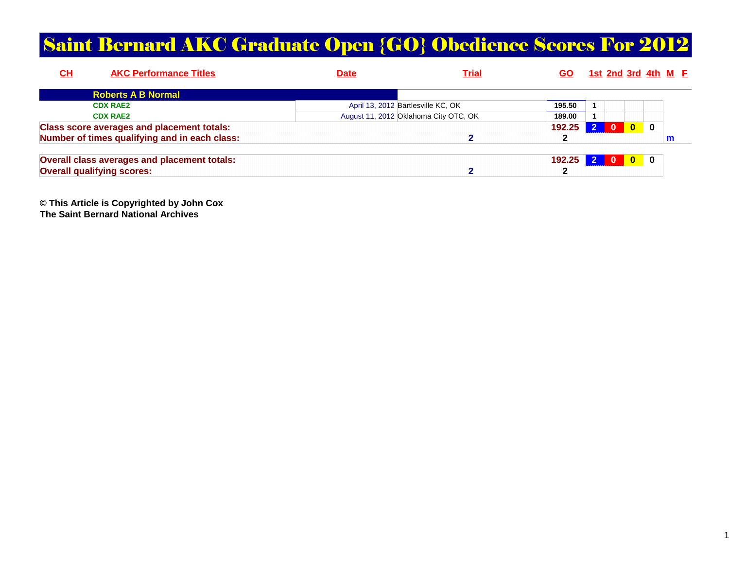# Saint Bernard AKC Graduate Open {GO} Obedience Scores For 2012

| CH | AKC Performance Titles | Date | Trial | GO | 1st | 2nd | 3rd | 4th | M | F |
|---|---|---|---|---|---|---|---|---|---|---|
| | **Roberts A B Normal** | | | | | | | | | |
| | CDX RAE2 | April 13, 2012 | Bartlesville KC, OK | 195.50 | 1 | | | | | |
| | CDX RAE2 | August 11, 2012 | Oklahoma City OTC, OK | 189.00 | 1 | | | | | |
| **Class score averages and placement totals:** | | | | 192.25 | 2 | 0 | 0 | 0 | | |
| **Number of times qualifying and in each class:** | | | 2 | 2 | | | | | m | |
| **Overall class averages and placement totals:** | | | | 192.25 | 2 | 0 | 0 | 0 | | |
| **Overall qualifying scores:** | | | 2 | 2 | | | | | | |

**© This Article is Copyrighted by John Cox**
**The Saint Bernard National Archives**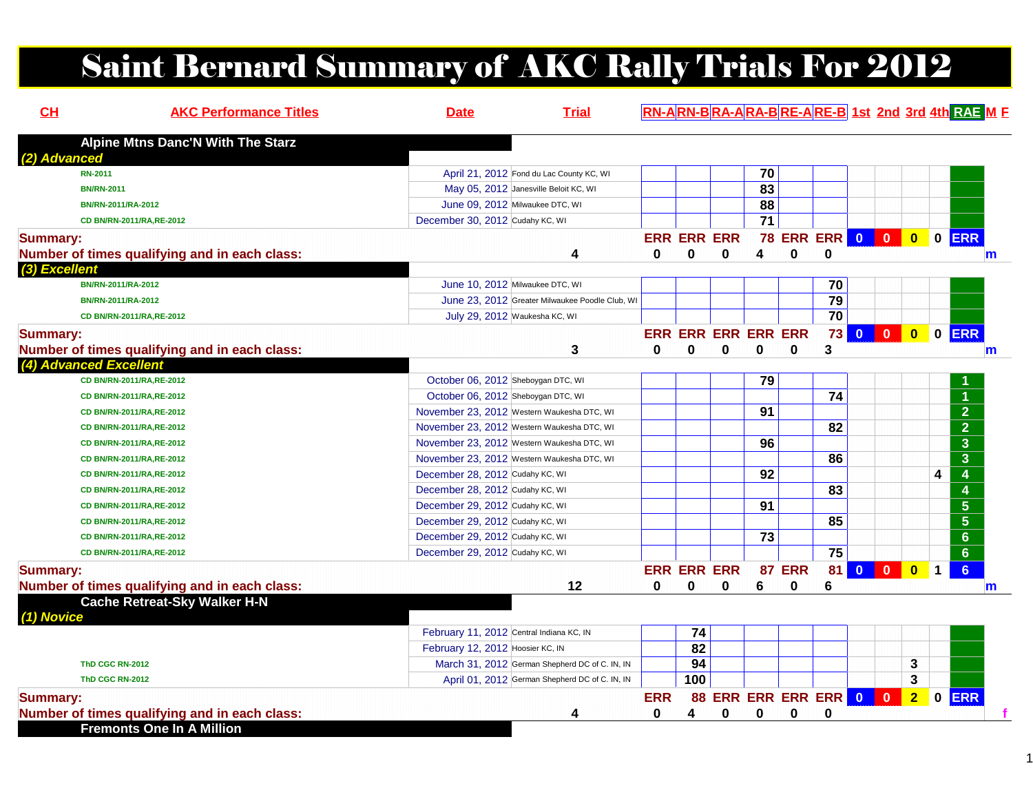# Saint Bernard Summary of AKC Rally Trials For 2012

| CH | AKC Performance Titles | Date | Trial | RN-A | RN-B | RA-A | RA-B | RE-A | RE-B | 1st | 2nd | 3rd | 4th | RAE | M | F |
|---|---|---|---|---|---|---|---|---|---|---|---|---|---|---|---|---|
| | **Alpine Mtns Danc'N With The Starz** | | | | | | | | | | | | | | | |
| | ***(2) Advanced*** | | | | | | | | | | | | | | | |
| | RN-2011 | April 21, 2012 | Fond du Lac County KC, WI | | | | 70 | | | | | | | | | |
| | BN/RN-2011 | May 05, 2012 | Janesville Beloit KC, WI | | | | 83 | | | | | | | | | |
| | BN/RN-2011/RA-2012 | June 09, 2012 | Milwaukee DTC, WI | | | | 88 | | | | | | | | | |
| | CD BN/RN-2011/RA,RE-2012 | December 30, 2012 | Cudahy KC, WI | | | | 71 | | | | | | | | | |
| **Summary:** | | | | ERR | ERR | ERR | 78 | ERR | ERR | 0 | 0 | 0 | 0 | ERR | | |
| **Number of times qualifying and in each class:** | | | 4 | 0 | 0 | 0 | 4 | 0 | 0 | | | | | | m | |
| | ***(3) Excellent*** | | | | | | | | | | | | | | | |
| | BN/RN-2011/RA-2012 | June 10, 2012 | Milwaukee DTC, WI | | | | | | 70 | | | | | | | |
| | BN/RN-2011/RA-2012 | June 23, 2012 | Greater Milwaukee Poodle Club, WI | | | | | | 79 | | | | | | | |
| | CD BN/RN-2011/RA,RE-2012 | July 29, 2012 | Waukesha KC, WI | | | | | | 70 | | | | | | | |
| **Summary:** | | | | ERR | ERR | ERR | ERR | ERR | 73 | 0 | 0 | 0 | 0 | ERR | | |
| **Number of times qualifying and in each class:** | | | 3 | 0 | 0 | 0 | 0 | 0 | 3 | | | | | | m | |
| | ***(4) Advanced Excellent*** | | | | | | | | | | | | | | | |
| | CD BN/RN-2011/RA,RE-2012 | October 06, 2012 | Sheboygan DTC, WI | | | | 79 | | | | | | | 1 | | |
| | CD BN/RN-2011/RA,RE-2012 | October 06, 2012 | Sheboygan DTC, WI | | | | | | 74 | | | | | 1 | | |
| | CD BN/RN-2011/RA,RE-2012 | November 23, 2012 | Western Waukesha DTC, WI | | | | 91 | | | | | | | 2 | | |
| | CD BN/RN-2011/RA,RE-2012 | November 23, 2012 | Western Waukesha DTC, WI | | | | | | 82 | | | | | 2 | | |
| | CD BN/RN-2011/RA,RE-2012 | November 23, 2012 | Western Waukesha DTC, WI | | | | 96 | | | | | | | 3 | | |
| | CD BN/RN-2011/RA,RE-2012 | November 23, 2012 | Western Waukesha DTC, WI | | | | | | 86 | | | | | 3 | | |
| | CD BN/RN-2011/RA,RE-2012 | December 28, 2012 | Cudahy KC, WI | | | | 92 | | | | | | 4 | 4 | | |
| | CD BN/RN-2011/RA,RE-2012 | December 28, 2012 | Cudahy KC, WI | | | | | | 83 | | | | | 4 | | |
| | CD BN/RN-2011/RA,RE-2012 | December 29, 2012 | Cudahy KC, WI | | | | 91 | | | | | | | 5 | | |
| | CD BN/RN-2011/RA,RE-2012 | December 29, 2012 | Cudahy KC, WI | | | | | | 85 | | | | | 5 | | |
| | CD BN/RN-2011/RA,RE-2012 | December 29, 2012 | Cudahy KC, WI | | | | 73 | | | | | | | 6 | | |
| | CD BN/RN-2011/RA,RE-2012 | December 29, 2012 | Cudahy KC, WI | | | | | | 75 | | | | | 6 | | |
| **Summary:** | | | | ERR | ERR | ERR | 87 | ERR | 81 | 0 | 0 | 0 | 1 | 6 | | |
| **Number of times qualifying and in each class:** | | | 12 | 0 | 0 | 0 | 6 | 0 | 6 | | | | | | m | |
| | **Cache Retreat-Sky Walker H-N** | | | | | | | | | | | | | | | |
| | ***(1) Novice*** | | | | | | | | | | | | | | | |
| | | February 11, 2012 | Central Indiana KC, IN | | 74 | | | | | | | | | | | |
| | | February 12, 2012 | Hoosier KC, IN | | 82 | | | | | | | | | | | |
| | ThD CGC RN-2012 | March 31, 2012 | German Shepherd DC of C. IN, IN | | 94 | | | | | | | 3 | | | | |
| | ThD CGC RN-2012 | April 01, 2012 | German Shepherd DC of C. IN, IN | | 100 | | | | | | | 3 | | | | |
| **Summary:** | | | | ERR | 88 | ERR | ERR | ERR | ERR | 0 | 0 | 2 | 0 | ERR | | |
| **Number of times qualifying and in each class:** | | | 4 | 0 | 4 | 0 | 0 | 0 | 0 | | | | | | | f |
| | **Fremonts One In A Million** | | | | | | | | | | | | | | | |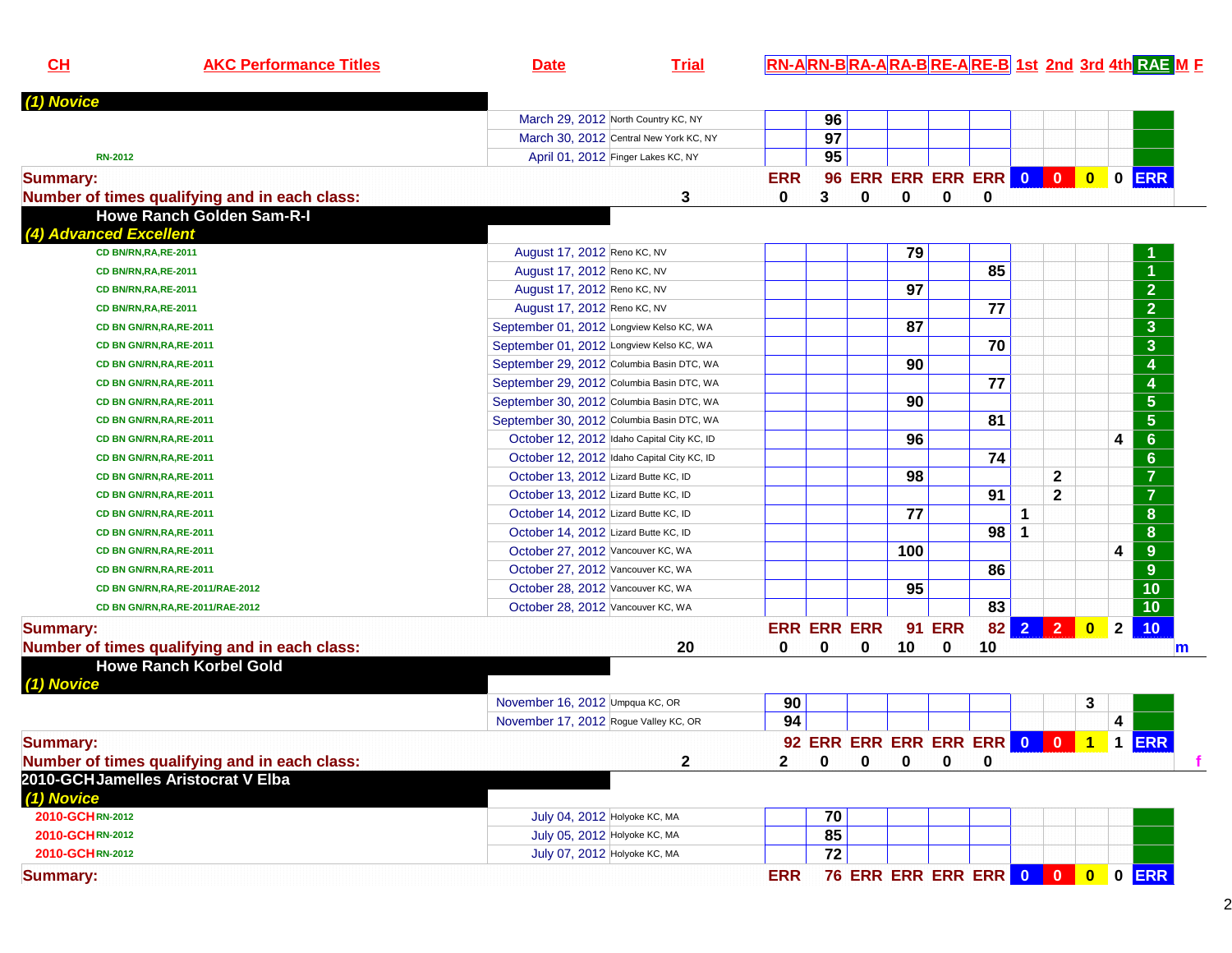| CH | AKC Performance Titles | Date | Trial | RN-A | RN-B | RA-A | RA-B | RE-A | RE-B | 1st | 2nd | 3rd | 4th | RAE | M | F |
|---|---|---|---|---|---|---|---|---|---|---|---|---|---|---|---|---|
| *(1) Novice* | | | | | | | | | | | | | | | | |
| | | March 29, 2012 | North Country KC, NY | | 96 | | | | | | | | | | | |
| | | March 30, 2012 | Central New York KC, NY | | 97 | | | | | | | | | | | |
| | RN-2012 | April 01, 2012 | Finger Lakes KC, NY | | 95 | | | | | | | | | | | |
| **Summary:** | | | | ERR | 96 | ERR | ERR | ERR | ERR | 0 | 0 | 0 | 0 | ERR | | |
| **Number of times qualifying and in each class:** | | | 3 | 0 | 3 | 0 | 0 | 0 | 0 | | | | | | | |
| **Howe Ranch Golden Sam-R-I** | | | | | | | | | | | | | | | | |
| *(4) Advanced Excellent* | | | | | | | | | | | | | | | | |
| | CD BN/RN,RA,RE-2011 | August 17, 2012 | Reno KC, NV | | | | 79 | | | | | | | 1 | | |
| | CD BN/RN,RA,RE-2011 | August 17, 2012 | Reno KC, NV | | | | | | 85 | | | | | 1 | | |
| | CD BN/RN,RA,RE-2011 | August 17, 2012 | Reno KC, NV | | | | 97 | | | | | | | 2 | | |
| | CD BN/RN,RA,RE-2011 | August 17, 2012 | Reno KC, NV | | | | | | 77 | | | | | 2 | | |
| | CD BN GN/RN,RA,RE-2011 | September 01, 2012 | Longview Kelso KC, WA | | | | 87 | | | | | | | 3 | | |
| | CD BN GN/RN,RA,RE-2011 | September 01, 2012 | Longview Kelso KC, WA | | | | | | 70 | | | | | 3 | | |
| | CD BN GN/RN,RA,RE-2011 | September 29, 2012 | Columbia Basin DTC, WA | | | | 90 | | | | | | | 4 | | |
| | CD BN GN/RN,RA,RE-2011 | September 29, 2012 | Columbia Basin DTC, WA | | | | | | 77 | | | | | 4 | | |
| | CD BN GN/RN,RA,RE-2011 | September 30, 2012 | Columbia Basin DTC, WA | | | | 90 | | | | | | | 5 | | |
| | CD BN GN/RN,RA,RE-2011 | September 30, 2012 | Columbia Basin DTC, WA | | | | | | 81 | | | | | 5 | | |
| | CD BN GN/RN,RA,RE-2011 | October 12, 2012 | Idaho Capital City KC, ID | | | | 96 | | | | | | 4 | 6 | | |
| | CD BN GN/RN,RA,RE-2011 | October 12, 2012 | Idaho Capital City KC, ID | | | | | | 74 | | | | | 6 | | |
| | CD BN GN/RN,RA,RE-2011 | October 13, 2012 | Lizard Butte KC, ID | | | | 98 | | | | 2 | | | 7 | | |
| | CD BN GN/RN,RA,RE-2011 | October 13, 2012 | Lizard Butte KC, ID | | | | | | 91 | | 2 | | | 7 | | |
| | CD BN GN/RN,RA,RE-2011 | October 14, 2012 | Lizard Butte KC, ID | | | | 77 | | | 1 | | | | 8 | | |
| | CD BN GN/RN,RA,RE-2011 | October 14, 2012 | Lizard Butte KC, ID | | | | | | 98 | 1 | | | | 8 | | |
| | CD BN GN/RN,RA,RE-2011 | October 27, 2012 | Vancouver KC, WA | | | | 100 | | | | | | 4 | 9 | | |
| | CD BN GN/RN,RA,RE-2011 | October 27, 2012 | Vancouver KC, WA | | | | | | 86 | | | | | 9 | | |
| | CD BN GN/RN,RA,RE-2011/RAE-2012 | October 28, 2012 | Vancouver KC, WA | | | | 95 | | | | | | | 10 | | |
| | CD BN GN/RN,RA,RE-2011/RAE-2012 | October 28, 2012 | Vancouver KC, WA | | | | | | 83 | | | | | 10 | | |
| **Summary:** | | | | ERR | ERR | ERR | 91 | ERR | 82 | 2 | 2 | 0 | 2 | 10 | | |
| **Number of times qualifying and in each class:** | | | 20 | 0 | 0 | 0 | 10 | 0 | 10 | | | | | | m | |
| **Howe Ranch Korbel Gold** | | | | | | | | | | | | | | | | |
| *(1) Novice* | | | | | | | | | | | | | | | | |
| | | November 16, 2012 | Umpqua KC, OR | 90 | | | | | | | | 3 | | | | |
| | | November 17, 2012 | Rogue Valley KC, OR | 94 | | | | | | | | | 4 | | | |
| **Summary:** | | | | 92 | ERR | ERR | ERR | ERR | ERR | 0 | 0 | 1 | 1 | ERR | | |
| **Number of times qualifying and in each class:** | | | 2 | 2 | 0 | 0 | 0 | 0 | 0 | | | | | | | f |
| **2010-GCH Jamelles Aristocrat V Elba** | | | | | | | | | | | | | | | | |
| *(1) Novice* | | | | | | | | | | | | | | | | |
| 2010-GCH | RN-2012 | July 04, 2012 | Holyoke KC, MA | | 70 | | | | | | | | | | | |
| 2010-GCH | RN-2012 | July 05, 2012 | Holyoke KC, MA | | 85 | | | | | | | | | | | |
| 2010-GCH | RN-2012 | July 07, 2012 | Holyoke KC, MA | | 72 | | | | | | | | | | | |
| **Summary:** | | | | ERR | 76 | ERR | ERR | ERR | ERR | 0 | 0 | 0 | 0 | ERR | | |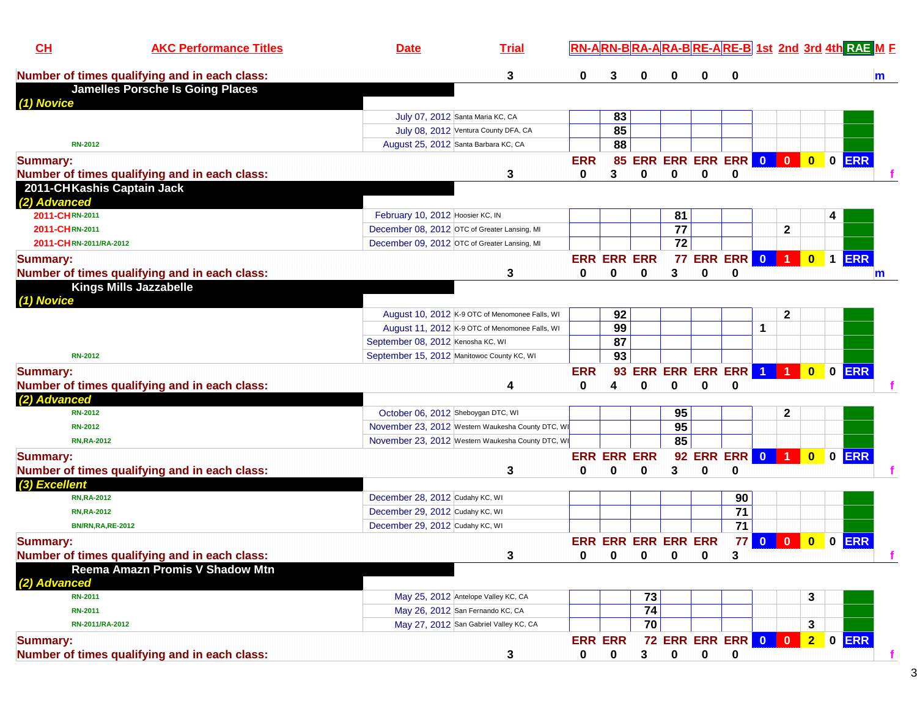| CH | AKC Performance Titles | Date | Trial | RN-A | RN-B | RA-A | RA-B | RE-A | RE-B | 1st | 2nd | 3rd | 4th | RAE | M | F |
|---|---|---|---|---|---|---|---|---|---|---|---|---|---|---|---|---|
| Number of times qualifying and in each class: | | | 3 | 0 | 3 | 0 | 0 | 0 | 0 | | | | | | m | |
| **Jamelles Porsche Is Going Places** | | | | | | | | | | | | | | | | |
| *(1) Novice* | | | | | | | | | | | | | | | | |
| | | July 07, 2012 | Santa Maria KC, CA | | 83 | | | | | | | | | | | |
| | | July 08, 2012 | Ventura County DFA, CA | | 85 | | | | | | | | | | | |
| | RN-2012 | August 25, 2012 | Santa Barbara KC, CA | | 88 | | | | | | | | | | | |
| Summary: | | | | ERR | 85 | ERR | ERR | ERR | ERR | 0 | 0 | 0 | 0 | ERR | | |
| Number of times qualifying and in each class: | | | 3 | 0 | 3 | 0 | 0 | 0 | 0 | | | | | | | f |
| **2011-CH Kashis Captain Jack** | | | | | | | | | | | | | | | | |
| *(2) Advanced* | | | | | | | | | | | | | | | | |
| 2011-CH | RN-2011 | February 10, 2012 | Hoosier KC, IN | | | | 81 | | | | | | 4 | | | |
| 2011-CH | RN-2011 | December 08, 2012 | OTC of Greater Lansing, MI | | | | 77 | | | | 2 | | | | | |
| 2011-CH | RN-2011/RA-2012 | December 09, 2012 | OTC of Greater Lansing, MI | | | | 72 | | | | | | | | | |
| Summary: | | | | ERR | ERR | ERR | 77 | ERR | ERR | 0 | 1 | 0 | 1 | ERR | | |
| Number of times qualifying and in each class: | | | 3 | 0 | 0 | 0 | 3 | 0 | 0 | | | | | | m | |
| **Kings Mills Jazzabelle** | | | | | | | | | | | | | | | | |
| *(1) Novice* | | | | | | | | | | | | | | | | |
| | | August 10, 2012 | K-9 OTC of Menomonee Falls, WI | | 92 | | | | | | 2 | | | | | |
| | | August 11, 2012 | K-9 OTC of Menomonee Falls, WI | | 99 | | | | | 1 | | | | | | |
| | | September 08, 2012 | Kenosha KC, WI | | 87 | | | | | | | | | | | |
| | RN-2012 | September 15, 2012 | Manitowoc County KC, WI | | 93 | | | | | | | | | | | |
| Summary: | | | | ERR | 93 | ERR | ERR | ERR | ERR | 1 | 1 | 0 | 0 | ERR | | |
| Number of times qualifying and in each class: | | | 4 | 0 | 4 | 0 | 0 | 0 | 0 | | | | | | | f |
| *(2) Advanced* | | | | | | | | | | | | | | | | |
| | RN-2012 | October 06, 2012 | Sheboygan DTC, WI | | | | 95 | | | | 2 | | | | | |
| | RN-2012 | November 23, 2012 | Western Waukesha County DTC, WI | | | | 95 | | | | | | | | | |
| | RN,RA-2012 | November 23, 2012 | Western Waukesha County DTC, WI | | | | 85 | | | | | | | | | |
| Summary: | | | | ERR | ERR | ERR | 92 | ERR | ERR | 0 | 1 | 0 | 0 | ERR | | |
| Number of times qualifying and in each class: | | | 3 | 0 | 0 | 0 | 3 | 0 | 0 | | | | | | | f |
| *(3) Excellent* | | | | | | | | | | | | | | | | |
| | RN,RA-2012 | December 28, 2012 | Cudahy KC, WI | | | | | | 90 | | | | | | | |
| | RN,RA-2012 | December 29, 2012 | Cudahy KC, WI | | | | | | 71 | | | | | | | |
| | BN/RN,RA,RE-2012 | December 29, 2012 | Cudahy KC, WI | | | | | | 71 | | | | | | | |
| Summary: | | | | ERR | ERR | ERR | ERR | ERR | 77 | 0 | 0 | 0 | 0 | ERR | | |
| Number of times qualifying and in each class: | | | 3 | 0 | 0 | 0 | 0 | 0 | 3 | | | | | | | f |
| **Reema Amazn Promis V Shadow Mtn** | | | | | | | | | | | | | | | | |
| *(2) Advanced* | | | | | | | | | | | | | | | | |
| | RN-2011 | May 25, 2012 | Antelope Valley KC, CA | | | 73 | | | | | | 3 | | | | |
| | RN-2011 | May 26, 2012 | San Fernando KC, CA | | | 74 | | | | | | | | | | |
| | RN-2011/RA-2012 | May 27, 2012 | San Gabriel Valley KC, CA | | | 70 | | | | | | 3 | | | | |
| Summary: | | | | ERR | ERR | 72 | ERR | ERR | ERR | 0 | 0 | 2 | 0 | ERR | | |
| Number of times qualifying and in each class: | | | 3 | 0 | 0 | 3 | 0 | 0 | 0 | | | | | | | f |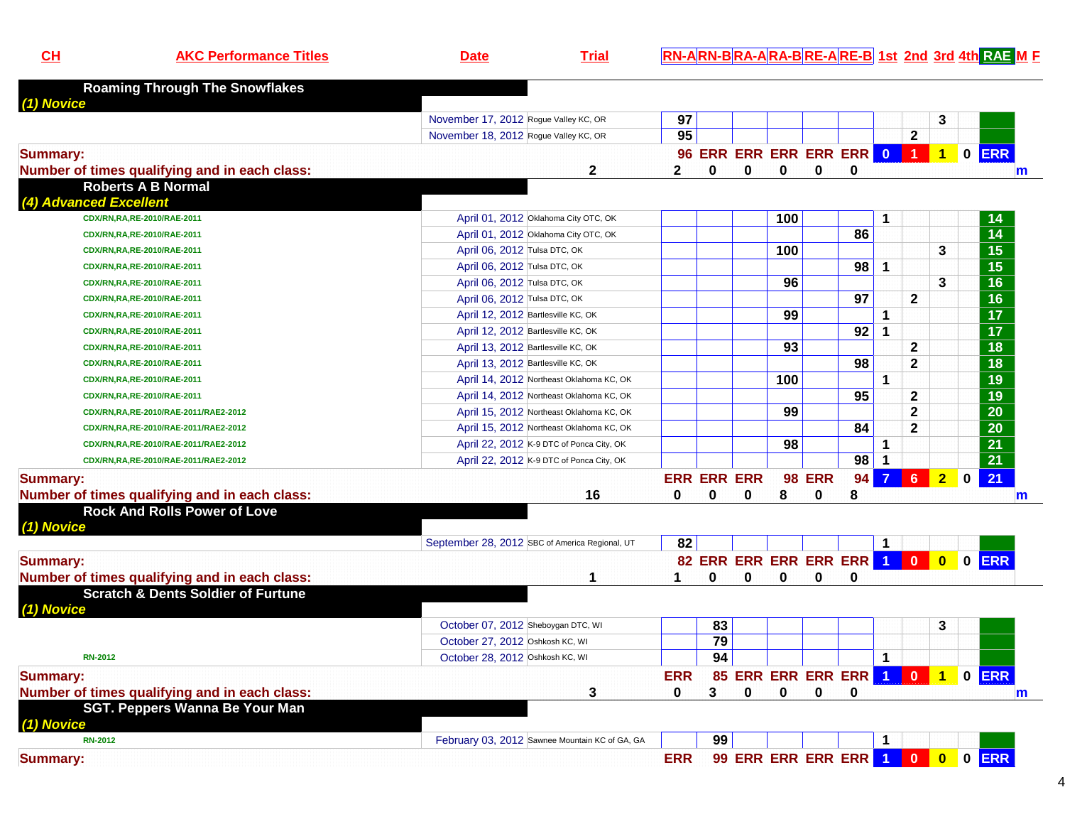| CH | AKC Performance Titles | Date | Trial | RN-A | RN-B | RA-A | RA-B | RE-A | RE-B | 1st | 2nd | 3rd | 4th | RAE | M | F |
|---|---|---|---|---|---|---|---|---|---|---|---|---|---|---|---|---|
| **Roaming Through The Snowflakes** | | | | | | | | | | | | | | | | |
| *(1) Novice* | | | | | | | | | | | | | | | | |
| | | November 17, 2012 | Rogue Valley KC, OR | 97 | | | | | | | | 3 | | | | |
| | | November 18, 2012 | Rogue Valley KC, OR | 95 | | | | | | | 2 | | | | | |
| **Summary:** | | | | 96 | ERR | ERR | ERR | ERR | ERR | 0 | 1 | 1 | 0 | ERR | | |
| **Number of times qualifying and in each class:** | | | 2 | 2 | 0 | 0 | 0 | 0 | 0 | | | | | | m | |
| **Roberts A B Normal** | | | | | | | | | | | | | | | | |
| *(4) Advanced Excellent* | | | | | | | | | | | | | | | | |
| | CDX/RN,RA,RE-2010/RAE-2011 | April 01, 2012 | Oklahoma City OTC, OK | | | | 100 | | | 1 | | | | 14 | | |
| | CDX/RN,RA,RE-2010/RAE-2011 | April 01, 2012 | Oklahoma City OTC, OK | | | | | | 86 | | | | | 14 | | |
| | CDX/RN,RA,RE-2010/RAE-2011 | April 06, 2012 | Tulsa DTC, OK | | | | 100 | | | | | 3 | | 15 | | |
| | CDX/RN,RA,RE-2010/RAE-2011 | April 06, 2012 | Tulsa DTC, OK | | | | | | 98 | 1 | | | | 15 | | |
| | CDX/RN,RA,RE-2010/RAE-2011 | April 06, 2012 | Tulsa DTC, OK | | | | 96 | | | | | 3 | | 16 | | |
| | CDX/RN,RA,RE-2010/RAE-2011 | April 06, 2012 | Tulsa DTC, OK | | | | | | 97 | | 2 | | | 16 | | |
| | CDX/RN,RA,RE-2010/RAE-2011 | April 12, 2012 | Bartlesville KC, OK | | | | 99 | | | 1 | | | | 17 | | |
| | CDX/RN,RA,RE-2010/RAE-2011 | April 12, 2012 | Bartlesville KC, OK | | | | | | 92 | 1 | | | | 17 | | |
| | CDX/RN,RA,RE-2010/RAE-2011 | April 13, 2012 | Bartlesville KC, OK | | | | 93 | | | | 2 | | | 18 | | |
| | CDX/RN,RA,RE-2010/RAE-2011 | April 13, 2012 | Bartlesville KC, OK | | | | | | 98 | | 2 | | | 18 | | |
| | CDX/RN,RA,RE-2010/RAE-2011 | April 14, 2012 | Northeast Oklahoma KC, OK | | | | 100 | | | 1 | | | | 19 | | |
| | CDX/RN,RA,RE-2010/RAE-2011 | April 14, 2012 | Northeast Oklahoma KC, OK | | | | | | 95 | | 2 | | | 19 | | |
| | CDX/RN,RA,RE-2010/RAE-2011/RAE2-2012 | April 15, 2012 | Northeast Oklahoma KC, OK | | | | 99 | | | | 2 | | | 20 | | |
| | CDX/RN,RA,RE-2010/RAE-2011/RAE2-2012 | April 15, 2012 | Northeast Oklahoma KC, OK | | | | | | 84 | | 2 | | | 20 | | |
| | CDX/RN,RA,RE-2010/RAE-2011/RAE2-2012 | April 22, 2012 | K-9 DTC of Ponca City, OK | | | | 98 | | | 1 | | | | 21 | | |
| | CDX/RN,RA,RE-2010/RAE-2011/RAE2-2012 | April 22, 2012 | K-9 DTC of Ponca City, OK | | | | | | 98 | 1 | | | | 21 | | |
| **Summary:** | | | | ERR | ERR | ERR | 98 | ERR | 94 | 7 | 6 | 2 | 0 | 21 | | |
| **Number of times qualifying and in each class:** | | | 16 | 0 | 0 | 0 | 8 | 0 | 8 | | | | | | m | |
| **Rock And Rolls Power of Love** | | | | | | | | | | | | | | | | |
| *(1) Novice* | | | | | | | | | | | | | | | | |
| | | September 28, 2012 | SBC of America Regional, UT | 82 | | | | | | 1 | | | | | | |
| **Summary:** | | | | 82 | ERR | ERR | ERR | ERR | ERR | 1 | 0 | 0 | 0 | ERR | | |
| **Number of times qualifying and in each class:** | | | 1 | 1 | 0 | 0 | 0 | 0 | 0 | | | | | | | |
| **Scratch & Dents Soldier of Furtune** | | | | | | | | | | | | | | | | |
| *(1) Novice* | | | | | | | | | | | | | | | | |
| | | October 07, 2012 | Sheboygan DTC, WI | | 83 | | | | | | | 3 | | | | |
| | | October 27, 2012 | Oshkosh KC, WI | | 79 | | | | | | | | | | | |
| | RN-2012 | October 28, 2012 | Oshkosh KC, WI | | 94 | | | | | 1 | | | | | | |
| **Summary:** | | | | ERR | 85 | ERR | ERR | ERR | ERR | 1 | 0 | 1 | 0 | ERR | | |
| **Number of times qualifying and in each class:** | | | 3 | 0 | 3 | 0 | 0 | 0 | 0 | | | | | | m | |
| **SGT. Peppers Wanna Be Your Man** | | | | | | | | | | | | | | | | |
| *(1) Novice* | | | | | | | | | | | | | | | | |
| | RN-2012 | February 03, 2012 | Sawnee Mountain KC of GA, GA | | 99 | | | | | 1 | | | | | | |
| **Summary:** | | | | ERR | 99 | ERR | ERR | ERR | ERR | 1 | 0 | 0 | 0 | ERR | | |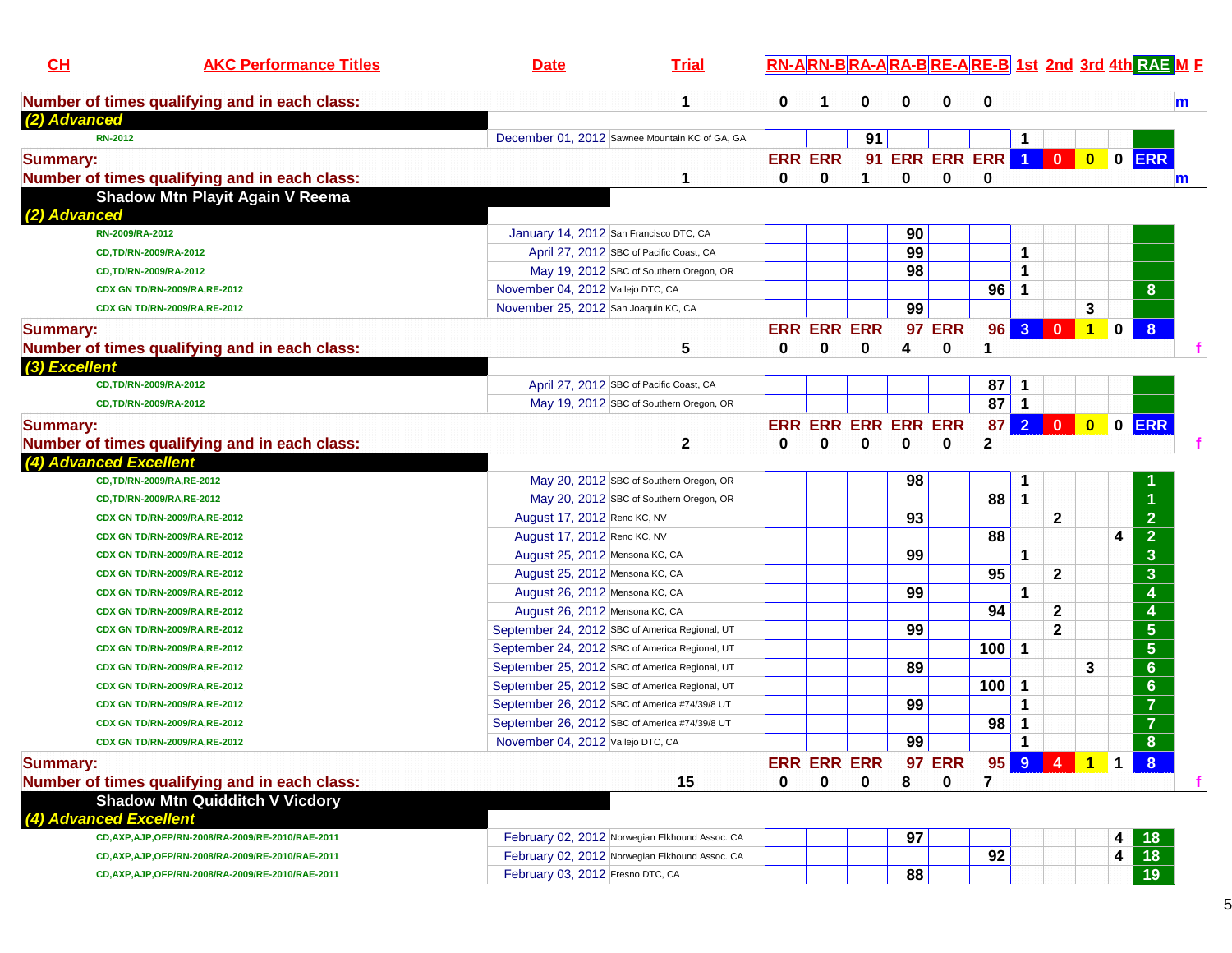| CH | AKC Performance Titles | Date | Trial | RN-A | RN-B | RA-A | RA-B | RE-A | RE-B | 1st | 2nd | 3rd | 4th | RAE | M | F |
|---|---|---|---|---|---|---|---|---|---|---|---|---|---|---|---|---|
| Number of times qualifying and in each class: | | | 1 | 0 | 1 | 0 | 0 | 0 | 0 | | | | | | m | |
| *(2) Advanced* | | | | | | | | | | | | | | | | |
| | RN-2012 | December 01, 2012 | Sawnee Mountain KC of GA, GA | | | 91 | | | | 1 | | | | | | |
| Summary: | | | | ERR | ERR | 91 | ERR | ERR | ERR | 1 | 0 | 0 | 0 | ERR | | |
| Number of times qualifying and in each class: | | | 1 | 0 | 0 | 1 | 0 | 0 | 0 | | | | | | m | |
| **Shadow Mtn Playit Again V Reema** | | | | | | | | | | | | | | | | |
| *(2) Advanced* | | | | | | | | | | | | | | | | |
| | RN-2009/RA-2012 | January 14, 2012 | San Francisco DTC, CA | | | | 90 | | | | | | | | | |
| | CD,TD/RN-2009/RA-2012 | April 27, 2012 | SBC of Pacific Coast, CA | | | | 99 | | | 1 | | | | | | |
| | CD,TD/RN-2009/RA-2012 | May 19, 2012 | SBC of Southern Oregon, OR | | | | 98 | | | 1 | | | | | | |
| | CDX GN TD/RN-2009/RA,RE-2012 | November 04, 2012 | Vallejo DTC, CA | | | | | | 96 | 1 | | | | 8 | | |
| | CDX GN TD/RN-2009/RA,RE-2012 | November 25, 2012 | San Joaquin KC, CA | | | | 99 | | | | | 3 | | | | |
| Summary: | | | | ERR | ERR | ERR | 97 | ERR | 96 | 3 | 0 | 1 | 0 | 8 | | |
| Number of times qualifying and in each class: | | | 5 | 0 | 0 | 0 | 4 | 0 | 1 | | | | | | | f |
| *(3) Excellent* | | | | | | | | | | | | | | | | |
| | CD,TD/RN-2009/RA-2012 | April 27, 2012 | SBC of Pacific Coast, CA | | | | | | 87 | 1 | | | | | | |
| | CD,TD/RN-2009/RA-2012 | May 19, 2012 | SBC of Southern Oregon, OR | | | | | | 87 | 1 | | | | | | |
| Summary: | | | | ERR | ERR | ERR | ERR | ERR | 87 | 2 | 0 | 0 | 0 | ERR | | |
| Number of times qualifying and in each class: | | | 2 | 0 | 0 | 0 | 0 | 0 | 2 | | | | | | | f |
| *(4) Advanced Excellent* | | | | | | | | | | | | | | | | |
| | CD,TD/RN-2009/RA,RE-2012 | May 20, 2012 | SBC of Southern Oregon, OR | | | | 98 | | | 1 | | | | 1 | | |
| | CD,TD/RN-2009/RA,RE-2012 | May 20, 2012 | SBC of Southern Oregon, OR | | | | | | 88 | 1 | | | | 1 | | |
| | CDX GN TD/RN-2009/RA,RE-2012 | August 17, 2012 | Reno KC, NV | | | | 93 | | | | 2 | | | 2 | | |
| | CDX GN TD/RN-2009/RA,RE-2012 | August 17, 2012 | Reno KC, NV | | | | | | 88 | | | | 4 | 2 | | |
| | CDX GN TD/RN-2009/RA,RE-2012 | August 25, 2012 | Mensona KC, CA | | | | 99 | | | 1 | | | | 3 | | |
| | CDX GN TD/RN-2009/RA,RE-2012 | August 25, 2012 | Mensona KC, CA | | | | | | 95 | | 2 | | | 3 | | |
| | CDX GN TD/RN-2009/RA,RE-2012 | August 26, 2012 | Mensona KC, CA | | | | 99 | | | 1 | | | | 4 | | |
| | CDX GN TD/RN-2009/RA,RE-2012 | August 26, 2012 | Mensona KC, CA | | | | | | 94 | | 2 | | | 4 | | |
| | CDX GN TD/RN-2009/RA,RE-2012 | September 24, 2012 | SBC of America Regional, UT | | | | 99 | | | | 2 | | | 5 | | |
| | CDX GN TD/RN-2009/RA,RE-2012 | September 24, 2012 | SBC of America Regional, UT | | | | | | 100 | 1 | | | | 5 | | |
| | CDX GN TD/RN-2009/RA,RE-2012 | September 25, 2012 | SBC of America Regional, UT | | | | 89 | | | | | 3 | | 6 | | |
| | CDX GN TD/RN-2009/RA,RE-2012 | September 25, 2012 | SBC of America Regional, UT | | | | | | 100 | 1 | | | | 6 | | |
| | CDX GN TD/RN-2009/RA,RE-2012 | September 26, 2012 | SBC of America #74/39/8 UT | | | | 99 | | | 1 | | | | 7 | | |
| | CDX GN TD/RN-2009/RA,RE-2012 | September 26, 2012 | SBC of America #74/39/8 UT | | | | | | 98 | 1 | | | | 7 | | |
| | CDX GN TD/RN-2009/RA,RE-2012 | November 04, 2012 | Vallejo DTC, CA | | | | 99 | | | 1 | | | | 8 | | |
| Summary: | | | | ERR | ERR | ERR | 97 | ERR | 95 | 9 | 4 | 1 | 1 | 8 | | |
| Number of times qualifying and in each class: | | | 15 | 0 | 0 | 0 | 8 | 0 | 7 | | | | | | | f |
| **Shadow Mtn Quidditch V Vicdory** | | | | | | | | | | | | | | | | |
| *(4) Advanced Excellent* | | | | | | | | | | | | | | | | |
| | CD,AXP,AJP,OFP/RN-2008/RA-2009/RE-2010/RAE-2011 | February 02, 2012 | Norwegian Elkhound Assoc. CA | | | | 97 | | | | | | 4 | 18 | | |
| | CD,AXP,AJP,OFP/RN-2008/RA-2009/RE-2010/RAE-2011 | February 02, 2012 | Norwegian Elkhound Assoc. CA | | | | | | 92 | | | | 4 | 18 | | |
| | CD,AXP,AJP,OFP/RN-2008/RA-2009/RE-2010/RAE-2011 | February 03, 2012 | Fresno DTC, CA | | | | 88 | | | | | | | 19 | | |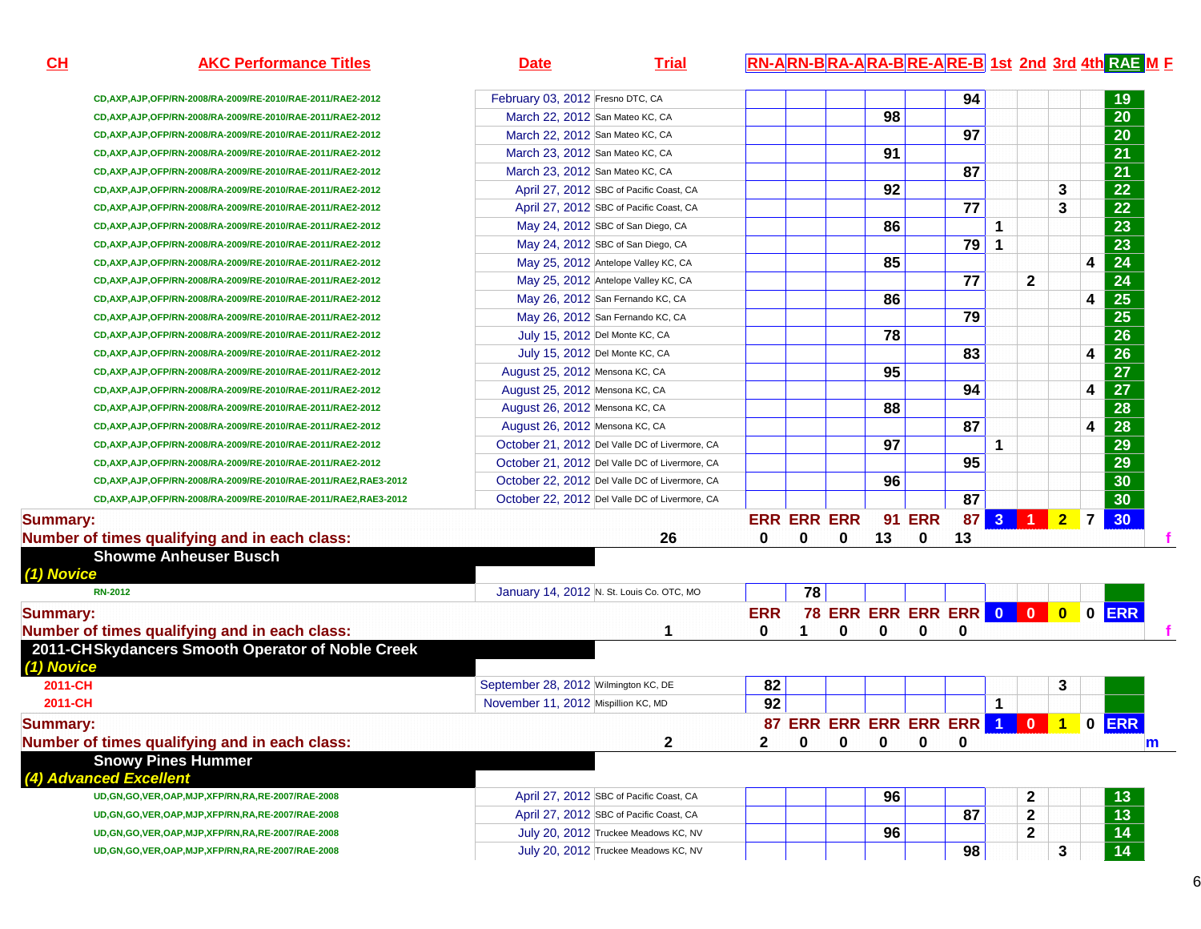| CH | AKC Performance Titles | Date | Trial | RN-A | RN-B | RA-A | RA-B | RE-A | RE-B | 1st | 2nd | 3rd | 4th | RAE | M | F |
|---|---|---|---|---|---|---|---|---|---|---|---|---|---|---|---|---|
| | CD,AXP,AJP,OFP/RN-2008/RA-2009/RE-2010/RAE-2011/RAE2-2012 | February 03, 2012 | Fresno DTC, CA | | | | | | 94 | | | | | 19 | | |
| | CD,AXP,AJP,OFP/RN-2008/RA-2009/RE-2010/RAE-2011/RAE2-2012 | March 22, 2012 | San Mateo KC, CA | | | | 98 | | | | | | | 20 | | |
| | CD,AXP,AJP,OFP/RN-2008/RA-2009/RE-2010/RAE-2011/RAE2-2012 | March 22, 2012 | San Mateo KC, CA | | | | | | 97 | | | | | 20 | | |
| | CD,AXP,AJP,OFP/RN-2008/RA-2009/RE-2010/RAE-2011/RAE2-2012 | March 23, 2012 | San Mateo KC, CA | | | | 91 | | | | | | | 21 | | |
| | CD,AXP,AJP,OFP/RN-2008/RA-2009/RE-2010/RAE-2011/RAE2-2012 | March 23, 2012 | San Mateo KC, CA | | | | | | 87 | | | | | 21 | | |
| | CD,AXP,AJP,OFP/RN-2008/RA-2009/RE-2010/RAE-2011/RAE2-2012 | April 27, 2012 | SBC of Pacific Coast, CA | | | | 92 | | | | | 3 | | 22 | | |
| | CD,AXP,AJP,OFP/RN-2008/RA-2009/RE-2010/RAE-2011/RAE2-2012 | April 27, 2012 | SBC of Pacific Coast, CA | | | | | | 77 | | | 3 | | 22 | | |
| | CD,AXP,AJP,OFP/RN-2008/RA-2009/RE-2010/RAE-2011/RAE2-2012 | May 24, 2012 | SBC of San Diego, CA | | | | 86 | | | 1 | | | | 23 | | |
| | CD,AXP,AJP,OFP/RN-2008/RA-2009/RE-2010/RAE-2011/RAE2-2012 | May 24, 2012 | SBC of San Diego, CA | | | | | | 79 | 1 | | | | 23 | | |
| | CD,AXP,AJP,OFP/RN-2008/RA-2009/RE-2010/RAE-2011/RAE2-2012 | May 25, 2012 | Antelope Valley KC, CA | | | | 85 | | | | | | 4 | 24 | | |
| | CD,AXP,AJP,OFP/RN-2008/RA-2009/RE-2010/RAE-2011/RAE2-2012 | May 25, 2012 | Antelope Valley KC, CA | | | | | | 77 | | 2 | | | 24 | | |
| | CD,AXP,AJP,OFP/RN-2008/RA-2009/RE-2010/RAE-2011/RAE2-2012 | May 26, 2012 | San Fernando KC, CA | | | | 86 | | | | | | 4 | 25 | | |
| | CD,AXP,AJP,OFP/RN-2008/RA-2009/RE-2010/RAE-2011/RAE2-2012 | May 26, 2012 | San Fernando KC, CA | | | | | | 79 | | | | | 25 | | |
| | CD,AXP,AJP,OFP/RN-2008/RA-2009/RE-2010/RAE-2011/RAE2-2012 | July 15, 2012 | Del Monte KC, CA | | | | 78 | | | | | | | 26 | | |
| | CD,AXP,AJP,OFP/RN-2008/RA-2009/RE-2010/RAE-2011/RAE2-2012 | July 15, 2012 | Del Monte KC, CA | | | | | | 83 | | | | 4 | 26 | | |
| | CD,AXP,AJP,OFP/RN-2008/RA-2009/RE-2010/RAE-2011/RAE2-2012 | August 25, 2012 | Mensona KC, CA | | | | 95 | | | | | | | 27 | | |
| | CD,AXP,AJP,OFP/RN-2008/RA-2009/RE-2010/RAE-2011/RAE2-2012 | August 25, 2012 | Mensona KC, CA | | | | | | 94 | | | | 4 | 27 | | |
| | CD,AXP,AJP,OFP/RN-2008/RA-2009/RE-2010/RAE-2011/RAE2-2012 | August 26, 2012 | Mensona KC, CA | | | | 88 | | | | | | | 28 | | |
| | CD,AXP,AJP,OFP/RN-2008/RA-2009/RE-2010/RAE-2011/RAE2-2012 | August 26, 2012 | Mensona KC, CA | | | | | | 87 | | | | 4 | 28 | | |
| | CD,AXP,AJP,OFP/RN-2008/RA-2009/RE-2010/RAE-2011/RAE2-2012 | October 21, 2012 | Del Valle DC of Livermore, CA | | | | 97 | | | 1 | | | | 29 | | |
| | CD,AXP,AJP,OFP/RN-2008/RA-2009/RE-2010/RAE-2011/RAE2-2012 | October 21, 2012 | Del Valle DC of Livermore, CA | | | | | | 95 | | | | | 29 | | |
| | CD,AXP,AJP,OFP/RN-2008/RA-2009/RE-2010/RAE-2011/RAE2,RAE3-2012 | October 22, 2012 | Del Valle DC of Livermore, CA | | | | 96 | | | | | | | 30 | | |
| | CD,AXP,AJP,OFP/RN-2008/RA-2009/RE-2010/RAE-2011/RAE2,RAE3-2012 | October 22, 2012 | Del Valle DC of Livermore, CA | | | | | | 87 | | | | | 30 | | |
| Summary: | | | | ERR | ERR | ERR | 91 | ERR | 87 | 3 | 1 | 2 | 7 | 30 | | |
| Number of times qualifying and in each class: | | | 26 | 0 | 0 | 0 | 13 | 0 | 13 | | | | | | | f |
| **Showme Anheuser Busch** | | | | | | | | | | | | | | | | |
| *(1) Novice* | | | | | | | | | | | | | | | | |
| | RN-2012 | January 14, 2012 | N. St. Louis Co. OTC, MO | | 78 | | | | | | | | | | | |
| Summary: | | | | ERR | 78 | ERR | ERR | ERR | ERR | 0 | 0 | 0 | 0 | ERR | | |
| Number of times qualifying and in each class: | | | 1 | 0 | 1 | 0 | 0 | 0 | 0 | | | | | | | f |
| **2011-CH Skydancers Smooth Operator of Noble Creek** | | | | | | | | | | | | | | | | |
| *(1) Novice* | | | | | | | | | | | | | | | | |
| 2011-CH | | September 28, 2012 | Wilmington KC, DE | 82 | | | | | | | | 3 | | | | |
| 2011-CH | | November 11, 2012 | Mispillion KC, MD | 92 | | | | | | 1 | | | | | | |
| Summary: | | | | 87 | ERR | ERR | ERR | ERR | ERR | 1 | 0 | 1 | 0 | ERR | | |
| Number of times qualifying and in each class: | | | 2 | 2 | 0 | 0 | 0 | 0 | 0 | | | | | | m | |
| **Snowy Pines Hummer** | | | | | | | | | | | | | | | | |
| *(4) Advanced Excellent* | | | | | | | | | | | | | | | | |
| | UD,GN,GO,VER,OAP,MJP,XFP/RN,RA,RE-2007/RAE-2008 | April 27, 2012 | SBC of Pacific Coast, CA | | | | 96 | | | | 2 | | | 13 | | |
| | UD,GN,GO,VER,OAP,MJP,XFP/RN,RA,RE-2007/RAE-2008 | April 27, 2012 | SBC of Pacific Coast, CA | | | | | | 87 | | 2 | | | 13 | | |
| | UD,GN,GO,VER,OAP,MJP,XFP/RN,RA,RE-2007/RAE-2008 | July 20, 2012 | Truckee Meadows KC, NV | | | | 96 | | | | 2 | | | 14 | | |
| | UD,GN,GO,VER,OAP,MJP,XFP/RN,RA,RE-2007/RAE-2008 | July 20, 2012 | Truckee Meadows KC, NV | | | | | | 98 | | | 3 | | 14 | | |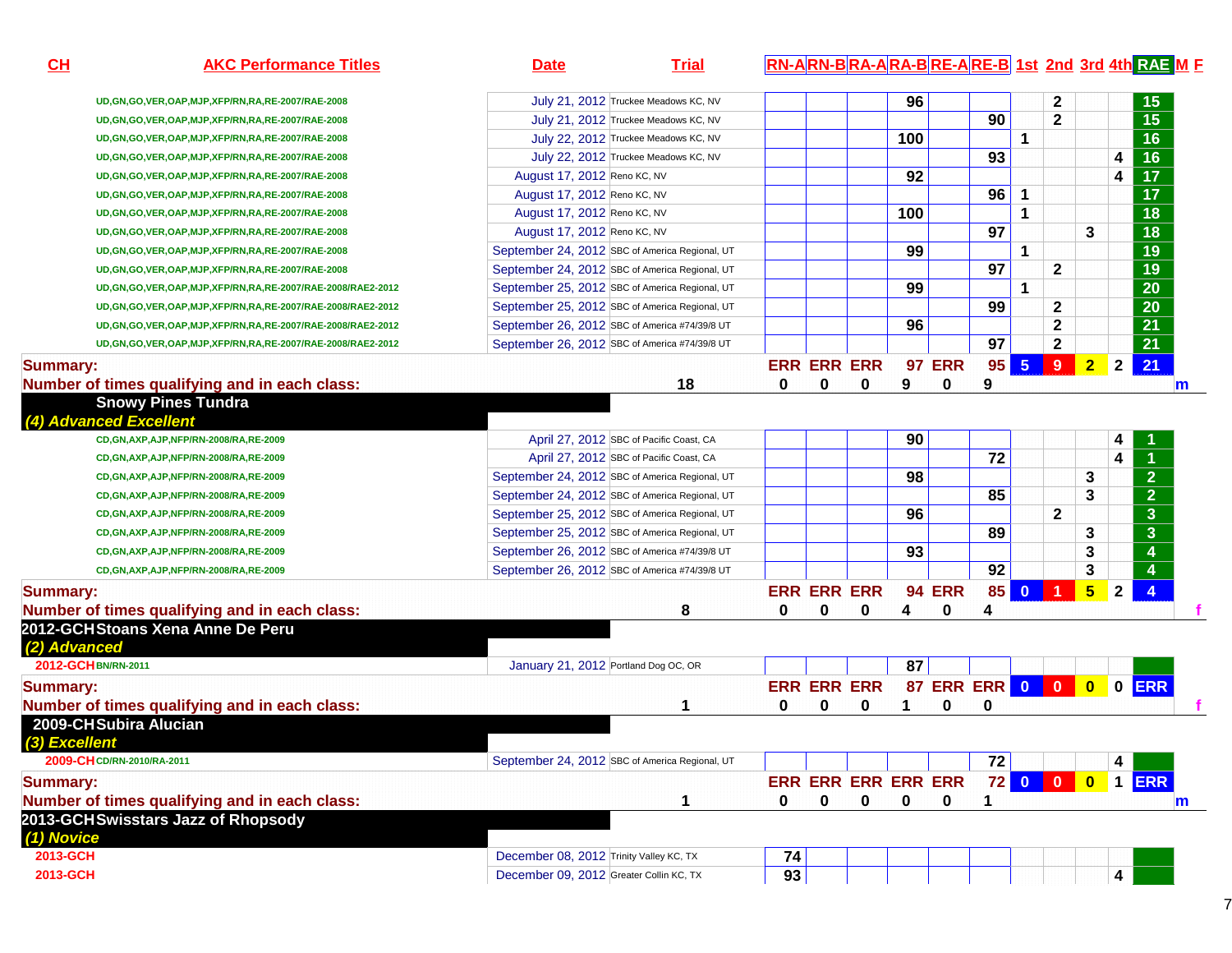| CH | AKC Performance Titles | Date | Trial | RN-A | RN-B | RA-A | RA-B | RE-A | RE-B | 1st | 2nd | 3rd | 4th | RAE | M | F |
|---|---|---|---|---|---|---|---|---|---|---|---|---|---|---|---|---|
| | UD,GN,GO,VER,OAP,MJP,XFP/RN,RA,RE-2007/RAE-2008 | July 21, 2012 | Truckee Meadows KC, NV | | | | 96 | | | | 2 | | | 15 | | |
| | UD,GN,GO,VER,OAP,MJP,XFP/RN,RA,RE-2007/RAE-2008 | July 21, 2012 | Truckee Meadows KC, NV | | | | | | 90 | | 2 | | | 15 | | |
| | UD,GN,GO,VER,OAP,MJP,XFP/RN,RA,RE-2007/RAE-2008 | July 22, 2012 | Truckee Meadows KC, NV | | | | 100 | | | 1 | | | | 16 | | |
| | UD,GN,GO,VER,OAP,MJP,XFP/RN,RA,RE-2007/RAE-2008 | July 22, 2012 | Truckee Meadows KC, NV | | | | | | 93 | | | | 4 | 16 | | |
| | UD,GN,GO,VER,OAP,MJP,XFP/RN,RA,RE-2007/RAE-2008 | August 17, 2012 | Reno KC, NV | | | | 92 | | | | | | 4 | 17 | | |
| | UD,GN,GO,VER,OAP,MJP,XFP/RN,RA,RE-2007/RAE-2008 | August 17, 2012 | Reno KC, NV | | | | | | 96 | 1 | | | | 17 | | |
| | UD,GN,GO,VER,OAP,MJP,XFP/RN,RA,RE-2007/RAE-2008 | August 17, 2012 | Reno KC, NV | | | | 100 | | | 1 | | | | 18 | | |
| | UD,GN,GO,VER,OAP,MJP,XFP/RN,RA,RE-2007/RAE-2008 | August 17, 2012 | Reno KC, NV | | | | | | 97 | | | 3 | | 18 | | |
| | UD,GN,GO,VER,OAP,MJP,XFP/RN,RA,RE-2007/RAE-2008 | September 24, 2012 | SBC of America Regional, UT | | | | 99 | | | 1 | | | | 19 | | |
| | UD,GN,GO,VER,OAP,MJP,XFP/RN,RA,RE-2007/RAE-2008 | September 24, 2012 | SBC of America Regional, UT | | | | | | 97 | | 2 | | | 19 | | |
| | UD,GN,GO,VER,OAP,MJP,XFP/RN,RA,RE-2007/RAE-2008/RAE2-2012 | September 25, 2012 | SBC of America Regional, UT | | | | 99 | | | 1 | | | | 20 | | |
| | UD,GN,GO,VER,OAP,MJP,XFP/RN,RA,RE-2007/RAE-2008/RAE2-2012 | September 25, 2012 | SBC of America Regional, UT | | | | | | 99 | | 2 | | | 20 | | |
| | UD,GN,GO,VER,OAP,MJP,XFP/RN,RA,RE-2007/RAE-2008/RAE2-2012 | September 26, 2012 | SBC of America #74/39/8 UT | | | | 96 | | | | 2 | | | 21 | | |
| | UD,GN,GO,VER,OAP,MJP,XFP/RN,RA,RE-2007/RAE-2008/RAE2-2012 | September 26, 2012 | SBC of America #74/39/8 UT | | | | | | 97 | | 2 | | | 21 | | |
| **Summary:** | | | | ERR | ERR | ERR | 97 | ERR | 95 | 5 | 9 | 2 | 2 | 21 | | |
| **Number of times qualifying and in each class:** | | | 18 | 0 | 0 | 0 | 9 | 0 | 9 | | | | | | m | |
| | **Snowy Pines Tundra** | | | | | | | | | | | | | | | |
| *(4) Advanced Excellent* | | | | | | | | | | | | | | | | |
| | CD,GN,AXP,AJP,NFP/RN-2008/RA,RE-2009 | April 27, 2012 | SBC of Pacific Coast, CA | | | | 90 | | | | | | 4 | 1 | | |
| | CD,GN,AXP,AJP,NFP/RN-2008/RA,RE-2009 | April 27, 2012 | SBC of Pacific Coast, CA | | | | | | 72 | | | | 4 | 1 | | |
| | CD,GN,AXP,AJP,NFP/RN-2008/RA,RE-2009 | September 24, 2012 | SBC of America Regional, UT | | | | 98 | | | | | 3 | | 2 | | |
| | CD,GN,AXP,AJP,NFP/RN-2008/RA,RE-2009 | September 24, 2012 | SBC of America Regional, UT | | | | | | 85 | | | 3 | | 2 | | |
| | CD,GN,AXP,AJP,NFP/RN-2008/RA,RE-2009 | September 25, 2012 | SBC of America Regional, UT | | | | 96 | | | | 2 | | | 3 | | |
| | CD,GN,AXP,AJP,NFP/RN-2008/RA,RE-2009 | September 25, 2012 | SBC of America Regional, UT | | | | | | 89 | | | 3 | | 3 | | |
| | CD,GN,AXP,AJP,NFP/RN-2008/RA,RE-2009 | September 26, 2012 | SBC of America #74/39/8 UT | | | | 93 | | | | | 3 | | 4 | | |
| | CD,GN,AXP,AJP,NFP/RN-2008/RA,RE-2009 | September 26, 2012 | SBC of America #74/39/8 UT | | | | | | 92 | | | 3 | | 4 | | |
| **Summary:** | | | | ERR | ERR | ERR | 94 | ERR | 85 | 0 | 1 | 5 | 2 | 4 | | |
| **Number of times qualifying and in each class:** | | | 8 | 0 | 0 | 0 | 4 | 0 | 4 | | | | | | | f |
| 2012-GCH | **Stoans Xena Anne De Peru** | | | | | | | | | | | | | | | |
| *(2) Advanced* | | | | | | | | | | | | | | | | |
| 2012-GCH | BN/RN-2011 | January 21, 2012 | Portland Dog OC, OR | | | | 87 | | | | | | | | | |
| **Summary:** | | | | ERR | ERR | ERR | 87 | ERR | ERR | 0 | 0 | 0 | 0 | ERR | | |
| **Number of times qualifying and in each class:** | | | 1 | 0 | 0 | 0 | 1 | 0 | 0 | | | | | | | f |
| 2009-CH | **Subira Alucian** | | | | | | | | | | | | | | | |
| *(3) Excellent* | | | | | | | | | | | | | | | | |
| 2009-CH | CD/RN-2010/RA-2011 | September 24, 2012 | SBC of America Regional, UT | | | | | | 72 | | | | 4 | | | |
| **Summary:** | | | | ERR | ERR | ERR | ERR | ERR | 72 | 0 | 0 | 0 | 1 | ERR | | |
| **Number of times qualifying and in each class:** | | | 1 | 0 | 0 | 0 | 0 | 0 | 1 | | | | | | m | |
| 2013-GCH | **Swisstars Jazz of Rhopsody** | | | | | | | | | | | | | | | |
| *(1) Novice* | | | | | | | | | | | | | | | | |
| 2013-GCH | | December 08, 2012 | Trinity Valley KC, TX | 74 | | | | | | | | | | | | |
| 2013-GCH | | December 09, 2012 | Greater Collin KC, TX | 93 | | | | | | | | | 4 | | | |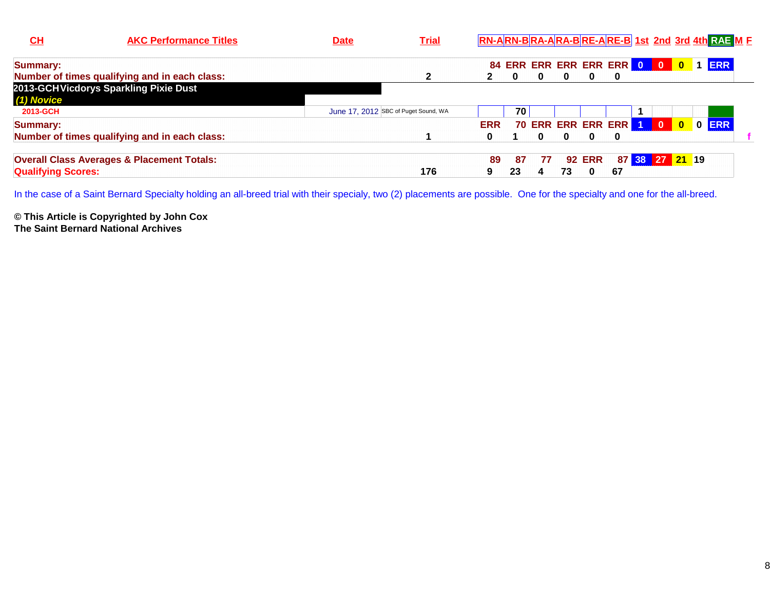| CH | AKC Performance Titles | Date | Trial | RN-A | RN-B | RA-A | RA-B | RE-A | RE-B | 1st | 2nd | 3rd | 4th | RAE | M | F |
|---|---|---|---|---|---|---|---|---|---|---|---|---|---|---|---|---|
| **Summary:** | | | | 84 | ERR | ERR | ERR | ERR | ERR | 0 | 0 | 0 | 1 | ERR | | |
| **Number of times qualifying and in each class:** | | | 2 | 2 | 0 | 0 | 0 | 0 | 0 | | | | | | | |
| **2013-GCH** | **Vicdorys Sparkling Pixie Dust** | | | | | | | | | | | | | | | |
| ***(1) Novice*** | | | | | | | | | | | | | | | | |
| 2013-GCH | | June 17, 2012 | SBC of Puget Sound, WA | | 70 | | | | | 1 | | | | | | |
| **Summary:** | | | | ERR | 70 | ERR | ERR | ERR | ERR | 1 | 0 | 0 | 0 | ERR | | |
| **Number of times qualifying and in each class:** | | | 1 | 0 | 1 | 0 | 0 | 0 | 0 | | | | | | | f |
| **Overall Class Averages & Placement Totals:** | | | | 89 | 87 | 77 | 92 | ERR | 87 | 38 | 27 | 21 | 19 | | | |
| **Qualifying Scores:** | | | 176 | 9 | 23 | 4 | 73 | 0 | 67 | | | | | | | |

In the case of a Saint Bernard Specialty holding an all-breed trial with their specialy, two (2) placements are possible. One for the specialty and one for the all-breed.

**© This Article is Copyrighted by John Cox**
**The Saint Bernard National Archives**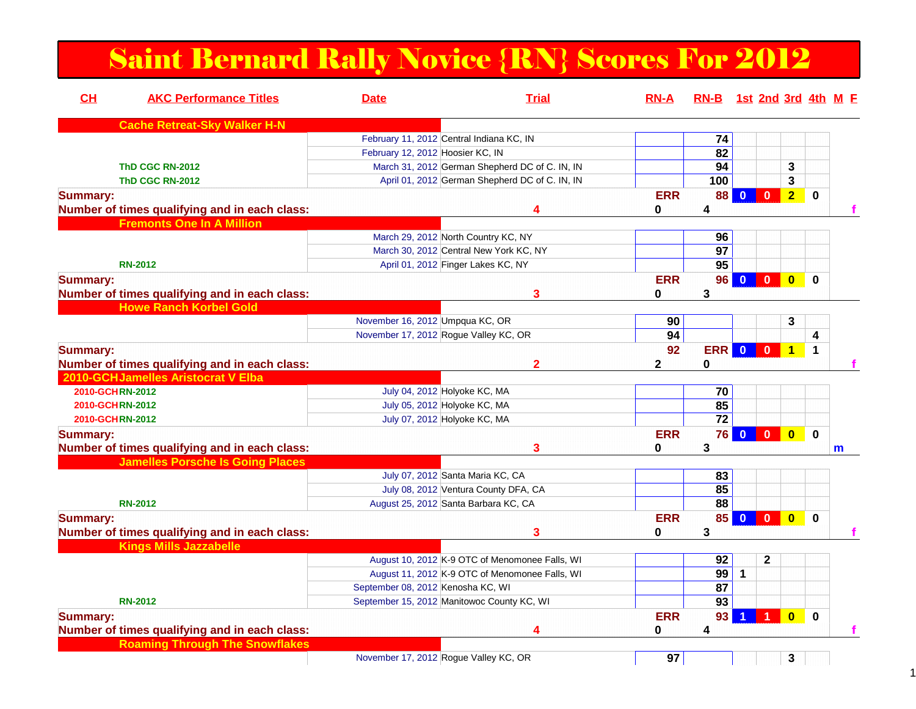# Saint Bernard Rally Novice {RN} Scores For 2012

| CH | AKC Performance Titles | Date | Trial | RN-A | RN-B | 1st | 2nd | 3rd | 4th | M | F |
|---|---|---|---|---|---|---|---|---|---|---|---|
| | **Cache Retreat-Sky Walker H-N** | | | | | | | | | | |
| | | February 11, 2012 | Central Indiana KC, IN | | 74 | | | | | | |
| | | February 12, 2012 | Hoosier KC, IN | | 82 | | | | | | |
| | ThD CGC RN-2012 | March 31, 2012 | German Shepherd DC of C. IN, IN | | 94 | | | 3 | | | |
| | ThD CGC RN-2012 | April 01, 2012 | German Shepherd DC of C. IN, IN | | 100 | | | 3 | | | |
| **Summary:** | | | | ERR | 88 | 0 | 0 | 2 | 0 | | |
| **Number of times qualifying and in each class:** | | | 4 | 0 | 4 | | | | | | f |
| | **Fremonts One In A Million** | | | | | | | | | | |
| | | March 29, 2012 | North Country KC, NY | | 96 | | | | | | |
| | | March 30, 2012 | Central New York KC, NY | | 97 | | | | | | |
| | RN-2012 | April 01, 2012 | Finger Lakes KC, NY | | 95 | | | | | | |
| **Summary:** | | | | ERR | 96 | 0 | 0 | 0 | 0 | | |
| **Number of times qualifying and in each class:** | | | 3 | 0 | 3 | | | | | | |
| | **Howe Ranch Korbel Gold** | | | | | | | | | | |
| | | November 16, 2012 | Umpqua KC, OR | 90 | | | | 3 | | | |
| | | November 17, 2012 | Rogue Valley KC, OR | 94 | | | | | 4 | | |
| **Summary:** | | | | 92 | ERR | 0 | 0 | 1 | 1 | | |
| **Number of times qualifying and in each class:** | | | 2 | 2 | 0 | | | | | | f |
| 2010-GCH | **Jamelles Aristocrat V Elba** | | | | | | | | | | |
| 2010-GCH | RN-2012 | July 04, 2012 | Holyoke KC, MA | | 70 | | | | | | |
| 2010-GCH | RN-2012 | July 05, 2012 | Holyoke KC, MA | | 85 | | | | | | |
| 2010-GCH | RN-2012 | July 07, 2012 | Holyoke KC, MA | | 72 | | | | | | |
| **Summary:** | | | | ERR | 76 | 0 | 0 | 0 | 0 | | |
| **Number of times qualifying and in each class:** | | | 3 | 0 | 3 | | | | | m | |
| | **Jamelles Porsche Is Going Places** | | | | | | | | | | |
| | | July 07, 2012 | Santa Maria KC, CA | | 83 | | | | | | |
| | | July 08, 2012 | Ventura County DFA, CA | | 85 | | | | | | |
| | RN-2012 | August 25, 2012 | Santa Barbara KC, CA | | 88 | | | | | | |
| **Summary:** | | | | ERR | 85 | 0 | 0 | 0 | 0 | | |
| **Number of times qualifying and in each class:** | | | 3 | 0 | 3 | | | | | | f |
| | **Kings Mills Jazzabelle** | | | | | | | | | | |
| | | August 10, 2012 | K-9 OTC of Menomonee Falls, WI | | 92 | | 2 | | | | |
| | | August 11, 2012 | K-9 OTC of Menomonee Falls, WI | | 99 | 1 | | | | | |
| | | September 08, 2012 | Kenosha KC, WI | | 87 | | | | | | |
| | RN-2012 | September 15, 2012 | Manitowoc County KC, WI | | 93 | | | | | | |
| **Summary:** | | | | ERR | 93 | 1 | 1 | 0 | 0 | | |
| **Number of times qualifying and in each class:** | | | 4 | 0 | 4 | | | | | | f |
| | **Roaming Through The Snowflakes** | | | | | | | | | | |
| | | November 17, 2012 | Rogue Valley KC, OR | 97 | | | | 3 | | | |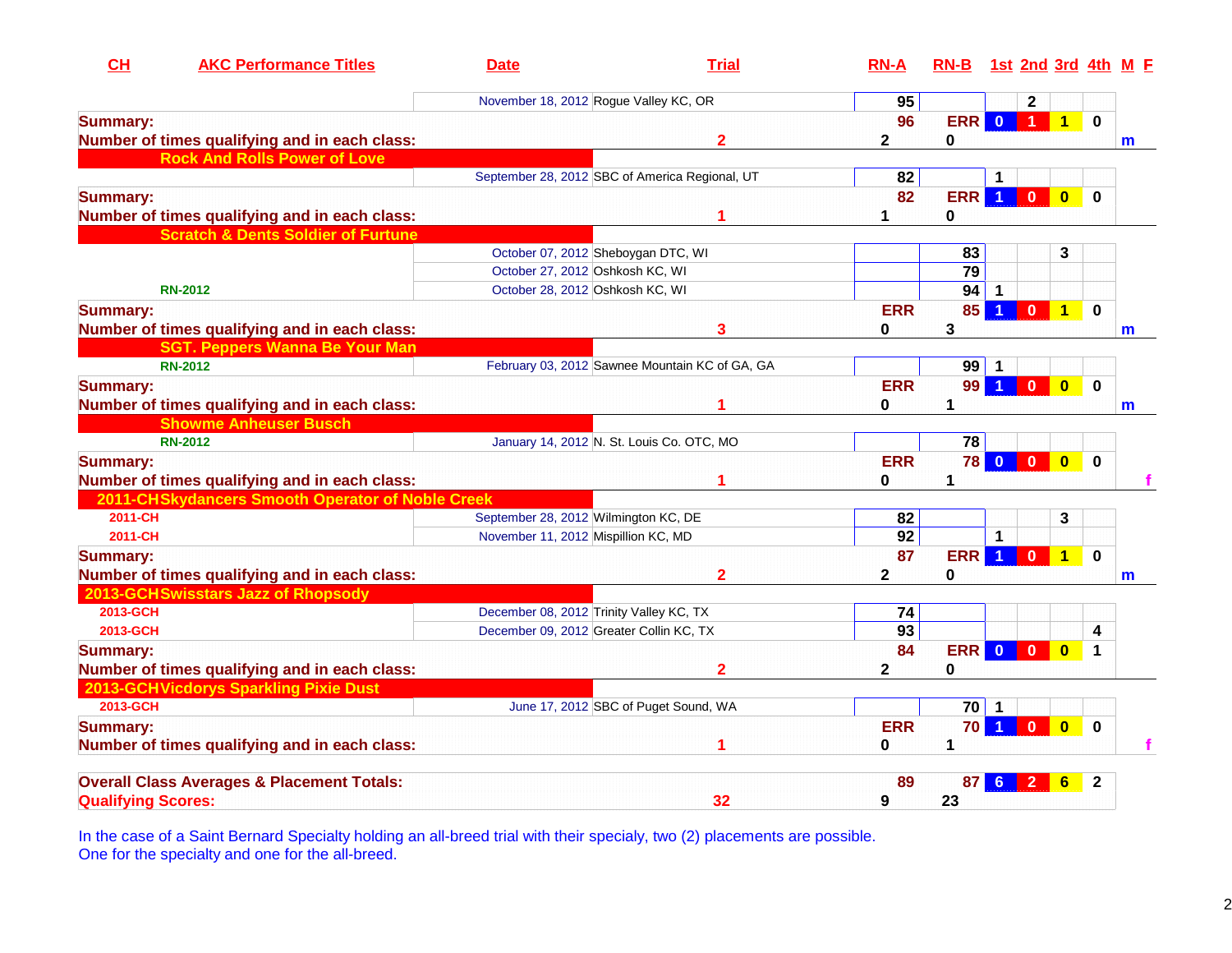| CH | AKC Performance Titles | Date | Trial | RN-A | RN-B | 1st | 2nd | 3rd | 4th | M | F |
|---|---|---|---|---|---|---|---|---|---|---|---|
| | | November 18, 2012 | Rogue Valley KC, OR | 95 | | | 2 | | | | |
| **Summary:** | | | | 96 | ERR | 0 | 1 | 1 | 0 | | |
| **Number of times qualifying and in each class:** | | | 2 | 2 | 0 | | | | | m | |
| **Rock And Rolls Power of Love** | | | | | | | | | | | |
| | | September 28, 2012 | SBC of America Regional, UT | 82 | | 1 | | | | | |
| **Summary:** | | | | 82 | ERR | 1 | 0 | 0 | 0 | | |
| **Number of times qualifying and in each class:** | | | 1 | 1 | 0 | | | | | | |
| **Scratch & Dents Soldier of Furtune** | | | | | | | | | | | |
| | | October 07, 2012 | Sheboygan DTC, WI | | 83 | | | 3 | | | |
| | | October 27, 2012 | Oshkosh KC, WI | | 79 | | | | | | |
| | RN-2012 | October 28, 2012 | Oshkosh KC, WI | | 94 | 1 | | | | | |
| **Summary:** | | | | ERR | 85 | 1 | 0 | 1 | 0 | | |
| **Number of times qualifying and in each class:** | | | 3 | 0 | 3 | | | | | m | |
| **SGT. Peppers Wanna Be Your Man** | | | | | | | | | | | |
| | RN-2012 | February 03, 2012 | Sawnee Mountain KC of GA, GA | | 99 | 1 | | | | | |
| **Summary:** | | | | ERR | 99 | 1 | 0 | 0 | 0 | | |
| **Number of times qualifying and in each class:** | | | 1 | 0 | 1 | | | | | m | |
| **Showme Anheuser Busch** | | | | | | | | | | | |
| | RN-2012 | January 14, 2012 | N. St. Louis Co. OTC, MO | | 78 | | | | | | |
| **Summary:** | | | | ERR | 78 | 0 | 0 | 0 | 0 | | |
| **Number of times qualifying and in each class:** | | | 1 | 0 | 1 | | | | | | f |
| **2011-CH Skydancers Smooth Operator of Noble Creek** | | | | | | | | | | | |
| 2011-CH | | September 28, 2012 | Wilmington KC, DE | 82 | | | | 3 | | | |
| 2011-CH | | November 11, 2012 | Mispillion KC, MD | 92 | | 1 | | | | | |
| **Summary:** | | | | 87 | ERR | 1 | 0 | 1 | 0 | | |
| **Number of times qualifying and in each class:** | | | 2 | 2 | 0 | | | | | m | |
| **2013-GCH Swisstars Jazz of Rhopsody** | | | | | | | | | | | |
| 2013-GCH | | December 08, 2012 | Trinity Valley KC, TX | 74 | | | | | | | |
| 2013-GCH | | December 09, 2012 | Greater Collin KC, TX | 93 | | | | | 4 | | |
| **Summary:** | | | | 84 | ERR | 0 | 0 | 0 | 1 | | |
| **Number of times qualifying and in each class:** | | | 2 | 2 | 0 | | | | | | |
| **2013-GCH Vicdorys Sparkling Pixie Dust** | | | | | | | | | | | |
| 2013-GCH | | June 17, 2012 | SBC of Puget Sound, WA | | 70 | 1 | | | | | |
| **Summary:** | | | | ERR | 70 | 1 | 0 | 0 | 0 | | |
| **Number of times qualifying and in each class:** | | | 1 | 0 | 1 | | | | | | f |
| **Overall Class Averages & Placement Totals:** | | | | 89 | 87 | 6 | 2 | 6 | 2 | | |
| **Qualifying Scores:** | | | 32 | 9 | 23 | | | | | | |

In the case of a Saint Bernard Specialty holding an all-breed trial with their specialy, two (2) placements are possible.
One for the specialty and one for the all-breed.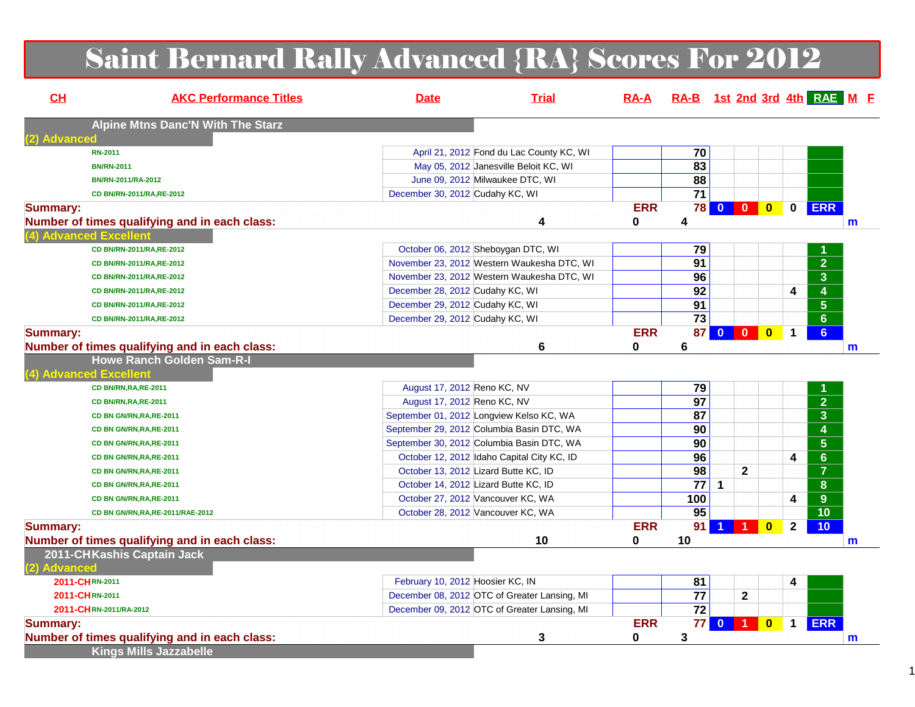# Saint Bernard Rally Advanced {RA} Scores For 2012

| CH | AKC Performance Titles | Date | Trial | RA-A | RA-B | 1st | 2nd | 3rd | 4th | RAE | M | F |
|---|---|---|---|---|---|---|---|---|---|---|---|---|
| | **Alpine Mtns Danc'N With The Starz** | | | | | | | | | | | |
| **(2) Advanced** | | | | | | | | | | | | |
| | RN-2011 | April 21, 2012 | Fond du Lac County KC, WI | | 70 | | | | | | | |
| | BN/RN-2011 | May 05, 2012 | Janesville Beloit KC, WI | | 83 | | | | | | | |
| | BN/RN-2011/RA-2012 | June 09, 2012 | Milwaukee DTC, WI | | 88 | | | | | | | |
| | CD BN/RN-2011/RA,RE-2012 | December 30, 2012 | Cudahy KC, WI | | 71 | | | | | | | |
| **Summary:** | | | | ERR | 78 | 0 | 0 | 0 | 0 | ERR | | |
| **Number of times qualifying and in each class:** | | | 4 | 0 | 4 | | | | | | m | |
| **(4) Advanced Excellent** | | | | | | | | | | | | |
| | CD BN/RN-2011/RA,RE-2012 | October 06, 2012 | Sheboygan DTC, WI | | 79 | | | | | 1 | | |
| | CD BN/RN-2011/RA,RE-2012 | November 23, 2012 | Western Waukesha DTC, WI | | 91 | | | | | 2 | | |
| | CD BN/RN-2011/RA,RE-2012 | November 23, 2012 | Western Waukesha DTC, WI | | 96 | | | | | 3 | | |
| | CD BN/RN-2011/RA,RE-2012 | December 28, 2012 | Cudahy KC, WI | | 92 | | | | 4 | 4 | | |
| | CD BN/RN-2011/RA,RE-2012 | December 29, 2012 | Cudahy KC, WI | | 91 | | | | | 5 | | |
| | CD BN/RN-2011/RA,RE-2012 | December 29, 2012 | Cudahy KC, WI | | 73 | | | | | 6 | | |
| **Summary:** | | | | ERR | 87 | 0 | 0 | 0 | 1 | 6 | | |
| **Number of times qualifying and in each class:** | | | 6 | 0 | 6 | | | | | | m | |
| | **Howe Ranch Golden Sam-R-I** | | | | | | | | | | | |
| **(4) Advanced Excellent** | | | | | | | | | | | | |
| | CD BN/RN,RA,RE-2011 | August 17, 2012 | Reno KC, NV | | 79 | | | | | 1 | | |
| | CD BN/RN,RA,RE-2011 | August 17, 2012 | Reno KC, NV | | 97 | | | | | 2 | | |
| | CD BN GN/RN,RA,RE-2011 | September 01, 2012 | Longview Kelso KC, WA | | 87 | | | | | 3 | | |
| | CD BN GN/RN,RA,RE-2011 | September 29, 2012 | Columbia Basin DTC, WA | | 90 | | | | | 4 | | |
| | CD BN GN/RN,RA,RE-2011 | September 30, 2012 | Columbia Basin DTC, WA | | 90 | | | | | 5 | | |
| | CD BN GN/RN,RA,RE-2011 | October 12, 2012 | Idaho Capital City KC, ID | | 96 | | | | 4 | 6 | | |
| | CD BN GN/RN,RA,RE-2011 | October 13, 2012 | Lizard Butte KC, ID | | 98 | | 2 | | | 7 | | |
| | CD BN GN/RN,RA,RE-2011 | October 14, 2012 | Lizard Butte KC, ID | | 77 | 1 | | | | 8 | | |
| | CD BN GN/RN,RA,RE-2011 | October 27, 2012 | Vancouver KC, WA | | 100 | | | | 4 | 9 | | |
| | CD BN GN/RN,RA,RE-2011/RAE-2012 | October 28, 2012 | Vancouver KC, WA | | 95 | | | | | 10 | | |
| **Summary:** | | | | ERR | 91 | 1 | 1 | 0 | 2 | 10 | | |
| **Number of times qualifying and in each class:** | | | 10 | 0 | 10 | | | | | | m | |
| | **2011-CH Kashis Captain Jack** | | | | | | | | | | | |
| **(2) Advanced** | | | | | | | | | | | | |
| 2011-CH | RN-2011 | February 10, 2012 | Hoosier KC, IN | | 81 | | | | 4 | | | |
| 2011-CH | RN-2011 | December 08, 2012 | OTC of Greater Lansing, MI | | 77 | | 2 | | | | | |
| 2011-CH | RN-2011/RA-2012 | December 09, 2012 | OTC of Greater Lansing, MI | | 72 | | | | | | | |
| **Summary:** | | | | ERR | 77 | 0 | 1 | 0 | 1 | ERR | | |
| **Number of times qualifying and in each class:** | | | 3 | 0 | 3 | | | | | | m | |
| | **Kings Mills Jazzabelle** | | | | | | | | | | | |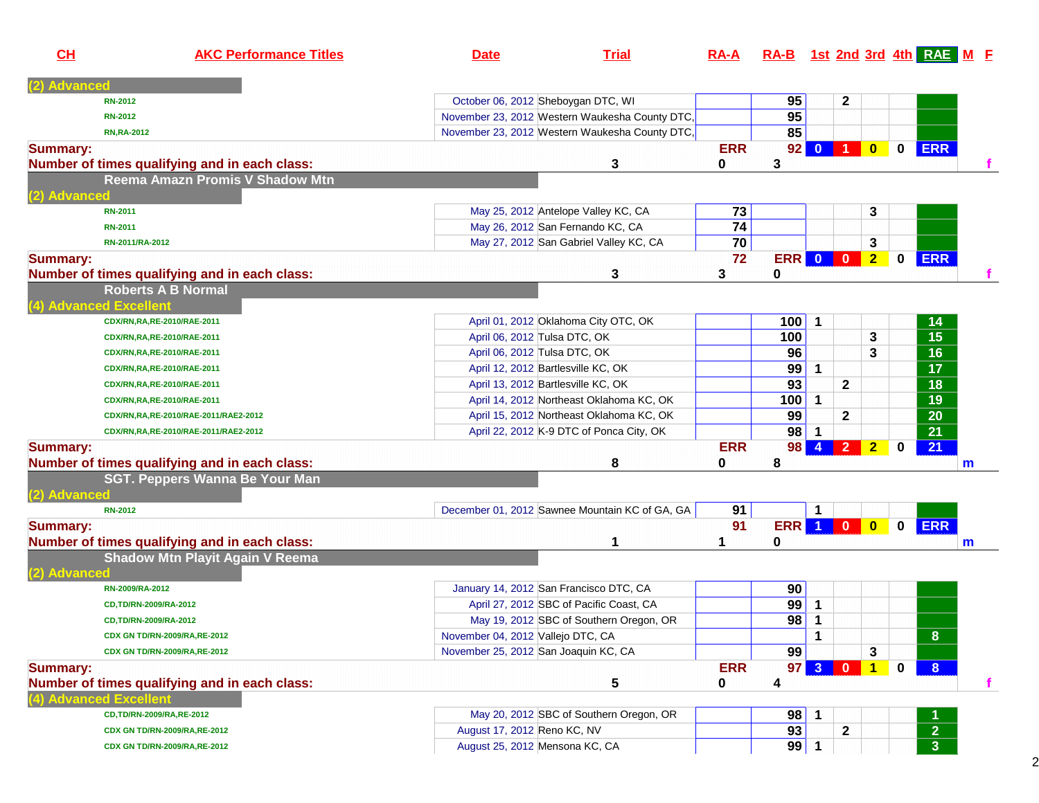| CH | AKC Performance Titles | Date | Trial | RA-A | RA-B | 1st | 2nd | 3rd | 4th | RAE | M | F |
|---|---|---|---|---|---|---|---|---|---|---|---|---|
| (2) Advanced | | | | | | | | | | | | |
| | RN-2012 | October 06, 2012 | Sheboygan DTC, WI | | 95 | | 2 | | | | | |
| | RN-2012 | November 23, 2012 | Western Waukesha County DTC, | | 95 | | | | | | | |
| | RN,RA-2012 | November 23, 2012 | Western Waukesha County DTC, | | 85 | | | | | | | |
| Summary: | | | | ERR | 92 | 0 | 1 | 0 | 0 | ERR | | |
| Number of times qualifying and in each class: | | | 3 | 0 | 3 | | | | | | | f |
| Reema Amazn Promis V Shadow Mtn | | | | | | | | | | | | |
| (2) Advanced | | | | | | | | | | | | |
| | RN-2011 | May 25, 2012 | Antelope Valley KC, CA | 73 | | | | 3 | | | | |
| | RN-2011 | May 26, 2012 | San Fernando KC, CA | 74 | | | | | | | | |
| | RN-2011/RA-2012 | May 27, 2012 | San Gabriel Valley KC, CA | 70 | | | | 3 | | | | |
| Summary: | | | | 72 | ERR | 0 | 0 | 2 | 0 | ERR | | |
| Number of times qualifying and in each class: | | | 3 | 3 | 0 | | | | | | | f |
| Roberts A B Normal | | | | | | | | | | | | |
| (4) Advanced Excellent | | | | | | | | | | | | |
| | CDX/RN,RA,RE-2010/RAE-2011 | April 01, 2012 | Oklahoma City OTC, OK | | 100 | 1 | | | | 14 | | |
| | CDX/RN,RA,RE-2010/RAE-2011 | April 06, 2012 | Tulsa DTC, OK | | 100 | | | 3 | | 15 | | |
| | CDX/RN,RA,RE-2010/RAE-2011 | April 06, 2012 | Tulsa DTC, OK | | 96 | | | 3 | | 16 | | |
| | CDX/RN,RA,RE-2010/RAE-2011 | April 12, 2012 | Bartlesville KC, OK | | 99 | 1 | | | | 17 | | |
| | CDX/RN,RA,RE-2010/RAE-2011 | April 13, 2012 | Bartlesville KC, OK | | 93 | | 2 | | | 18 | | |
| | CDX/RN,RA,RE-2010/RAE-2011 | April 14, 2012 | Northeast Oklahoma KC, OK | | 100 | 1 | | | | 19 | | |
| | CDX/RN,RA,RE-2010/RAE-2011/RAE2-2012 | April 15, 2012 | Northeast Oklahoma KC, OK | | 99 | | 2 | | | 20 | | |
| | CDX/RN,RA,RE-2010/RAE-2011/RAE2-2012 | April 22, 2012 | K-9 DTC of Ponca City, OK | | 98 | 1 | | | | 21 | | |
| Summary: | | | | ERR | 98 | 4 | 2 | 2 | 0 | 21 | | |
| Number of times qualifying and in each class: | | | 8 | 0 | 8 | | | | | | m | |
| SGT. Peppers Wanna Be Your Man | | | | | | | | | | | | |
| (2) Advanced | | | | | | | | | | | | |
| | RN-2012 | December 01, 2012 | Sawnee Mountain KC of GA, GA | 91 | | 1 | | | | | | |
| Summary: | | | | 91 | ERR | 1 | 0 | 0 | 0 | ERR | | |
| Number of times qualifying and in each class: | | | 1 | 1 | 0 | | | | | | m | |
| Shadow Mtn Playit Again V Reema | | | | | | | | | | | | |
| (2) Advanced | | | | | | | | | | | | |
| | RN-2009/RA-2012 | January 14, 2012 | San Francisco DTC, CA | | 90 | | | | | | | |
| | CD,TD/RN-2009/RA-2012 | April 27, 2012 | SBC of Pacific Coast, CA | | 99 | 1 | | | | | | |
| | CD,TD/RN-2009/RA-2012 | May 19, 2012 | SBC of Southern Oregon, OR | | 98 | 1 | | | | | | |
| | CDX GN TD/RN-2009/RA,RE-2012 | November 04, 2012 | Vallejo DTC, CA | | | 1 | | | | 8 | | |
| | CDX GN TD/RN-2009/RA,RE-2012 | November 25, 2012 | San Joaquin KC, CA | | 99 | | | 3 | | | | |
| Summary: | | | | ERR | 97 | 3 | 0 | 1 | 0 | 8 | | |
| Number of times qualifying and in each class: | | | 5 | 0 | 4 | | | | | | | f |
| (4) Advanced Excellent | | | | | | | | | | | | |
| | CD,TD/RN-2009/RA,RE-2012 | May 20, 2012 | SBC of Southern Oregon, OR | | 98 | 1 | | | | 1 | | |
| | CDX GN TD/RN-2009/RA,RE-2012 | August 17, 2012 | Reno KC, NV | | 93 | | 2 | | | 2 | | |
| | CDX GN TD/RN-2009/RA,RE-2012 | August 25, 2012 | Mensona KC, CA | | 99 | 1 | | | | 3 | | |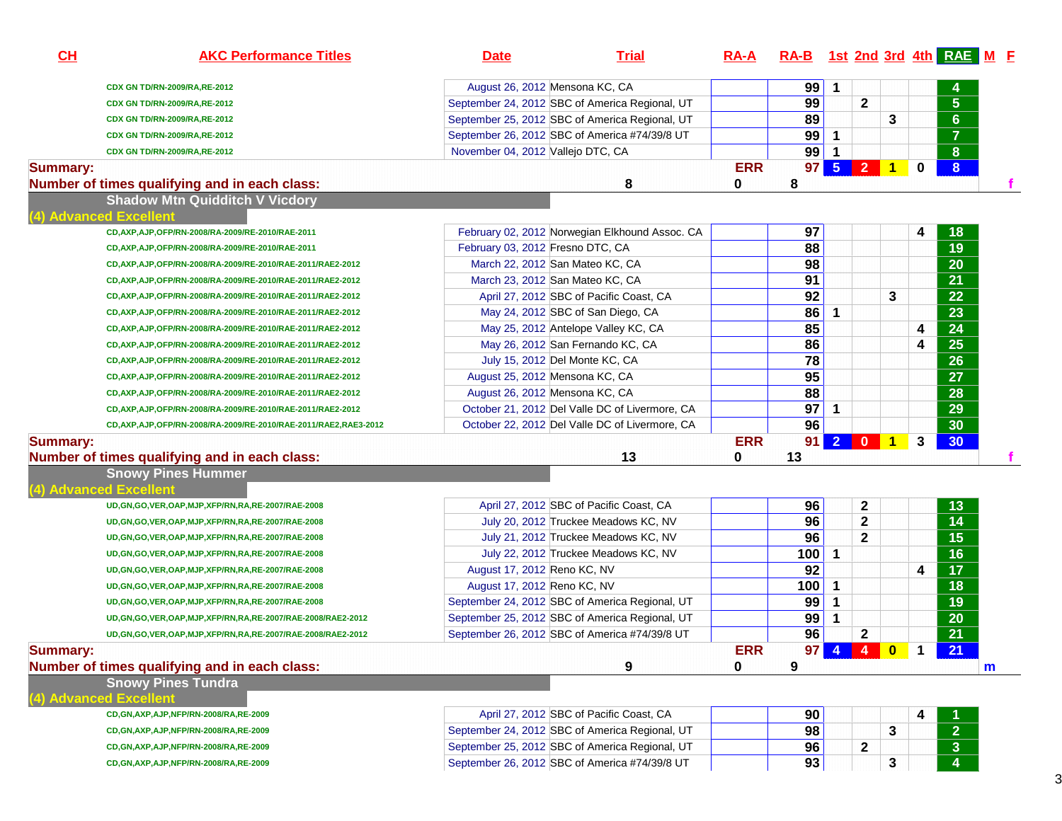| CH | AKC Performance Titles | Date | Trial | RA-A | RA-B | 1st | 2nd | 3rd | 4th | RAE | M | F |
|---|---|---|---|---|---|---|---|---|---|---|---|---|
| | CDX GN TD/RN-2009/RA,RE-2012 | August 26, 2012 | Mensona KC, CA | | 99 | 1 | | | | 4 | | |
| | CDX GN TD/RN-2009/RA,RE-2012 | September 24, 2012 | SBC of America Regional, UT | | 99 | | 2 | | | 5 | | |
| | CDX GN TD/RN-2009/RA,RE-2012 | September 25, 2012 | SBC of America Regional, UT | | 89 | | | 3 | | 6 | | |
| | CDX GN TD/RN-2009/RA,RE-2012 | September 26, 2012 | SBC of America #74/39/8 UT | | 99 | 1 | | | | 7 | | |
| | CDX GN TD/RN-2009/RA,RE-2012 | November 04, 2012 | Vallejo DTC, CA | | 99 | 1 | | | | 8 | | |
| **Summary:** | | | | ERR | 97 | 5 | 2 | 1 | 0 | 8 | | |
| **Number of times qualifying and in each class:** | | | 8 | 0 | 8 | | | | | | | f |
| **Shadow Mtn Quidditch V Vicdory** | | | | | | | | | | | | |
| **(4) Advanced Excellent** | | | | | | | | | | | | |
| | CD,AXP,AJP,OFP/RN-2008/RA-2009/RE-2010/RAE-2011 | February 02, 2012 | Norwegian Elkhound Assoc. CA | | 97 | | | | 4 | 18 | | |
| | CD,AXP,AJP,OFP/RN-2008/RA-2009/RE-2010/RAE-2011 | February 03, 2012 | Fresno DTC, CA | | 88 | | | | | 19 | | |
| | CD,AXP,AJP,OFP/RN-2008/RA-2009/RE-2010/RAE-2011/RAE2-2012 | March 22, 2012 | San Mateo KC, CA | | 98 | | | | | 20 | | |
| | CD,AXP,AJP,OFP/RN-2008/RA-2009/RE-2010/RAE-2011/RAE2-2012 | March 23, 2012 | San Mateo KC, CA | | 91 | | | | | 21 | | |
| | CD,AXP,AJP,OFP/RN-2008/RA-2009/RE-2010/RAE-2011/RAE2-2012 | April 27, 2012 | SBC of Pacific Coast, CA | | 92 | | | 3 | | 22 | | |
| | CD,AXP,AJP,OFP/RN-2008/RA-2009/RE-2010/RAE-2011/RAE2-2012 | May 24, 2012 | SBC of San Diego, CA | | 86 | 1 | | | | 23 | | |
| | CD,AXP,AJP,OFP/RN-2008/RA-2009/RE-2010/RAE-2011/RAE2-2012 | May 25, 2012 | Antelope Valley KC, CA | | 85 | | | | 4 | 24 | | |
| | CD,AXP,AJP,OFP/RN-2008/RA-2009/RE-2010/RAE-2011/RAE2-2012 | May 26, 2012 | San Fernando KC, CA | | 86 | | | | 4 | 25 | | |
| | CD,AXP,AJP,OFP/RN-2008/RA-2009/RE-2010/RAE-2011/RAE2-2012 | July 15, 2012 | Del Monte KC, CA | | 78 | | | | | 26 | | |
| | CD,AXP,AJP,OFP/RN-2008/RA-2009/RE-2010/RAE-2011/RAE2-2012 | August 25, 2012 | Mensona KC, CA | | 95 | | | | | 27 | | |
| | CD,AXP,AJP,OFP/RN-2008/RA-2009/RE-2010/RAE-2011/RAE2-2012 | August 26, 2012 | Mensona KC, CA | | 88 | | | | | 28 | | |
| | CD,AXP,AJP,OFP/RN-2008/RA-2009/RE-2010/RAE-2011/RAE2-2012 | October 21, 2012 | Del Valle DC of Livermore, CA | | 97 | 1 | | | | 29 | | |
| | CD,AXP,AJP,OFP/RN-2008/RA-2009/RE-2010/RAE-2011/RAE2,RAE3-2012 | October 22, 2012 | Del Valle DC of Livermore, CA | | 96 | | | | | 30 | | |
| **Summary:** | | | | ERR | 91 | 2 | 0 | 1 | 3 | 30 | | |
| **Number of times qualifying and in each class:** | | | 13 | 0 | 13 | | | | | | | f |
| **Snowy Pines Hummer** | | | | | | | | | | | | |
| **(4) Advanced Excellent** | | | | | | | | | | | | |
| | UD,GN,GO,VER,OAP,MJP,XFP/RN,RA,RE-2007/RAE-2008 | April 27, 2012 | SBC of Pacific Coast, CA | | 96 | | 2 | | | 13 | | |
| | UD,GN,GO,VER,OAP,MJP,XFP/RN,RA,RE-2007/RAE-2008 | July 20, 2012 | Truckee Meadows KC, NV | | 96 | | 2 | | | 14 | | |
| | UD,GN,GO,VER,OAP,MJP,XFP/RN,RA,RE-2007/RAE-2008 | July 21, 2012 | Truckee Meadows KC, NV | | 96 | | 2 | | | 15 | | |
| | UD,GN,GO,VER,OAP,MJP,XFP/RN,RA,RE-2007/RAE-2008 | July 22, 2012 | Truckee Meadows KC, NV | | 100 | 1 | | | | 16 | | |
| | UD,GN,GO,VER,OAP,MJP,XFP/RN,RA,RE-2007/RAE-2008 | August 17, 2012 | Reno KC, NV | | 92 | | | | 4 | 17 | | |
| | UD,GN,GO,VER,OAP,MJP,XFP/RN,RA,RE-2007/RAE-2008 | August 17, 2012 | Reno KC, NV | | 100 | 1 | | | | 18 | | |
| | UD,GN,GO,VER,OAP,MJP,XFP/RN,RA,RE-2007/RAE-2008 | September 24, 2012 | SBC of America Regional, UT | | 99 | 1 | | | | 19 | | |
| | UD,GN,GO,VER,OAP,MJP,XFP/RN,RA,RE-2007/RAE-2008/RAE2-2012 | September 25, 2012 | SBC of America Regional, UT | | 99 | 1 | | | | 20 | | |
| | UD,GN,GO,VER,OAP,MJP,XFP/RN,RA,RE-2007/RAE-2008/RAE2-2012 | September 26, 2012 | SBC of America #74/39/8 UT | | 96 | | 2 | | | 21 | | |
| **Summary:** | | | | ERR | 97 | 4 | 4 | 0 | 1 | 21 | | |
| **Number of times qualifying and in each class:** | | | 9 | 0 | 9 | | | | | | m | |
| **Snowy Pines Tundra** | | | | | | | | | | | | |
| **(4) Advanced Excellent** | | | | | | | | | | | | |
| | CD,GN,AXP,AJP,NFP/RN-2008/RA,RE-2009 | April 27, 2012 | SBC of Pacific Coast, CA | | 90 | | | | 4 | 1 | | |
| | CD,GN,AXP,AJP,NFP/RN-2008/RA,RE-2009 | September 24, 2012 | SBC of America Regional, UT | | 98 | | | 3 | | 2 | | |
| | CD,GN,AXP,AJP,NFP/RN-2008/RA,RE-2009 | September 25, 2012 | SBC of America Regional, UT | | 96 | | 2 | | | 3 | | |
| | CD,GN,AXP,AJP,NFP/RN-2008/RA,RE-2009 | September 26, 2012 | SBC of America #74/39/8 UT | | 93 | | | 3 | | 4 | | |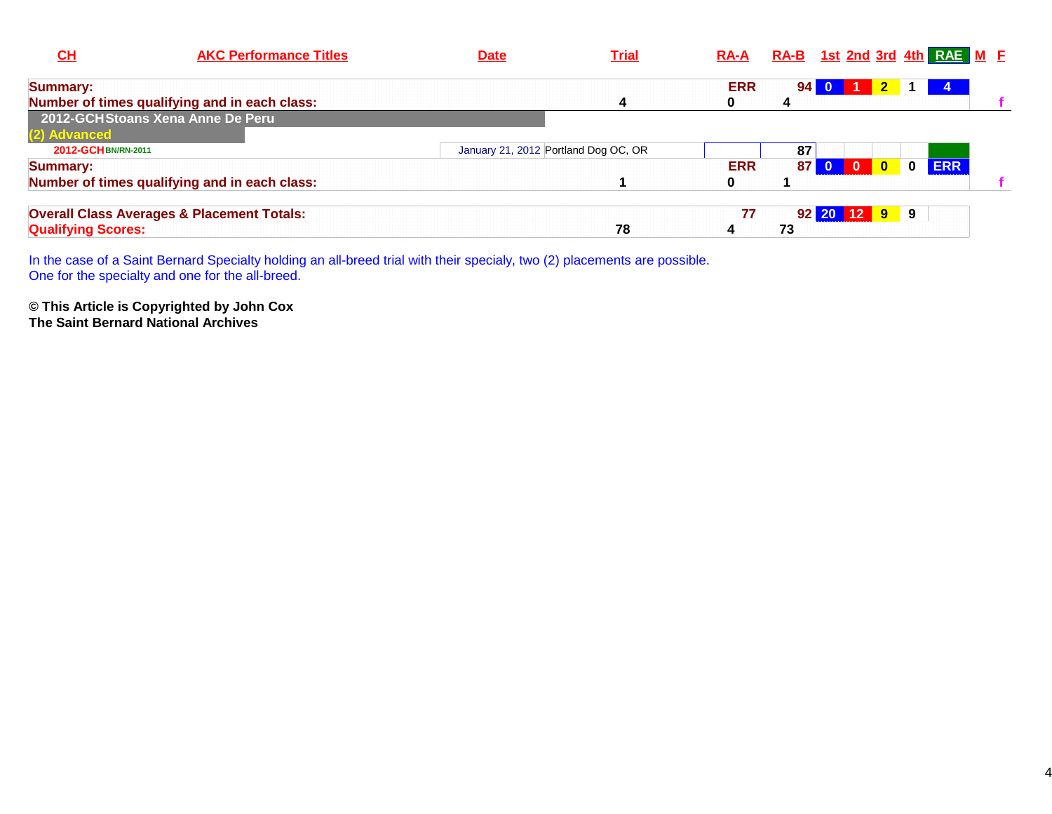| CH | AKC Performance Titles | Date | Trial | RA-A | RA-B | 1st | 2nd | 3rd | 4th | RAE | M | F |
|---|---|---|---|---|---|---|---|---|---|---|---|---|
| **Summary:** | | | | ERR | 94 | 0 | 1 | 2 | 1 | 4 | | |
| **Number of times qualifying and in each class:** | | | 4 | 0 | 4 | | | | | | | f |
| **2012-GCH Stoans Xena Anne De Peru** | | | | | | | | | | | | |
| **(2) Advanced** | | | | | | | | | | | | |
| 2012-GCH | BN/RN-2011 | January 21, 2012 | Portland Dog OC, OR | | 87 | | | | | | | |
| **Summary:** | | | | ERR | 87 | 0 | 0 | 0 | 0 | ERR | | |
| **Number of times qualifying and in each class:** | | | 1 | 0 | 1 | | | | | | | f |
| **Overall Class Averages & Placement Totals:** | | | | 77 | 92 | 20 | 12 | 9 | 9 | | | |
| **Qualifying Scores:** | | | 78 | 4 | 73 | | | | | | | |

In the case of a Saint Bernard Specialty holding an all-breed trial with their specialy, two (2) placements are possible.
One for the specialty and one for the all-breed.

**© This Article is Copyrighted by John Cox**
**The Saint Bernard National Archives**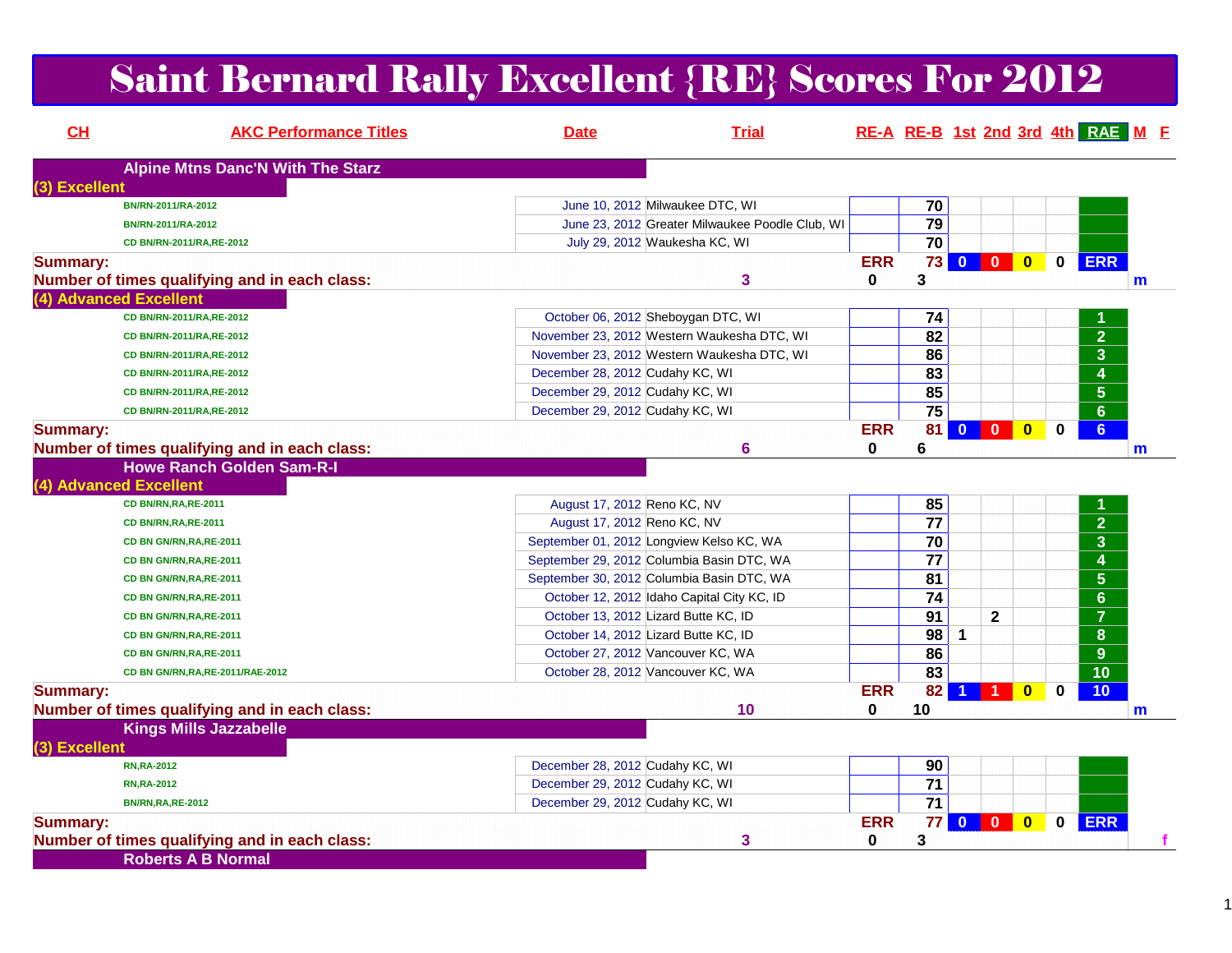# Saint Bernard Rally Excellent {RE} Scores For 2012

| CH | AKC Performance Titles | Date | Trial | RE-A | RE-B | 1st | 2nd | 3rd | 4th | RAE | M | F |
|---|---|---|---|---|---|---|---|---|---|---|---|---|
| **Alpine Mtns Danc'N With The Starz** | | | | | | | | | | | | |
| **(3) Excellent** | | | | | | | | | | | | |
| | BN/RN-2011/RA-2012 | June 10, 2012 | Milwaukee DTC, WI | | 70 | | | | | | | |
| | BN/RN-2011/RA-2012 | June 23, 2012 | Greater Milwaukee Poodle Club, WI | | 79 | | | | | | | |
| | CD BN/RN-2011/RA,RE-2012 | July 29, 2012 | Waukesha KC, WI | | 70 | | | | | | | |
| **Summary:** | | | | ERR | 73 | 0 | 0 | 0 | 0 | ERR | | |
| **Number of times qualifying and in each class:** | | 3 | | 0 | 3 | | | | | | m | |
| **(4) Advanced Excellent** | | | | | | | | | | | | |
| | CD BN/RN-2011/RA,RE-2012 | October 06, 2012 | Sheboygan DTC, WI | | 74 | | | | | 1 | | |
| | CD BN/RN-2011/RA,RE-2012 | November 23, 2012 | Western Waukesha DTC, WI | | 82 | | | | | 2 | | |
| | CD BN/RN-2011/RA,RE-2012 | November 23, 2012 | Western Waukesha DTC, WI | | 86 | | | | | 3 | | |
| | CD BN/RN-2011/RA,RE-2012 | December 28, 2012 | Cudahy KC, WI | | 83 | | | | | 4 | | |
| | CD BN/RN-2011/RA,RE-2012 | December 29, 2012 | Cudahy KC, WI | | 85 | | | | | 5 | | |
| | CD BN/RN-2011/RA,RE-2012 | December 29, 2012 | Cudahy KC, WI | | 75 | | | | | 6 | | |
| **Summary:** | | | | ERR | 81 | 0 | 0 | 0 | 0 | 6 | | |
| **Number of times qualifying and in each class:** | | 6 | | 0 | 6 | | | | | | m | |
| **Howe Ranch Golden Sam-R-I** | | | | | | | | | | | | |
| **(4) Advanced Excellent** | | | | | | | | | | | | |
| | CD BN/RN,RA,RE-2011 | August 17, 2012 | Reno KC, NV | | 85 | | | | | 1 | | |
| | CD BN/RN,RA,RE-2011 | August 17, 2012 | Reno KC, NV | | 77 | | | | | 2 | | |
| | CD BN GN/RN,RA,RE-2011 | September 01, 2012 | Longview Kelso KC, WA | | 70 | | | | | 3 | | |
| | CD BN GN/RN,RA,RE-2011 | September 29, 2012 | Columbia Basin DTC, WA | | 77 | | | | | 4 | | |
| | CD BN GN/RN,RA,RE-2011 | September 30, 2012 | Columbia Basin DTC, WA | | 81 | | | | | 5 | | |
| | CD BN GN/RN,RA,RE-2011 | October 12, 2012 | Idaho Capital City KC, ID | | 74 | | | | | 6 | | |
| | CD BN GN/RN,RA,RE-2011 | October 13, 2012 | Lizard Butte KC, ID | | 91 | | 2 | | | 7 | | |
| | CD BN GN/RN,RA,RE-2011 | October 14, 2012 | Lizard Butte KC, ID | | 98 | 1 | | | | 8 | | |
| | CD BN GN/RN,RA,RE-2011 | October 27, 2012 | Vancouver KC, WA | | 86 | | | | | 9 | | |
| | CD BN GN/RN,RA,RE-2011/RAE-2012 | October 28, 2012 | Vancouver KC, WA | | 83 | | | | | 10 | | |
| **Summary:** | | | | ERR | 82 | 1 | 1 | 0 | 0 | 10 | | |
| **Number of times qualifying and in each class:** | | 10 | | 0 | 10 | | | | | | m | |
| **Kings Mills Jazzabelle** | | | | | | | | | | | | |
| **(3) Excellent** | | | | | | | | | | | | |
| | RN,RA-2012 | December 28, 2012 | Cudahy KC, WI | | 90 | | | | | | | |
| | RN,RA-2012 | December 29, 2012 | Cudahy KC, WI | | 71 | | | | | | | |
| | BN/RN,RA,RE-2012 | December 29, 2012 | Cudahy KC, WI | | 71 | | | | | | | |
| **Summary:** | | | | ERR | 77 | 0 | 0 | 0 | 0 | ERR | | |
| **Number of times qualifying and in each class:** | | 3 | | 0 | 3 | | | | | | | f |
| **Roberts A B Normal** | | | | | | | | | | | | |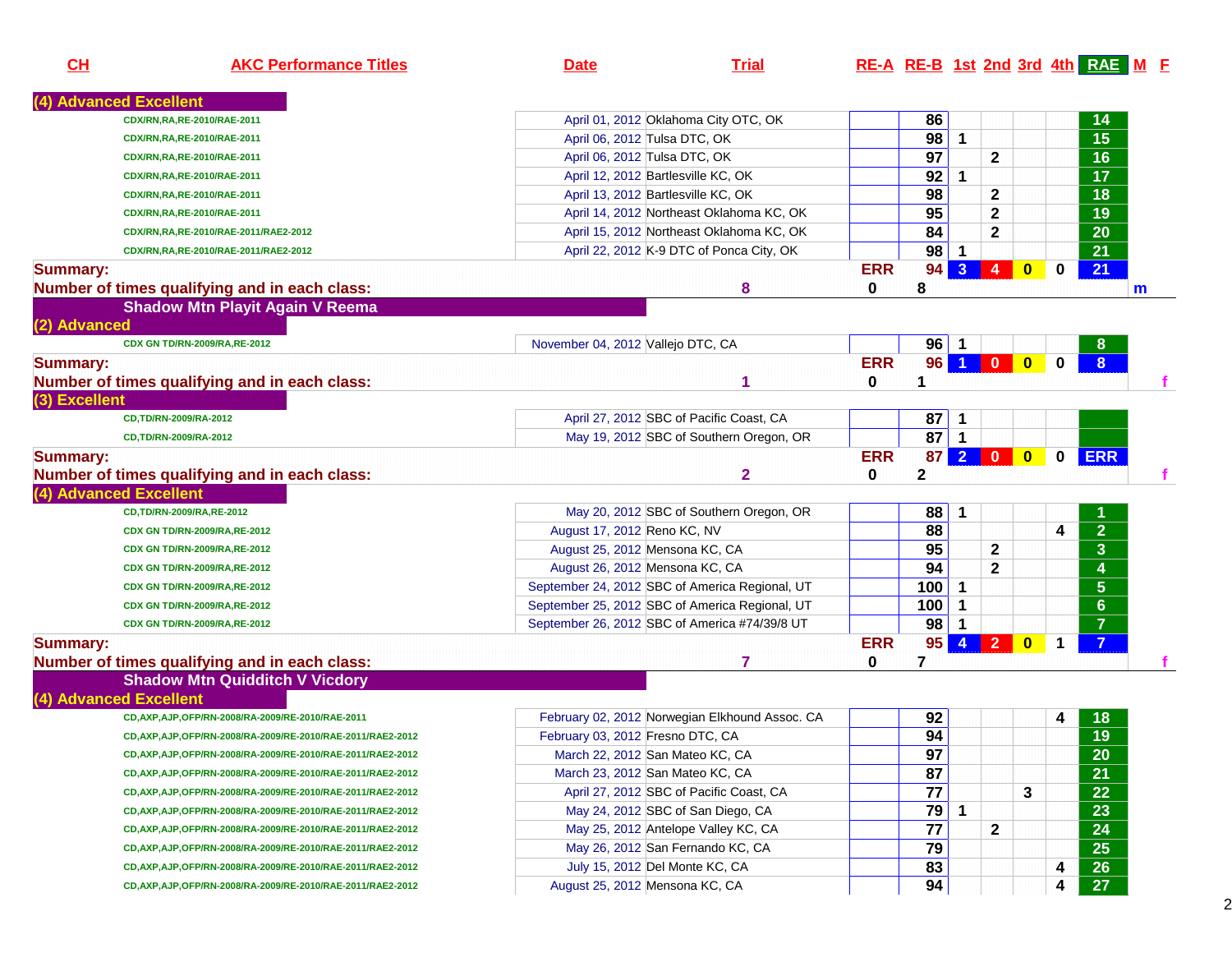| CH | AKC Performance Titles | Date | Trial | RE-A | RE-B | 1st | 2nd | 3rd | 4th | RAE | M | F |
|---|---|---|---|---|---|---|---|---|---|---|---|---|
| (4) Advanced Excellent | | | | | | | | | | | | |
| | CDX/RN,RA,RE-2010/RAE-2011 | April 01, 2012 | Oklahoma City OTC, OK | | 86 | | | | | 14 | | |
| | CDX/RN,RA,RE-2010/RAE-2011 | April 06, 2012 | Tulsa DTC, OK | | 98 | 1 | | | | 15 | | |
| | CDX/RN,RA,RE-2010/RAE-2011 | April 06, 2012 | Tulsa DTC, OK | | 97 | | 2 | | | 16 | | |
| | CDX/RN,RA,RE-2010/RAE-2011 | April 12, 2012 | Bartlesville KC, OK | | 92 | 1 | | | | 17 | | |
| | CDX/RN,RA,RE-2010/RAE-2011 | April 13, 2012 | Bartlesville KC, OK | | 98 | | 2 | | | 18 | | |
| | CDX/RN,RA,RE-2010/RAE-2011 | April 14, 2012 | Northeast Oklahoma KC, OK | | 95 | | 2 | | | 19 | | |
| | CDX/RN,RA,RE-2010/RAE-2011/RAE2-2012 | April 15, 2012 | Northeast Oklahoma KC, OK | | 84 | | 2 | | | 20 | | |
| | CDX/RN,RA,RE-2010/RAE-2011/RAE2-2012 | April 22, 2012 | K-9 DTC of Ponca City, OK | | 98 | 1 | | | | 21 | | |
| Summary: | | | | ERR | 94 | 3 | 4 | 0 | 0 | 21 | | |
| Number of times qualifying and in each class: | | | 8 | 0 | 8 | | | | | | m | |
| Shadow Mtn Playit Again V Reema | | | | | | | | | | | | |
| (2) Advanced | | | | | | | | | | | | |
| | CDX GN TD/RN-2009/RA,RE-2012 | November 04, 2012 | Vallejo DTC, CA | | 96 | 1 | | | | 8 | | |
| Summary: | | | | ERR | 96 | 1 | 0 | 0 | 0 | 8 | | |
| Number of times qualifying and in each class: | | | 1 | 0 | 1 | | | | | | | f |
| (3) Excellent | | | | | | | | | | | | |
| | CD,TD/RN-2009/RA-2012 | April 27, 2012 | SBC of Pacific Coast, CA | | 87 | 1 | | | | | | |
| | CD,TD/RN-2009/RA-2012 | May 19, 2012 | SBC of Southern Oregon, OR | | 87 | 1 | | | | | | |
| Summary: | | | | ERR | 87 | 2 | 0 | 0 | 0 | ERR | | |
| Number of times qualifying and in each class: | | | 2 | 0 | 2 | | | | | | | f |
| (4) Advanced Excellent | | | | | | | | | | | | |
| | CD,TD/RN-2009/RA,RE-2012 | May 20, 2012 | SBC of Southern Oregon, OR | | 88 | 1 | | | | 1 | | |
| | CDX GN TD/RN-2009/RA,RE-2012 | August 17, 2012 | Reno KC, NV | | 88 | | | | 4 | 2 | | |
| | CDX GN TD/RN-2009/RA,RE-2012 | August 25, 2012 | Mensona KC, CA | | 95 | | 2 | | | 3 | | |
| | CDX GN TD/RN-2009/RA,RE-2012 | August 26, 2012 | Mensona KC, CA | | 94 | | 2 | | | 4 | | |
| | CDX GN TD/RN-2009/RA,RE-2012 | September 24, 2012 | SBC of America Regional, UT | | 100 | 1 | | | | 5 | | |
| | CDX GN TD/RN-2009/RA,RE-2012 | September 25, 2012 | SBC of America Regional, UT | | 100 | 1 | | | | 6 | | |
| | CDX GN TD/RN-2009/RA,RE-2012 | September 26, 2012 | SBC of America #74/39/8 UT | | 98 | 1 | | | | 7 | | |
| Summary: | | | | ERR | 95 | 4 | 2 | 0 | 1 | 7 | | |
| Number of times qualifying and in each class: | | | 7 | 0 | 7 | | | | | | | f |
| Shadow Mtn Quidditch V Vicdory | | | | | | | | | | | | |
| (4) Advanced Excellent | | | | | | | | | | | | |
| | CD,AXP,AJP,OFP/RN-2008/RA-2009/RE-2010/RAE-2011 | February 02, 2012 | Norwegian Elkhound Assoc. CA | | 92 | | | | 4 | 18 | | |
| | CD,AXP,AJP,OFP/RN-2008/RA-2009/RE-2010/RAE-2011/RAE2-2012 | February 03, 2012 | Fresno DTC, CA | | 94 | | | | | 19 | | |
| | CD,AXP,AJP,OFP/RN-2008/RA-2009/RE-2010/RAE-2011/RAE2-2012 | March 22, 2012 | San Mateo KC, CA | | 97 | | | | | 20 | | |
| | CD,AXP,AJP,OFP/RN-2008/RA-2009/RE-2010/RAE-2011/RAE2-2012 | March 23, 2012 | San Mateo KC, CA | | 87 | | | | | 21 | | |
| | CD,AXP,AJP,OFP/RN-2008/RA-2009/RE-2010/RAE-2011/RAE2-2012 | April 27, 2012 | SBC of Pacific Coast, CA | | 77 | | | 3 | | 22 | | |
| | CD,AXP,AJP,OFP/RN-2008/RA-2009/RE-2010/RAE-2011/RAE2-2012 | May 24, 2012 | SBC of San Diego, CA | | 79 | 1 | | | | 23 | | |
| | CD,AXP,AJP,OFP/RN-2008/RA-2009/RE-2010/RAE-2011/RAE2-2012 | May 25, 2012 | Antelope Valley KC, CA | | 77 | | 2 | | | 24 | | |
| | CD,AXP,AJP,OFP/RN-2008/RA-2009/RE-2010/RAE-2011/RAE2-2012 | May 26, 2012 | San Fernando KC, CA | | 79 | | | | | 25 | | |
| | CD,AXP,AJP,OFP/RN-2008/RA-2009/RE-2010/RAE-2011/RAE2-2012 | July 15, 2012 | Del Monte KC, CA | | 83 | | | | 4 | 26 | | |
| | CD,AXP,AJP,OFP/RN-2008/RA-2009/RE-2010/RAE-2011/RAE2-2012 | August 25, 2012 | Mensona KC, CA | | 94 | | | | 4 | 27 | | |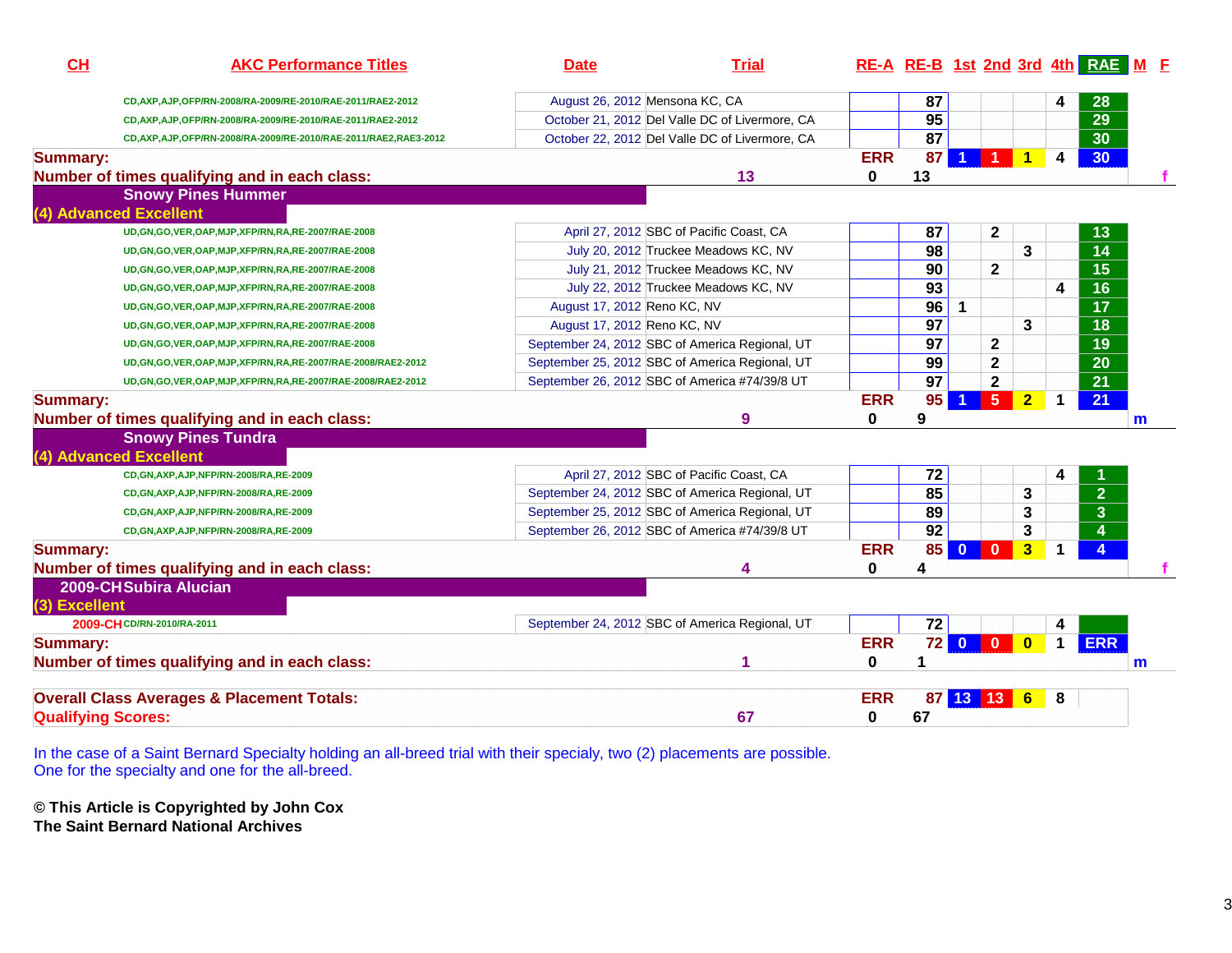| CH | AKC Performance Titles | Date | Trial | RE-A | RE-B | 1st | 2nd | 3rd | 4th | RAE | M | F |
|---|---|---|---|---|---|---|---|---|---|---|---|---|
| | CD,AXP,AJP,OFP/RN-2008/RA-2009/RE-2010/RAE-2011/RAE2-2012 | August 26, 2012 | Mensona KC, CA | | 87 | | | | 4 | 28 | | |
| | CD,AXP,AJP,OFP/RN-2008/RA-2009/RE-2010/RAE-2011/RAE2-2012 | October 21, 2012 | Del Valle DC of Livermore, CA | | 95 | | | | | 29 | | |
| | CD,AXP,AJP,OFP/RN-2008/RA-2009/RE-2010/RAE-2011/RAE2,RAE3-2012 | October 22, 2012 | Del Valle DC of Livermore, CA | | 87 | | | | | 30 | | |
| **Summary:** | | | | ERR | 87 | 1 | 1 | 1 | 4 | 30 | | |
| **Number of times qualifying and in each class:** | | | 13 | 0 | 13 | | | | | | | f |
| **Snowy Pines Hummer** | | | | | | | | | | | | |
| **(4) Advanced Excellent** | | | | | | | | | | | | |
| | UD,GN,GO,VER,OAP,MJP,XFP/RN,RA,RE-2007/RAE-2008 | April 27, 2012 | SBC of Pacific Coast, CA | | 87 | | 2 | | | 13 | | |
| | UD,GN,GO,VER,OAP,MJP,XFP/RN,RA,RE-2007/RAE-2008 | July 20, 2012 | Truckee Meadows KC, NV | | 98 | | | 3 | | 14 | | |
| | UD,GN,GO,VER,OAP,MJP,XFP/RN,RA,RE-2007/RAE-2008 | July 21, 2012 | Truckee Meadows KC, NV | | 90 | | 2 | | | 15 | | |
| | UD,GN,GO,VER,OAP,MJP,XFP/RN,RA,RE-2007/RAE-2008 | July 22, 2012 | Truckee Meadows KC, NV | | 93 | | | | 4 | 16 | | |
| | UD,GN,GO,VER,OAP,MJP,XFP/RN,RA,RE-2007/RAE-2008 | August 17, 2012 | Reno KC, NV | | 96 | 1 | | | | 17 | | |
| | UD,GN,GO,VER,OAP,MJP,XFP/RN,RA,RE-2007/RAE-2008 | August 17, 2012 | Reno KC, NV | | 97 | | | 3 | | 18 | | |
| | UD,GN,GO,VER,OAP,MJP,XFP/RN,RA,RE-2007/RAE-2008 | September 24, 2012 | SBC of America Regional, UT | | 97 | | 2 | | | 19 | | |
| | UD,GN,GO,VER,OAP,MJP,XFP/RN,RA,RE-2007/RAE-2008/RAE2-2012 | September 25, 2012 | SBC of America Regional, UT | | 99 | | 2 | | | 20 | | |
| | UD,GN,GO,VER,OAP,MJP,XFP/RN,RA,RE-2007/RAE-2008/RAE2-2012 | September 26, 2012 | SBC of America #74/39/8 UT | | 97 | | 2 | | | 21 | | |
| **Summary:** | | | | ERR | 95 | 1 | 5 | 2 | 1 | 21 | | |
| **Number of times qualifying and in each class:** | | | 9 | 0 | 9 | | | | | | m | |
| **Snowy Pines Tundra** | | | | | | | | | | | | |
| **(4) Advanced Excellent** | | | | | | | | | | | | |
| | CD,GN,AXP,AJP,NFP/RN-2008/RA,RE-2009 | April 27, 2012 | SBC of Pacific Coast, CA | | 72 | | | | 4 | 1 | | |
| | CD,GN,AXP,AJP,NFP/RN-2008/RA,RE-2009 | September 24, 2012 | SBC of America Regional, UT | | 85 | | | 3 | | 2 | | |
| | CD,GN,AXP,AJP,NFP/RN-2008/RA,RE-2009 | September 25, 2012 | SBC of America Regional, UT | | 89 | | | 3 | | 3 | | |
| | CD,GN,AXP,AJP,NFP/RN-2008/RA,RE-2009 | September 26, 2012 | SBC of America #74/39/8 UT | | 92 | | | 3 | | 4 | | |
| **Summary:** | | | | ERR | 85 | 0 | 0 | 3 | 1 | 4 | | |
| **Number of times qualifying and in each class:** | | | 4 | 0 | 4 | | | | | | | f |
| **2009-CH Subira Alucian** | | | | | | | | | | | | |
| **(3) Excellent** | | | | | | | | | | | | |
| 2009-CH | CD/RN-2010/RA-2011 | September 24, 2012 | SBC of America Regional, UT | | 72 | | | | 4 | | | |
| **Summary:** | | | | ERR | 72 | 0 | 0 | 0 | 1 | ERR | | |
| **Number of times qualifying and in each class:** | | | 1 | 0 | 1 | | | | | | m | |
| **Overall Class Averages & Placement Totals:** | | | | ERR | 87 | 13 | 13 | 6 | 8 | | | |
| **Qualifying Scores:** | | | 67 | 0 | 67 | | | | | | | |

In the case of a Saint Bernard Specialty holding an all-breed trial with their specialy, two (2) placements are possible. One for the specialty and one for the all-breed.

**© This Article is Copyrighted by John Cox**
**The Saint Bernard National Archives**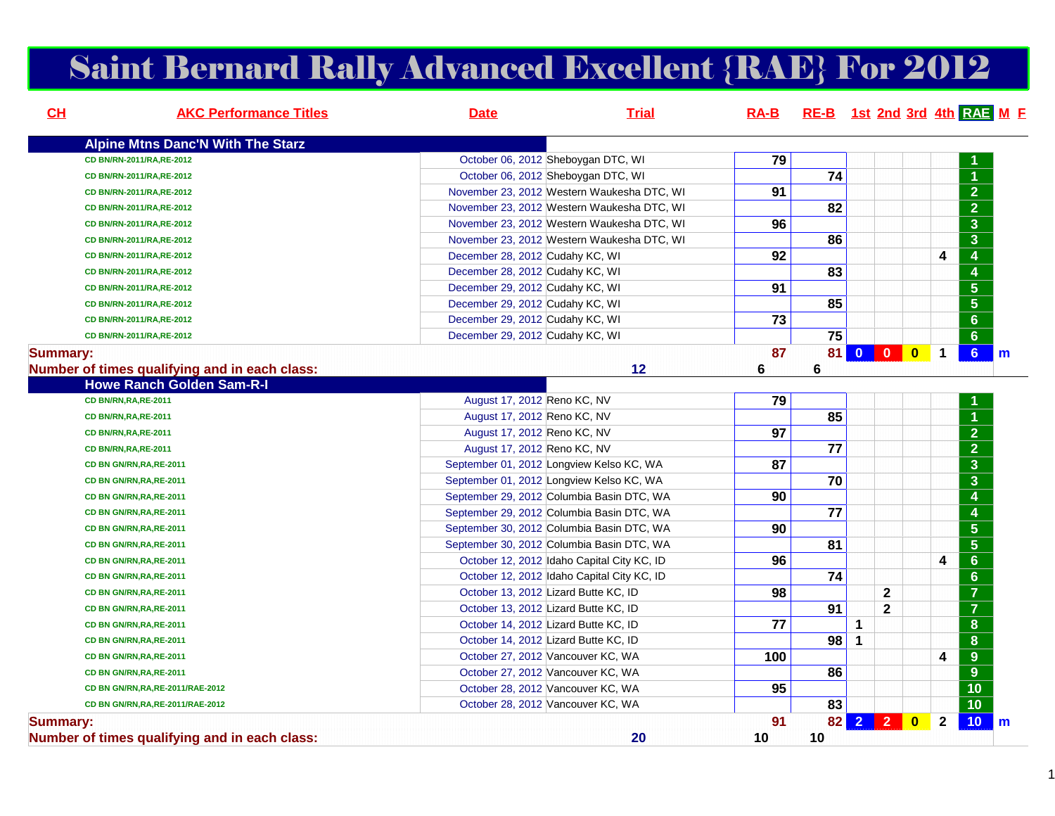# Saint Bernard Rally Advanced Excellent {RAE} For 2012

| CH | AKC Performance Titles | Date | Trial | RA-B | RE-B | 1st | 2nd | 3rd | 4th | RAE | M | F |
|---|---|---|---|---|---|---|---|---|---|---|---|---|
| | **Alpine Mtns Danc'N With The Starz** | | | | | | | | | | | |
| | CD BN/RN-2011/RA,RE-2012 | October 06, 2012 | Sheboygan DTC, WI | 79 | | | | | | 1 | | |
| | CD BN/RN-2011/RA,RE-2012 | October 06, 2012 | Sheboygan DTC, WI | | 74 | | | | | 1 | | |
| | CD BN/RN-2011/RA,RE-2012 | November 23, 2012 | Western Waukesha DTC, WI | 91 | | | | | | 2 | | |
| | CD BN/RN-2011/RA,RE-2012 | November 23, 2012 | Western Waukesha DTC, WI | | 82 | | | | | 2 | | |
| | CD BN/RN-2011/RA,RE-2012 | November 23, 2012 | Western Waukesha DTC, WI | 96 | | | | | | 3 | | |
| | CD BN/RN-2011/RA,RE-2012 | November 23, 2012 | Western Waukesha DTC, WI | | 86 | | | | | 3 | | |
| | CD BN/RN-2011/RA,RE-2012 | December 28, 2012 | Cudahy KC, WI | 92 | | | | | 4 | 4 | | |
| | CD BN/RN-2011/RA,RE-2012 | December 28, 2012 | Cudahy KC, WI | | 83 | | | | | 4 | | |
| | CD BN/RN-2011/RA,RE-2012 | December 29, 2012 | Cudahy KC, WI | 91 | | | | | | 5 | | |
| | CD BN/RN-2011/RA,RE-2012 | December 29, 2012 | Cudahy KC, WI | | 85 | | | | | 5 | | |
| | CD BN/RN-2011/RA,RE-2012 | December 29, 2012 | Cudahy KC, WI | 73 | | | | | | 6 | | |
| | CD BN/RN-2011/RA,RE-2012 | December 29, 2012 | Cudahy KC, WI | | 75 | | | | | 6 | | |
| **Summary:** | | | | 87 | 81 | 0 | 0 | 0 | 1 | 6 | m | |
| **Number of times qualifying and in each class:** | | | 12 | 6 | 6 | | | | | | | |
| | **Howe Ranch Golden Sam-R-I** | | | | | | | | | | | |
| | CD BN/RN,RA,RE-2011 | August 17, 2012 | Reno KC, NV | 79 | | | | | | 1 | | |
| | CD BN/RN,RA,RE-2011 | August 17, 2012 | Reno KC, NV | | 85 | | | | | 1 | | |
| | CD BN/RN,RA,RE-2011 | August 17, 2012 | Reno KC, NV | 97 | | | | | | 2 | | |
| | CD BN/RN,RA,RE-2011 | August 17, 2012 | Reno KC, NV | | 77 | | | | | 2 | | |
| | CD BN GN/RN,RA,RE-2011 | September 01, 2012 | Longview Kelso KC, WA | 87 | | | | | | 3 | | |
| | CD BN GN/RN,RA,RE-2011 | September 01, 2012 | Longview Kelso KC, WA | | 70 | | | | | 3 | | |
| | CD BN GN/RN,RA,RE-2011 | September 29, 2012 | Columbia Basin DTC, WA | 90 | | | | | | 4 | | |
| | CD BN GN/RN,RA,RE-2011 | September 29, 2012 | Columbia Basin DTC, WA | | 77 | | | | | 4 | | |
| | CD BN GN/RN,RA,RE-2011 | September 30, 2012 | Columbia Basin DTC, WA | 90 | | | | | | 5 | | |
| | CD BN GN/RN,RA,RE-2011 | September 30, 2012 | Columbia Basin DTC, WA | | 81 | | | | | 5 | | |
| | CD BN GN/RN,RA,RE-2011 | October 12, 2012 | Idaho Capital City KC, ID | 96 | | | | | 4 | 6 | | |
| | CD BN GN/RN,RA,RE-2011 | October 12, 2012 | Idaho Capital City KC, ID | | 74 | | | | | 6 | | |
| | CD BN GN/RN,RA,RE-2011 | October 13, 2012 | Lizard Butte KC, ID | 98 | | | 2 | | | 7 | | |
| | CD BN GN/RN,RA,RE-2011 | October 13, 2012 | Lizard Butte KC, ID | | 91 | | 2 | | | 7 | | |
| | CD BN GN/RN,RA,RE-2011 | October 14, 2012 | Lizard Butte KC, ID | 77 | | 1 | | | | 8 | | |
| | CD BN GN/RN,RA,RE-2011 | October 14, 2012 | Lizard Butte KC, ID | | 98 | 1 | | | | 8 | | |
| | CD BN GN/RN,RA,RE-2011 | October 27, 2012 | Vancouver KC, WA | 100 | | | | | 4 | 9 | | |
| | CD BN GN/RN,RA,RE-2011 | October 27, 2012 | Vancouver KC, WA | | 86 | | | | | 9 | | |
| | CD BN GN/RN,RA,RE-2011/RAE-2012 | October 28, 2012 | Vancouver KC, WA | 95 | | | | | | 10 | | |
| | CD BN GN/RN,RA,RE-2011/RAE-2012 | October 28, 2012 | Vancouver KC, WA | | 83 | | | | | 10 | | |
| **Summary:** | | | | 91 | 82 | 2 | 2 | 0 | 2 | 10 | m | |
| **Number of times qualifying and in each class:** | | | 20 | 10 | 10 | | | | | | | |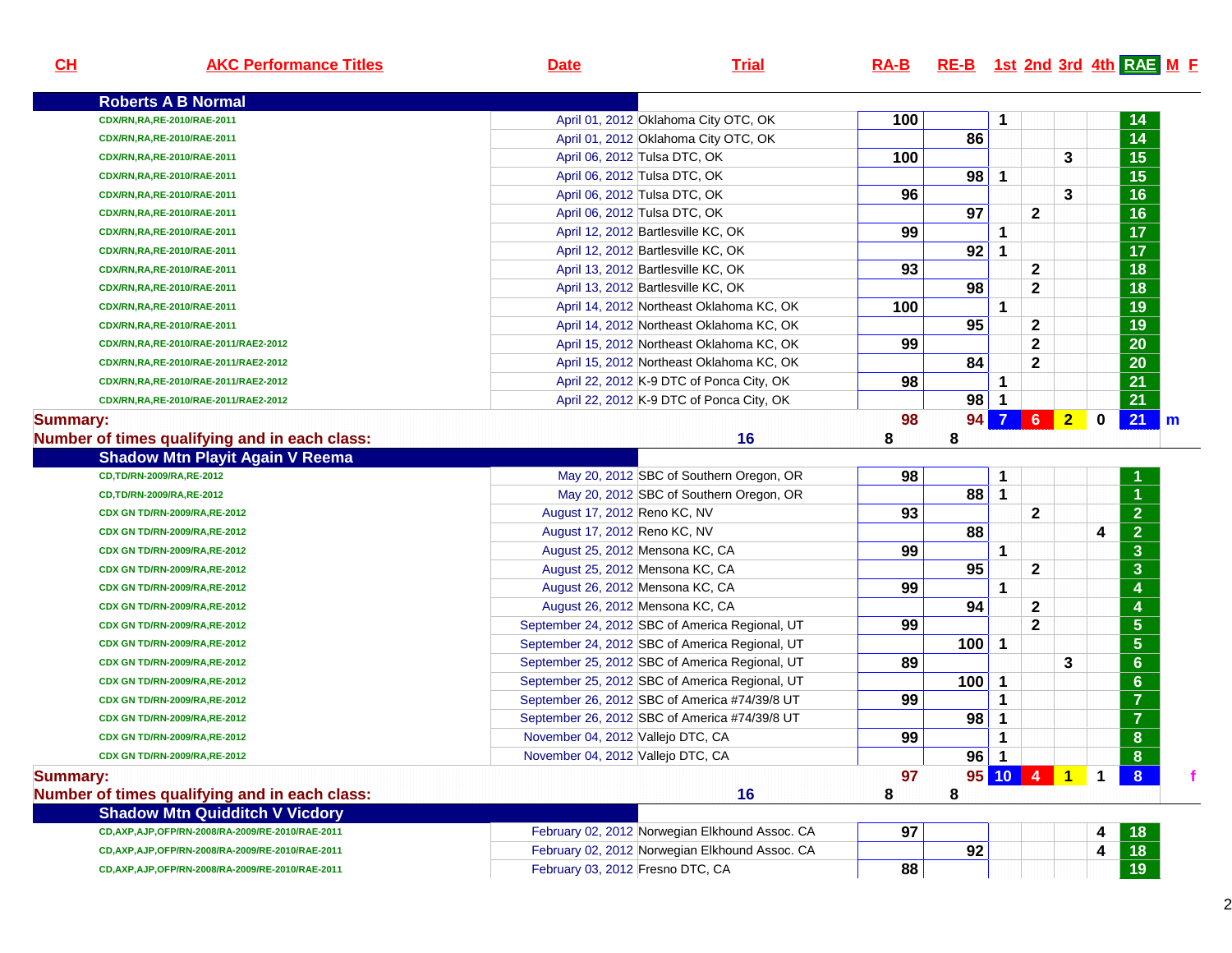| CH | AKC Performance Titles | Date | Trial | RA-B | RE-B | 1st | 2nd | 3rd | 4th | RAE | M | F |
|---|---|---|---|---|---|---|---|---|---|---|---|---|
| **Roberts A B Normal** | | | | | | | | | | | | |
| | CDX/RN,RA,RE-2010/RAE-2011 | April 01, 2012 | Oklahoma City OTC, OK | 100 | | 1 | | | | 14 | | |
| | CDX/RN,RA,RE-2010/RAE-2011 | April 01, 2012 | Oklahoma City OTC, OK | | 86 | | | | | 14 | | |
| | CDX/RN,RA,RE-2010/RAE-2011 | April 06, 2012 | Tulsa DTC, OK | 100 | | | | 3 | | 15 | | |
| | CDX/RN,RA,RE-2010/RAE-2011 | April 06, 2012 | Tulsa DTC, OK | | 98 | 1 | | | | 15 | | |
| | CDX/RN,RA,RE-2010/RAE-2011 | April 06, 2012 | Tulsa DTC, OK | 96 | | | | 3 | | 16 | | |
| | CDX/RN,RA,RE-2010/RAE-2011 | April 06, 2012 | Tulsa DTC, OK | | 97 | | 2 | | | 16 | | |
| | CDX/RN,RA,RE-2010/RAE-2011 | April 12, 2012 | Bartlesville KC, OK | 99 | | 1 | | | | 17 | | |
| | CDX/RN,RA,RE-2010/RAE-2011 | April 12, 2012 | Bartlesville KC, OK | | 92 | 1 | | | | 17 | | |
| | CDX/RN,RA,RE-2010/RAE-2011 | April 13, 2012 | Bartlesville KC, OK | 93 | | | 2 | | | 18 | | |
| | CDX/RN,RA,RE-2010/RAE-2011 | April 13, 2012 | Bartlesville KC, OK | | 98 | | 2 | | | 18 | | |
| | CDX/RN,RA,RE-2010/RAE-2011 | April 14, 2012 | Northeast Oklahoma KC, OK | 100 | | 1 | | | | 19 | | |
| | CDX/RN,RA,RE-2010/RAE-2011 | April 14, 2012 | Northeast Oklahoma KC, OK | | 95 | | 2 | | | 19 | | |
| | CDX/RN,RA,RE-2010/RAE-2011/RAE2-2012 | April 15, 2012 | Northeast Oklahoma KC, OK | 99 | | | 2 | | | 20 | | |
| | CDX/RN,RA,RE-2010/RAE-2011/RAE2-2012 | April 15, 2012 | Northeast Oklahoma KC, OK | | 84 | | 2 | | | 20 | | |
| | CDX/RN,RA,RE-2010/RAE-2011/RAE2-2012 | April 22, 2012 | K-9 DTC of Ponca City, OK | 98 | | 1 | | | | 21 | | |
| | CDX/RN,RA,RE-2010/RAE-2011/RAE2-2012 | April 22, 2012 | K-9 DTC of Ponca City, OK | | 98 | 1 | | | | 21 | | |
| **Summary:** | | | | 98 | 94 | 7 | 6 | 2 | 0 | 21 | m | |
| **Number of times qualifying and in each class:** | | | 16 | 8 | 8 | | | | | | | |
| **Shadow Mtn Playit Again V Reema** | | | | | | | | | | | | |
| | CD,TD/RN-2009/RA,RE-2012 | May 20, 2012 | SBC of Southern Oregon, OR | 98 | | 1 | | | | 1 | | |
| | CD,TD/RN-2009/RA,RE-2012 | May 20, 2012 | SBC of Southern Oregon, OR | | 88 | 1 | | | | 1 | | |
| | CDX GN TD/RN-2009/RA,RE-2012 | August 17, 2012 | Reno KC, NV | 93 | | | 2 | | | 2 | | |
| | CDX GN TD/RN-2009/RA,RE-2012 | August 17, 2012 | Reno KC, NV | | 88 | | | | 4 | 2 | | |
| | CDX GN TD/RN-2009/RA,RE-2012 | August 25, 2012 | Mensona KC, CA | 99 | | 1 | | | | 3 | | |
| | CDX GN TD/RN-2009/RA,RE-2012 | August 25, 2012 | Mensona KC, CA | | 95 | | 2 | | | 3 | | |
| | CDX GN TD/RN-2009/RA,RE-2012 | August 26, 2012 | Mensona KC, CA | 99 | | 1 | | | | 4 | | |
| | CDX GN TD/RN-2009/RA,RE-2012 | August 26, 2012 | Mensona KC, CA | | 94 | | 2 | | | 4 | | |
| | CDX GN TD/RN-2009/RA,RE-2012 | September 24, 2012 | SBC of America Regional, UT | 99 | | | 2 | | | 5 | | |
| | CDX GN TD/RN-2009/RA,RE-2012 | September 24, 2012 | SBC of America Regional, UT | | 100 | 1 | | | | 5 | | |
| | CDX GN TD/RN-2009/RA,RE-2012 | September 25, 2012 | SBC of America Regional, UT | 89 | | | | 3 | | 6 | | |
| | CDX GN TD/RN-2009/RA,RE-2012 | September 25, 2012 | SBC of America Regional, UT | | 100 | 1 | | | | 6 | | |
| | CDX GN TD/RN-2009/RA,RE-2012 | September 26, 2012 | SBC of America #74/39/8 UT | 99 | | 1 | | | | 7 | | |
| | CDX GN TD/RN-2009/RA,RE-2012 | September 26, 2012 | SBC of America #74/39/8 UT | | 98 | 1 | | | | 7 | | |
| | CDX GN TD/RN-2009/RA,RE-2012 | November 04, 2012 | Vallejo DTC, CA | 99 | | 1 | | | | 8 | | |
| | CDX GN TD/RN-2009/RA,RE-2012 | November 04, 2012 | Vallejo DTC, CA | | 96 | 1 | | | | 8 | | |
| **Summary:** | | | | 97 | 95 | 10 | 4 | 1 | 1 | 8 | | f |
| **Number of times qualifying and in each class:** | | | 16 | 8 | 8 | | | | | | | |
| **Shadow Mtn Quidditch V Vicdory** | | | | | | | | | | | | |
| | CD,AXP,AJP,OFP/RN-2008/RA-2009/RE-2010/RAE-2011 | February 02, 2012 | Norwegian Elkhound Assoc. CA | 97 | | | | | 4 | 18 | | |
| | CD,AXP,AJP,OFP/RN-2008/RA-2009/RE-2010/RAE-2011 | February 02, 2012 | Norwegian Elkhound Assoc. CA | | 92 | | | | 4 | 18 | | |
| | CD,AXP,AJP,OFP/RN-2008/RA-2009/RE-2010/RAE-2011 | February 03, 2012 | Fresno DTC, CA | 88 | | | | | | 19 | | |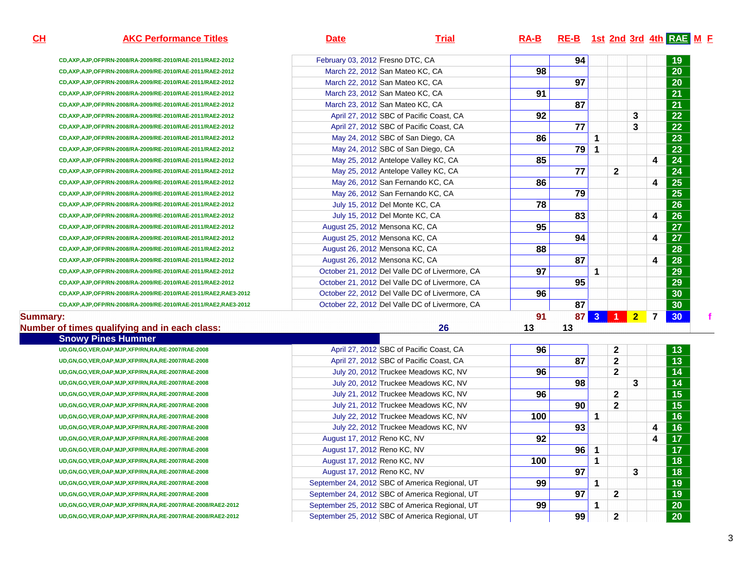| CH | AKC Performance Titles | Date | Trial | RA-B | RE-B | 1st | 2nd | 3rd | 4th | RAE | M | F |
|---|---|---|---|---|---|---|---|---|---|---|---|---|
| | CD,AXP,AJP,OFP/RN-2008/RA-2009/RE-2010/RAE-2011/RAE2-2012 | February 03, 2012 | Fresno DTC, CA | | 94 | | | | | 19 | | |
| | CD,AXP,AJP,OFP/RN-2008/RA-2009/RE-2010/RAE-2011/RAE2-2012 | March 22, 2012 | San Mateo KC, CA | 98 | | | | | | 20 | | |
| | CD,AXP,AJP,OFP/RN-2008/RA-2009/RE-2010/RAE-2011/RAE2-2012 | March 22, 2012 | San Mateo KC, CA | | 97 | | | | | 20 | | |
| | CD,AXP,AJP,OFP/RN-2008/RA-2009/RE-2010/RAE-2011/RAE2-2012 | March 23, 2012 | San Mateo KC, CA | 91 | | | | | | 21 | | |
| | CD,AXP,AJP,OFP/RN-2008/RA-2009/RE-2010/RAE-2011/RAE2-2012 | March 23, 2012 | San Mateo KC, CA | | 87 | | | | | 21 | | |
| | CD,AXP,AJP,OFP/RN-2008/RA-2009/RE-2010/RAE-2011/RAE2-2012 | April 27, 2012 | SBC of Pacific Coast, CA | 92 | | | | 3 | | 22 | | |
| | CD,AXP,AJP,OFP/RN-2008/RA-2009/RE-2010/RAE-2011/RAE2-2012 | April 27, 2012 | SBC of Pacific Coast, CA | | 77 | | | 3 | | 22 | | |
| | CD,AXP,AJP,OFP/RN-2008/RA-2009/RE-2010/RAE-2011/RAE2-2012 | May 24, 2012 | SBC of San Diego, CA | 86 | | 1 | | | | 23 | | |
| | CD,AXP,AJP,OFP/RN-2008/RA-2009/RE-2010/RAE-2011/RAE2-2012 | May 24, 2012 | SBC of San Diego, CA | | 79 | 1 | | | | 23 | | |
| | CD,AXP,AJP,OFP/RN-2008/RA-2009/RE-2010/RAE-2011/RAE2-2012 | May 25, 2012 | Antelope Valley KC, CA | 85 | | | | | 4 | 24 | | |
| | CD,AXP,AJP,OFP/RN-2008/RA-2009/RE-2010/RAE-2011/RAE2-2012 | May 25, 2012 | Antelope Valley KC, CA | | 77 | | 2 | | | 24 | | |
| | CD,AXP,AJP,OFP/RN-2008/RA-2009/RE-2010/RAE-2011/RAE2-2012 | May 26, 2012 | San Fernando KC, CA | 86 | | | | | 4 | 25 | | |
| | CD,AXP,AJP,OFP/RN-2008/RA-2009/RE-2010/RAE-2011/RAE2-2012 | May 26, 2012 | San Fernando KC, CA | | 79 | | | | | 25 | | |
| | CD,AXP,AJP,OFP/RN-2008/RA-2009/RE-2010/RAE-2011/RAE2-2012 | July 15, 2012 | Del Monte KC, CA | 78 | | | | | | 26 | | |
| | CD,AXP,AJP,OFP/RN-2008/RA-2009/RE-2010/RAE-2011/RAE2-2012 | July 15, 2012 | Del Monte KC, CA | | 83 | | | | 4 | 26 | | |
| | CD,AXP,AJP,OFP/RN-2008/RA-2009/RE-2010/RAE-2011/RAE2-2012 | August 25, 2012 | Mensona KC, CA | 95 | | | | | | 27 | | |
| | CD,AXP,AJP,OFP/RN-2008/RA-2009/RE-2010/RAE-2011/RAE2-2012 | August 25, 2012 | Mensona KC, CA | | 94 | | | | 4 | 27 | | |
| | CD,AXP,AJP,OFP/RN-2008/RA-2009/RE-2010/RAE-2011/RAE2-2012 | August 26, 2012 | Mensona KC, CA | 88 | | | | | | 28 | | |
| | CD,AXP,AJP,OFP/RN-2008/RA-2009/RE-2010/RAE-2011/RAE2-2012 | August 26, 2012 | Mensona KC, CA | | 87 | | | | 4 | 28 | | |
| | CD,AXP,AJP,OFP/RN-2008/RA-2009/RE-2010/RAE-2011/RAE2-2012 | October 21, 2012 | Del Valle DC of Livermore, CA | 97 | | 1 | | | | 29 | | |
| | CD,AXP,AJP,OFP/RN-2008/RA-2009/RE-2010/RAE-2011/RAE2-2012 | October 21, 2012 | Del Valle DC of Livermore, CA | | 95 | | | | | 29 | | |
| | CD,AXP,AJP,OFP/RN-2008/RA-2009/RE-2010/RAE-2011/RAE2,RAE3-2012 | October 22, 2012 | Del Valle DC of Livermore, CA | 96 | | | | | | 30 | | |
| | CD,AXP,AJP,OFP/RN-2008/RA-2009/RE-2010/RAE-2011/RAE2,RAE3-2012 | October 22, 2012 | Del Valle DC of Livermore, CA | | 87 | | | | | 30 | | |
| **Summary:** | | | | 91 | 87 | 3 | 1 | 2 | 7 | 30 | | f |
| **Number of times qualifying and in each class:** | | | 26 | 13 | 13 | | | | | | | |
| **Snowy Pines Hummer** | | | | | | | | | | | | |
| | UD,GN,GO,VER,OAP,MJP,XFP/RN,RA,RE-2007/RAE-2008 | April 27, 2012 | SBC of Pacific Coast, CA | 96 | | | 2 | | | 13 | | |
| | UD,GN,GO,VER,OAP,MJP,XFP/RN,RA,RE-2007/RAE-2008 | April 27, 2012 | SBC of Pacific Coast, CA | | 87 | | 2 | | | 13 | | |
| | UD,GN,GO,VER,OAP,MJP,XFP/RN,RA,RE-2007/RAE-2008 | July 20, 2012 | Truckee Meadows KC, NV | 96 | | | 2 | | | 14 | | |
| | UD,GN,GO,VER,OAP,MJP,XFP/RN,RA,RE-2007/RAE-2008 | July 20, 2012 | Truckee Meadows KC, NV | | 98 | | | 3 | | 14 | | |
| | UD,GN,GO,VER,OAP,MJP,XFP/RN,RA,RE-2007/RAE-2008 | July 21, 2012 | Truckee Meadows KC, NV | 96 | | | 2 | | | 15 | | |
| | UD,GN,GO,VER,OAP,MJP,XFP/RN,RA,RE-2007/RAE-2008 | July 21, 2012 | Truckee Meadows KC, NV | | 90 | | 2 | | | 15 | | |
| | UD,GN,GO,VER,OAP,MJP,XFP/RN,RA,RE-2007/RAE-2008 | July 22, 2012 | Truckee Meadows KC, NV | 100 | | 1 | | | | 16 | | |
| | UD,GN,GO,VER,OAP,MJP,XFP/RN,RA,RE-2007/RAE-2008 | July 22, 2012 | Truckee Meadows KC, NV | | 93 | | | | 4 | 16 | | |
| | UD,GN,GO,VER,OAP,MJP,XFP/RN,RA,RE-2007/RAE-2008 | August 17, 2012 | Reno KC, NV | 92 | | | | | 4 | 17 | | |
| | UD,GN,GO,VER,OAP,MJP,XFP/RN,RA,RE-2007/RAE-2008 | August 17, 2012 | Reno KC, NV | | 96 | 1 | | | | 17 | | |
| | UD,GN,GO,VER,OAP,MJP,XFP/RN,RA,RE-2007/RAE-2008 | August 17, 2012 | Reno KC, NV | 100 | | 1 | | | | 18 | | |
| | UD,GN,GO,VER,OAP,MJP,XFP/RN,RA,RE-2007/RAE-2008 | August 17, 2012 | Reno KC, NV | | 97 | | | 3 | | 18 | | |
| | UD,GN,GO,VER,OAP,MJP,XFP/RN,RA,RE-2007/RAE-2008 | September 24, 2012 | SBC of America Regional, UT | 99 | | 1 | | | | 19 | | |
| | UD,GN,GO,VER,OAP,MJP,XFP/RN,RA,RE-2007/RAE-2008 | September 24, 2012 | SBC of America Regional, UT | | 97 | | 2 | | | 19 | | |
| | UD,GN,GO,VER,OAP,MJP,XFP/RN,RA,RE-2007/RAE-2008/RAE2-2012 | September 25, 2012 | SBC of America Regional, UT | 99 | | 1 | | | | 20 | | |
| | UD,GN,GO,VER,OAP,MJP,XFP/RN,RA,RE-2007/RAE-2008/RAE2-2012 | September 25, 2012 | SBC of America Regional, UT | | 99 | | 2 | | | 20 | | |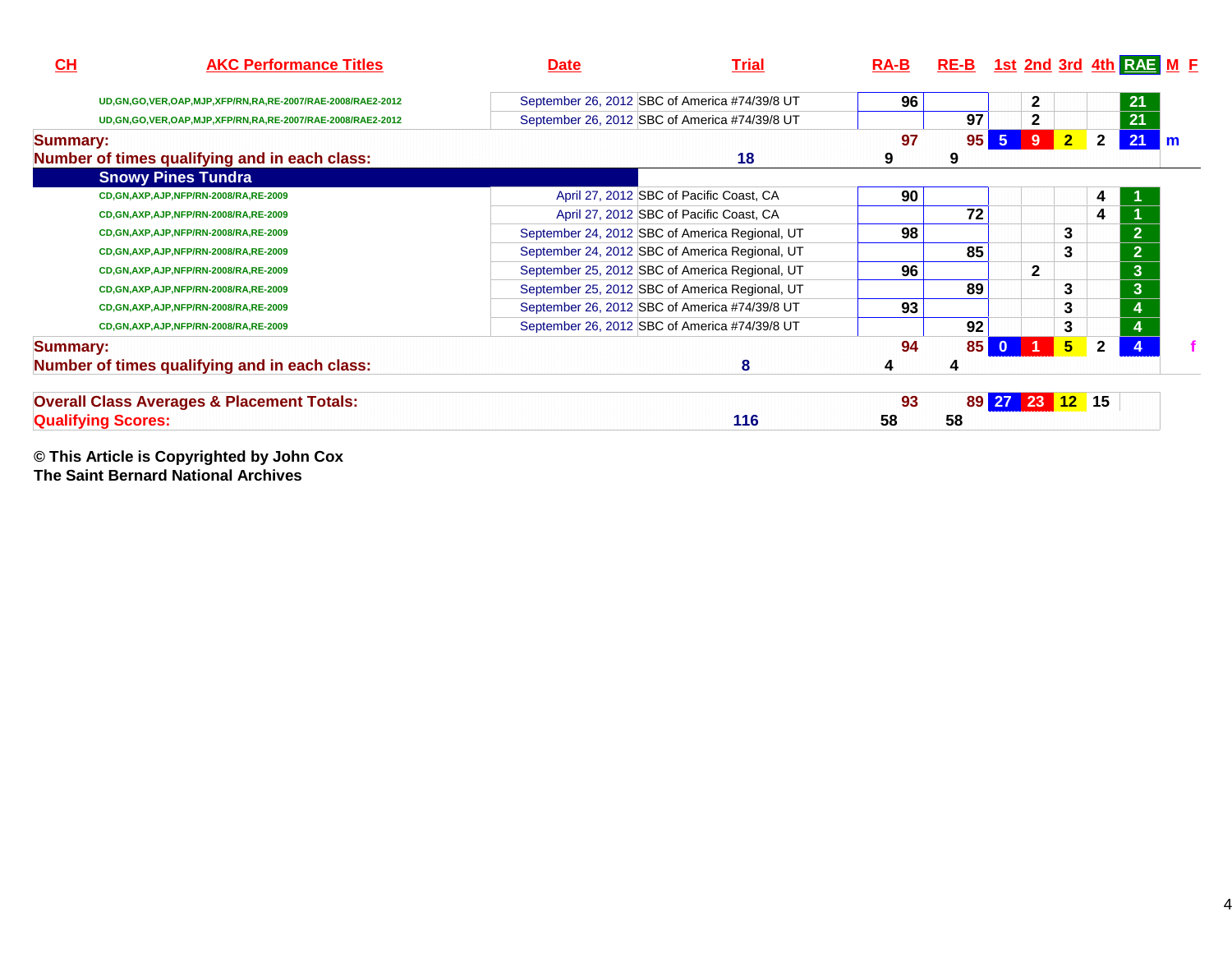| CH | AKC Performance Titles | Date | Trial | RA-B | RE-B | 1st | 2nd | 3rd | 4th | RAE | M | F |
|---|---|---|---|---|---|---|---|---|---|---|---|---|
| | UD,GN,GO,VER,OAP,MJP,XFP/RN,RA,RE-2007/RAE-2008/RAE2-2012 | September 26, 2012 | SBC of America #74/39/8 UT | 96 | | | 2 | | | 21 | | |
| | UD,GN,GO,VER,OAP,MJP,XFP/RN,RA,RE-2007/RAE-2008/RAE2-2012 | September 26, 2012 | SBC of America #74/39/8 UT | | 97 | | 2 | | | 21 | | |
| **Summary:** | | | | 97 | 95 | 5 | 9 | 2 | 2 | 21 | m | |
| **Number of times qualifying and in each class:** | | | 18 | 9 | 9 | | | | | | | |
| **Snowy Pines Tundra** | | | | | | | | | | | | |
| | CD,GN,AXP,AJP,NFP/RN-2008/RA,RE-2009 | April 27, 2012 | SBC of Pacific Coast, CA | 90 | | | | | 4 | 1 | | |
| | CD,GN,AXP,AJP,NFP/RN-2008/RA,RE-2009 | April 27, 2012 | SBC of Pacific Coast, CA | | 72 | | | | 4 | 1 | | |
| | CD,GN,AXP,AJP,NFP/RN-2008/RA,RE-2009 | September 24, 2012 | SBC of America Regional, UT | 98 | | | | 3 | | 2 | | |
| | CD,GN,AXP,AJP,NFP/RN-2008/RA,RE-2009 | September 24, 2012 | SBC of America Regional, UT | | 85 | | | 3 | | 2 | | |
| | CD,GN,AXP,AJP,NFP/RN-2008/RA,RE-2009 | September 25, 2012 | SBC of America Regional, UT | 96 | | | 2 | | | 3 | | |
| | CD,GN,AXP,AJP,NFP/RN-2008/RA,RE-2009 | September 25, 2012 | SBC of America Regional, UT | | 89 | | | 3 | | 3 | | |
| | CD,GN,AXP,AJP,NFP/RN-2008/RA,RE-2009 | September 26, 2012 | SBC of America #74/39/8 UT | 93 | | | | 3 | | 4 | | |
| | CD,GN,AXP,AJP,NFP/RN-2008/RA,RE-2009 | September 26, 2012 | SBC of America #74/39/8 UT | | 92 | | | 3 | | 4 | | |
| **Summary:** | | | | 94 | 85 | 0 | 1 | 5 | 2 | 4 | | f |
| **Number of times qualifying and in each class:** | | | 8 | 4 | 4 | | | | | | | |
| **Overall Class Averages & Placement Totals:** | | | | 93 | 89 | 27 | 23 | 12 | 15 | | | |
| **Qualifying Scores:** | | | 116 | 58 | 58 | | | | | | | |

**© This Article is Copyrighted by John Cox**
**The Saint Bernard National Archives**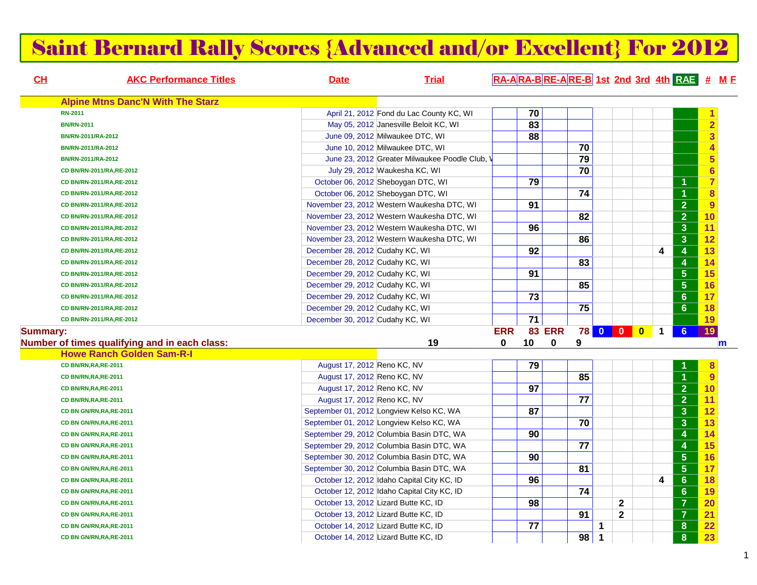# Saint Bernard Rally Scores {Advanced and/or Excellent} For 2012

| CH | AKC Performance Titles | Date | Trial | RA-A | RA-B | RE-A | RE-B | 1st | 2nd | 3rd | 4th | RAE | # | M F |
|---|---|---|---|---|---|---|---|---|---|---|---|---|---|---|
| | **Alpine Mtns Danc'N With The Starz** | | | | | | | | | | | | | |
| | RN-2011 | April 21, 2012 | Fond du Lac County KC, WI | | 70 | | | | | | | | 1 | |
| | BN/RN-2011 | May 05, 2012 | Janesville Beloit KC, WI | | 83 | | | | | | | | 2 | |
| | BN/RN-2011/RA-2012 | June 09, 2012 | Milwaukee DTC, WI | | 88 | | | | | | | | 3 | |
| | BN/RN-2011/RA-2012 | June 10, 2012 | Milwaukee DTC, WI | | | | 70 | | | | | | 4 | |
| | BN/RN-2011/RA-2012 | June 23, 2012 | Greater Milwaukee Poodle Club, W | | | | 79 | | | | | | 5 | |
| | CD BN/RN-2011/RA,RE-2012 | July 29, 2012 | Waukesha KC, WI | | | | 70 | | | | | | 6 | |
| | CD BN/RN-2011/RA,RE-2012 | October 06, 2012 | Sheboygan DTC, WI | | 79 | | | | | | | 1 | 7 | |
| | CD BN/RN-2011/RA,RE-2012 | October 06, 2012 | Sheboygan DTC, WI | | | | 74 | | | | | 1 | 8 | |
| | CD BN/RN-2011/RA,RE-2012 | November 23, 2012 | Western Waukesha DTC, WI | | 91 | | | | | | | 2 | 9 | |
| | CD BN/RN-2011/RA,RE-2012 | November 23, 2012 | Western Waukesha DTC, WI | | | | 82 | | | | | 2 | 10 | |
| | CD BN/RN-2011/RA,RE-2012 | November 23, 2012 | Western Waukesha DTC, WI | | 96 | | | | | | | 3 | 11 | |
| | CD BN/RN-2011/RA,RE-2012 | November 23, 2012 | Western Waukesha DTC, WI | | | | 86 | | | | | 3 | 12 | |
| | CD BN/RN-2011/RA,RE-2012 | December 28, 2012 | Cudahy KC, WI | | 92 | | | | | | 4 | 4 | 13 | |
| | CD BN/RN-2011/RA,RE-2012 | December 28, 2012 | Cudahy KC, WI | | | | 83 | | | | | 4 | 14 | |
| | CD BN/RN-2011/RA,RE-2012 | December 29, 2012 | Cudahy KC, WI | | 91 | | | | | | | 5 | 15 | |
| | CD BN/RN-2011/RA,RE-2012 | December 29, 2012 | Cudahy KC, WI | | | | 85 | | | | | 5 | 16 | |
| | CD BN/RN-2011/RA,RE-2012 | December 29, 2012 | Cudahy KC, WI | | 73 | | | | | | | 6 | 17 | |
| | CD BN/RN-2011/RA,RE-2012 | December 29, 2012 | Cudahy KC, WI | | | | 75 | | | | | 6 | 18 | |
| | CD BN/RN-2011/RA,RE-2012 | December 30, 2012 | Cudahy KC, WI | | 71 | | | | | | | | 19 | |
| **Summary:** | | | | ERR | 83 | ERR | 78 | 0 | 0 | 0 | 1 | 6 | 19 | |
| **Number of times qualifying and in each class:** | | | 19 | 0 | 10 | 0 | 9 | | | | | | | m |
| | **Howe Ranch Golden Sam-R-I** | | | | | | | | | | | | | |
| | CD BN/RN,RA,RE-2011 | August 17, 2012 | Reno KC, NV | | 79 | | | | | | | 1 | 8 | |
| | CD BN/RN,RA,RE-2011 | August 17, 2012 | Reno KC, NV | | | | 85 | | | | | 1 | 9 | |
| | CD BN/RN,RA,RE-2011 | August 17, 2012 | Reno KC, NV | | 97 | | | | | | | 2 | 10 | |
| | CD BN/RN,RA,RE-2011 | August 17, 2012 | Reno KC, NV | | | | 77 | | | | | 2 | 11 | |
| | CD BN GN/RN,RA,RE-2011 | September 01, 2012 | Longview Kelso KC, WA | | 87 | | | | | | | 3 | 12 | |
| | CD BN GN/RN,RA,RE-2011 | September 01, 2012 | Longview Kelso KC, WA | | | | 70 | | | | | 3 | 13 | |
| | CD BN GN/RN,RA,RE-2011 | September 29, 2012 | Columbia Basin DTC, WA | | 90 | | | | | | | 4 | 14 | |
| | CD BN GN/RN,RA,RE-2011 | September 29, 2012 | Columbia Basin DTC, WA | | | | 77 | | | | | 4 | 15 | |
| | CD BN GN/RN,RA,RE-2011 | September 30, 2012 | Columbia Basin DTC, WA | | 90 | | | | | | | 5 | 16 | |
| | CD BN GN/RN,RA,RE-2011 | September 30, 2012 | Columbia Basin DTC, WA | | | | 81 | | | | | 5 | 17 | |
| | CD BN GN/RN,RA,RE-2011 | October 12, 2012 | Idaho Capital City KC, ID | | 96 | | | | | | 4 | 6 | 18 | |
| | CD BN GN/RN,RA,RE-2011 | October 12, 2012 | Idaho Capital City KC, ID | | | | 74 | | | | | 6 | 19 | |
| | CD BN GN/RN,RA,RE-2011 | October 13, 2012 | Lizard Butte KC, ID | | 98 | | | | 2 | | | 7 | 20 | |
| | CD BN GN/RN,RA,RE-2011 | October 13, 2012 | Lizard Butte KC, ID | | | | 91 | | 2 | | | 7 | 21 | |
| | CD BN GN/RN,RA,RE-2011 | October 14, 2012 | Lizard Butte KC, ID | | 77 | | | 1 | | | | 8 | 22 | |
| | CD BN GN/RN,RA,RE-2011 | October 14, 2012 | Lizard Butte KC, ID | | | | 98 | 1 | | | | 8 | 23 | |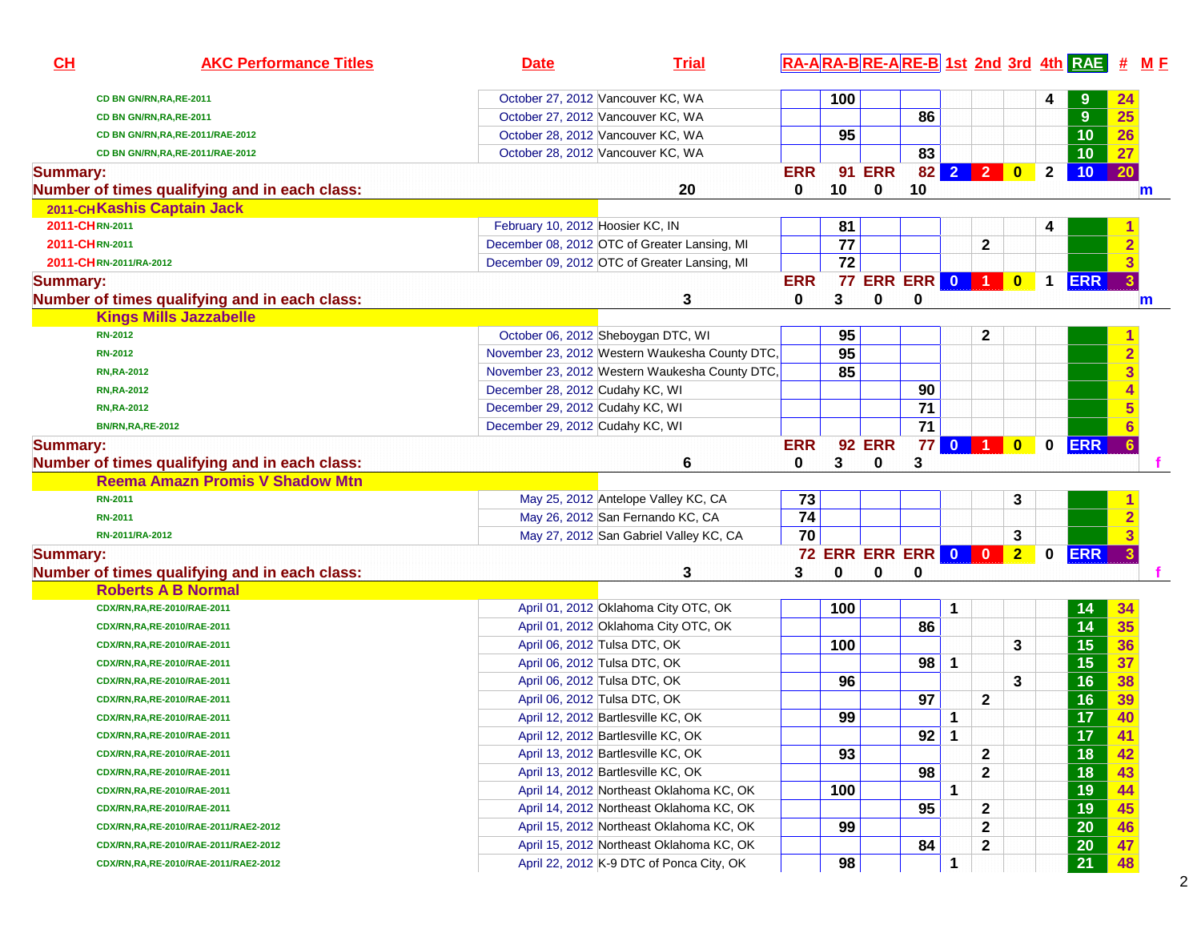| CH | AKC Performance Titles | Date | Trial | RA-A | RA-B | RE-A | RE-B | 1st | 2nd | 3rd | 4th | RAE | # | M F |
|---|---|---|---|---|---|---|---|---|---|---|---|---|---|---|
| | CD BN GN/RN,RA,RE-2011 | October 27, 2012 | Vancouver KC, WA | | 100 | | | | | | 4 | 9 | 24 | |
| | CD BN GN/RN,RA,RE-2011 | October 27, 2012 | Vancouver KC, WA | | | | 86 | | | | | 9 | 25 | |
| | CD BN GN/RN,RA,RE-2011/RAE-2012 | October 28, 2012 | Vancouver KC, WA | | 95 | | | | | | | 10 | 26 | |
| | CD BN GN/RN,RA,RE-2011/RAE-2012 | October 28, 2012 | Vancouver KC, WA | | | | 83 | | | | | 10 | 27 | |
| Summary: | | | | ERR | 91 | ERR | 82 | 2 | 2 | 0 | 2 | 10 | 20 | |
| Number of times qualifying and in each class: | | | 20 | 0 | 10 | 0 | 10 | | | | | | | m |
| 2011-CH | Kashis Captain Jack | | | | | | | | | | | | | |
| 2011-CH | RN-2011 | February 10, 2012 | Hoosier KC, IN | | 81 | | | | | | 4 | | 1 | |
| 2011-CH | RN-2011 | December 08, 2012 | OTC of Greater Lansing, MI | | 77 | | | | 2 | | | | 2 | |
| 2011-CH | RN-2011/RA-2012 | December 09, 2012 | OTC of Greater Lansing, MI | | 72 | | | | | | | | 3 | |
| Summary: | | | | ERR | 77 | ERR | ERR | 0 | 1 | 0 | 1 | ERR | 3 | |
| Number of times qualifying and in each class: | | | 3 | 0 | 3 | 0 | 0 | | | | | | | m |
| | Kings Mills Jazzabelle | | | | | | | | | | | | | |
| | RN-2012 | October 06, 2012 | Sheboygan DTC, WI | | 95 | | | | 2 | | | | 1 | |
| | RN-2012 | November 23, 2012 | Western Waukesha County DTC, | | 95 | | | | | | | | 2 | |
| | RN,RA-2012 | November 23, 2012 | Western Waukesha County DTC, | | 85 | | | | | | | | 3 | |
| | RN,RA-2012 | December 28, 2012 | Cudahy KC, WI | | | | 90 | | | | | | 4 | |
| | RN,RA-2012 | December 29, 2012 | Cudahy KC, WI | | | | 71 | | | | | | 5 | |
| | BN/RN,RA,RE-2012 | December 29, 2012 | Cudahy KC, WI | | | | 71 | | | | | | 6 | |
| Summary: | | | | ERR | 92 | ERR | 77 | 0 | 1 | 0 | 0 | ERR | 6 | |
| Number of times qualifying and in each class: | | | 6 | 0 | 3 | 0 | 3 | | | | | | | f |
| | Reema Amazn Promis V Shadow Mtn | | | | | | | | | | | | | |
| | RN-2011 | May 25, 2012 | Antelope Valley KC, CA | 73 | | | | | | 3 | | | 1 | |
| | RN-2011 | May 26, 2012 | San Fernando KC, CA | 74 | | | | | | | | | 2 | |
| | RN-2011/RA-2012 | May 27, 2012 | San Gabriel Valley KC, CA | 70 | | | | | | 3 | | | 3 | |
| Summary: | | | | 72 | ERR | ERR | ERR | 0 | 0 | 2 | 0 | ERR | 3 | |
| Number of times qualifying and in each class: | | | 3 | 3 | 0 | 0 | 0 | | | | | | | f |
| | Roberts A B Normal | | | | | | | | | | | | | |
| | CDX/RN,RA,RE-2010/RAE-2011 | April 01, 2012 | Oklahoma City OTC, OK | | 100 | | | 1 | | | | 14 | 34 | |
| | CDX/RN,RA,RE-2010/RAE-2011 | April 01, 2012 | Oklahoma City OTC, OK | | | | 86 | | | | | 14 | 35 | |
| | CDX/RN,RA,RE-2010/RAE-2011 | April 06, 2012 | Tulsa DTC, OK | | 100 | | | | | 3 | | 15 | 36 | |
| | CDX/RN,RA,RE-2010/RAE-2011 | April 06, 2012 | Tulsa DTC, OK | | | | 98 | 1 | | | | 15 | 37 | |
| | CDX/RN,RA,RE-2010/RAE-2011 | April 06, 2012 | Tulsa DTC, OK | | 96 | | | | | 3 | | 16 | 38 | |
| | CDX/RN,RA,RE-2010/RAE-2011 | April 06, 2012 | Tulsa DTC, OK | | | | 97 | | 2 | | | 16 | 39 | |
| | CDX/RN,RA,RE-2010/RAE-2011 | April 12, 2012 | Bartlesville KC, OK | | 99 | | | 1 | | | | 17 | 40 | |
| | CDX/RN,RA,RE-2010/RAE-2011 | April 12, 2012 | Bartlesville KC, OK | | | | 92 | 1 | | | | 17 | 41 | |
| | CDX/RN,RA,RE-2010/RAE-2011 | April 13, 2012 | Bartlesville KC, OK | | 93 | | | | 2 | | | 18 | 42 | |
| | CDX/RN,RA,RE-2010/RAE-2011 | April 13, 2012 | Bartlesville KC, OK | | | | 98 | | 2 | | | 18 | 43 | |
| | CDX/RN,RA,RE-2010/RAE-2011 | April 14, 2012 | Northeast Oklahoma KC, OK | | 100 | | | 1 | | | | 19 | 44 | |
| | CDX/RN,RA,RE-2010/RAE-2011 | April 14, 2012 | Northeast Oklahoma KC, OK | | | | 95 | | 2 | | | 19 | 45 | |
| | CDX/RN,RA,RE-2010/RAE-2011/RAE2-2012 | April 15, 2012 | Northeast Oklahoma KC, OK | | 99 | | | | 2 | | | 20 | 46 | |
| | CDX/RN,RA,RE-2010/RAE-2011/RAE2-2012 | April 15, 2012 | Northeast Oklahoma KC, OK | | | | 84 | | 2 | | | 20 | 47 | |
| | CDX/RN,RA,RE-2010/RAE-2011/RAE2-2012 | April 22, 2012 | K-9 DTC of Ponca City, OK | | 98 | | | 1 | | | | 21 | 48 | |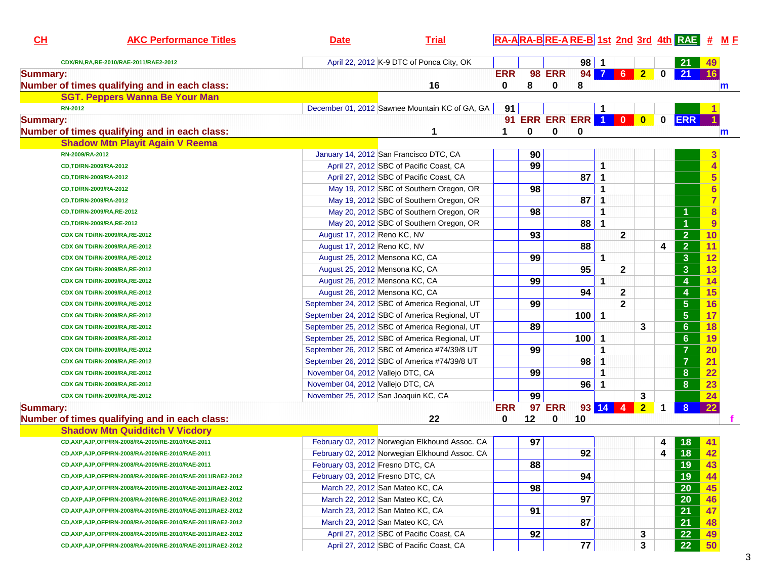| CH | AKC Performance Titles | Date | Trial | RA-A | RA-B | RE-A | RE-B | 1st | 2nd | 3rd | 4th | RAE | # | M F |
|---|---|---|---|---|---|---|---|---|---|---|---|---|---|---|
| | CDX/RN,RA,RE-2010/RAE-2011/RAE2-2012 | April 22, 2012 | K-9 DTC of Ponca City, OK | | | | 98 | 1 | | | | 21 | 49 | |
| Summary: | | | | ERR | 98 | ERR | 94 | 7 | 6 | 2 | 0 | 21 | 16 | |
| Number of times qualifying and in each class: | | 16 | | 0 | 8 | 0 | 8 | | | | | | | m |
| | **SGT. Peppers Wanna Be Your Man** | | | | | | | | | | | | | |
| | RN-2012 | December 01, 2012 | Sawnee Mountain KC of GA, GA | 91 | | | | 1 | | | | | 1 | |
| Summary: | | | | 91 | ERR | ERR | ERR | 1 | 0 | 0 | 0 | ERR | 1 | |
| Number of times qualifying and in each class: | | 1 | | 1 | 0 | 0 | 0 | | | | | | | m |
| | **Shadow Mtn Playit Again V Reema** | | | | | | | | | | | | | |
| | RN-2009/RA-2012 | January 14, 2012 | San Francisco DTC, CA | | 90 | | | | | | | | 3 | |
| | CD,TD/RN-2009/RA-2012 | April 27, 2012 | SBC of Pacific Coast, CA | | 99 | | | 1 | | | | | 4 | |
| | CD,TD/RN-2009/RA-2012 | April 27, 2012 | SBC of Pacific Coast, CA | | | | 87 | 1 | | | | | 5 | |
| | CD,TD/RN-2009/RA-2012 | May 19, 2012 | SBC of Southern Oregon, OR | | 98 | | | 1 | | | | | 6 | |
| | CD,TD/RN-2009/RA-2012 | May 19, 2012 | SBC of Southern Oregon, OR | | | | 87 | 1 | | | | | 7 | |
| | CD,TD/RN-2009/RA,RE-2012 | May 20, 2012 | SBC of Southern Oregon, OR | | 98 | | | 1 | | | | 1 | 8 | |
| | CD,TD/RN-2009/RA,RE-2012 | May 20, 2012 | SBC of Southern Oregon, OR | | | | 88 | 1 | | | | 1 | 9 | |
| | CDX GN TD/RN-2009/RA,RE-2012 | August 17, 2012 | Reno KC, NV | | 93 | | | | 2 | | | 2 | 10 | |
| | CDX GN TD/RN-2009/RA,RE-2012 | August 17, 2012 | Reno KC, NV | | | | 88 | | | | 4 | 2 | 11 | |
| | CDX GN TD/RN-2009/RA,RE-2012 | August 25, 2012 | Mensona KC, CA | | 99 | | | 1 | | | | 3 | 12 | |
| | CDX GN TD/RN-2009/RA,RE-2012 | August 25, 2012 | Mensona KC, CA | | | | 95 | | 2 | | | 3 | 13 | |
| | CDX GN TD/RN-2009/RA,RE-2012 | August 26, 2012 | Mensona KC, CA | | 99 | | | 1 | | | | 4 | 14 | |
| | CDX GN TD/RN-2009/RA,RE-2012 | August 26, 2012 | Mensona KC, CA | | | | 94 | | 2 | | | 4 | 15 | |
| | CDX GN TD/RN-2009/RA,RE-2012 | September 24, 2012 | SBC of America Regional, UT | | 99 | | | | 2 | | | 5 | 16 | |
| | CDX GN TD/RN-2009/RA,RE-2012 | September 24, 2012 | SBC of America Regional, UT | | | | 100 | 1 | | | | 5 | 17 | |
| | CDX GN TD/RN-2009/RA,RE-2012 | September 25, 2012 | SBC of America Regional, UT | | 89 | | | | | 3 | | 6 | 18 | |
| | CDX GN TD/RN-2009/RA,RE-2012 | September 25, 2012 | SBC of America Regional, UT | | | | 100 | 1 | | | | 6 | 19 | |
| | CDX GN TD/RN-2009/RA,RE-2012 | September 26, 2012 | SBC of America #74/39/8 UT | | 99 | | | 1 | | | | 7 | 20 | |
| | CDX GN TD/RN-2009/RA,RE-2012 | September 26, 2012 | SBC of America #74/39/8 UT | | | | 98 | 1 | | | | 7 | 21 | |
| | CDX GN TD/RN-2009/RA,RE-2012 | November 04, 2012 | Vallejo DTC, CA | | 99 | | | 1 | | | | 8 | 22 | |
| | CDX GN TD/RN-2009/RA,RE-2012 | November 04, 2012 | Vallejo DTC, CA | | | | 96 | 1 | | | | 8 | 23 | |
| | CDX GN TD/RN-2009/RA,RE-2012 | November 25, 2012 | San Joaquin KC, CA | | 99 | | | | | 3 | | | 24 | |
| Summary: | | | | ERR | 97 | ERR | 93 | 14 | 4 | 2 | 1 | 8 | 22 | |
| Number of times qualifying and in each class: | | 22 | | 0 | 12 | 0 | 10 | | | | | | | f |
| | **Shadow Mtn Quidditch V Vicdory** | | | | | | | | | | | | | |
| | CD,AXP,AJP,OFP/RN-2008/RA-2009/RE-2010/RAE-2011 | February 02, 2012 | Norwegian Elkhound Assoc. CA | | 97 | | | | | | 4 | 18 | 41 | |
| | CD,AXP,AJP,OFP/RN-2008/RA-2009/RE-2010/RAE-2011 | February 02, 2012 | Norwegian Elkhound Assoc. CA | | | | 92 | | | | 4 | 18 | 42 | |
| | CD,AXP,AJP,OFP/RN-2008/RA-2009/RE-2010/RAE-2011 | February 03, 2012 | Fresno DTC, CA | | 88 | | | | | | | 19 | 43 | |
| | CD,AXP,AJP,OFP/RN-2008/RA-2009/RE-2010/RAE-2011/RAE2-2012 | February 03, 2012 | Fresno DTC, CA | | | | 94 | | | | | 19 | 44 | |
| | CD,AXP,AJP,OFP/RN-2008/RA-2009/RE-2010/RAE-2011/RAE2-2012 | March 22, 2012 | San Mateo KC, CA | | 98 | | | | | | | 20 | 45 | |
| | CD,AXP,AJP,OFP/RN-2008/RA-2009/RE-2010/RAE-2011/RAE2-2012 | March 22, 2012 | San Mateo KC, CA | | | | 97 | | | | | 20 | 46 | |
| | CD,AXP,AJP,OFP/RN-2008/RA-2009/RE-2010/RAE-2011/RAE2-2012 | March 23, 2012 | San Mateo KC, CA | | 91 | | | | | | | 21 | 47 | |
| | CD,AXP,AJP,OFP/RN-2008/RA-2009/RE-2010/RAE-2011/RAE2-2012 | March 23, 2012 | San Mateo KC, CA | | | | 87 | | | | | 21 | 48 | |
| | CD,AXP,AJP,OFP/RN-2008/RA-2009/RE-2010/RAE-2011/RAE2-2012 | April 27, 2012 | SBC of Pacific Coast, CA | | 92 | | | | | 3 | | 22 | 49 | |
| | CD,AXP,AJP,OFP/RN-2008/RA-2009/RE-2010/RAE-2011/RAE2-2012 | April 27, 2012 | SBC of Pacific Coast, CA | | | | 77 | | | 3 | | 22 | 50 | |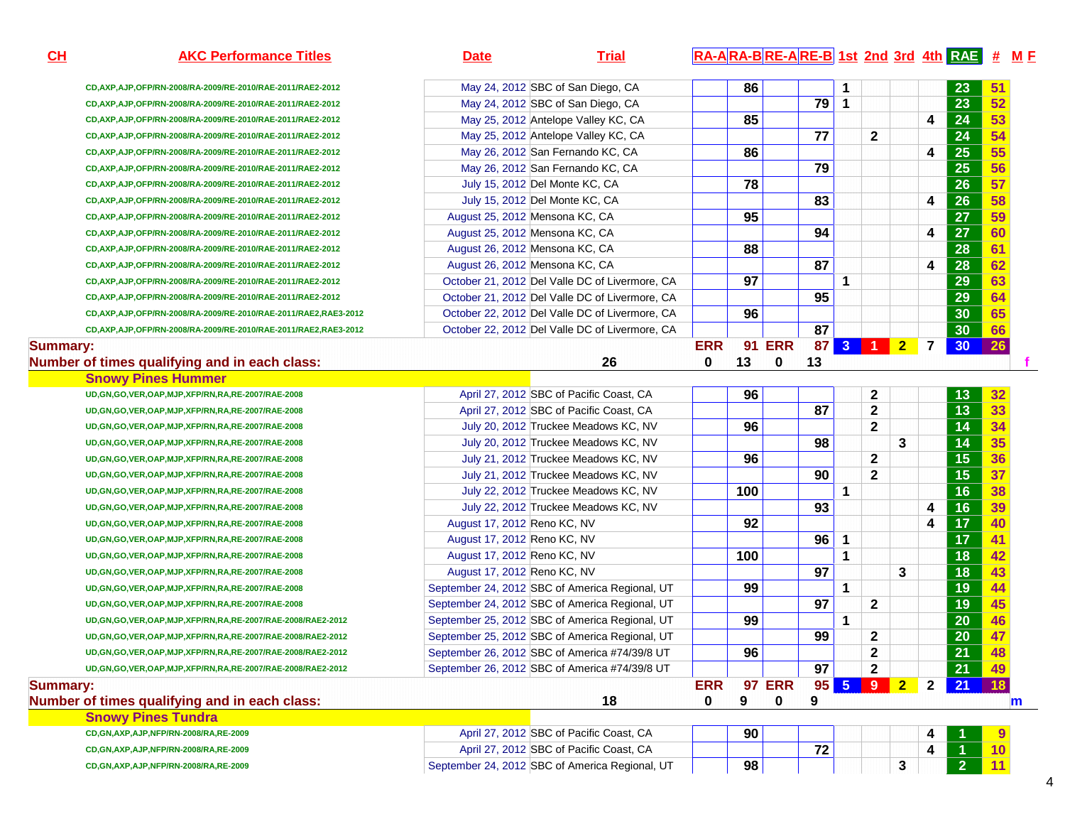| CH | AKC Performance Titles | Date | Trial | RA-A | RA-B | RE-A | RE-B | 1st | 2nd | 3rd | 4th | RAE | # | M F |
|---|---|---|---|---|---|---|---|---|---|---|---|---|---|---|
| | CD,AXP,AJP,OFP/RN-2008/RA-2009/RE-2010/RAE-2011/RAE2-2012 | May 24, 2012 | SBC of San Diego, CA | | 86 | | | 1 | | | | 23 | 51 | |
| | CD,AXP,AJP,OFP/RN-2008/RA-2009/RE-2010/RAE-2011/RAE2-2012 | May 24, 2012 | SBC of San Diego, CA | | | | 79 | 1 | | | | 23 | 52 | |
| | CD,AXP,AJP,OFP/RN-2008/RA-2009/RE-2010/RAE-2011/RAE2-2012 | May 25, 2012 | Antelope Valley KC, CA | | 85 | | | | | | 4 | 24 | 53 | |
| | CD,AXP,AJP,OFP/RN-2008/RA-2009/RE-2010/RAE-2011/RAE2-2012 | May 25, 2012 | Antelope Valley KC, CA | | | | 77 | | 2 | | | 24 | 54 | |
| | CD,AXP,AJP,OFP/RN-2008/RA-2009/RE-2010/RAE-2011/RAE2-2012 | May 26, 2012 | San Fernando KC, CA | | 86 | | | | | | 4 | 25 | 55 | |
| | CD,AXP,AJP,OFP/RN-2008/RA-2009/RE-2010/RAE-2011/RAE2-2012 | May 26, 2012 | San Fernando KC, CA | | | | 79 | | | | | 25 | 56 | |
| | CD,AXP,AJP,OFP/RN-2008/RA-2009/RE-2010/RAE-2011/RAE2-2012 | July 15, 2012 | Del Monte KC, CA | | 78 | | | | | | | 26 | 57 | |
| | CD,AXP,AJP,OFP/RN-2008/RA-2009/RE-2010/RAE-2011/RAE2-2012 | July 15, 2012 | Del Monte KC, CA | | | | 83 | | | | 4 | 26 | 58 | |
| | CD,AXP,AJP,OFP/RN-2008/RA-2009/RE-2010/RAE-2011/RAE2-2012 | August 25, 2012 | Mensona KC, CA | | 95 | | | | | | | 27 | 59 | |
| | CD,AXP,AJP,OFP/RN-2008/RA-2009/RE-2010/RAE-2011/RAE2-2012 | August 25, 2012 | Mensona KC, CA | | | | 94 | | | | 4 | 27 | 60 | |
| | CD,AXP,AJP,OFP/RN-2008/RA-2009/RE-2010/RAE-2011/RAE2-2012 | August 26, 2012 | Mensona KC, CA | | 88 | | | | | | | 28 | 61 | |
| | CD,AXP,AJP,OFP/RN-2008/RA-2009/RE-2010/RAE-2011/RAE2-2012 | August 26, 2012 | Mensona KC, CA | | | | 87 | | | | 4 | 28 | 62 | |
| | CD,AXP,AJP,OFP/RN-2008/RA-2009/RE-2010/RAE-2011/RAE2-2012 | October 21, 2012 | Del Valle DC of Livermore, CA | | 97 | | | 1 | | | | 29 | 63 | |
| | CD,AXP,AJP,OFP/RN-2008/RA-2009/RE-2010/RAE-2011/RAE2-2012 | October 21, 2012 | Del Valle DC of Livermore, CA | | | | 95 | | | | | 29 | 64 | |
| | CD,AXP,AJP,OFP/RN-2008/RA-2009/RE-2010/RAE-2011/RAE2,RAE3-2012 | October 22, 2012 | Del Valle DC of Livermore, CA | | 96 | | | | | | | 30 | 65 | |
| | CD,AXP,AJP,OFP/RN-2008/RA-2009/RE-2010/RAE-2011/RAE2,RAE3-2012 | October 22, 2012 | Del Valle DC of Livermore, CA | | | | 87 | | | | | 30 | 66 | |
| Summary: | | | | ERR | 91 | ERR | 87 | 3 | 1 | 2 | 7 | 30 | 26 | |
| Number of times qualifying and in each class: | | | 26 | 0 | 13 | 0 | 13 | | | | | | | f |
| | **Snowy Pines Hummer** | | | | | | | | | | | | | |
| | UD,GN,GO,VER,OAP,MJP,XFP/RN,RA,RE-2007/RAE-2008 | April 27, 2012 | SBC of Pacific Coast, CA | | 96 | | | | 2 | | | 13 | 32 | |
| | UD,GN,GO,VER,OAP,MJP,XFP/RN,RA,RE-2007/RAE-2008 | April 27, 2012 | SBC of Pacific Coast, CA | | | | 87 | | 2 | | | 13 | 33 | |
| | UD,GN,GO,VER,OAP,MJP,XFP/RN,RA,RE-2007/RAE-2008 | July 20, 2012 | Truckee Meadows KC, NV | | 96 | | | | 2 | | | 14 | 34 | |
| | UD,GN,GO,VER,OAP,MJP,XFP/RN,RA,RE-2007/RAE-2008 | July 20, 2012 | Truckee Meadows KC, NV | | | | 98 | | | 3 | | 14 | 35 | |
| | UD,GN,GO,VER,OAP,MJP,XFP/RN,RA,RE-2007/RAE-2008 | July 21, 2012 | Truckee Meadows KC, NV | | 96 | | | | 2 | | | 15 | 36 | |
| | UD,GN,GO,VER,OAP,MJP,XFP/RN,RA,RE-2007/RAE-2008 | July 21, 2012 | Truckee Meadows KC, NV | | | | 90 | | 2 | | | 15 | 37 | |
| | UD,GN,GO,VER,OAP,MJP,XFP/RN,RA,RE-2007/RAE-2008 | July 22, 2012 | Truckee Meadows KC, NV | | 100 | | | 1 | | | | 16 | 38 | |
| | UD,GN,GO,VER,OAP,MJP,XFP/RN,RA,RE-2007/RAE-2008 | July 22, 2012 | Truckee Meadows KC, NV | | | | 93 | | | | 4 | 16 | 39 | |
| | UD,GN,GO,VER,OAP,MJP,XFP/RN,RA,RE-2007/RAE-2008 | August 17, 2012 | Reno KC, NV | | 92 | | | | | | 4 | 17 | 40 | |
| | UD,GN,GO,VER,OAP,MJP,XFP/RN,RA,RE-2007/RAE-2008 | August 17, 2012 | Reno KC, NV | | | | 96 | 1 | | | | 17 | 41 | |
| | UD,GN,GO,VER,OAP,MJP,XFP/RN,RA,RE-2007/RAE-2008 | August 17, 2012 | Reno KC, NV | | 100 | | | 1 | | | | 18 | 42 | |
| | UD,GN,GO,VER,OAP,MJP,XFP/RN,RA,RE-2007/RAE-2008 | August 17, 2012 | Reno KC, NV | | | | 97 | | | 3 | | 18 | 43 | |
| | UD,GN,GO,VER,OAP,MJP,XFP/RN,RA,RE-2007/RAE-2008 | September 24, 2012 | SBC of America Regional, UT | | 99 | | | 1 | | | | 19 | 44 | |
| | UD,GN,GO,VER,OAP,MJP,XFP/RN,RA,RE-2007/RAE-2008 | September 24, 2012 | SBC of America Regional, UT | | | | 97 | | 2 | | | 19 | 45 | |
| | UD,GN,GO,VER,OAP,MJP,XFP/RN,RA,RE-2007/RAE-2008/RAE2-2012 | September 25, 2012 | SBC of America Regional, UT | | 99 | | | 1 | | | | 20 | 46 | |
| | UD,GN,GO,VER,OAP,MJP,XFP/RN,RA,RE-2007/RAE-2008/RAE2-2012 | September 25, 2012 | SBC of America Regional, UT | | | | 99 | | 2 | | | 20 | 47 | |
| | UD,GN,GO,VER,OAP,MJP,XFP/RN,RA,RE-2007/RAE-2008/RAE2-2012 | September 26, 2012 | SBC of America #74/39/8 UT | | 96 | | | | 2 | | | 21 | 48 | |
| | UD,GN,GO,VER,OAP,MJP,XFP/RN,RA,RE-2007/RAE-2008/RAE2-2012 | September 26, 2012 | SBC of America #74/39/8 UT | | | | 97 | | 2 | | | 21 | 49 | |
| Summary: | | | | ERR | 97 | ERR | 95 | 5 | 9 | 2 | 2 | 21 | 18 | |
| Number of times qualifying and in each class: | | | 18 | 0 | 9 | 0 | 9 | | | | | | | m |
| | **Snowy Pines Tundra** | | | | | | | | | | | | | |
| | CD,GN,AXP,AJP,NFP/RN-2008/RA,RE-2009 | April 27, 2012 | SBC of Pacific Coast, CA | | 90 | | | | | | 4 | 1 | 9 | |
| | CD,GN,AXP,AJP,NFP/RN-2008/RA,RE-2009 | April 27, 2012 | SBC of Pacific Coast, CA | | | | 72 | | | | 4 | 1 | 10 | |
| | CD,GN,AXP,AJP,NFP/RN-2008/RA,RE-2009 | September 24, 2012 | SBC of America Regional, UT | | 98 | | | | | 3 | | 2 | 11 | |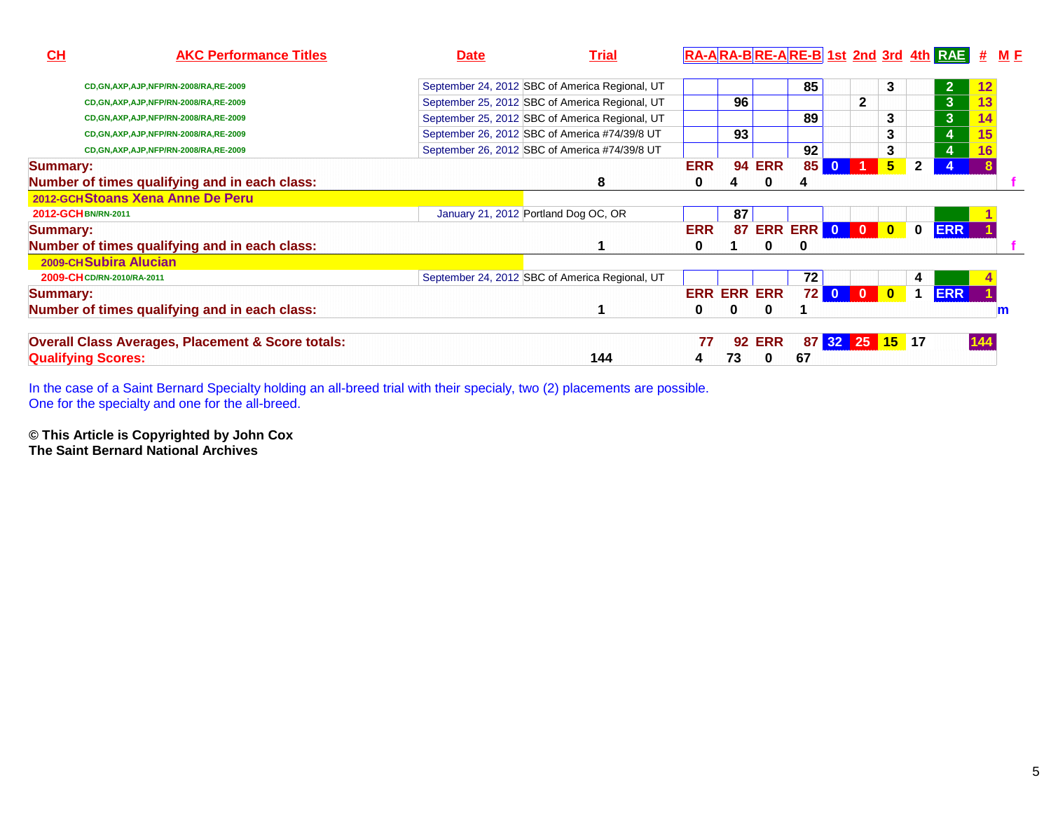| CH | AKC Performance Titles | Date | Trial | RA-A | RA-B | RE-A | RE-B | 1st | 2nd | 3rd | 4th | RAE | # | M F |
|---|---|---|---|---|---|---|---|---|---|---|---|---|---|---|
| | CD,GN,AXP,AJP,NFP/RN-2008/RA,RE-2009 | September 24, 2012 | SBC of America Regional, UT | | | | 85 | | | 3 | | 2 | 12 | |
| | CD,GN,AXP,AJP,NFP/RN-2008/RA,RE-2009 | September 25, 2012 | SBC of America Regional, UT | | 96 | | | | 2 | | | 3 | 13 | |
| | CD,GN,AXP,AJP,NFP/RN-2008/RA,RE-2009 | September 25, 2012 | SBC of America Regional, UT | | | | 89 | | | 3 | | 3 | 14 | |
| | CD,GN,AXP,AJP,NFP/RN-2008/RA,RE-2009 | September 26, 2012 | SBC of America #74/39/8 UT | | 93 | | | | | 3 | | 4 | 15 | |
| | CD,GN,AXP,AJP,NFP/RN-2008/RA,RE-2009 | September 26, 2012 | SBC of America #74/39/8 UT | | | | 92 | | | 3 | | 4 | 16 | |
| **Summary:** | | | | ERR | 94 | ERR | 85 | 0 | 1 | 5 | 2 | 4 | 8 | |
| **Number of times qualifying and in each class:** | | | 8 | 0 | 4 | 0 | 4 | | | | | | | f |
| **2012-GCH Stoans Xena Anne De Peru** | | | | | | | | | | | | | | |
| 2012-GCH | BN/RN-2011 | January 21, 2012 | Portland Dog OC, OR | | 87 | | | | | | | | 1 | |
| **Summary:** | | | | ERR | 87 | ERR | ERR | 0 | 0 | 0 | 0 | ERR | 1 | |
| **Number of times qualifying and in each class:** | | | 1 | 0 | 1 | 0 | 0 | | | | | | | f |
| **2009-CH Subira Alucian** | | | | | | | | | | | | | | |
| 2009-CH | CD/RN-2010/RA-2011 | September 24, 2012 | SBC of America Regional, UT | | | | 72 | | | | 4 | | 4 | |
| **Summary:** | | | | ERR | ERR | ERR | 72 | 0 | 0 | 0 | 1 | ERR | 1 | |
| **Number of times qualifying and in each class:** | | | 1 | 0 | 0 | 0 | 1 | | | | | | | m |
| **Overall Class Averages, Placement & Score totals:** | | | | 77 | 92 | ERR | 87 | 32 | 25 | 15 | 17 | | 144 | |
| **Qualifying Scores:** | | | 144 | 4 | 73 | 0 | 67 | | | | | | | |

In the case of a Saint Bernard Specialty holding an all-breed trial with their specialy, two (2) placements are possible.
One for the specialty and one for the all-breed.

**© This Article is Copyrighted by John Cox**
**The Saint Bernard National Archives**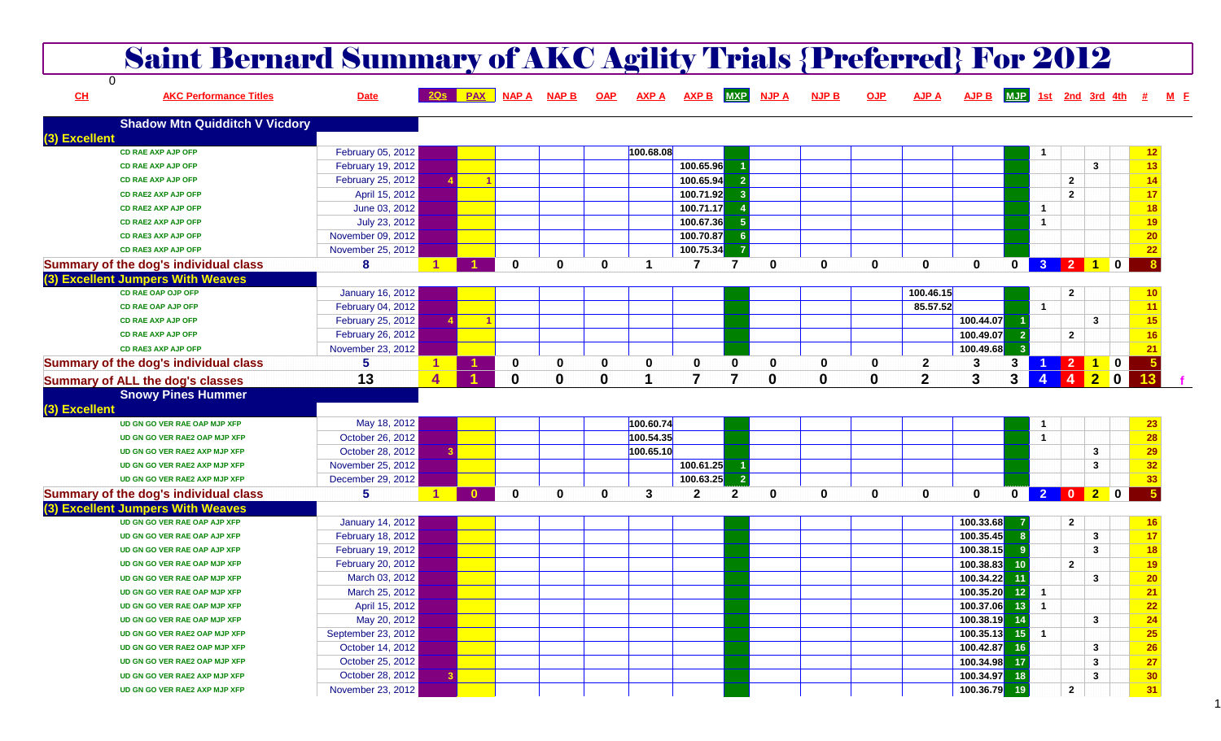# Saint Bernard Summary of AKC Agility Trials {Preferred} For 2012

0

| CH | AKC Performance Titles | Date | 2Qs | PAX | NAP A | NAP B | OAP | AXP A | AXP B | MXP | NJP A | NJP B | OJP | AJP A | AJP B | MJP | 1st | 2nd | 3rd | 4th | # | M | F |
|---|---|---|---|---|---|---|---|---|---|---|---|---|---|---|---|---|---|---|---|---|---|---|---|
| **Shadow Mtn Quidditch V Vicdory** | | | | | | | | | | | | | | | | | | | | | | | |
| **(3) Excellent** | | | | | | | | | | | | | | | | | | | | | | | |
| | CD RAE AXP AJP OFP | February 05, 2012 | | | | | | 100.68.08 | | | | | | | | | 1 | | | | 12 | | |
| | CD RAE AXP AJP OFP | February 19, 2012 | | | | | | | 100.65.96 | 1 | | | | | | | | | 3 | | 13 | | |
| | CD RAE AXP AJP OFP | February 25, 2012 | 4 | 1 | | | | | 100.65.94 | 2 | | | | | | | | 2 | | | 14 | | |
| | CD RAE2 AXP AJP OFP | April 15, 2012 | | | | | | | 100.71.92 | 3 | | | | | | | | 2 | | | 17 | | |
| | CD RAE2 AXP AJP OFP | June 03, 2012 | | | | | | | 100.71.17 | 4 | | | | | | | 1 | | | | 18 | | |
| | CD RAE2 AXP AJP OFP | July 23, 2012 | | | | | | | 100.67.36 | 5 | | | | | | | 1 | | | | 19 | | |
| | CD RAE3 AXP AJP OFP | November 09, 2012 | | | | | | | 100.70.87 | 6 | | | | | | | | | | | 20 | | |
| | CD RAE3 AXP AJP OFP | November 25, 2012 | | | | | | | 100.75.34 | 7 | | | | | | | | | | | 22 | | |
| **Summary of the dog's individual class** | | **8** | **1** | **1** | **0** | **0** | **0** | **1** | **7** | **7** | **0** | **0** | **0** | **0** | **0** | **0** | **3** | **2** | **1** | **0** | **8** | | |
| **(3) Excellent Jumpers With Weaves** | | | | | | | | | | | | | | | | | | | | | | | |
| | CD RAE OAP OJP OFP | January 16, 2012 | | | | | | | | | | | | 100.46.15 | | | | 2 | | | 10 | | |
| | CD RAE OAP AJP OFP | February 04, 2012 | | | | | | | | | | | | 85.57.52 | | | 1 | | | | 11 | | |
| | CD RAE AXP AJP OFP | February 25, 2012 | 4 | 1 | | | | | | | | | | | 100.44.07 | 1 | | | 3 | | 15 | | |
| | CD RAE AXP AJP OFP | February 26, 2012 | | | | | | | | | | | | | 100.49.07 | 2 | | 2 | | | 16 | | |
| | CD RAE3 AXP AJP OFP | November 23, 2012 | | | | | | | | | | | | | 100.49.68 | 3 | | | | | 21 | | |
| **Summary of the dog's individual class** | | **5** | **1** | **1** | **0** | **0** | **0** | **0** | **0** | **0** | **0** | **0** | **0** | **2** | **3** | **3** | **1** | **2** | **1** | **0** | **5** | | |
| **Summary of ALL the dog's classes** | | **13** | **4** | **1** | **0** | **0** | **0** | **1** | **7** | **7** | **0** | **0** | **0** | **2** | **3** | **3** | **4** | **4** | **2** | **0** | **13** | | f |
| **Snowy Pines Hummer** | | | | | | | | | | | | | | | | | | | | | | | |
| **(3) Excellent** | | | | | | | | | | | | | | | | | | | | | | | |
| | UD GN GO VER RAE OAP MJP XFP | May 18, 2012 | | | | | | 100.60.74 | | | | | | | | | 1 | | | | 23 | | |
| | UD GN GO VER RAE2 OAP MJP XFP | October 26, 2012 | | | | | | 100.54.35 | | | | | | | | | 1 | | | | 28 | | |
| | UD GN GO VER RAE2 AXP MJP XFP | October 28, 2012 | 3 | | | | | 100.65.10 | | | | | | | | | | | 3 | | 29 | | |
| | UD GN GO VER RAE2 AXP MJP XFP | November 25, 2012 | | | | | | | 100.61.25 | 1 | | | | | | | | | 3 | | 32 | | |
| | UD GN GO VER RAE2 AXP MJP XFP | December 29, 2012 | | | | | | | 100.63.25 | 2 | | | | | | | | | | | 33 | | |
| **Summary of the dog's individual class** | | **5** | **1** | **0** | **0** | **0** | **0** | **3** | **2** | **2** | **0** | **0** | **0** | **0** | **0** | **0** | **2** | **0** | **2** | **0** | **5** | | |
| **(3) Excellent Jumpers With Weaves** | | | | | | | | | | | | | | | | | | | | | | | |
| | UD GN GO VER RAE OAP AJP XFP | January 14, 2012 | | | | | | | | | | | | | 100.33.68 | 7 | | 2 | | | 16 | | |
| | UD GN GO VER RAE OAP AJP XFP | February 18, 2012 | | | | | | | | | | | | | 100.35.45 | 8 | | | 3 | | 17 | | |
| | UD GN GO VER RAE OAP AJP XFP | February 19, 2012 | | | | | | | | | | | | | 100.38.15 | 9 | | | 3 | | 18 | | |
| | UD GN GO VER RAE OAP MJP XFP | February 20, 2012 | | | | | | | | | | | | | 100.38.83 | 10 | | 2 | | | 19 | | |
| | UD GN GO VER RAE OAP MJP XFP | March 03, 2012 | | | | | | | | | | | | | 100.34.22 | 11 | | | 3 | | 20 | | |
| | UD GN GO VER RAE OAP MJP XFP | March 25, 2012 | | | | | | | | | | | | | 100.35.20 | 12 | 1 | | | | 21 | | |
| | UD GN GO VER RAE OAP MJP XFP | April 15, 2012 | | | | | | | | | | | | | 100.37.06 | 13 | 1 | | | | 22 | | |
| | UD GN GO VER RAE OAP MJP XFP | May 20, 2012 | | | | | | | | | | | | | 100.38.19 | 14 | | | 3 | | 24 | | |
| | UD GN GO VER RAE2 OAP MJP XFP | September 23, 2012 | | | | | | | | | | | | | 100.35.13 | 15 | 1 | | | | 25 | | |
| | UD GN GO VER RAE2 OAP MJP XFP | October 14, 2012 | | | | | | | | | | | | | 100.42.87 | 16 | | | 3 | | 26 | | |
| | UD GN GO VER RAE2 OAP MJP XFP | October 25, 2012 | | | | | | | | | | | | | 100.34.98 | 17 | | | 3 | | 27 | | |
| | UD GN GO VER RAE2 AXP MJP XFP | October 28, 2012 | 3 | | | | | | | | | | | | 100.34.97 | 18 | | | 3 | | 30 | | |
| | UD GN GO VER RAE2 AXP MJP XFP | November 23, 2012 | | | | | | | | | | | | | 100.36.79 | 19 | | 2 | | | 31 | | |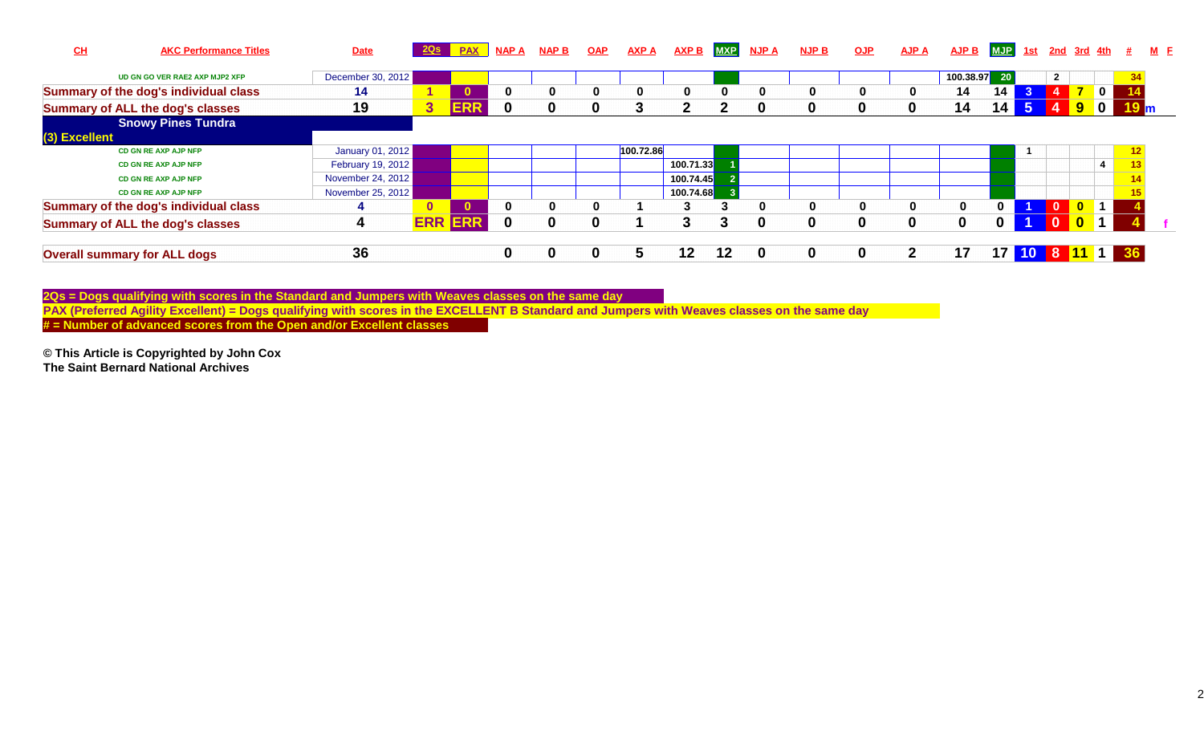| CH | AKC Performance Titles | Date | 2Qs | PAX | NAP A | NAP B | OAP | AXP A | AXP B | MXP | NJP A | NJP B | OJP | AJP A | AJP B | MJP | 1st | 2nd | 3rd | 4th | # | M | F |
|---|---|---|---|---|---|---|---|---|---|---|---|---|---|---|---|---|---|---|---|---|---|---|---|
| | UD GN GO VER RAE2 AXP MJP2 XFP | December 30, 2012 | | | | | | | | | | | | | 100.38.97 | 20 | | 2 | | | 34 | | |
| Summary of the dog's individual class | | 14 | 1 | 0 | 0 | 0 | 0 | 0 | 0 | 0 | 0 | 0 | 0 | 0 | 14 | 14 | 3 | 4 | 7 | 0 | 14 | | |
| Summary of ALL the dog's classes | | 19 | 3 | ERR | 0 | 0 | 0 | 3 | 2 | 2 | 0 | 0 | 0 | 0 | 14 | 14 | 5 | 4 | 9 | 0 | 19 | m | |
| **Snowy Pines Tundra** | | | | | | | | | | | | | | | | | | | | | | | |
| (3) Excellent | | | | | | | | | | | | | | | | | | | | | | | |
| | CD GN RE AXP AJP NFP | January 01, 2012 | | | | | | 100.72.86 | | | | | | | | | 1 | | | | 12 | | |
| | CD GN RE AXP AJP NFP | February 19, 2012 | | | | | | | 100.71.33 | 1 | | | | | | | | | | 4 | 13 | | |
| | CD GN RE AXP AJP NFP | November 24, 2012 | | | | | | | 100.74.45 | 2 | | | | | | | | | | | 14 | | |
| | CD GN RE AXP AJP NFP | November 25, 2012 | | | | | | | 100.74.68 | 3 | | | | | | | | | | | 15 | | |
| Summary of the dog's individual class | | 4 | 0 | 0 | 0 | 0 | 0 | 1 | 3 | 3 | 0 | 0 | 0 | 0 | 0 | 0 | 1 | 0 | 0 | 1 | 4 | | |
| Summary of ALL the dog's classes | | 4 | ERR | ERR | 0 | 0 | 0 | 1 | 3 | 3 | 0 | 0 | 0 | 0 | 0 | 0 | 1 | 0 | 0 | 1 | 4 | | f |
| Overall summary for ALL dogs | | 36 | | | 0 | 0 | 0 | 5 | 12 | 12 | 0 | 0 | 0 | 2 | 17 | 17 | 10 | 8 | 11 | 1 | 36 | | |

**2Qs = Dogs qualifying with scores in the Standard and Jumpers with Weaves classes on the same day**

**PAX (Preferred Agility Excellent) = Dogs qualifying with scores in the EXCELLENT B Standard and Jumpers with Weaves classes on the same day**

**# = Number of advanced scores from the Open and/or Excellent classes**

**© This Article is Copyrighted by John Cox**
**The Saint Bernard National Archives**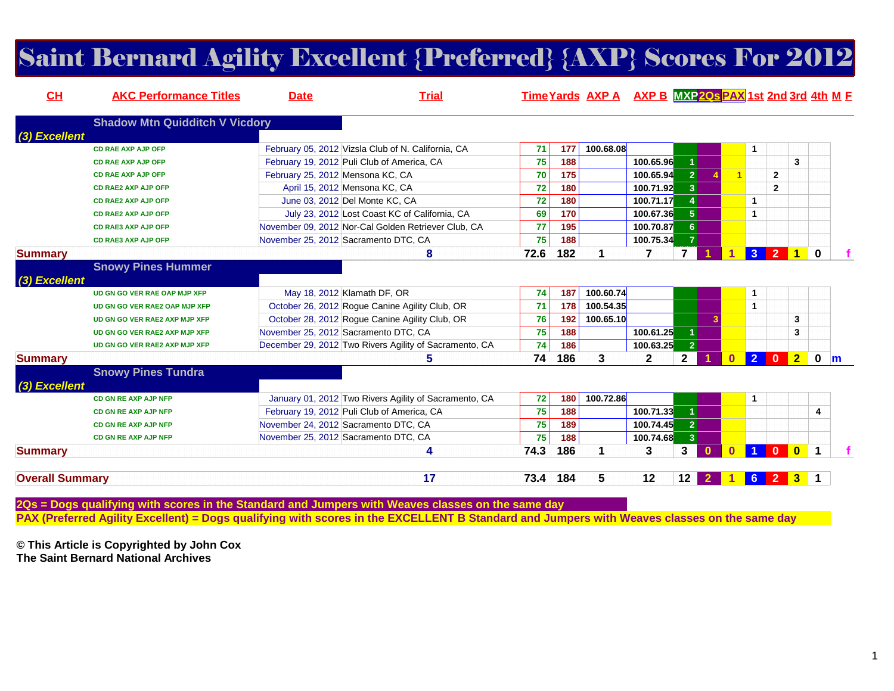# Saint Bernard Agility Excellent {Preferred} {AXP} Scores For 2012

| CH | AKC Performance Titles | Date | Trial | Time | Yards | AXP A | AXP B | MXP | 2Qs | PAX | 1st | 2nd | 3rd | 4th | M | F |
|---|---|---|---|---|---|---|---|---|---|---|---|---|---|---|---|---|
| | **Shadow Mtn Quidditch V Vicdory** | | | | | | | | | | | | | | | |
| *(3) Excellent* | | | | | | | | | | | | | | | | |
| | CD RAE AXP AJP OFP | February 05, 2012 | Vizsla Club of N. California, CA | 71 | 177 | 100.68.08 | | | | | 1 | | | | | |
| | CD RAE AXP AJP OFP | February 19, 2012 | Puli Club of America, CA | 75 | 188 | | 100.65.96 | 1 | | | | | 3 | | | |
| | CD RAE AXP AJP OFP | February 25, 2012 | Mensona KC, CA | 70 | 175 | | 100.65.94 | 2 | 4 | 1 | | 2 | | | | |
| | CD RAE2 AXP AJP OFP | April 15, 2012 | Mensona KC, CA | 72 | 180 | | 100.71.92 | 3 | | | | 2 | | | | |
| | CD RAE2 AXP AJP OFP | June 03, 2012 | Del Monte KC, CA | 72 | 180 | | 100.71.17 | 4 | | | 1 | | | | | |
| | CD RAE2 AXP AJP OFP | July 23, 2012 | Lost Coast KC of California, CA | 69 | 170 | | 100.67.36 | 5 | | | 1 | | | | | |
| | CD RAE3 AXP AJP OFP | November 09, 2012 | Nor-Cal Golden Retriever Club, CA | 77 | 195 | | 100.70.87 | 6 | | | | | | | | |
| | CD RAE3 AXP AJP OFP | November 25, 2012 | Sacramento DTC, CA | 75 | 188 | | 100.75.34 | 7 | | | | | | | | |
| **Summary** | | | 8 | 72.6 | 182 | 1 | 7 | 7 | 1 | 1 | 3 | 2 | 1 | 0 | | f |
| | **Snowy Pines Hummer** | | | | | | | | | | | | | | | |
| *(3) Excellent* | | | | | | | | | | | | | | | | |
| | UD GN GO VER RAE OAP MJP XFP | May 18, 2012 | Klamath DF, OR | 74 | 187 | 100.60.74 | | | | | 1 | | | | | |
| | UD GN GO VER RAE2 OAP MJP XFP | October 26, 2012 | Rogue Canine Agility Club, OR | 71 | 178 | 100.54.35 | | | | | 1 | | | | | |
| | UD GN GO VER RAE2 OAP MJP XFP | October 28, 2012 | Rogue Canine Agility Club, OR | 76 | 192 | 100.65.10 | | | 3 | | | | 3 | | | |
| | UD GN GO VER RAE2 AXP MJP XFP | November 25, 2012 | Sacramento DTC, CA | 75 | 188 | | 100.61.25 | 1 | | | | | 3 | | | |
| | UD GN GO VER RAE2 AXP MJP XFP | December 29, 2012 | Two Rivers Agility of Sacramento, CA | 74 | 186 | | 100.63.25 | 2 | | | | | | | | |
| **Summary** | | | 5 | 74 | 186 | 3 | 2 | 2 | 1 | 0 | 2 | 0 | 2 | 0 | m | |
| | **Snowy Pines Tundra** | | | | | | | | | | | | | | | |
| *(3) Excellent* | | | | | | | | | | | | | | | | |
| | CD GN RE AXP AJP NFP | January 01, 2012 | Two Rivers Agility of Sacramento, CA | 72 | 180 | 100.72.86 | | | | | 1 | | | | | |
| | CD GN RE AXP AJP NFP | February 19, 2012 | Puli Club of America, CA | 75 | 188 | | 100.71.33 | 1 | | | | | | 4 | | |
| | CD GN RE AXP AJP NFP | November 24, 2012 | Sacramento DTC, CA | 75 | 189 | | 100.74.45 | 2 | | | | | | | | |
| | CD GN RE AXP AJP NFP | November 25, 2012 | Sacramento DTC, CA | 75 | 188 | | 100.74.68 | 3 | | | | | | | | |
| **Summary** | | | 4 | 74.3 | 186 | 1 | 3 | 3 | 0 | 0 | 1 | 0 | 0 | 1 | | f |
| **Overall Summary** | | | 17 | 73.4 | 184 | 5 | 12 | 12 | 2 | 1 | 6 | 2 | 3 | 1 | | |

**2Qs = Dogs qualifying with scores in the Standard and Jumpers with Weaves classes on the same day**

**PAX (Preferred Agility Excellent) = Dogs qualifying with scores in the EXCELLENT B Standard and Jumpers with Weaves classes on the same day**

**© This Article is Copyrighted by John Cox**
**The Saint Bernard National Archives**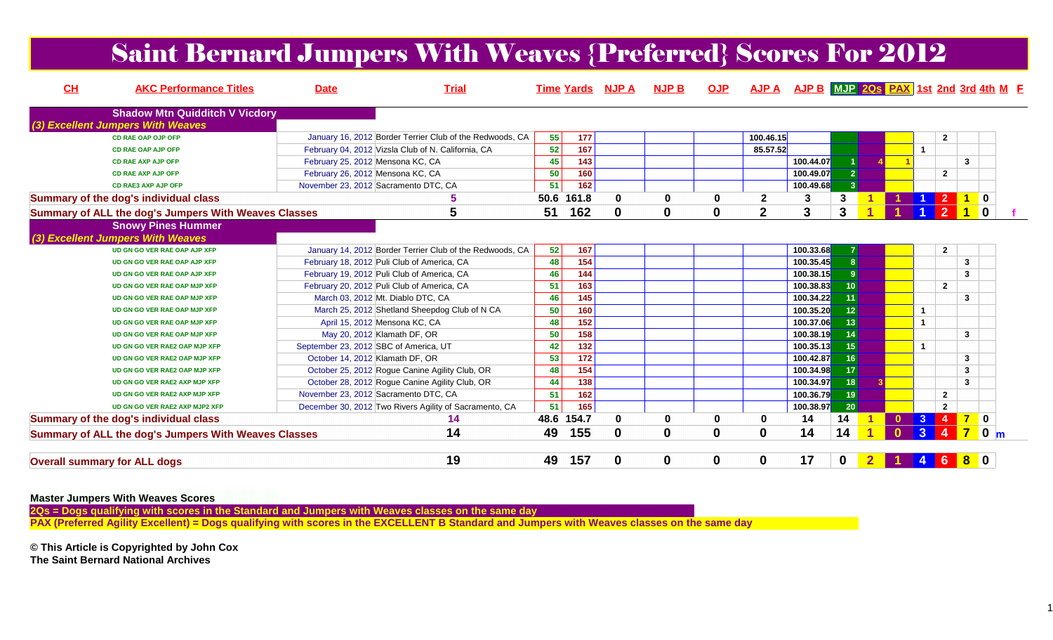# Saint Bernard Jumpers With Weaves {Preferred} Scores For 2012

| CH | AKC Performance Titles | Date | Trial | Time | Yards | NJP A | NJP B | OJP | AJP A | AJP B | MJP | 2Qs | PAX | 1st | 2nd | 3rd | 4th | M | F |
|---|---|---|---|---|---|---|---|---|---|---|---|---|---|---|---|---|---|---|---|
| **Shadow Mtn Quidditch V Vicdory** | | | | | | | | | | | | | | | | | | | |
| *(3) Excellent Jumpers With Weaves* | | | | | | | | | | | | | | | | | | | |
| | CD RAE OAP OJP OFP | January 16, 2012 | Border Terrier Club of the Redwoods, CA | 55 | 177 | | | | 100.46.15 | | | | | | 2 | | | | |
| | CD RAE OAP AJP OFP | February 04, 2012 | Vizsla Club of N. California, CA | 52 | 167 | | | | 85.57.52 | | | | | 1 | | | | | |
| | CD RAE AXP AJP OFP | February 25, 2012 | Mensona KC, CA | 45 | 143 | | | | | 100.44.07 | 1 | 4 | 1 | | | 3 | | | |
| | CD RAE AXP AJP OFP | February 26, 2012 | Mensona KC, CA | 50 | 160 | | | | | 100.49.07 | 2 | | | | 2 | | | | |
| | CD RAE3 AXP AJP OFP | November 23, 2012 | Sacramento DTC, CA | 51 | 162 | | | | | 100.49.68 | 3 | | | | | | | | |
| **Summary of the dog's individual class** | | | 5 | 50.6 | 161.8 | 0 | 0 | 0 | 2 | 3 | 3 | 1 | 1 | 1 | 2 | 1 | 0 | | |
| **Summary of ALL the dog's Jumpers With Weaves Classes** | | | 5 | 51 | 162 | 0 | 0 | 0 | 2 | 3 | 3 | 1 | 1 | 1 | 2 | 1 | 0 | | f |
| **Snowy Pines Hummer** | | | | | | | | | | | | | | | | | | | |
| *(3) Excellent Jumpers With Weaves* | | | | | | | | | | | | | | | | | | | |
| | UD GN GO VER RAE OAP AJP XFP | January 14, 2012 | Border Terrier Club of the Redwoods, CA | 52 | 167 | | | | | 100.33.68 | 7 | | | | 2 | | | | |
| | UD GN GO VER RAE OAP AJP XFP | February 18, 2012 | Puli Club of America, CA | 48 | 154 | | | | | 100.35.45 | 8 | | | | | 3 | | | |
| | UD GN GO VER RAE OAP AJP XFP | February 19, 2012 | Puli Club of America, CA | 46 | 144 | | | | | 100.38.15 | 9 | | | | | 3 | | | |
| | UD GN GO VER RAE OAP MJP XFP | February 20, 2012 | Puli Club of America, CA | 51 | 163 | | | | | 100.38.83 | 10 | | | | 2 | | | | |
| | UD GN GO VER RAE OAP MJP XFP | March 03, 2012 | Mt. Diablo DTC, CA | 46 | 145 | | | | | 100.34.22 | 11 | | | | | 3 | | | |
| | UD GN GO VER RAE OAP MJP XFP | March 25, 2012 | Shetland Sheepdog Club of N CA | 50 | 160 | | | | | 100.35.20 | 12 | | | 1 | | | | | |
| | UD GN GO VER RAE OAP MJP XFP | April 15, 2012 | Mensona KC, CA | 48 | 152 | | | | | 100.37.06 | 13 | | | 1 | | | | | |
| | UD GN GO VER RAE OAP MJP XFP | May 20, 2012 | Klamath DF, OR | 50 | 158 | | | | | 100.38.19 | 14 | | | | | 3 | | | |
| | UD GN GO VER RAE2 OAP MJP XFP | September 23, 2012 | SBC of America, UT | 42 | 132 | | | | | 100.35.13 | 15 | | | 1 | | | | | |
| | UD GN GO VER RAE2 OAP MJP XFP | October 14, 2012 | Klamath DF, OR | 53 | 172 | | | | | 100.42.87 | 16 | | | | | 3 | | | |
| | UD GN GO VER RAE2 OAP MJP XFP | October 25, 2012 | Rogue Canine Agility Club, OR | 48 | 154 | | | | | 100.34.98 | 17 | | | | | 3 | | | |
| | UD GN GO VER RAE2 AXP MJP XFP | October 28, 2012 | Rogue Canine Agility Club, OR | 44 | 138 | | | | | 100.34.97 | 18 | 3 | | | | 3 | | | |
| | UD GN GO VER RAE2 AXP MJP XFP | November 23, 2012 | Sacramento DTC, CA | 51 | 162 | | | | | 100.36.79 | 19 | | | | 2 | | | | |
| | UD GN GO VER RAE2 AXP MJP2 XFP | December 30, 2012 | Two Rivers Agility of Sacramento, CA | 51 | 165 | | | | | 100.38.97 | 20 | | | | 2 | | | | |
| **Summary of the dog's individual class** | | | 14 | 48.6 | 154.7 | 0 | 0 | 0 | 0 | 14 | 14 | 1 | 0 | 3 | 4 | 7 | 0 | | |
| **Summary of ALL the dog's Jumpers With Weaves Classes** | | | 14 | 49 | 155 | 0 | 0 | 0 | 0 | 14 | 14 | 1 | 0 | 3 | 4 | 7 | 0 | m | |
| **Overall summary for ALL dogs** | | | 19 | 49 | 157 | 0 | 0 | 0 | 0 | 17 | 0 | 2 | 1 | 4 | 6 | 8 | 0 | | |

**Master Jumpers With Weaves Scores**

**2Qs = Dogs qualifying with scores in the Standard and Jumpers with Weaves classes on the same day**

**PAX (Preferred Agility Excellent) = Dogs qualifying with scores in the EXCELLENT B Standard and Jumpers with Weaves classes on the same day**

**© This Article is Copyrighted by John Cox**
**The Saint Bernard National Archives**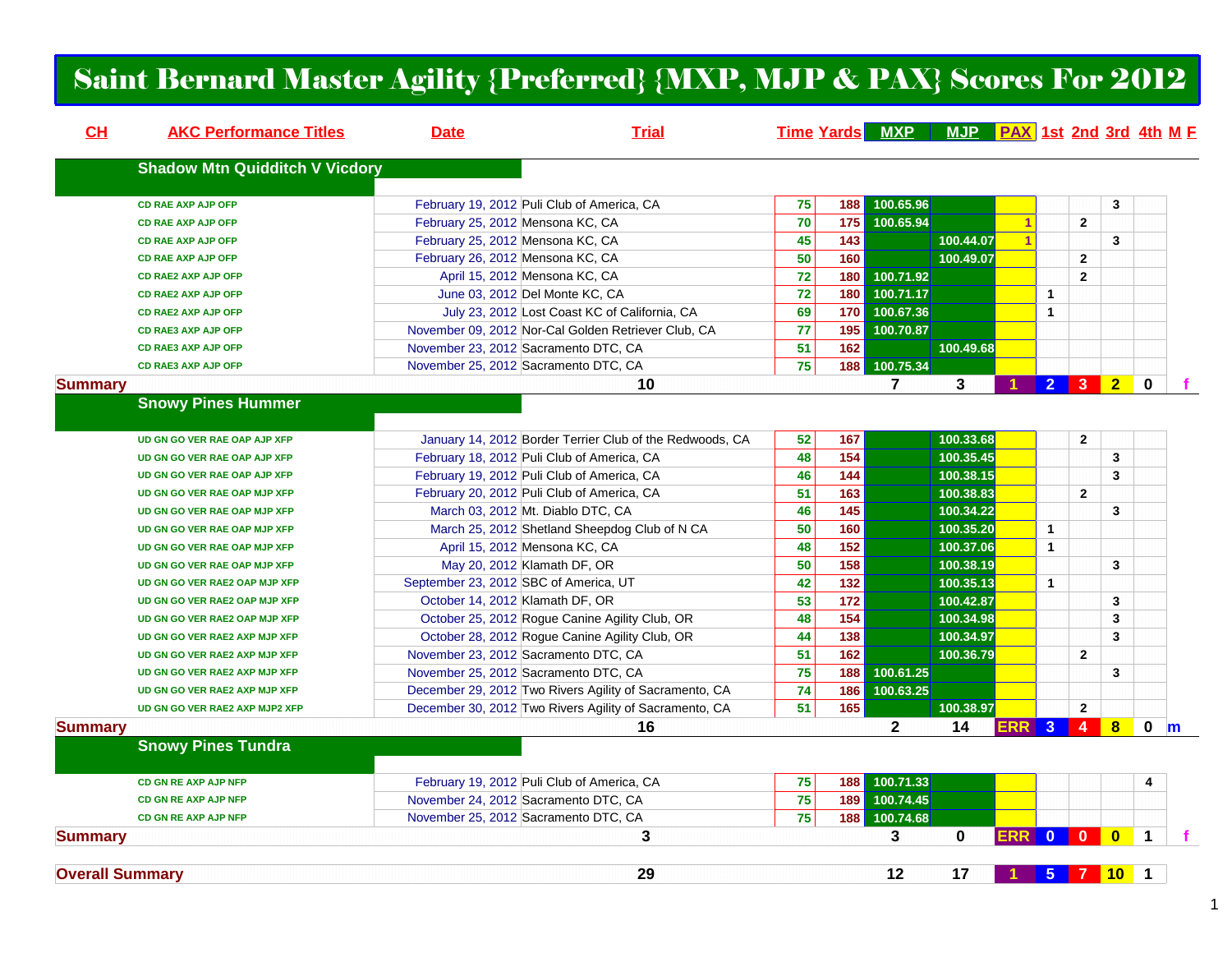# Saint Bernard Master Agility {Preferred} {MXP, MJP & PAX} Scores For 2012

| CH | AKC Performance Titles | Date | Trial | Time | Yards | MXP | MJP | PAX | 1st | 2nd | 3rd | 4th | M F |
|---|---|---|---|---|---|---|---|---|---|---|---|---|---|
| | **Shadow Mtn Quidditch V Vicdory** | | | | | | | | | | | | |
| | CD RAE AXP AJP OFP | February 19, 2012 | Puli Club of America, CA | 75 | 188 | 100.65.96 | | | | | 3 | | |
| | CD RAE AXP AJP OFP | February 25, 2012 | Mensona KC, CA | 70 | 175 | 100.65.94 | | 1 | | 2 | | | |
| | CD RAE AXP AJP OFP | February 25, 2012 | Mensona KC, CA | 45 | 143 | | 100.44.07 | 1 | | | 3 | | |
| | CD RAE AXP AJP OFP | February 26, 2012 | Mensona KC, CA | 50 | 160 | | 100.49.07 | | | 2 | | | |
| | CD RAE2 AXP AJP OFP | April 15, 2012 | Mensona KC, CA | 72 | 180 | 100.71.92 | | | | 2 | | | |
| | CD RAE2 AXP AJP OFP | June 03, 2012 | Del Monte KC, CA | 72 | 180 | 100.71.17 | | | 1 | | | | |
| | CD RAE2 AXP AJP OFP | July 23, 2012 | Lost Coast KC of California, CA | 69 | 170 | 100.67.36 | | | 1 | | | | |
| | CD RAE3 AXP AJP OFP | November 09, 2012 | Nor-Cal Golden Retriever Club, CA | 77 | 195 | 100.70.87 | | | | | | | |
| | CD RAE3 AXP AJP OFP | November 23, 2012 | Sacramento DTC, CA | 51 | 162 | | 100.49.68 | | | | | | |
| | CD RAE3 AXP AJP OFP | November 25, 2012 | Sacramento DTC, CA | 75 | 188 | 100.75.34 | | | | | | | |
| **Summary** | | | 10 | | | 7 | 3 | 1 | 2 | 3 | 2 | 0 | f |
| | **Snowy Pines Hummer** | | | | | | | | | | | | |
| | UD GN GO VER RAE OAP AJP XFP | January 14, 2012 | Border Terrier Club of the Redwoods, CA | 52 | 167 | | 100.33.68 | | | 2 | | | |
| | UD GN GO VER RAE OAP AJP XFP | February 18, 2012 | Puli Club of America, CA | 48 | 154 | | 100.35.45 | | | | 3 | | |
| | UD GN GO VER RAE OAP AJP XFP | February 19, 2012 | Puli Club of America, CA | 46 | 144 | | 100.38.15 | | | | 3 | | |
| | UD GN GO VER RAE OAP MJP XFP | February 20, 2012 | Puli Club of America, CA | 51 | 163 | | 100.38.83 | | | 2 | | | |
| | UD GN GO VER RAE OAP MJP XFP | March 03, 2012 | Mt. Diablo DTC, CA | 46 | 145 | | 100.34.22 | | | | 3 | | |
| | UD GN GO VER RAE OAP MJP XFP | March 25, 2012 | Shetland Sheepdog Club of N CA | 50 | 160 | | 100.35.20 | | 1 | | | | |
| | UD GN GO VER RAE OAP MJP XFP | April 15, 2012 | Mensona KC, CA | 48 | 152 | | 100.37.06 | | 1 | | | | |
| | UD GN GO VER RAE OAP MJP XFP | May 20, 2012 | Klamath DF, OR | 50 | 158 | | 100.38.19 | | | | 3 | | |
| | UD GN GO VER RAE2 OAP MJP XFP | September 23, 2012 | SBC of America, UT | 42 | 132 | | 100.35.13 | | 1 | | | | |
| | UD GN GO VER RAE2 OAP MJP XFP | October 14, 2012 | Klamath DF, OR | 53 | 172 | | 100.42.87 | | | | 3 | | |
| | UD GN GO VER RAE2 OAP MJP XFP | October 25, 2012 | Rogue Canine Agility Club, OR | 48 | 154 | | 100.34.98 | | | | 3 | | |
| | UD GN GO VER RAE2 AXP MJP XFP | October 28, 2012 | Rogue Canine Agility Club, OR | 44 | 138 | | 100.34.97 | | | | 3 | | |
| | UD GN GO VER RAE2 AXP MJP XFP | November 23, 2012 | Sacramento DTC, CA | 51 | 162 | | 100.36.79 | | | 2 | | | |
| | UD GN GO VER RAE2 AXP MJP XFP | November 25, 2012 | Sacramento DTC, CA | 75 | 188 | 100.61.25 | | | | | 3 | | |
| | UD GN GO VER RAE2 AXP MJP XFP | December 29, 2012 | Two Rivers Agility of Sacramento, CA | 74 | 186 | 100.63.25 | | | | | | | |
| | UD GN GO VER RAE2 AXP MJP2 XFP | December 30, 2012 | Two Rivers Agility of Sacramento, CA | 51 | 165 | | 100.38.97 | | | 2 | | | |
| **Summary** | | | 16 | | | 2 | 14 | ERR | 3 | 4 | 8 | 0 | m |
| | **Snowy Pines Tundra** | | | | | | | | | | | | |
| | CD GN RE AXP AJP NFP | February 19, 2012 | Puli Club of America, CA | 75 | 188 | 100.71.33 | | | | | | 4 | |
| | CD GN RE AXP AJP NFP | November 24, 2012 | Sacramento DTC, CA | 75 | 189 | 100.74.45 | | | | | | | |
| | CD GN RE AXP AJP NFP | November 25, 2012 | Sacramento DTC, CA | 75 | 188 | 100.74.68 | | | | | | | |
| **Summary** | | | 3 | | | 3 | 0 | ERR | 0 | 0 | 0 | 1 | f |
| **Overall Summary** | | | 29 | | | 12 | 17 | 1 | 5 | 7 | 10 | 1 | |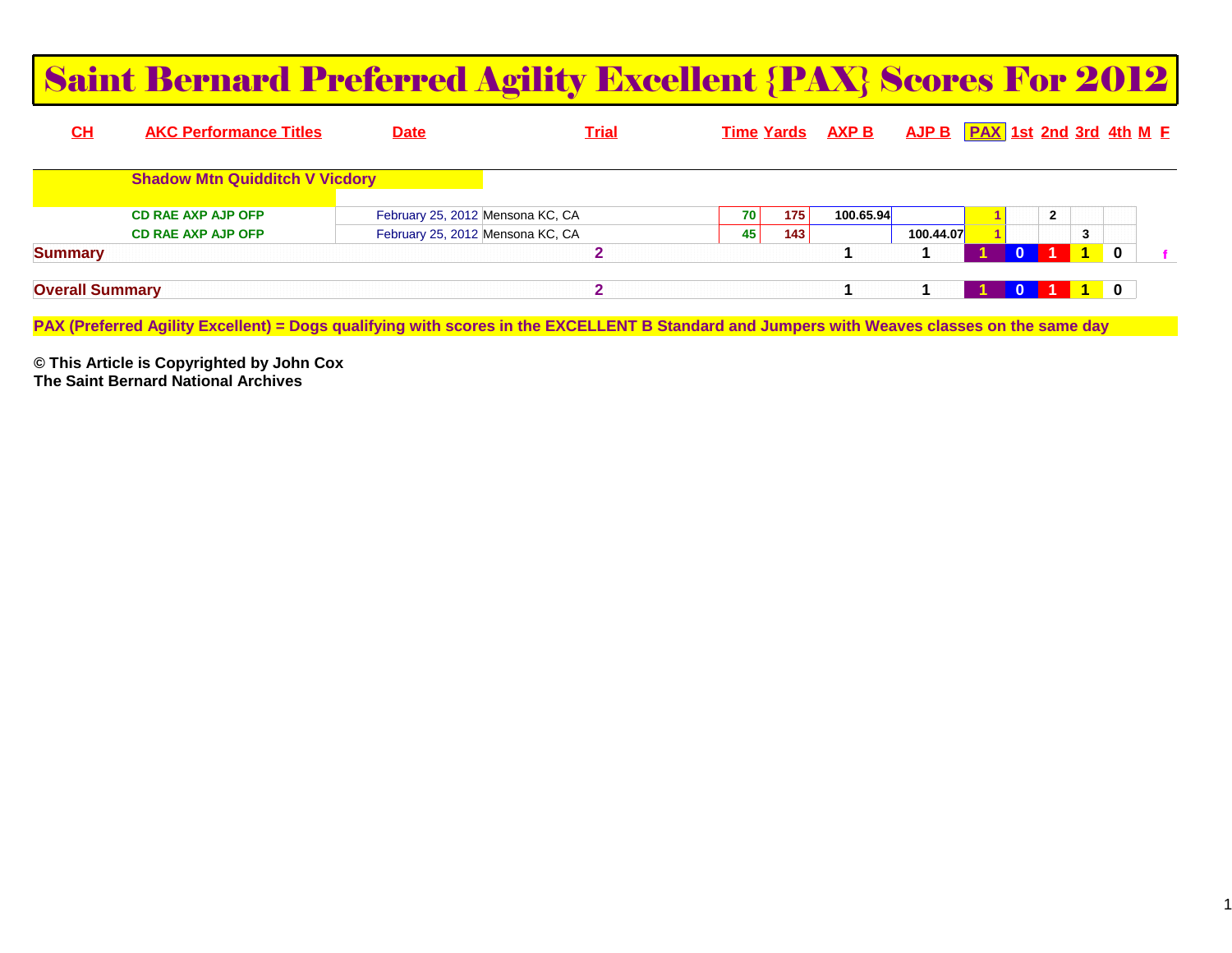# Saint Bernard Preferred Agility Excellent {PAX} Scores For 2012

| CH | AKC Performance Titles | Date | Trial | Time | Yards | AXP B | AJP B | PAX | 1st | 2nd | 3rd | 4th | M | F |
|---|---|---|---|---|---|---|---|---|---|---|---|---|---|---|
| | **Shadow Mtn Quidditch V Vicdory** | | | | | | | | | | | | | |
| | CD RAE AXP AJP OFP | February 25, 2012 | Mensona KC, CA | 70 | 175 | 100.65.94 | | 1 | | 2 | | | | |
| | CD RAE AXP AJP OFP | February 25, 2012 | Mensona KC, CA | 45 | 143 | | 100.44.07 | 1 | | | 3 | | | |
| **Summary** | | | 2 | | | 1 | 1 | 1 | 0 | 1 | 1 | 0 | | f |
| **Overall Summary** | | | 2 | | | 1 | 1 | 1 | 0 | 1 | 1 | 0 | | |

**PAX (Preferred Agility Excellent) = Dogs qualifying with scores in the EXCELLENT B Standard and Jumpers with Weaves classes on the same day**

**© This Article is Copyrighted by John Cox**
**The Saint Bernard National Archives**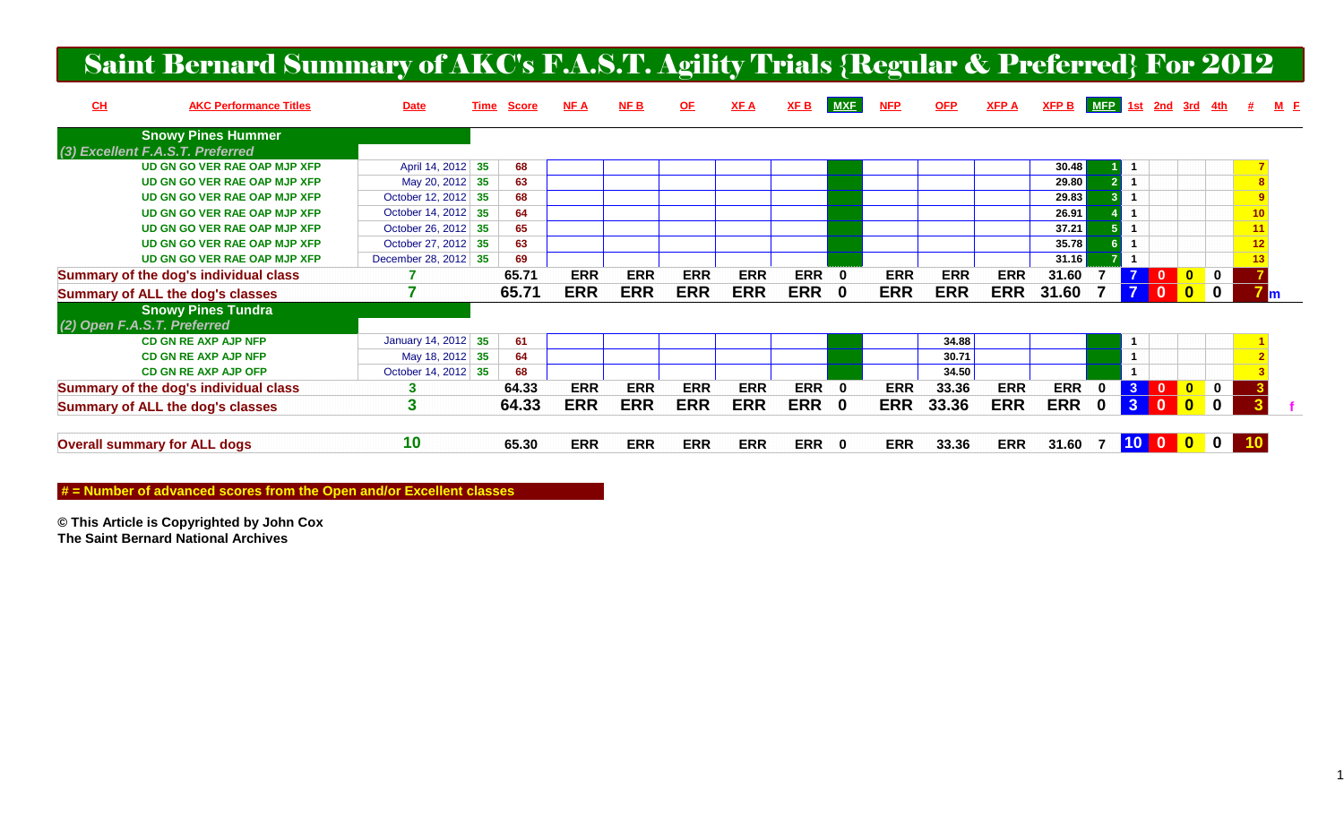# Saint Bernard Summary of AKC's F.A.S.T. Agility Trials {Regular & Preferred} For 2012

| CH | AKC Performance Titles | Date | Time | Score | NF A | NF B | OF | XF A | XF B | MXF | NFP | OFP | XFP A | XFP B | MFP | 1st | 2nd | 3rd | 4th | # | M | F |
|---|---|---|---|---|---|---|---|---|---|---|---|---|---|---|---|---|---|---|---|---|---|---|
| | **Snowy Pines Hummer** | | | | | | | | | | | | | | | | | | | | | |
| | *(3) Excellent F.A.S.T. Preferred* | | | | | | | | | | | | | | | | | | | | | |
| | UD GN GO VER RAE OAP MJP XFP | April 14, 2012 | 35 | 68 | | | | | | | | | | 30.48 | 1 | 1 | | | | 7 | | |
| | UD GN GO VER RAE OAP MJP XFP | May 20, 2012 | 35 | 63 | | | | | | | | | | 29.80 | 2 | 1 | | | | 8 | | |
| | UD GN GO VER RAE OAP MJP XFP | October 12, 2012 | 35 | 68 | | | | | | | | | | 29.83 | 3 | 1 | | | | 9 | | |
| | UD GN GO VER RAE OAP MJP XFP | October 14, 2012 | 35 | 64 | | | | | | | | | | 26.91 | 4 | 1 | | | | 10 | | |
| | UD GN GO VER RAE OAP MJP XFP | October 26, 2012 | 35 | 65 | | | | | | | | | | 37.21 | 5 | 1 | | | | 11 | | |
| | UD GN GO VER RAE OAP MJP XFP | October 27, 2012 | 35 | 63 | | | | | | | | | | 35.78 | 6 | 1 | | | | 12 | | |
| | UD GN GO VER RAE OAP MJP XFP | December 28, 2012 | 35 | 69 | | | | | | | | | | 31.16 | 7 | 1 | | | | 13 | | |
| Summary of the dog's individual class | | 7 | | 65.71 | ERR | ERR | ERR | ERR | ERR | 0 | ERR | ERR | ERR | 31.60 | 7 | 7 | 0 | 0 | 0 | 7 | | |
| Summary of ALL the dog's classes | | 7 | | 65.71 | ERR | ERR | ERR | ERR | ERR | 0 | ERR | ERR | ERR | 31.60 | 7 | 7 | 0 | 0 | 0 | 7 | m | |
| | **Snowy Pines Tundra** | | | | | | | | | | | | | | | | | | | | | |
| | *(2) Open F.A.S.T. Preferred* | | | | | | | | | | | | | | | | | | | | | |
| | CD GN RE AXP AJP NFP | January 14, 2012 | 35 | 61 | | | | | | | | 34.88 | | | | 1 | | | | 1 | | |
| | CD GN RE AXP AJP NFP | May 18, 2012 | 35 | 64 | | | | | | | | 30.71 | | | | 1 | | | | 2 | | |
| | CD GN RE AXP AJP OFP | October 14, 2012 | 35 | 68 | | | | | | | | 34.50 | | | | 1 | | | | 3 | | |
| Summary of the dog's individual class | | 3 | | 64.33 | ERR | ERR | ERR | ERR | ERR | 0 | ERR | 33.36 | ERR | ERR | 0 | 3 | 0 | 0 | 0 | 3 | | |
| Summary of ALL the dog's classes | | 3 | | 64.33 | ERR | ERR | ERR | ERR | ERR | 0 | ERR | 33.36 | ERR | ERR | 0 | 3 | 0 | 0 | 0 | 3 | | f |
| Overall summary for ALL dogs | | 10 | | 65.30 | ERR | ERR | ERR | ERR | ERR | 0 | ERR | 33.36 | ERR | 31.60 | 7 | 10 | 0 | 0 | 0 | 10 | | |

**# = Number of advanced scores from the Open and/or Excellent classes**

**© This Article is Copyrighted by John Cox**
**The Saint Bernard National Archives**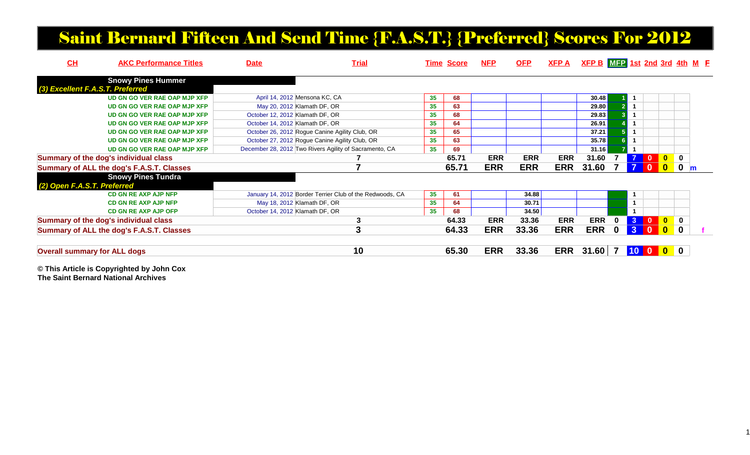# Saint Bernard Fifteen And Send Time {F.A.S.T.} {Preferred} Scores For 2012

| CH | AKC Performance Titles | Date | Trial | Time | Score | NFP | OFP | XFP A | XFP B | MFP | 1st | 2nd | 3rd | 4th | M | F |
|---|---|---|---|---|---|---|---|---|---|---|---|---|---|---|---|---|
| **Snowy Pines Hummer** | | | | | | | | | | | | | | | | |
| *(3) Excellent F.A.S.T. Preferred* | | | | | | | | | | | | | | | | |
| | UD GN GO VER RAE OAP MJP XFP | April 14, 2012 | Mensona KC, CA | 35 | 68 | | | | 30.48 | 1 | 1 | | | | | |
| | UD GN GO VER RAE OAP MJP XFP | May 20, 2012 | Klamath DF, OR | 35 | 63 | | | | 29.80 | 2 | 1 | | | | | |
| | UD GN GO VER RAE OAP MJP XFP | October 12, 2012 | Klamath DF, OR | 35 | 68 | | | | 29.83 | 3 | 1 | | | | | |
| | UD GN GO VER RAE OAP MJP XFP | October 14, 2012 | Klamath DF, OR | 35 | 64 | | | | 26.91 | 4 | 1 | | | | | |
| | UD GN GO VER RAE OAP MJP XFP | October 26, 2012 | Rogue Canine Agility Club, OR | 35 | 65 | | | | 37.21 | 5 | 1 | | | | | |
| | UD GN GO VER RAE OAP MJP XFP | October 27, 2012 | Rogue Canine Agility Club, OR | 35 | 63 | | | | 35.78 | 6 | 1 | | | | | |
| | UD GN GO VER RAE OAP MJP XFP | December 28, 2012 | Two Rivers Agility of Sacramento, CA | 35 | 69 | | | | 31.16 | 7 | 1 | | | | | |
| **Summary of the dog's individual class** | | | 7 | | 65.71 | ERR | ERR | ERR | 31.60 | 7 | 7 | 0 | 0 | 0 | | |
| **Summary of ALL the dog's F.A.S.T. Classes** | | | 7 | | 65.71 | ERR | ERR | ERR | 31.60 | 7 | 7 | 0 | 0 | 0 | m | |
| **Snowy Pines Tundra** | | | | | | | | | | | | | | | | |
| *(2) Open F.A.S.T. Preferred* | | | | | | | | | | | | | | | | |
| | CD GN RE AXP AJP NFP | January 14, 2012 | Border Terrier Club of the Redwoods, CA | 35 | 61 | | 34.88 | | | | 1 | | | | | |
| | CD GN RE AXP AJP NFP | May 18, 2012 | Klamath DF, OR | 35 | 64 | | 30.71 | | | | 1 | | | | | |
| | CD GN RE AXP AJP OFP | October 14, 2012 | Klamath DF, OR | 35 | 68 | | 34.50 | | | | 1 | | | | | |
| **Summary of the dog's individual class** | | | 3 | | 64.33 | ERR | 33.36 | ERR | ERR | 0 | 3 | 0 | 0 | 0 | | |
| **Summary of ALL the dog's F.A.S.T. Classes** | | | 3 | | 64.33 | ERR | 33.36 | ERR | ERR | 0 | 3 | 0 | 0 | 0 | | f |
| **Overall summary for ALL dogs** | | | 10 | | 65.30 | ERR | 33.36 | ERR | 31.60 | 7 | 10 | 0 | 0 | 0 | | |

**© This Article is Copyrighted by John Cox**
**The Saint Bernard National Archives**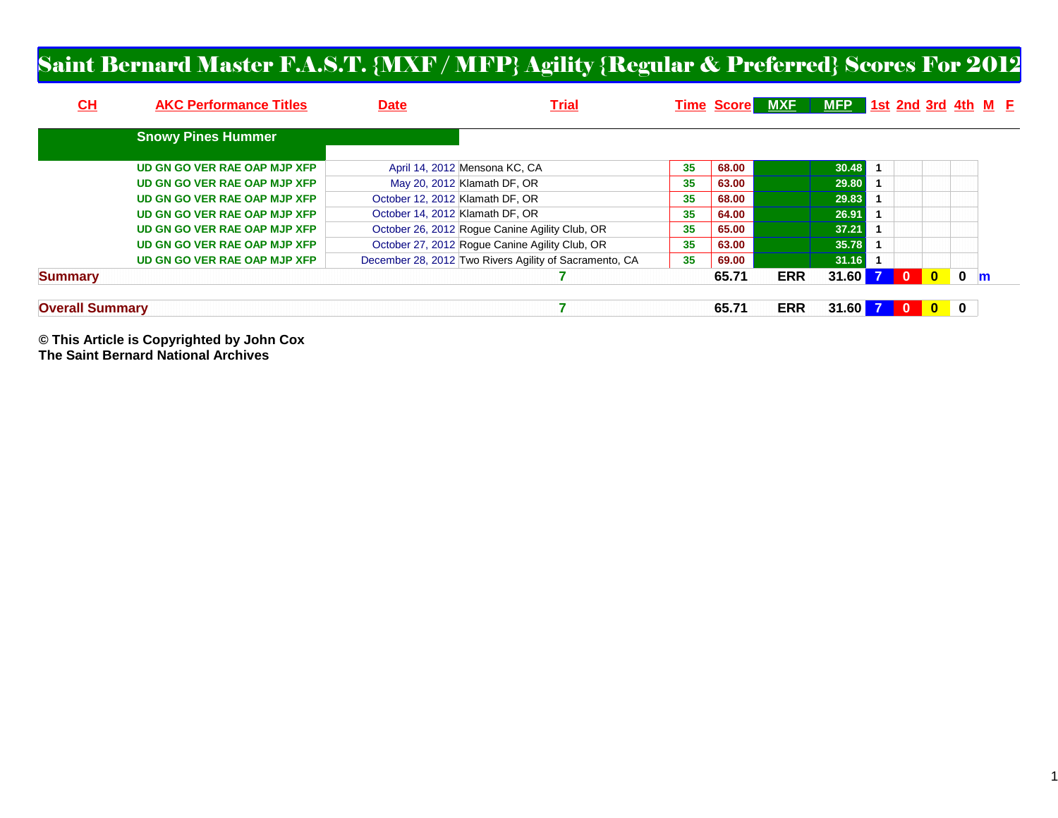# Saint Bernard Master F.A.S.T. {MXF / MFP} Agility {Regular & Preferred} Scores For 2012

| CH | AKC Performance Titles | Date | Trial | Time | Score | MXF | MFP | 1st | 2nd | 3rd | 4th | M | F |
|---|---|---|---|---|---|---|---|---|---|---|---|---|---|
| | **Snowy Pines Hummer** | | | | | | | | | | | | |
| | UD GN GO VER RAE OAP MJP XFP | April 14, 2012 | Mensona KC, CA | 35 | 68.00 | | 30.48 | 1 | | | | | |
| | UD GN GO VER RAE OAP MJP XFP | May 20, 2012 | Klamath DF, OR | 35 | 63.00 | | 29.80 | 1 | | | | | |
| | UD GN GO VER RAE OAP MJP XFP | October 12, 2012 | Klamath DF, OR | 35 | 68.00 | | 29.83 | 1 | | | | | |
| | UD GN GO VER RAE OAP MJP XFP | October 14, 2012 | Klamath DF, OR | 35 | 64.00 | | 26.91 | 1 | | | | | |
| | UD GN GO VER RAE OAP MJP XFP | October 26, 2012 | Rogue Canine Agility Club, OR | 35 | 65.00 | | 37.21 | 1 | | | | | |
| | UD GN GO VER RAE OAP MJP XFP | October 27, 2012 | Rogue Canine Agility Club, OR | 35 | 63.00 | | 35.78 | 1 | | | | | |
| | UD GN GO VER RAE OAP MJP XFP | December 28, 2012 | Two Rivers Agility of Sacramento, CA | 35 | 69.00 | | 31.16 | 1 | | | | | |
| **Summary** | | | 7 | | 65.71 | ERR | 31.60 | 7 | 0 | 0 | 0 | m | |
| **Overall Summary** | | | 7 | | 65.71 | ERR | 31.60 | 7 | 0 | 0 | 0 | | |

**© This Article is Copyrighted by John Cox**
**The Saint Bernard National Archives**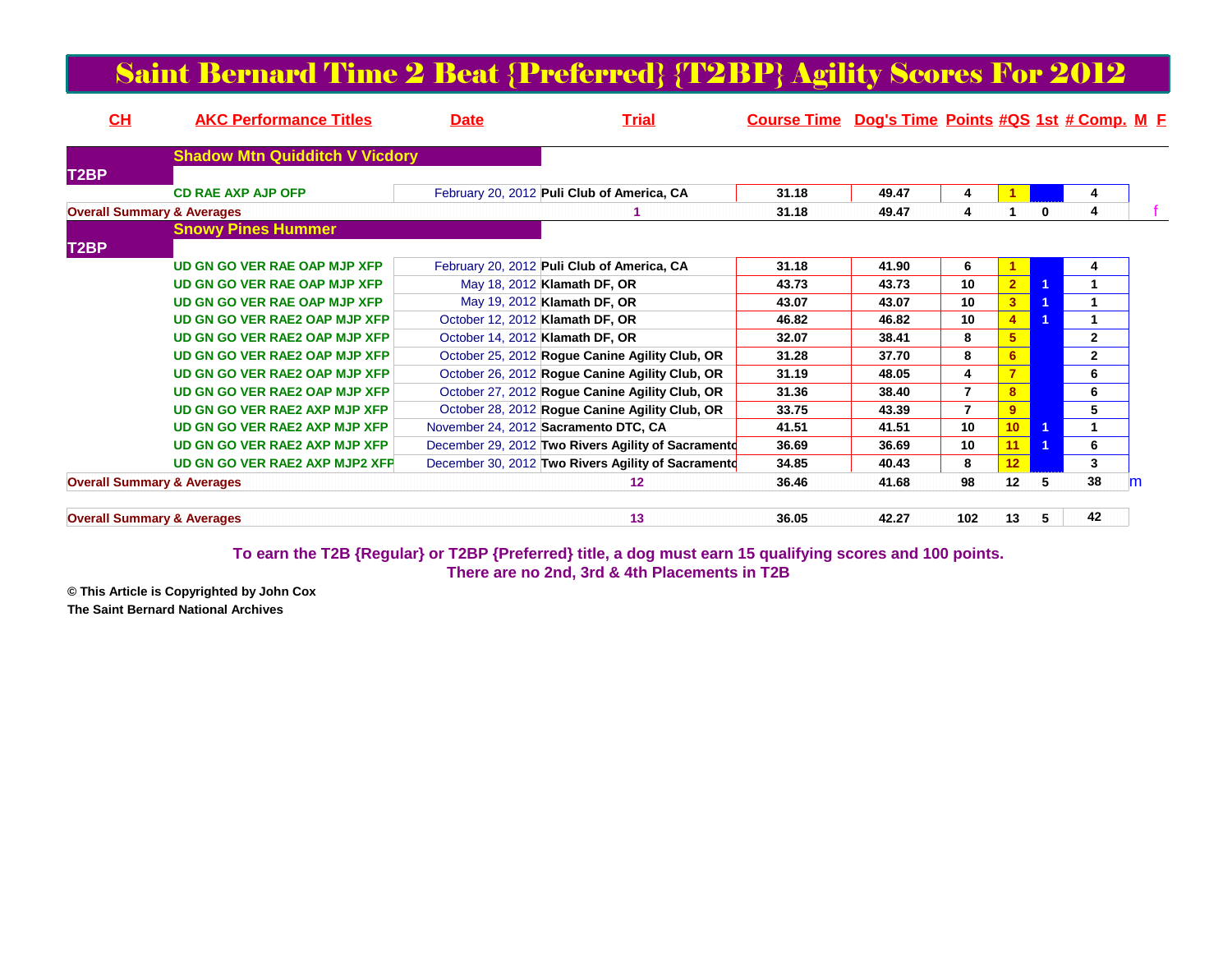# Saint Bernard Time 2 Beat {Preferred} {T2BP} Agility Scores For 2012

| CH | AKC Performance Titles | Date | Trial | Course Time | Dog's Time | Points | #QS | 1st | # Comp. | M | F |
|---|---|---|---|---|---|---|---|---|---|---|---|
| | **Shadow Mtn Quidditch V Vicdory** | | | | | | | | | | |
| T2BP | | | | | | | | | | | |
| | CD RAE AXP AJP OFP | February 20, 2012 | Puli Club of America, CA | 31.18 | 49.47 | 4 | 1 | | 4 | | |
| **Overall Summary & Averages** | | | 1 | 31.18 | 49.47 | 4 | 1 | 0 | 4 | | f |
| | **Snowy Pines Hummer** | | | | | | | | | | |
| T2BP | | | | | | | | | | | |
| | UD GN GO VER RAE OAP MJP XFP | February 20, 2012 | Puli Club of America, CA | 31.18 | 41.90 | 6 | 1 | | 4 | | |
| | UD GN GO VER RAE OAP MJP XFP | May 18, 2012 | Klamath DF, OR | 43.73 | 43.73 | 10 | 2 | 1 | 1 | | |
| | UD GN GO VER RAE OAP MJP XFP | May 19, 2012 | Klamath DF, OR | 43.07 | 43.07 | 10 | 3 | 1 | 1 | | |
| | UD GN GO VER RAE2 OAP MJP XFP | October 12, 2012 | Klamath DF, OR | 46.82 | 46.82 | 10 | 4 | 1 | 1 | | |
| | UD GN GO VER RAE2 OAP MJP XFP | October 14, 2012 | Klamath DF, OR | 32.07 | 38.41 | 8 | 5 | | 2 | | |
| | UD GN GO VER RAE2 OAP MJP XFP | October 25, 2012 | Rogue Canine Agility Club, OR | 31.28 | 37.70 | 8 | 6 | | 2 | | |
| | UD GN GO VER RAE2 OAP MJP XFP | October 26, 2012 | Rogue Canine Agility Club, OR | 31.19 | 48.05 | 4 | 7 | | 6 | | |
| | UD GN GO VER RAE2 OAP MJP XFP | October 27, 2012 | Rogue Canine Agility Club, OR | 31.36 | 38.40 | 7 | 8 | | 6 | | |
| | UD GN GO VER RAE2 AXP MJP XFP | October 28, 2012 | Rogue Canine Agility Club, OR | 33.75 | 43.39 | 7 | 9 | | 5 | | |
| | UD GN GO VER RAE2 AXP MJP XFP | November 24, 2012 | Sacramento DTC, CA | 41.51 | 41.51 | 10 | 10 | 1 | 1 | | |
| | UD GN GO VER RAE2 AXP MJP XFP | December 29, 2012 | Two Rivers Agility of Sacramento | 36.69 | 36.69 | 10 | 11 | 1 | 6 | | |
| | UD GN GO VER RAE2 AXP MJP2 XFP | December 30, 2012 | Two Rivers Agility of Sacramento | 34.85 | 40.43 | 8 | 12 | | 3 | | |
| **Overall Summary & Averages** | | | 12 | 36.46 | 41.68 | 98 | 12 | 5 | 38 | m | |
| **Overall Summary & Averages** | | | 13 | 36.05 | 42.27 | 102 | 13 | 5 | 42 | | |

**To earn the T2B {Regular} or T2BP {Preferred} title, a dog must earn 15 qualifying scores and 100 points.**
**There are no 2nd, 3rd & 4th Placements in T2B**

**© This Article is Copyrighted by John Cox**
**The Saint Bernard National Archives**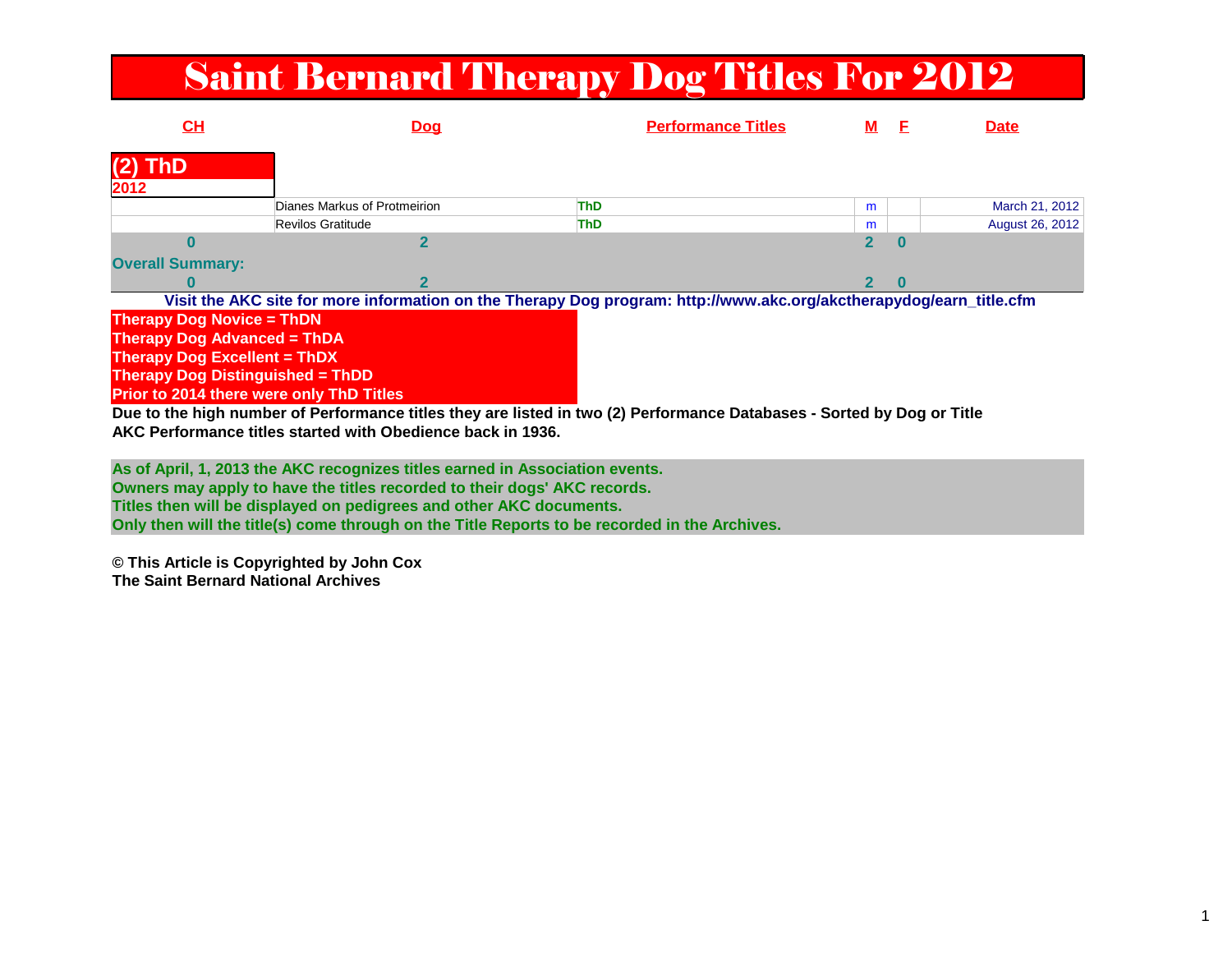# Saint Bernard Therapy Dog Titles For 2012

| CH | Dog | Performance Titles | M | F | Date |
|---|---|---|---|---|---|
| **(2) ThD** | | | | | |
| **2012** | | | | | |
| | Dianes Markus of Protmeirion | ThD | m | | March 21, 2012 |
| | Revilos Gratitude | ThD | m | | August 26, 2012 |
| **0** | **2** | | **2** | **0** | |
| **Overall Summary:** | | | | | |
| **0** | **2** | | **2** | **0** | |

**Visit the AKC site for more information on the Therapy Dog program: http://www.akc.org/akctherapydog/earn_title.cfm**

**Therapy Dog Novice = ThDN**
**Therapy Dog Advanced = ThDA**
**Therapy Dog Excellent = ThDX**
**Therapy Dog Distinguished = ThDD**
**Prior to 2014 there were only ThD Titles**

**Due to the high number of Performance titles they are listed in two (2) Performance Databases - Sorted by Dog or Title**
**AKC Performance titles started with Obedience back in 1936.**

**As of April, 1, 2013 the AKC recognizes titles earned in Association events.**
**Owners may apply to have the titles recorded to their dogs' AKC records.**
**Titles then will be displayed on pedigrees and other AKC documents.**
**Only then will the title(s) come through on the Title Reports to be recorded in the Archives.**

**© This Article is Copyrighted by John Cox**
**The Saint Bernard National Archives**